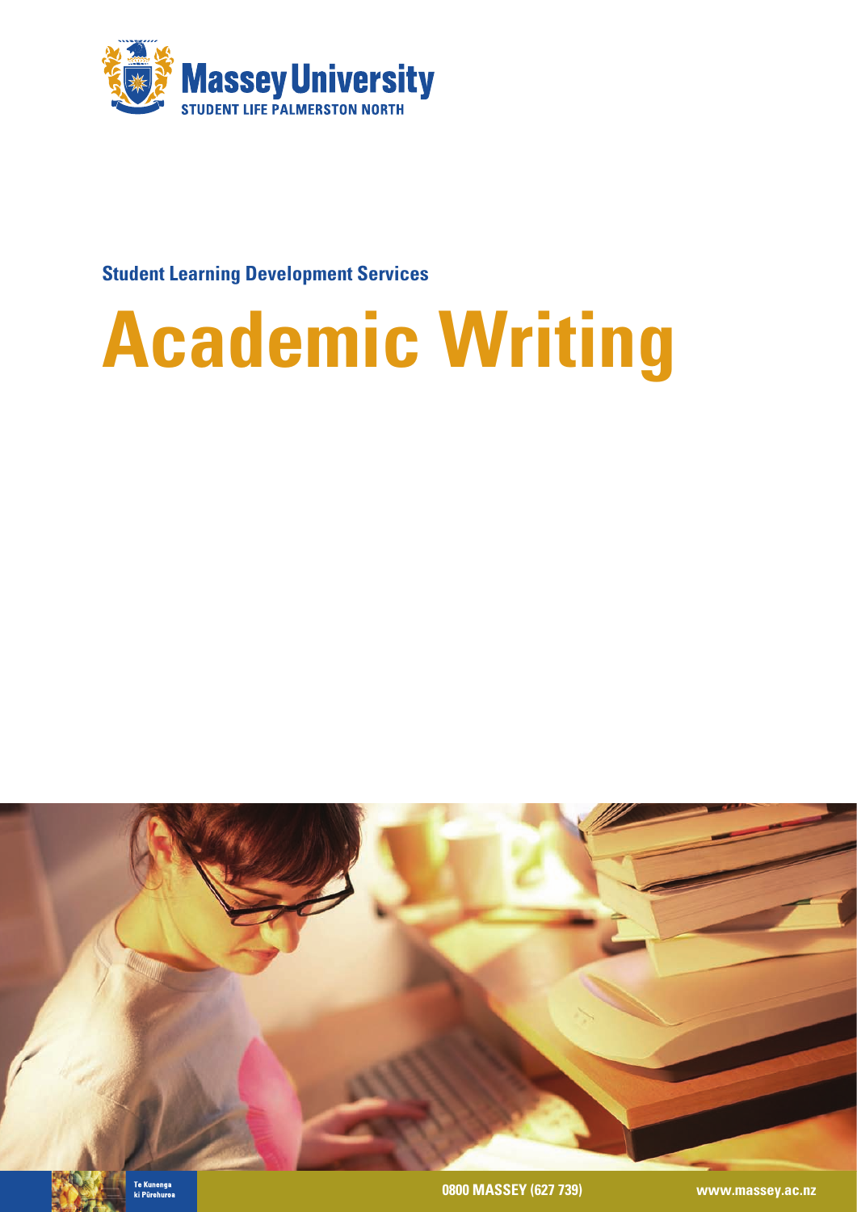Massey University

STUDENT LIFE PALMERSTON NORTH

**Student Learning Development Services**

# Academic Writing

Te Kunenga ki Pūrehuroa

0800 MASSEY (627 739)

www.massey.ac.nz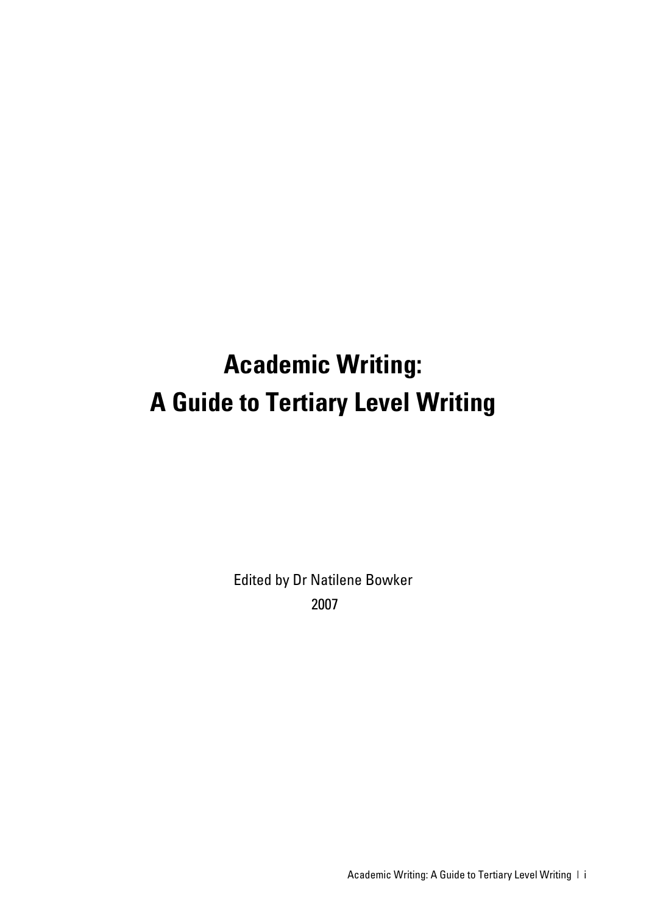# Academic Writing:
# A Guide to Tertiary Level Writing

Edited by Dr Natilene Bowker

2007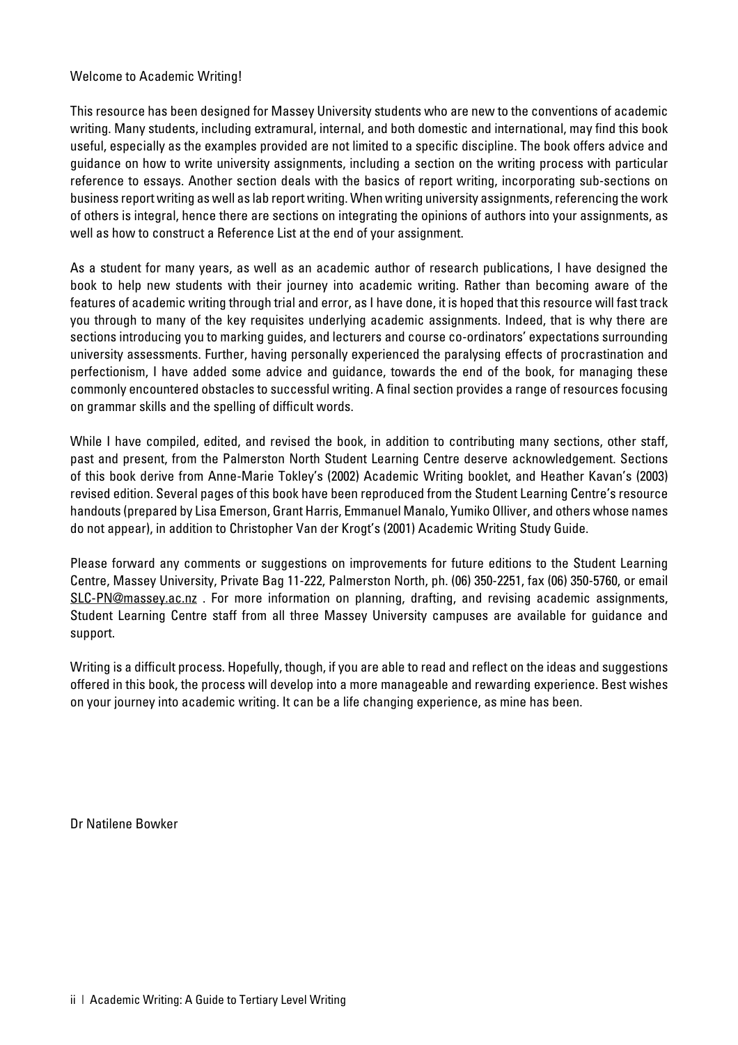Welcome to Academic Writing!

This resource has been designed for Massey University students who are new to the conventions of academic writing. Many students, including extramural, internal, and both domestic and international, may find this book useful, especially as the examples provided are not limited to a specific discipline. The book offers advice and guidance on how to write university assignments, including a section on the writing process with particular reference to essays. Another section deals with the basics of report writing, incorporating sub-sections on business report writing as well as lab report writing. When writing university assignments, referencing the work of others is integral, hence there are sections on integrating the opinions of authors into your assignments, as well as how to construct a Reference List at the end of your assignment.

As a student for many years, as well as an academic author of research publications, I have designed the book to help new students with their journey into academic writing. Rather than becoming aware of the features of academic writing through trial and error, as I have done, it is hoped that this resource will fast track you through to many of the key requisites underlying academic assignments. Indeed, that is why there are sections introducing you to marking guides, and lecturers and course co-ordinators' expectations surrounding university assessments. Further, having personally experienced the paralysing effects of procrastination and perfectionism, I have added some advice and guidance, towards the end of the book, for managing these commonly encountered obstacles to successful writing. A final section provides a range of resources focusing on grammar skills and the spelling of difficult words.

While I have compiled, edited, and revised the book, in addition to contributing many sections, other staff, past and present, from the Palmerston North Student Learning Centre deserve acknowledgement. Sections of this book derive from Anne-Marie Tokley's (2002) Academic Writing booklet, and Heather Kavan's (2003) revised edition. Several pages of this book have been reproduced from the Student Learning Centre's resource handouts (prepared by Lisa Emerson, Grant Harris, Emmanuel Manalo, Yumiko Olliver, and others whose names do not appear), in addition to Christopher Van der Krogt's (2001) Academic Writing Study Guide.

Please forward any comments or suggestions on improvements for future editions to the Student Learning Centre, Massey University, Private Bag 11-222, Palmerston North, ph. (06) 350-2251, fax (06) 350-5760, or email SLC-PN@massey.ac.nz . For more information on planning, drafting, and revising academic assignments, Student Learning Centre staff from all three Massey University campuses are available for guidance and support.

Writing is a difficult process. Hopefully, though, if you are able to read and reflect on the ideas and suggestions offered in this book, the process will develop into a more manageable and rewarding experience. Best wishes on your journey into academic writing. It can be a life changing experience, as mine has been.

Dr Natilene Bowker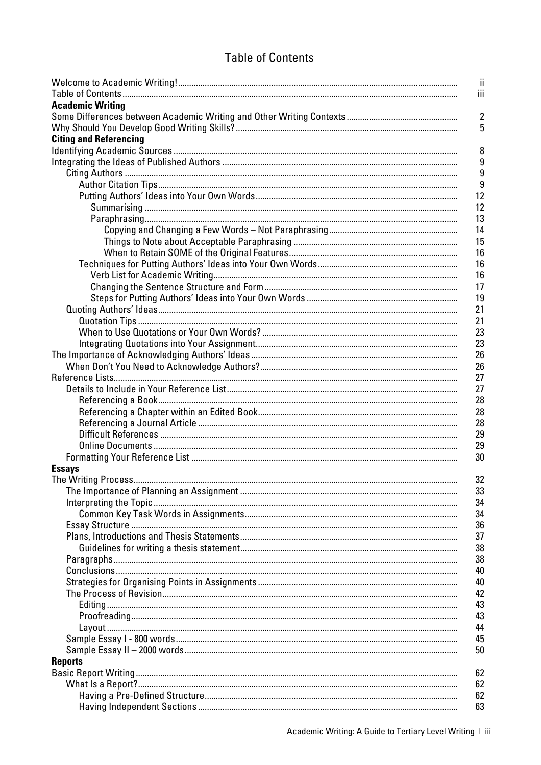# Table of Contents

| | |
|---|---|
| Welcome to Academic Writing! | ii |
| Table of Contents | iii |
| **Academic Writing** | |
| Some Differences between Academic Writing and Other Writing Contexts | 2 |
| Why Should You Develop Good Writing Skills? | 5 |
| **Citing and Referencing** | |
| Identifying Academic Sources | 8 |
| Integrating the Ideas of Published Authors | 9 |
| Citing Authors | 9 |
| Author Citation Tips | 9 |
| Putting Authors' Ideas into Your Own Words | 12 |
| Summarising | 12 |
| Paraphrasing | 13 |
| Copying and Changing a Few Words – Not Paraphrasing | 14 |
| Things to Note about Acceptable Paraphrasing | 15 |
| When to Retain SOME of the Original Features | 16 |
| Techniques for Putting Authors' Ideas into Your Own Words | 16 |
| Verb List for Academic Writing | 16 |
| Changing the Sentence Structure and Form | 17 |
| Steps for Putting Authors' Ideas into Your Own Words | 19 |
| Quoting Authors' Ideas | 21 |
| Quotation Tips | 21 |
| When to Use Quotations or Your Own Words? | 23 |
| Integrating Quotations into Your Assignment | 23 |
| The Importance of Acknowledging Authors' Ideas | 26 |
| When Don't You Need to Acknowledge Authors? | 26 |
| Reference Lists | 27 |
| Details to Include in Your Reference List | 27 |
| Referencing a Book | 28 |
| Referencing a Chapter within an Edited Book | 28 |
| Referencing a Journal Article | 28 |
| Difficult References | 29 |
| Online Documents | 29 |
| Formatting Your Reference List | 30 |
| **Essays** | |
| The Writing Process | 32 |
| The Importance of Planning an Assignment | 33 |
| Interpreting the Topic | 34 |
| Common Key Task Words in Assignments | 34 |
| Essay Structure | 36 |
| Plans, Introductions and Thesis Statements | 37 |
| Guidelines for writing a thesis statement | 38 |
| Paragraphs | 38 |
| Conclusions | 40 |
| Strategies for Organising Points in Assignments | 40 |
| The Process of Revision | 42 |
| Editing | 43 |
| Proofreading | 43 |
| Layout | 44 |
| Sample Essay I - 800 words | 45 |
| Sample Essay II – 2000 words | 50 |
| **Reports** | |
| Basic Report Writing | 62 |
| What Is a Report? | 62 |
| Having a Pre-Defined Structure | 62 |
| Having Independent Sections | 63 |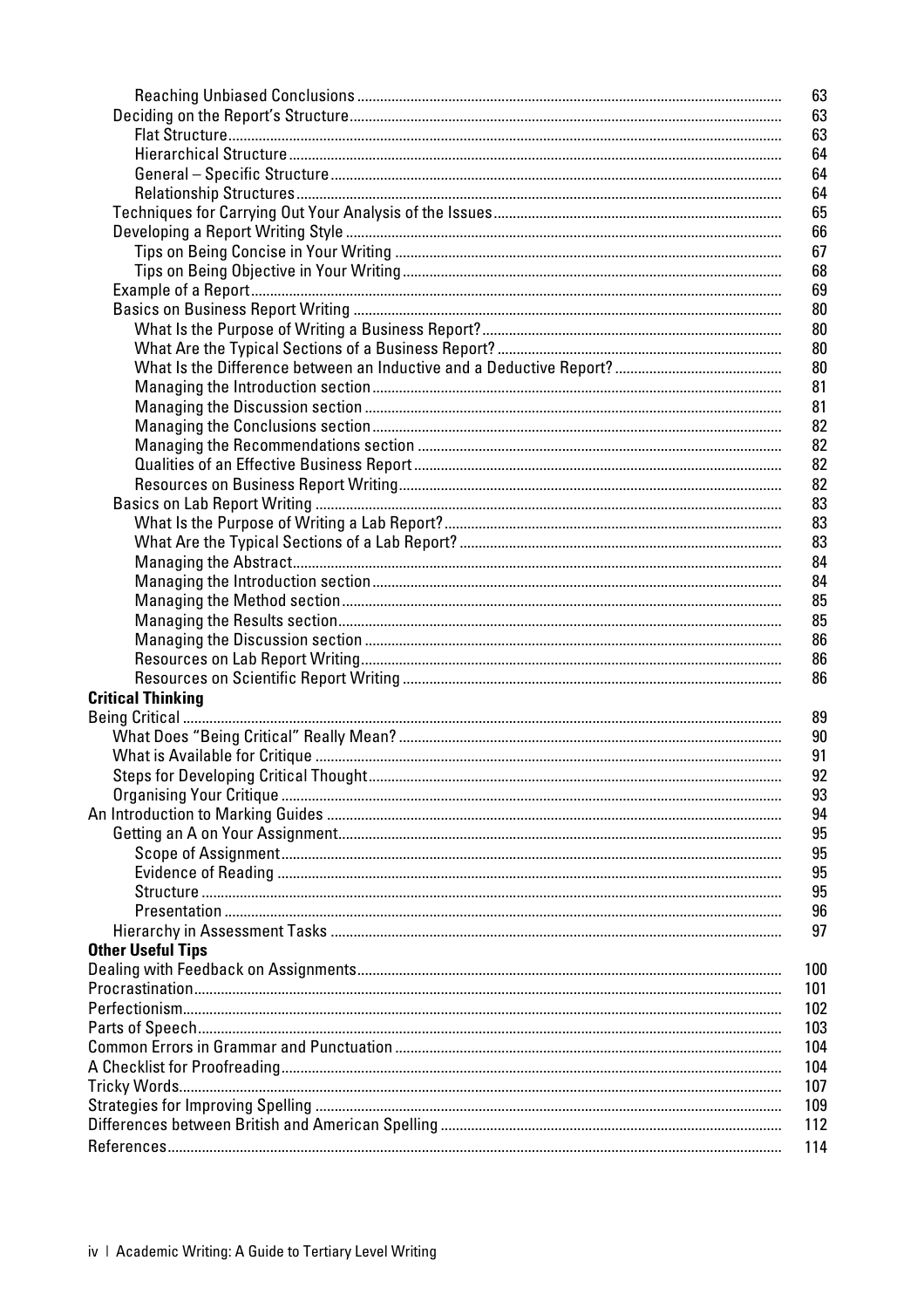- Reaching Unbiased Conclusions .......... 63
- Deciding on the Report's Structure .......... 63
  - Flat Structure .......... 63
  - Hierarchical Structure .......... 64
  - General – Specific Structure .......... 64
  - Relationship Structures .......... 64
- Techniques for Carrying Out Your Analysis of the Issues .......... 65
- Developing a Report Writing Style .......... 66
  - Tips on Being Concise in Your Writing .......... 67
  - Tips on Being Objective in Your Writing .......... 68
- Example of a Report .......... 69
- Basics on Business Report Writing .......... 80
  - What Is the Purpose of Writing a Business Report? .......... 80
  - What Are the Typical Sections of a Business Report? .......... 80
  - What Is the Difference between an Inductive and a Deductive Report? .......... 80
  - Managing the Introduction section .......... 81
  - Managing the Discussion section .......... 81
  - Managing the Conclusions section .......... 82
  - Managing the Recommendations section .......... 82
  - Qualities of an Effective Business Report .......... 82
  - Resources on Business Report Writing .......... 82
- Basics on Lab Report Writing .......... 83
  - What Is the Purpose of Writing a Lab Report? .......... 83
  - What Are the Typical Sections of a Lab Report? .......... 83
  - Managing the Abstract .......... 84
  - Managing the Introduction section .......... 84
  - Managing the Method section .......... 85
  - Managing the Results section .......... 85
  - Managing the Discussion section .......... 86
  - Resources on Lab Report Writing .......... 86
  - Resources on Scientific Report Writing .......... 86

**Critical Thinking**

- Being Critical .......... 89
  - What Does "Being Critical" Really Mean? .......... 90
  - What is Available for Critique .......... 91
  - Steps for Developing Critical Thought .......... 92
  - Organising Your Critique .......... 93
- An Introduction to Marking Guides .......... 94
  - Getting an A on Your Assignment .......... 95
    - Scope of Assignment .......... 95
    - Evidence of Reading .......... 95
    - Structure .......... 95
    - Presentation .......... 96
  - Hierarchy in Assessment Tasks .......... 97

**Other Useful Tips**

- Dealing with Feedback on Assignments .......... 100
- Procrastination .......... 101
- Perfectionism .......... 102
- Parts of Speech .......... 103
- Common Errors in Grammar and Punctuation .......... 104
- A Checklist for Proofreading .......... 104
- Tricky Words .......... 107
- Strategies for Improving Spelling .......... 109
- Differences between British and American Spelling .......... 112
- References .......... 114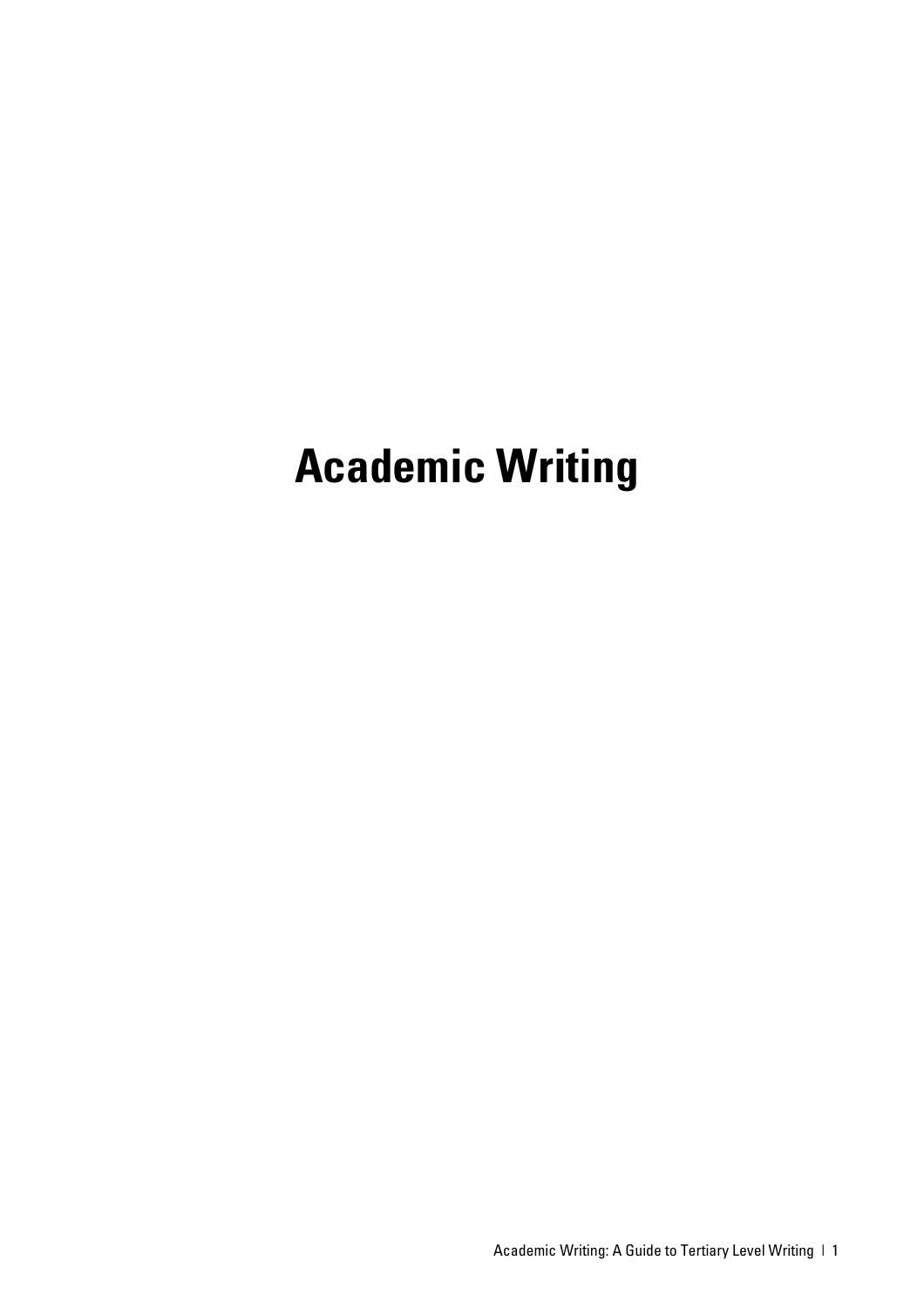# Academic Writing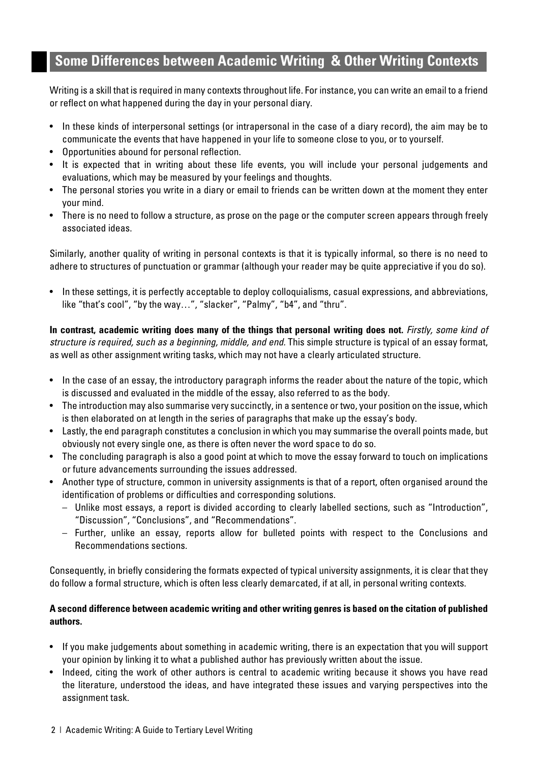## Some Differences between Academic Writing & Other Writing Contexts

Writing is a skill that is required in many contexts throughout life. For instance, you can write an email to a friend or reflect on what happened during the day in your personal diary.

- In these kinds of interpersonal settings (or intrapersonal in the case of a diary record), the aim may be to communicate the events that have happened in your life to someone close to you, or to yourself.
- Opportunities abound for personal reflection.
- It is expected that in writing about these life events, you will include your personal judgements and evaluations, which may be measured by your feelings and thoughts.
- The personal stories you write in a diary or email to friends can be written down at the moment they enter your mind.
- There is no need to follow a structure, as prose on the page or the computer screen appears through freely associated ideas.

Similarly, another quality of writing in personal contexts is that it is typically informal, so there is no need to adhere to structures of punctuation or grammar (although your reader may be quite appreciative if you do so).

- In these settings, it is perfectly acceptable to deploy colloquialisms, casual expressions, and abbreviations, like "that's cool", "by the way…", "slacker", "Palmy", "b4", and "thru".

**In contrast, academic writing does many of the things that personal writing does not.** *Firstly, some kind of structure is required, such as a beginning, middle, and end.* This simple structure is typical of an essay format, as well as other assignment writing tasks, which may not have a clearly articulated structure.

- In the case of an essay, the introductory paragraph informs the reader about the nature of the topic, which is discussed and evaluated in the middle of the essay, also referred to as the body.
- The introduction may also summarise very succinctly, in a sentence or two, your position on the issue, which is then elaborated on at length in the series of paragraphs that make up the essay's body.
- Lastly, the end paragraph constitutes a conclusion in which you may summarise the overall points made, but obviously not every single one, as there is often never the word space to do so.
- The concluding paragraph is also a good point at which to move the essay forward to touch on implications or future advancements surrounding the issues addressed.
- Another type of structure, common in university assignments is that of a report, often organised around the identification of problems or difficulties and corresponding solutions.
  - Unlike most essays, a report is divided according to clearly labelled sections, such as "Introduction", "Discussion", "Conclusions", and "Recommendations".
  - Further, unlike an essay, reports allow for bulleted points with respect to the Conclusions and Recommendations sections.

Consequently, in briefly considering the formats expected of typical university assignments, it is clear that they do follow a formal structure, which is often less clearly demarcated, if at all, in personal writing contexts.

**A second difference between academic writing and other writing genres is based on the citation of published authors.**

- If you make judgements about something in academic writing, there is an expectation that you will support your opinion by linking it to what a published author has previously written about the issue.
- Indeed, citing the work of other authors is central to academic writing because it shows you have read the literature, understood the ideas, and have integrated these issues and varying perspectives into the assignment task.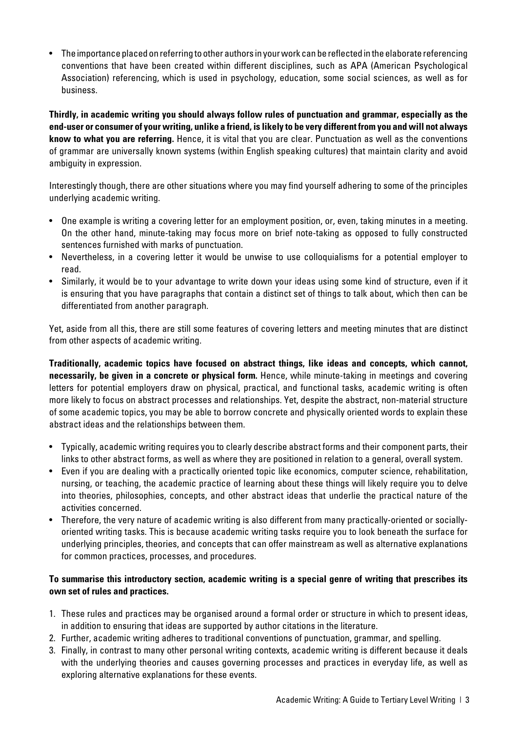- The importance placed on referring to other authors in your work can be reflected in the elaborate referencing conventions that have been created within different disciplines, such as APA (American Psychological Association) referencing, which is used in psychology, education, some social sciences, as well as for business.

**Thirdly, in academic writing you should always follow rules of punctuation and grammar, especially as the end-user or consumer of your writing, unlike a friend, is likely to be very different from you and will not always know to what you are referring.** Hence, it is vital that you are clear. Punctuation as well as the conventions of grammar are universally known systems (within English speaking cultures) that maintain clarity and avoid ambiguity in expression.

Interestingly though, there are other situations where you may find yourself adhering to some of the principles underlying academic writing.

- One example is writing a covering letter for an employment position, or, even, taking minutes in a meeting. On the other hand, minute-taking may focus more on brief note-taking as opposed to fully constructed sentences furnished with marks of punctuation.
- Nevertheless, in a covering letter it would be unwise to use colloquialisms for a potential employer to read.
- Similarly, it would be to your advantage to write down your ideas using some kind of structure, even if it is ensuring that you have paragraphs that contain a distinct set of things to talk about, which then can be differentiated from another paragraph.

Yet, aside from all this, there are still some features of covering letters and meeting minutes that are distinct from other aspects of academic writing.

**Traditionally, academic topics have focused on abstract things, like ideas and concepts, which cannot, necessarily, be given in a concrete or physical form.** Hence, while minute-taking in meetings and covering letters for potential employers draw on physical, practical, and functional tasks, academic writing is often more likely to focus on abstract processes and relationships. Yet, despite the abstract, non-material structure of some academic topics, you may be able to borrow concrete and physically oriented words to explain these abstract ideas and the relationships between them.

- Typically, academic writing requires you to clearly describe abstract forms and their component parts, their links to other abstract forms, as well as where they are positioned in relation to a general, overall system.
- Even if you are dealing with a practically oriented topic like economics, computer science, rehabilitation, nursing, or teaching, the academic practice of learning about these things will likely require you to delve into theories, philosophies, concepts, and other abstract ideas that underlie the practical nature of the activities concerned.
- Therefore, the very nature of academic writing is also different from many practically-oriented or socially-oriented writing tasks. This is because academic writing tasks require you to look beneath the surface for underlying principles, theories, and concepts that can offer mainstream as well as alternative explanations for common practices, processes, and procedures.

**To summarise this introductory section, academic writing is a special genre of writing that prescribes its own set of rules and practices.**

1. These rules and practices may be organised around a formal order or structure in which to present ideas, in addition to ensuring that ideas are supported by author citations in the literature.
2. Further, academic writing adheres to traditional conventions of punctuation, grammar, and spelling.
3. Finally, in contrast to many other personal writing contexts, academic writing is different because it deals with the underlying theories and causes governing processes and practices in everyday life, as well as exploring alternative explanations for these events.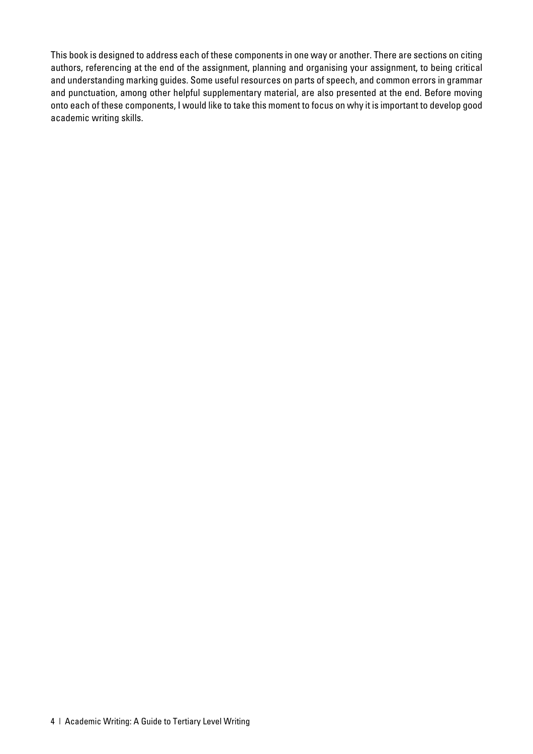This book is designed to address each of these components in one way or another. There are sections on citing authors, referencing at the end of the assignment, planning and organising your assignment, to being critical and understanding marking guides. Some useful resources on parts of speech, and common errors in grammar and punctuation, among other helpful supplementary material, are also presented at the end. Before moving onto each of these components, I would like to take this moment to focus on why it is important to develop good academic writing skills.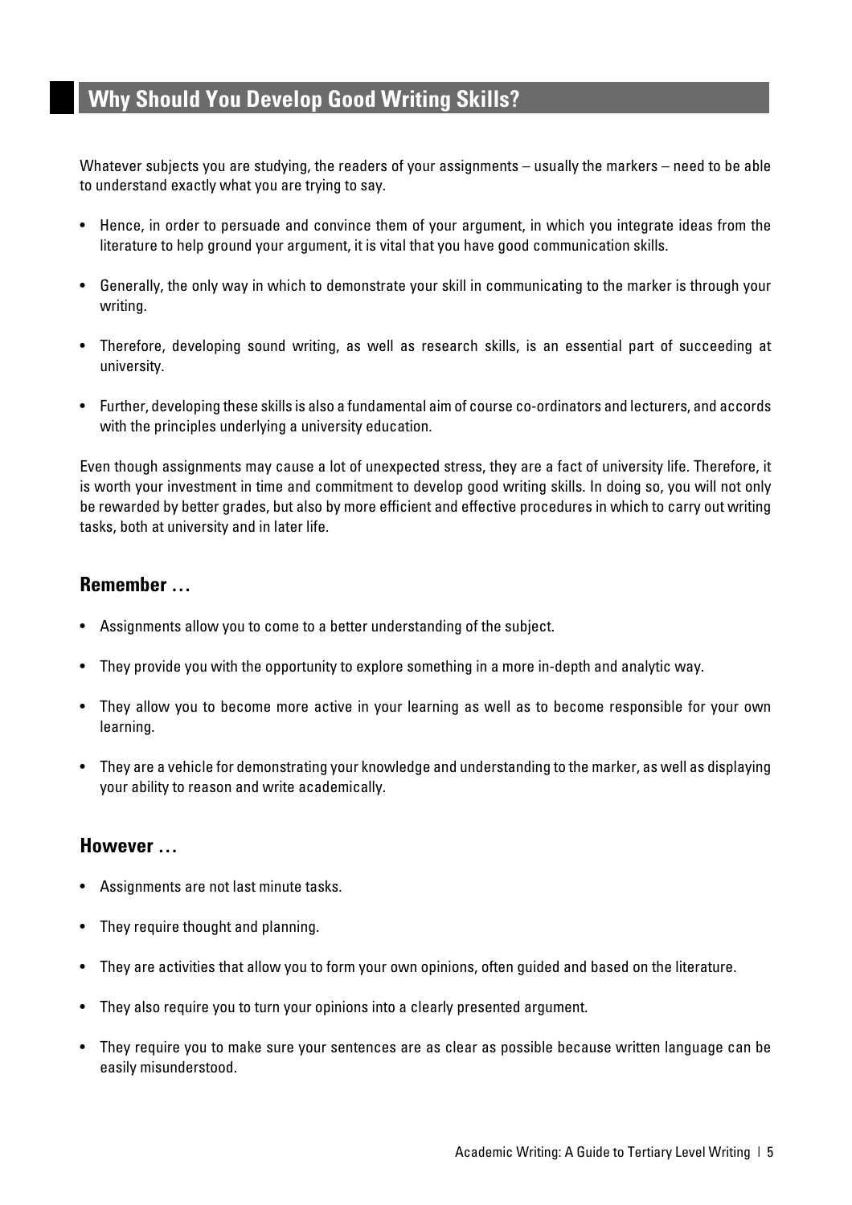## Why Should You Develop Good Writing Skills?

Whatever subjects you are studying, the readers of your assignments – usually the markers – need to be able to understand exactly what you are trying to say.

- Hence, in order to persuade and convince them of your argument, in which you integrate ideas from the literature to help ground your argument, it is vital that you have good communication skills.
- Generally, the only way in which to demonstrate your skill in communicating to the marker is through your writing.
- Therefore, developing sound writing, as well as research skills, is an essential part of succeeding at university.
- Further, developing these skills is also a fundamental aim of course co-ordinators and lecturers, and accords with the principles underlying a university education.

Even though assignments may cause a lot of unexpected stress, they are a fact of university life. Therefore, it is worth your investment in time and commitment to develop good writing skills. In doing so, you will not only be rewarded by better grades, but also by more efficient and effective procedures in which to carry out writing tasks, both at university and in later life.

### Remember …

- Assignments allow you to come to a better understanding of the subject.
- They provide you with the opportunity to explore something in a more in-depth and analytic way.
- They allow you to become more active in your learning as well as to become responsible for your own learning.
- They are a vehicle for demonstrating your knowledge and understanding to the marker, as well as displaying your ability to reason and write academically.

### However …

- Assignments are not last minute tasks.
- They require thought and planning.
- They are activities that allow you to form your own opinions, often guided and based on the literature.
- They also require you to turn your opinions into a clearly presented argument.
- They require you to make sure your sentences are as clear as possible because written language can be easily misunderstood.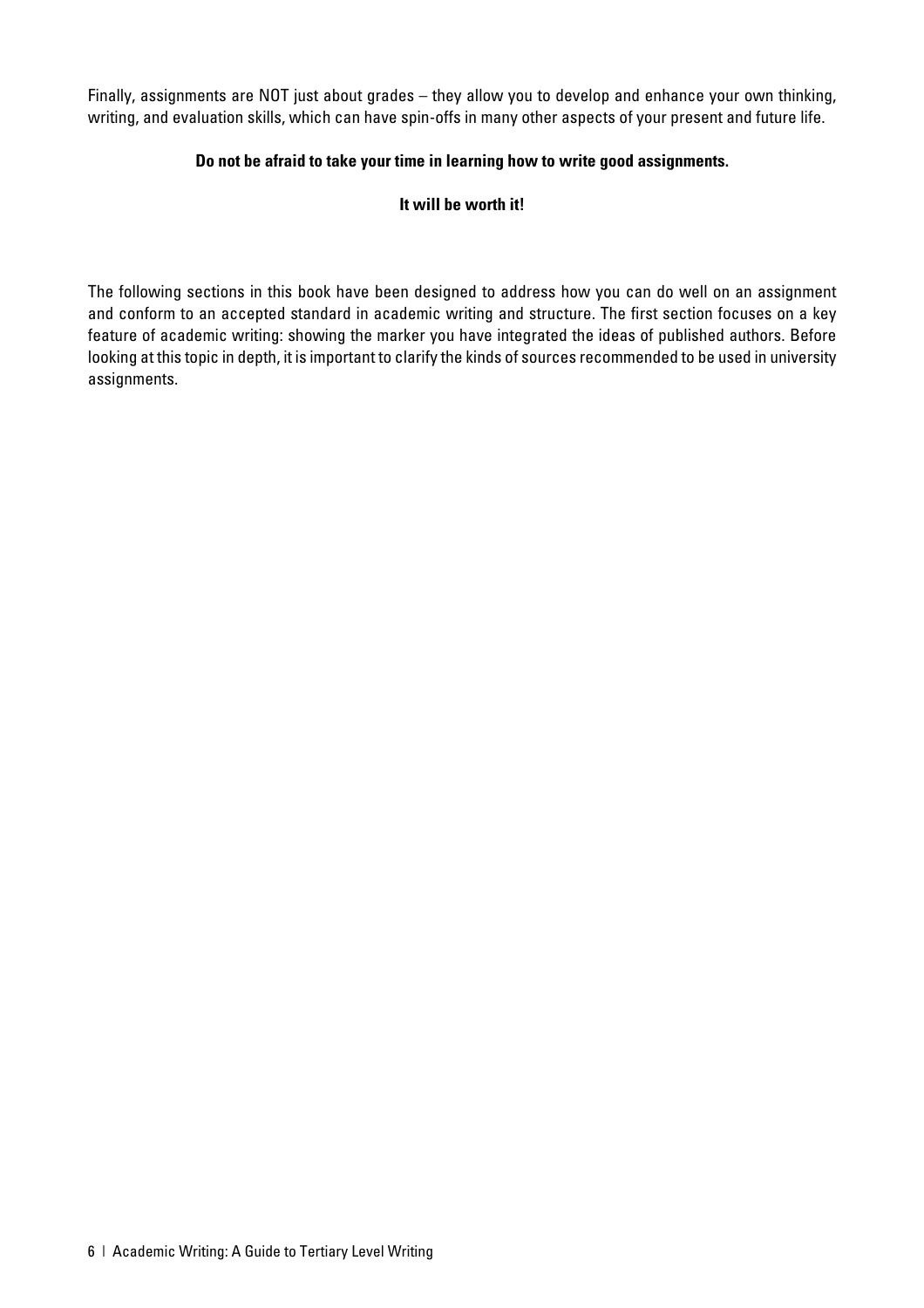Finally, assignments are NOT just about grades – they allow you to develop and enhance your own thinking, writing, and evaluation skills, which can have spin-offs in many other aspects of your present and future life.

**Do not be afraid to take your time in learning how to write good assignments.**

**It will be worth it!**

The following sections in this book have been designed to address how you can do well on an assignment and conform to an accepted standard in academic writing and structure. The first section focuses on a key feature of academic writing: showing the marker you have integrated the ideas of published authors. Before looking at this topic in depth, it is important to clarify the kinds of sources recommended to be used in university assignments.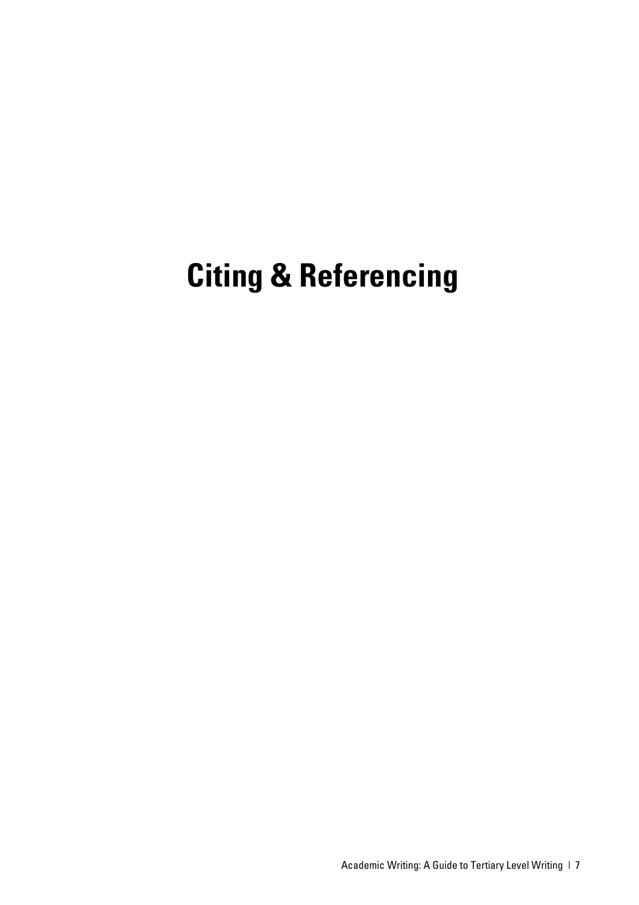# Citing & Referencing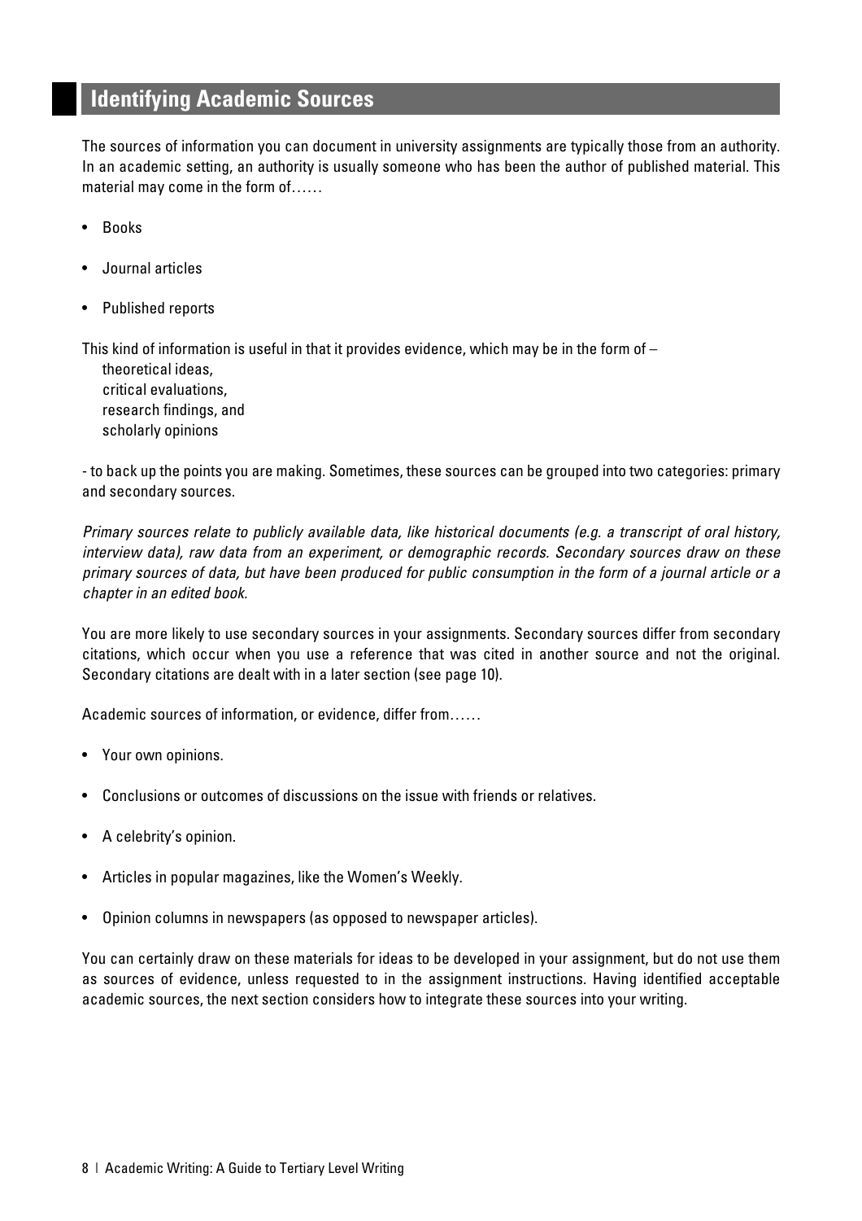## Identifying Academic Sources

The sources of information you can document in university assignments are typically those from an authority. In an academic setting, an authority is usually someone who has been the author of published material. This material may come in the form of……

- Books
- Journal articles
- Published reports

This kind of information is useful in that it provides evidence, which may be in the form of –

theoretical ideas,
critical evaluations,
research findings, and
scholarly opinions

- to back up the points you are making. Sometimes, these sources can be grouped into two categories: primary and secondary sources.

*Primary sources relate to publicly available data, like historical documents (e.g. a transcript of oral history, interview data), raw data from an experiment, or demographic records. Secondary sources draw on these primary sources of data, but have been produced for public consumption in the form of a journal article or a chapter in an edited book.*

You are more likely to use secondary sources in your assignments. Secondary sources differ from secondary citations, which occur when you use a reference that was cited in another source and not the original. Secondary citations are dealt with in a later section (see page 10).

Academic sources of information, or evidence, differ from……

- Your own opinions.
- Conclusions or outcomes of discussions on the issue with friends or relatives.
- A celebrity's opinion.
- Articles in popular magazines, like the Women's Weekly.
- Opinion columns in newspapers (as opposed to newspaper articles).

You can certainly draw on these materials for ideas to be developed in your assignment, but do not use them as sources of evidence, unless requested to in the assignment instructions. Having identified acceptable academic sources, the next section considers how to integrate these sources into your writing.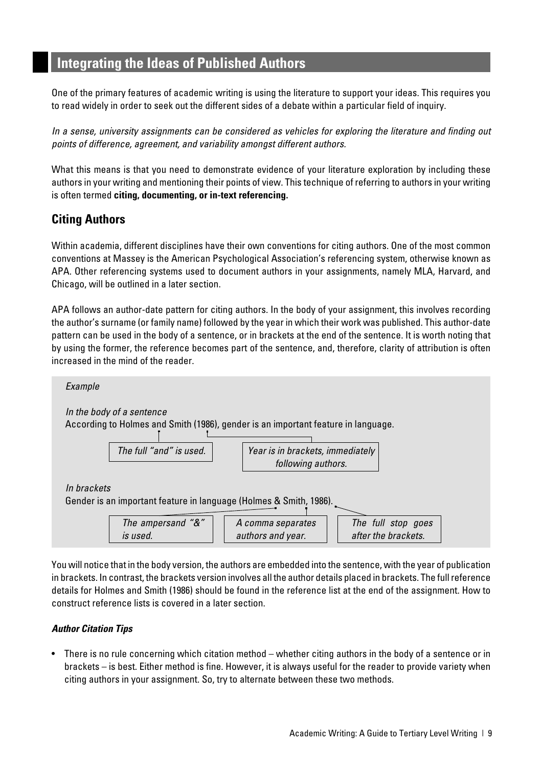## Integrating the Ideas of Published Authors

One of the primary features of academic writing is using the literature to support your ideas. This requires you to read widely in order to seek out the different sides of a debate within a particular field of inquiry.

*In a sense, university assignments can be considered as vehicles for exploring the literature and finding out points of difference, agreement, and variability amongst different authors.*

What this means is that you need to demonstrate evidence of your literature exploration by including these authors in your writing and mentioning their points of view. This technique of referring to authors in your writing is often termed **citing, documenting, or in-text referencing.**

### Citing Authors

Within academia, different disciplines have their own conventions for citing authors. One of the most common conventions at Massey is the American Psychological Association's referencing system, otherwise known as APA. Other referencing systems used to document authors in your assignments, namely MLA, Harvard, and Chicago, will be outlined in a later section.

APA follows an author-date pattern for citing authors. In the body of your assignment, this involves recording the author's surname (or family name) followed by the year in which their work was published. This author-date pattern can be used in the body of a sentence, or in brackets at the end of the sentence. It is worth noting that by using the former, the reference becomes part of the sentence, and, therefore, clarity of attribution is often increased in the mind of the reader.

> *Example*
>
> *In the body of a sentence*
>
> According to Holmes and Smith (1986), gender is an important feature in language.
>
> *The full "and" is used.*
>
> *Year is in brackets, immediately following authors.*
>
> *In brackets*
>
> Gender is an important feature in language (Holmes & Smith, 1986).
>
> *The ampersand "&" is used.*
>
> *A comma separates authors and year.*
>
> *The full stop goes after the brackets.*

You will notice that in the body version, the authors are embedded into the sentence, with the year of publication in brackets. In contrast, the brackets version involves all the author details placed in brackets. The full reference details for Holmes and Smith (1986) should be found in the reference list at the end of the assignment. How to construct reference lists is covered in a later section.

#### *Author Citation Tips*

- There is no rule concerning which citation method – whether citing authors in the body of a sentence or in brackets – is best. Either method is fine. However, it is always useful for the reader to provide variety when citing authors in your assignment. So, try to alternate between these two methods.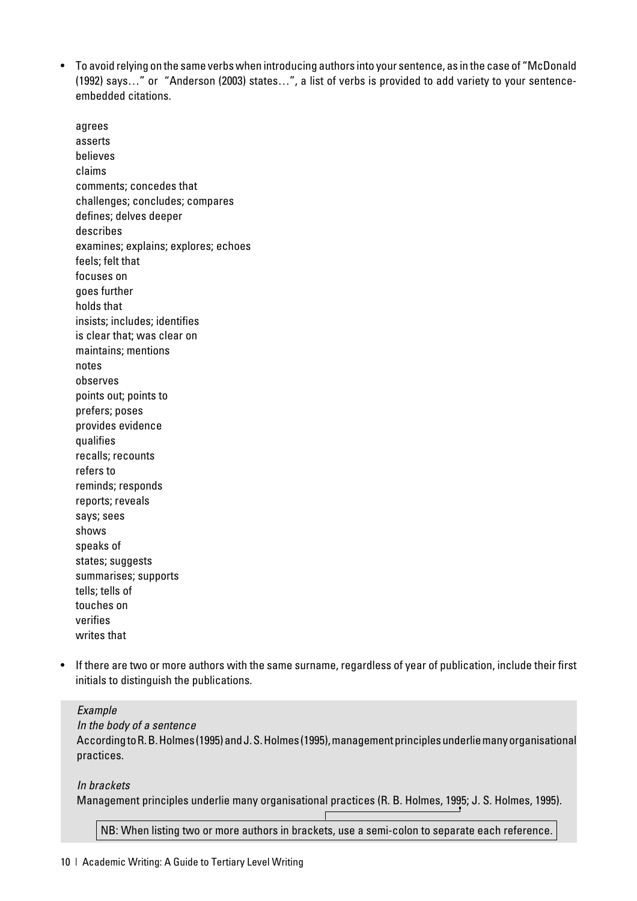- To avoid relying on the same verbs when introducing authors into your sentence, as in the case of "McDonald (1992) says…" or "Anderson (2003) states…", a list of verbs is provided to add variety to your sentence-embedded citations.

  agrees
  asserts
  believes
  claims
  comments; concedes that
  challenges; concludes; compares
  defines; delves deeper
  describes
  examines; explains; explores; echoes
  feels; felt that
  focuses on
  goes further
  holds that
  insists; includes; identifies
  is clear that; was clear on
  maintains; mentions
  notes
  observes
  points out; points to
  prefers; poses
  provides evidence
  qualifies
  recalls; recounts
  refers to
  reminds; responds
  reports; reveals
  says; sees
  shows
  speaks of
  states; suggests
  summarises; supports
  tells; tells of
  touches on
  verifies
  writes that

- If there are two or more authors with the same surname, regardless of year of publication, include their first initials to distinguish the publications.

*Example*

*In the body of a sentence*

According to R. B. Holmes (1995) and J. S. Holmes (1995), management principles underlie many organisational practices.

*In brackets*

Management principles underlie many organisational practices (R. B. Holmes, 1995; J. S. Holmes, 1995).

NB: When listing two or more authors in brackets, use a semi-colon to separate each reference.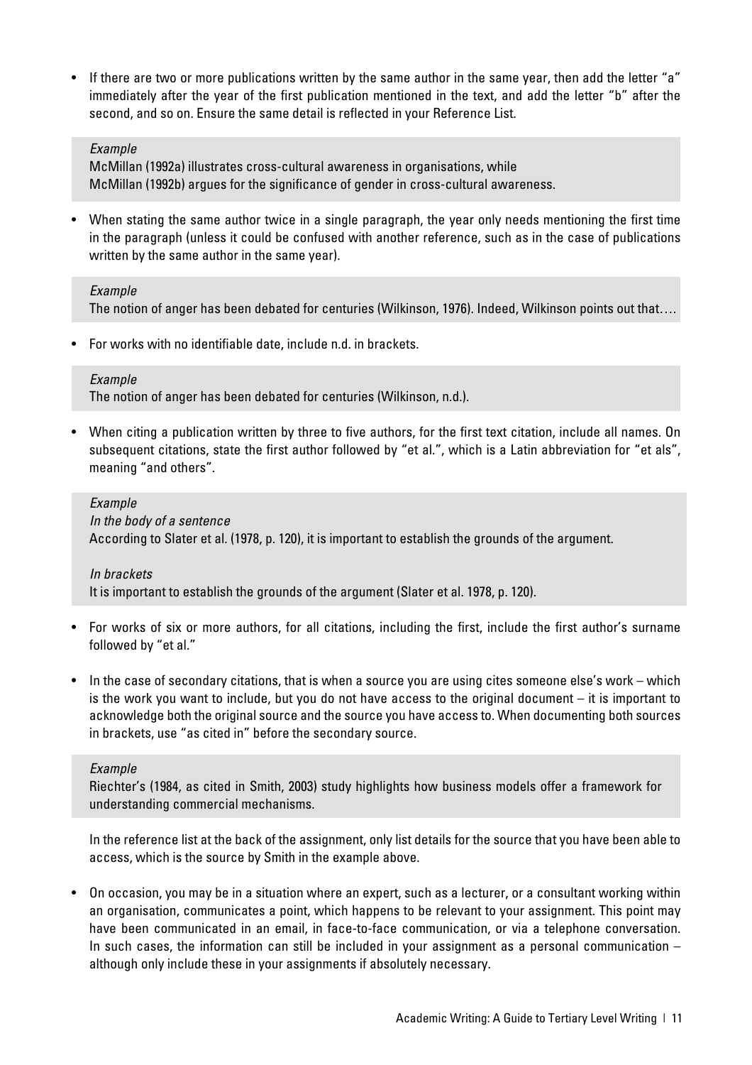- If there are two or more publications written by the same author in the same year, then add the letter "a" immediately after the year of the first publication mentioned in the text, and add the letter "b" after the second, and so on. Ensure the same detail is reflected in your Reference List.

> *Example*
> McMillan (1992a) illustrates cross-cultural awareness in organisations, while
> McMillan (1992b) argues for the significance of gender in cross-cultural awareness.

- When stating the same author twice in a single paragraph, the year only needs mentioning the first time in the paragraph (unless it could be confused with another reference, such as in the case of publications written by the same author in the same year).

> *Example*
> The notion of anger has been debated for centuries (Wilkinson, 1976). Indeed, Wilkinson points out that….

- For works with no identifiable date, include n.d. in brackets.

> *Example*
> The notion of anger has been debated for centuries (Wilkinson, n.d.).

- When citing a publication written by three to five authors, for the first text citation, include all names. On subsequent citations, state the first author followed by "et al.", which is a Latin abbreviation for "et als", meaning "and others".

> *Example*
> *In the body of a sentence*
> According to Slater et al. (1978, p. 120), it is important to establish the grounds of the argument.
>
> *In brackets*
> It is important to establish the grounds of the argument (Slater et al. 1978, p. 120).

- For works of six or more authors, for all citations, including the first, include the first author's surname followed by "et al."

- In the case of secondary citations, that is when a source you are using cites someone else's work – which is the work you want to include, but you do not have access to the original document – it is important to acknowledge both the original source and the source you have access to. When documenting both sources in brackets, use "as cited in" before the secondary source.

> *Example*
> Riechter's (1984, as cited in Smith, 2003) study highlights how business models offer a framework for understanding commercial mechanisms.

  In the reference list at the back of the assignment, only list details for the source that you have been able to access, which is the source by Smith in the example above.

- On occasion, you may be in a situation where an expert, such as a lecturer, or a consultant working within an organisation, communicates a point, which happens to be relevant to your assignment. This point may have been communicated in an email, in face-to-face communication, or via a telephone conversation. In such cases, the information can still be included in your assignment as a personal communication – although only include these in your assignments if absolutely necessary.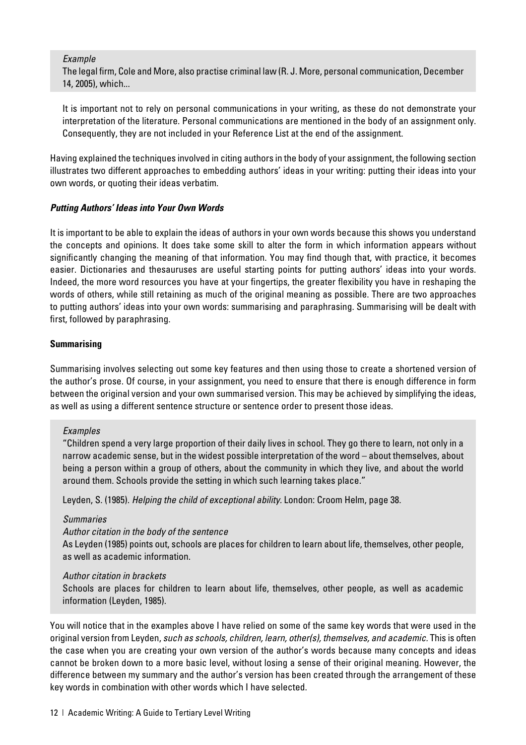*Example*
The legal firm, Cole and More, also practise criminal law (R. J. More, personal communication, December 14, 2005), which...

It is important not to rely on personal communications in your writing, as these do not demonstrate your interpretation of the literature. Personal communications are mentioned in the body of an assignment only. Consequently, they are not included in your Reference List at the end of the assignment.

Having explained the techniques involved in citing authors in the body of your assignment, the following section illustrates two different approaches to embedding authors' ideas in your writing: putting their ideas into your own words, or quoting their ideas verbatim.

### *Putting Authors' Ideas into Your Own Words*

It is important to be able to explain the ideas of authors in your own words because this shows you understand the concepts and opinions. It does take some skill to alter the form in which information appears without significantly changing the meaning of that information. You may find though that, with practice, it becomes easier. Dictionaries and thesauruses are useful starting points for putting authors' ideas into your words. Indeed, the more word resources you have at your fingertips, the greater flexibility you have in reshaping the words of others, while still retaining as much of the original meaning as possible. There are two approaches to putting authors' ideas into your own words: summarising and paraphrasing. Summarising will be dealt with first, followed by paraphrasing.

#### **Summarising**

Summarising involves selecting out some key features and then using those to create a shortened version of the author's prose. Of course, in your assignment, you need to ensure that there is enough difference in form between the original version and your own summarised version. This may be achieved by simplifying the ideas, as well as using a different sentence structure or sentence order to present those ideas.

*Examples*
"Children spend a very large proportion of their daily lives in school. They go there to learn, not only in a narrow academic sense, but in the widest possible interpretation of the word – about themselves, about being a person within a group of others, about the community in which they live, and about the world around them. Schools provide the setting in which such learning takes place."

Leyden, S. (1985). *Helping the child of exceptional ability*. London: Croom Helm, page 38.

*Summaries*
*Author citation in the body of the sentence*
As Leyden (1985) points out, schools are places for children to learn about life, themselves, other people, as well as academic information.

*Author citation in brackets*
Schools are places for children to learn about life, themselves, other people, as well as academic information (Leyden, 1985).

You will notice that in the examples above I have relied on some of the same key words that were used in the original version from Leyden, *such as schools, children, learn, other(s), themselves, and academic*. This is often the case when you are creating your own version of the author's words because many concepts and ideas cannot be broken down to a more basic level, without losing a sense of their original meaning. However, the difference between my summary and the author's version has been created through the arrangement of these key words in combination with other words which I have selected.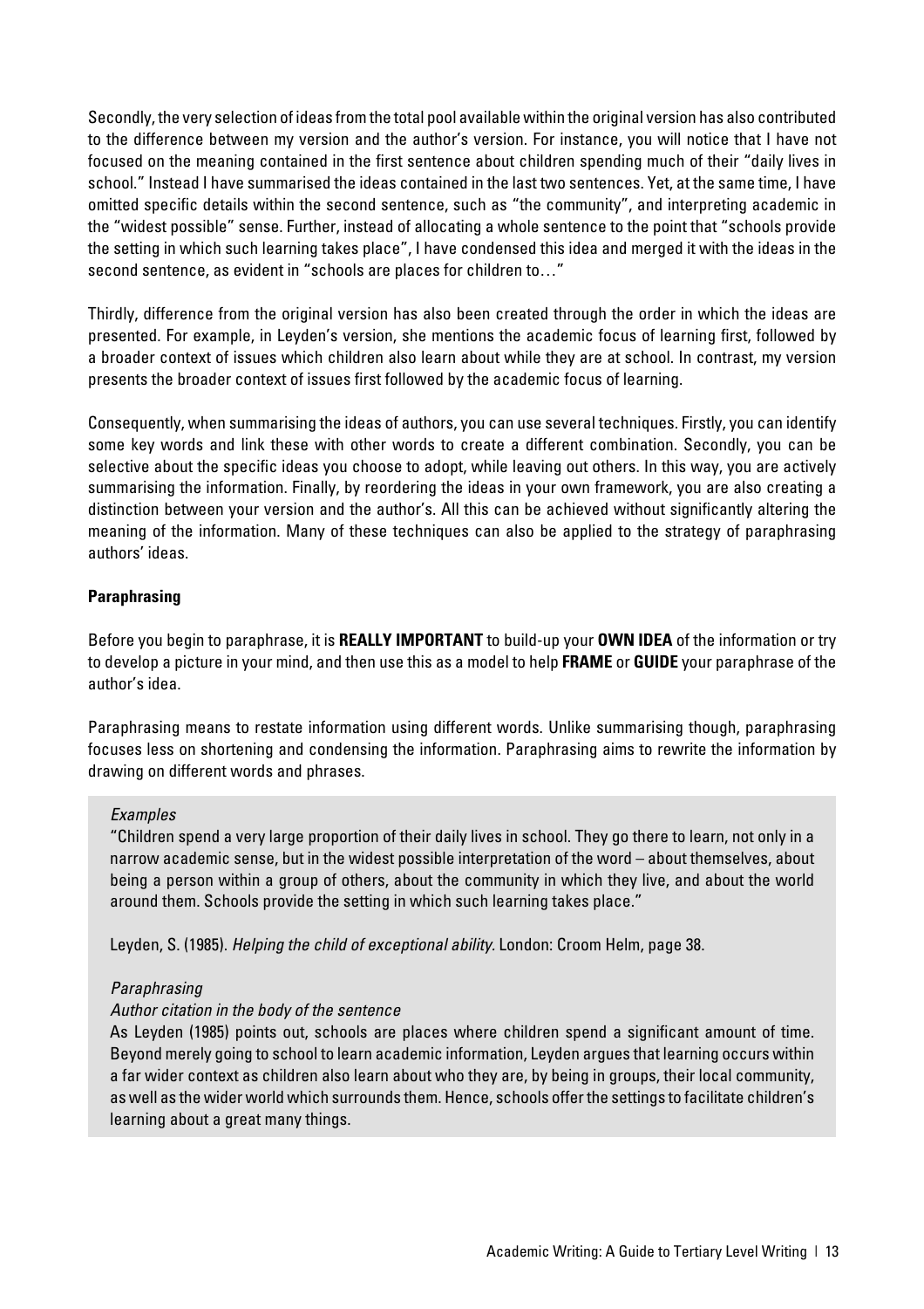Secondly, the very selection of ideas from the total pool available within the original version has also contributed to the difference between my version and the author's version. For instance, you will notice that I have not focused on the meaning contained in the first sentence about children spending much of their "daily lives in school." Instead I have summarised the ideas contained in the last two sentences. Yet, at the same time, I have omitted specific details within the second sentence, such as "the community", and interpreting academic in the "widest possible" sense. Further, instead of allocating a whole sentence to the point that "schools provide the setting in which such learning takes place", I have condensed this idea and merged it with the ideas in the second sentence, as evident in "schools are places for children to…"

Thirdly, difference from the original version has also been created through the order in which the ideas are presented. For example, in Leyden's version, she mentions the academic focus of learning first, followed by a broader context of issues which children also learn about while they are at school. In contrast, my version presents the broader context of issues first followed by the academic focus of learning.

Consequently, when summarising the ideas of authors, you can use several techniques. Firstly, you can identify some key words and link these with other words to create a different combination. Secondly, you can be selective about the specific ideas you choose to adopt, while leaving out others. In this way, you are actively summarising the information. Finally, by reordering the ideas in your own framework, you are also creating a distinction between your version and the author's. All this can be achieved without significantly altering the meaning of the information. Many of these techniques can also be applied to the strategy of paraphrasing authors' ideas.

**Paraphrasing**

Before you begin to paraphrase, it is **REALLY IMPORTANT** to build-up your **OWN IDEA** of the information or try to develop a picture in your mind, and then use this as a model to help **FRAME** or **GUIDE** your paraphrase of the author's idea.

Paraphrasing means to restate information using different words. Unlike summarising though, paraphrasing focuses less on shortening and condensing the information. Paraphrasing aims to rewrite the information by drawing on different words and phrases.

*Examples*

"Children spend a very large proportion of their daily lives in school. They go there to learn, not only in a narrow academic sense, but in the widest possible interpretation of the word – about themselves, about being a person within a group of others, about the community in which they live, and about the world around them. Schools provide the setting in which such learning takes place."

Leyden, S. (1985). *Helping the child of exceptional ability.* London: Croom Helm, page 38.

*Paraphrasing*

*Author citation in the body of the sentence*

As Leyden (1985) points out, schools are places where children spend a significant amount of time. Beyond merely going to school to learn academic information, Leyden argues that learning occurs within a far wider context as children also learn about who they are, by being in groups, their local community, as well as the wider world which surrounds them. Hence, schools offer the settings to facilitate children's learning about a great many things.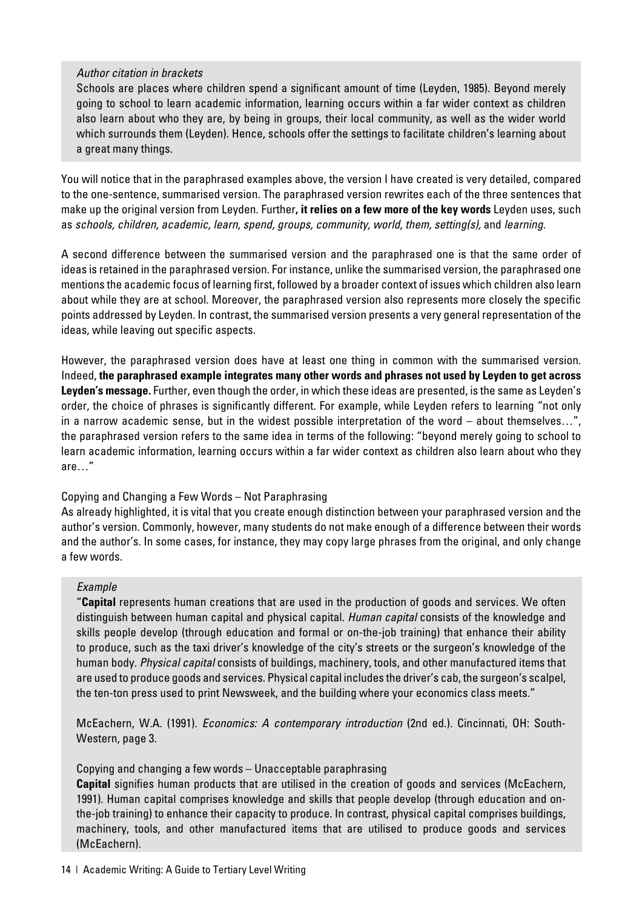*Author citation in brackets*

Schools are places where children spend a significant amount of time (Leyden, 1985). Beyond merely going to school to learn academic information, learning occurs within a far wider context as children also learn about who they are, by being in groups, their local community, as well as the wider world which surrounds them (Leyden). Hence, schools offer the settings to facilitate children's learning about a great many things.

You will notice that in the paraphrased examples above, the version I have created is very detailed, compared to the one-sentence, summarised version. The paraphrased version rewrites each of the three sentences that make up the original version from Leyden. Further**, it relies on a few more of the key words** Leyden uses, such as *schools, children, academic, learn, spend, groups, community, world, them, setting(s),* and *learning.*

A second difference between the summarised version and the paraphrased one is that the same order of ideas is retained in the paraphrased version. For instance, unlike the summarised version, the paraphrased one mentions the academic focus of learning first, followed by a broader context of issues which children also learn about while they are at school. Moreover, the paraphrased version also represents more closely the specific points addressed by Leyden. In contrast, the summarised version presents a very general representation of the ideas, while leaving out specific aspects.

However, the paraphrased version does have at least one thing in common with the summarised version. Indeed, **the paraphrased example integrates many other words and phrases not used by Leyden to get across Leyden's message.** Further, even though the order, in which these ideas are presented, is the same as Leyden's order, the choice of phrases is significantly different. For example, while Leyden refers to learning "not only in a narrow academic sense, but in the widest possible interpretation of the word – about themselves…", the paraphrased version refers to the same idea in terms of the following: "beyond merely going to school to learn academic information, learning occurs within a far wider context as children also learn about who they are…"

Copying and Changing a Few Words – Not Paraphrasing

As already highlighted, it is vital that you create enough distinction between your paraphrased version and the author's version. Commonly, however, many students do not make enough of a difference between their words and the author's. In some cases, for instance, they may copy large phrases from the original, and only change a few words.

*Example*

"**Capital** represents human creations that are used in the production of goods and services. We often distinguish between human capital and physical capital. *Human capital* consists of the knowledge and skills people develop (through education and formal or on-the-job training) that enhance their ability to produce, such as the taxi driver's knowledge of the city's streets or the surgeon's knowledge of the human body. *Physical capital* consists of buildings, machinery, tools, and other manufactured items that are used to produce goods and services. Physical capital includes the driver's cab, the surgeon's scalpel, the ten-ton press used to print Newsweek, and the building where your economics class meets."

McEachern, W.A. (1991). *Economics: A contemporary introduction* (2nd ed.). Cincinnati, OH: South-Western, page 3.

Copying and changing a few words – Unacceptable paraphrasing

**Capital** signifies human products that are utilised in the creation of goods and services (McEachern, 1991). Human capital comprises knowledge and skills that people develop (through education and on-the-job training) to enhance their capacity to produce. In contrast, physical capital comprises buildings, machinery, tools, and other manufactured items that are utilised to produce goods and services (McEachern).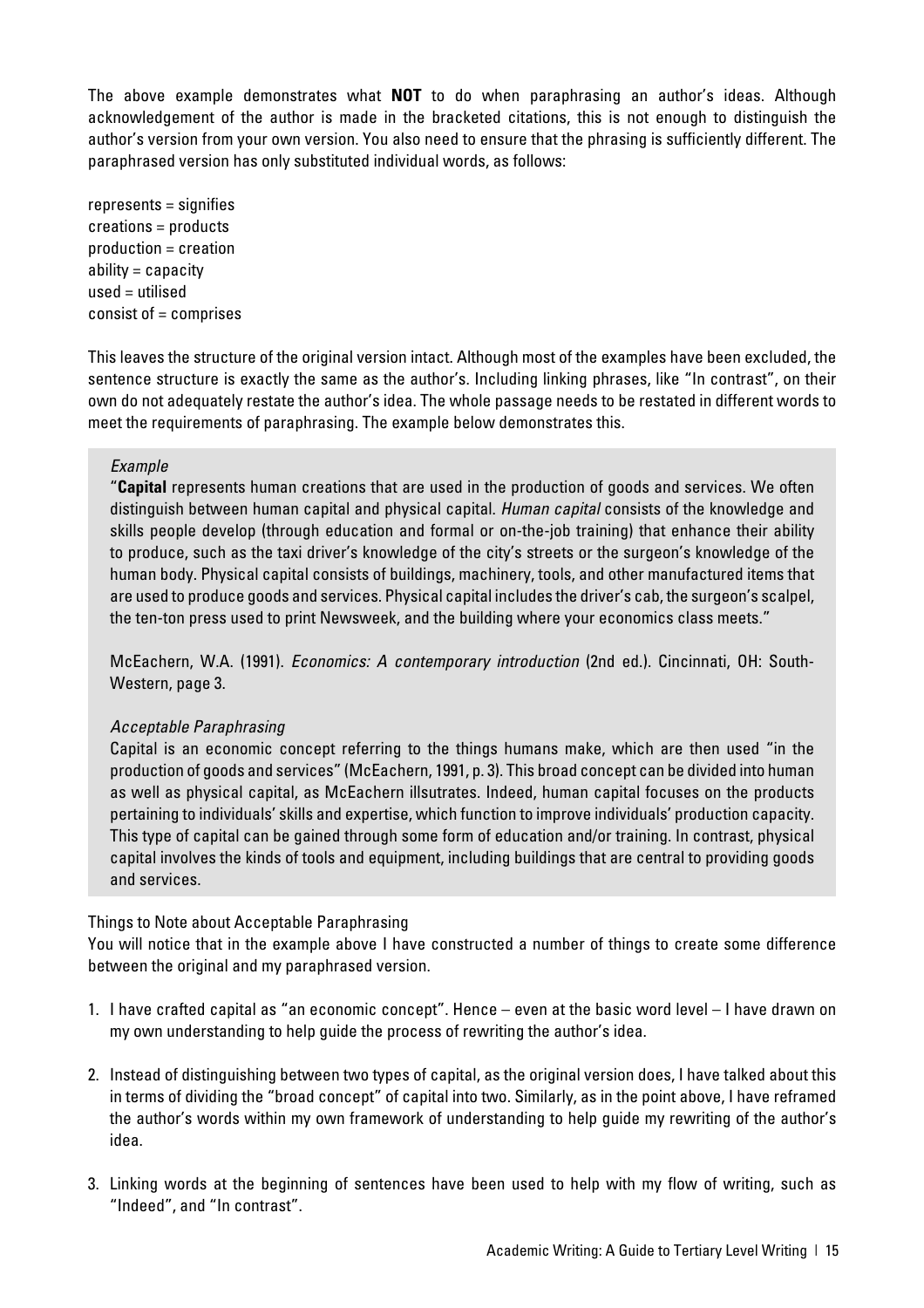The above example demonstrates what **NOT** to do when paraphrasing an author's ideas. Although acknowledgement of the author is made in the bracketed citations, this is not enough to distinguish the author's version from your own version. You also need to ensure that the phrasing is sufficiently different. The paraphrased version has only substituted individual words, as follows:

represents = signifies
creations = products
production = creation
ability = capacity
used = utilised
consist of = comprises

This leaves the structure of the original version intact. Although most of the examples have been excluded, the sentence structure is exactly the same as the author's. Including linking phrases, like "In contrast", on their own do not adequately restate the author's idea. The whole passage needs to be restated in different words to meet the requirements of paraphrasing. The example below demonstrates this.

*Example*

"**Capital** represents human creations that are used in the production of goods and services. We often distinguish between human capital and physical capital. *Human capital* consists of the knowledge and skills people develop (through education and formal or on-the-job training) that enhance their ability to produce, such as the taxi driver's knowledge of the city's streets or the surgeon's knowledge of the human body. Physical capital consists of buildings, machinery, tools, and other manufactured items that are used to produce goods and services. Physical capital includes the driver's cab, the surgeon's scalpel, the ten-ton press used to print Newsweek, and the building where your economics class meets."

McEachern, W.A. (1991). *Economics: A contemporary introduction* (2nd ed.). Cincinnati, OH: South-Western, page 3.

*Acceptable Paraphrasing*

Capital is an economic concept referring to the things humans make, which are then used "in the production of goods and services" (McEachern, 1991, p. 3). This broad concept can be divided into human as well as physical capital, as McEachern illsutrates. Indeed, human capital focuses on the products pertaining to individuals' skills and expertise, which function to improve individuals' production capacity. This type of capital can be gained through some form of education and/or training. In contrast, physical capital involves the kinds of tools and equipment, including buildings that are central to providing goods and services.

Things to Note about Acceptable Paraphrasing

You will notice that in the example above I have constructed a number of things to create some difference between the original and my paraphrased version.

1. I have crafted capital as "an economic concept". Hence – even at the basic word level – I have drawn on my own understanding to help guide the process of rewriting the author's idea.

2. Instead of distinguishing between two types of capital, as the original version does, I have talked about this in terms of dividing the "broad concept" of capital into two. Similarly, as in the point above, I have reframed the author's words within my own framework of understanding to help guide my rewriting of the author's idea.

3. Linking words at the beginning of sentences have been used to help with my flow of writing, such as "Indeed", and "In contrast".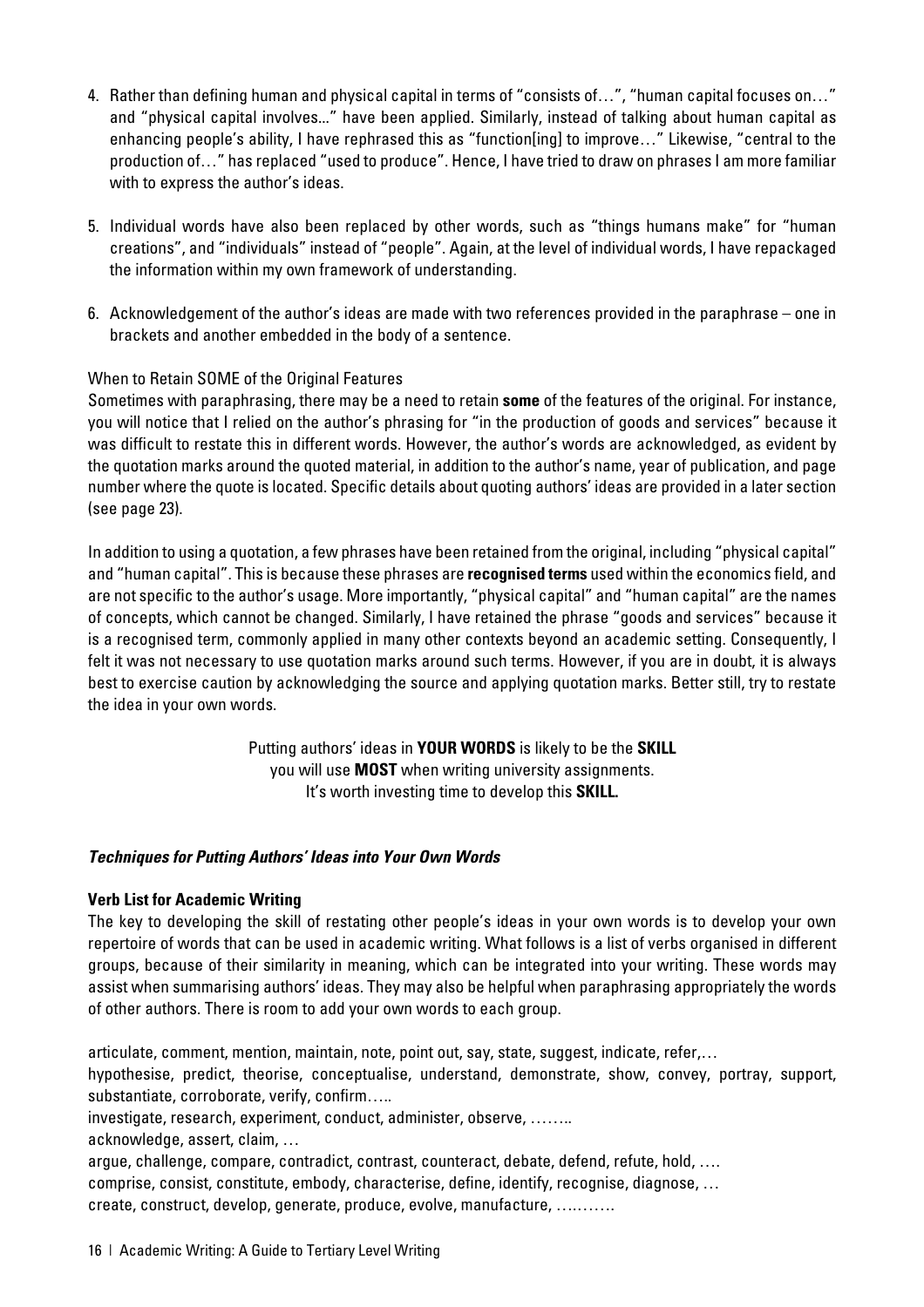4. Rather than defining human and physical capital in terms of "consists of…", "human capital focuses on…" and "physical capital involves..." have been applied. Similarly, instead of talking about human capital as enhancing people's ability, I have rephrased this as "function[ing] to improve…" Likewise, "central to the production of…" has replaced "used to produce". Hence, I have tried to draw on phrases I am more familiar with to express the author's ideas.

5. Individual words have also been replaced by other words, such as "things humans make" for "human creations", and "individuals" instead of "people". Again, at the level of individual words, I have repackaged the information within my own framework of understanding.

6. Acknowledgement of the author's ideas are made with two references provided in the paraphrase – one in brackets and another embedded in the body of a sentence.

When to Retain SOME of the Original Features

Sometimes with paraphrasing, there may be a need to retain **some** of the features of the original. For instance, you will notice that I relied on the author's phrasing for "in the production of goods and services" because it was difficult to restate this in different words. However, the author's words are acknowledged, as evident by the quotation marks around the quoted material, in addition to the author's name, year of publication, and page number where the quote is located. Specific details about quoting authors' ideas are provided in a later section (see page 23).

In addition to using a quotation, a few phrases have been retained from the original, including "physical capital" and "human capital". This is because these phrases are **recognised terms** used within the economics field, and are not specific to the author's usage. More importantly, "physical capital" and "human capital" are the names of concepts, which cannot be changed. Similarly, I have retained the phrase "goods and services" because it is a recognised term, commonly applied in many other contexts beyond an academic setting. Consequently, I felt it was not necessary to use quotation marks around such terms. However, if you are in doubt, it is always best to exercise caution by acknowledging the source and applying quotation marks. Better still, try to restate the idea in your own words.

Putting authors' ideas in **YOUR WORDS** is likely to be the **SKILL**
you will use **MOST** when writing university assignments.
It's worth investing time to develop this **SKILL.**

### ***Techniques for Putting Authors' Ideas into Your Own Words***

**Verb List for Academic Writing**

The key to developing the skill of restating other people's ideas in your own words is to develop your own repertoire of words that can be used in academic writing. What follows is a list of verbs organised in different groups, because of their similarity in meaning, which can be integrated into your writing. These words may assist when summarising authors' ideas. They may also be helpful when paraphrasing appropriately the words of other authors. There is room to add your own words to each group.

articulate, comment, mention, maintain, note, point out, say, state, suggest, indicate, refer,…
hypothesise, predict, theorise, conceptualise, understand, demonstrate, show, convey, portray, support, substantiate, corroborate, verify, confirm…..
investigate, research, experiment, conduct, administer, observe, ……..
acknowledge, assert, claim, …
argue, challenge, compare, contradict, contrast, counteract, debate, defend, refute, hold, ….
comprise, consist, constitute, embody, characterise, define, identify, recognise, diagnose, …
create, construct, develop, generate, produce, evolve, manufacture, ….…….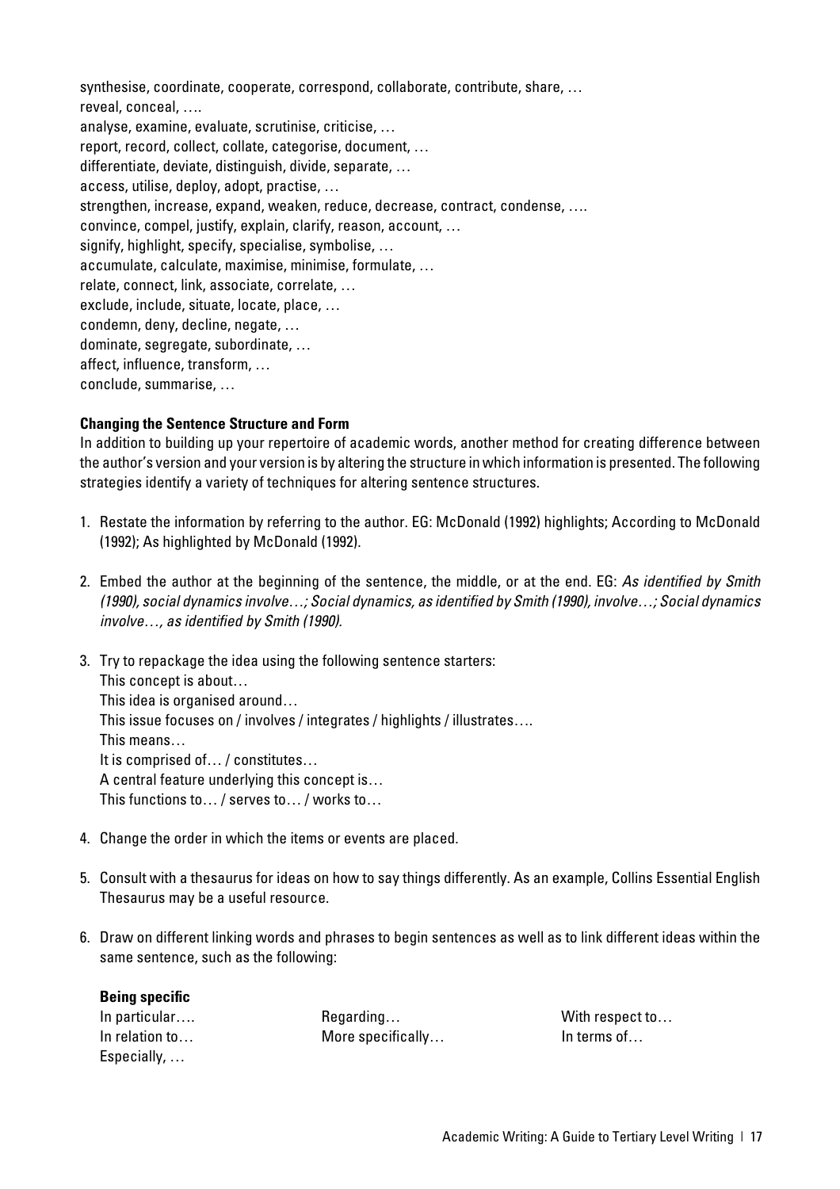synthesise, coordinate, cooperate, correspond, collaborate, contribute, share, …
reveal, conceal, ….
analyse, examine, evaluate, scrutinise, criticise, …
report, record, collect, collate, categorise, document, …
differentiate, deviate, distinguish, divide, separate, …
access, utilise, deploy, adopt, practise, …
strengthen, increase, expand, weaken, reduce, decrease, contract, condense, ….
convince, compel, justify, explain, clarify, reason, account, …
signify, highlight, specify, specialise, symbolise, …
accumulate, calculate, maximise, minimise, formulate, …
relate, connect, link, associate, correlate, …
exclude, include, situate, locate, place, …
condemn, deny, decline, negate, …
dominate, segregate, subordinate, …
affect, influence, transform, …
conclude, summarise, …

**Changing the Sentence Structure and Form**

In addition to building up your repertoire of academic words, another method for creating difference between the author's version and your version is by altering the structure in which information is presented. The following strategies identify a variety of techniques for altering sentence structures.

1. Restate the information by referring to the author. EG: McDonald (1992) highlights; According to McDonald (1992); As highlighted by McDonald (1992).

2. Embed the author at the beginning of the sentence, the middle, or at the end. EG: *As identified by Smith (1990), social dynamics involve…; Social dynamics, as identified by Smith (1990), involve…; Social dynamics involve…, as identified by Smith (1990).*

3. Try to repackage the idea using the following sentence starters:
   This concept is about…
   This idea is organised around…
   This issue focuses on / involves / integrates / highlights / illustrates….
   This means…
   It is comprised of… / constitutes…
   A central feature underlying this concept is…
   This functions to… / serves to… / works to…

4. Change the order in which the items or events are placed.

5. Consult with a thesaurus for ideas on how to say things differently. As an example, Collins Essential English Thesaurus may be a useful resource.

6. Draw on different linking words and phrases to begin sentences as well as to link different ideas within the same sentence, such as the following:

   **Being specific**

   | | | |
   |---|---|---|
   | In particular…. | Regarding… | With respect to… |
   | In relation to… | More specifically… | In terms of… |
   | Especially, … | | |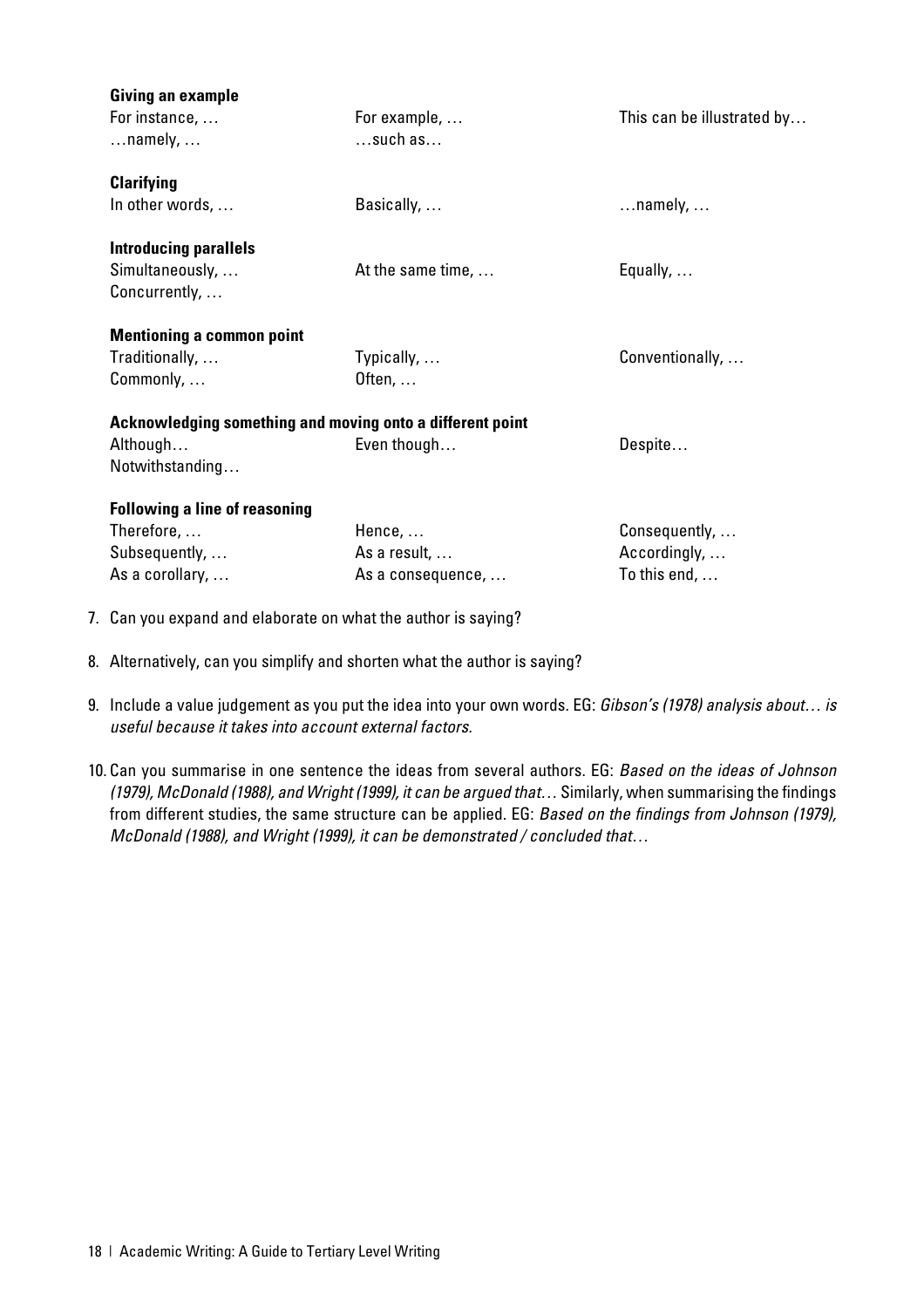**Giving an example**

| | | |
|---|---|---|
| For instance, … | For example, … | This can be illustrated by… |
| …namely, … | …such as… | |

**Clarifying**

| | | |
|---|---|---|
| In other words, … | Basically, … | …namely, … |

**Introducing parallels**

| | | |
|---|---|---|
| Simultaneously, … | At the same time, … | Equally, … |
| Concurrently, … | | |

**Mentioning a common point**

| | | |
|---|---|---|
| Traditionally, … | Typically, … | Conventionally, … |
| Commonly, … | Often, … | |

**Acknowledging something and moving onto a different point**

| | | |
|---|---|---|
| Although… | Even though… | Despite… |
| Notwithstanding… | | |

**Following a line of reasoning**

| | | |
|---|---|---|
| Therefore, … | Hence, … | Consequently, … |
| Subsequently, … | As a result, … | Accordingly, … |
| As a corollary, … | As a consequence, … | To this end, … |

7. Can you expand and elaborate on what the author is saying?
8. Alternatively, can you simplify and shorten what the author is saying?
9. Include a value judgement as you put the idea into your own words. EG: *Gibson's (1978) analysis about… is useful because it takes into account external factors.*
10. Can you summarise in one sentence the ideas from several authors. EG: *Based on the ideas of Johnson (1979), McDonald (1988), and Wright (1999), it can be argued that…* Similarly, when summarising the findings from different studies, the same structure can be applied. EG: *Based on the findings from Johnson (1979), McDonald (1988), and Wright (1999), it can be demonstrated / concluded that…*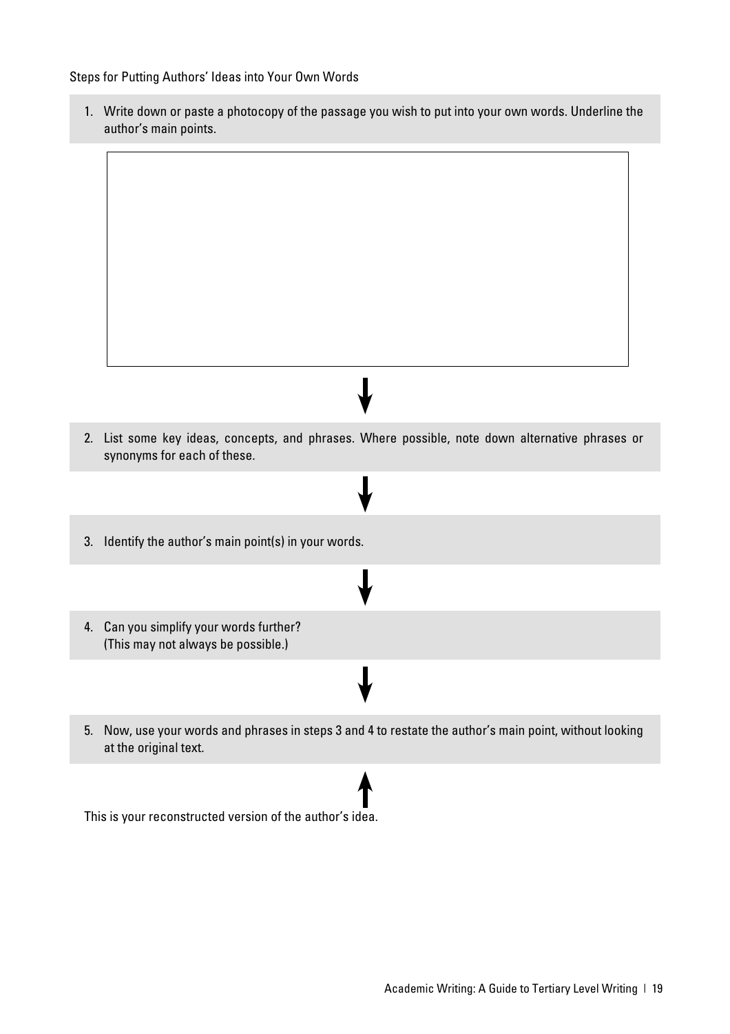Steps for Putting Authors' Ideas into Your Own Words

1. Write down or paste a photocopy of the passage you wish to put into your own words. Underline the author's main points.

2. List some key ideas, concepts, and phrases. Where possible, note down alternative phrases or synonyms for each of these.

3. Identify the author's main point(s) in your words.

4. Can you simplify your words further?
   (This may not always be possible.)

5. Now, use your words and phrases in steps 3 and 4 to restate the author's main point, without looking at the original text.

This is your reconstructed version of the author's idea.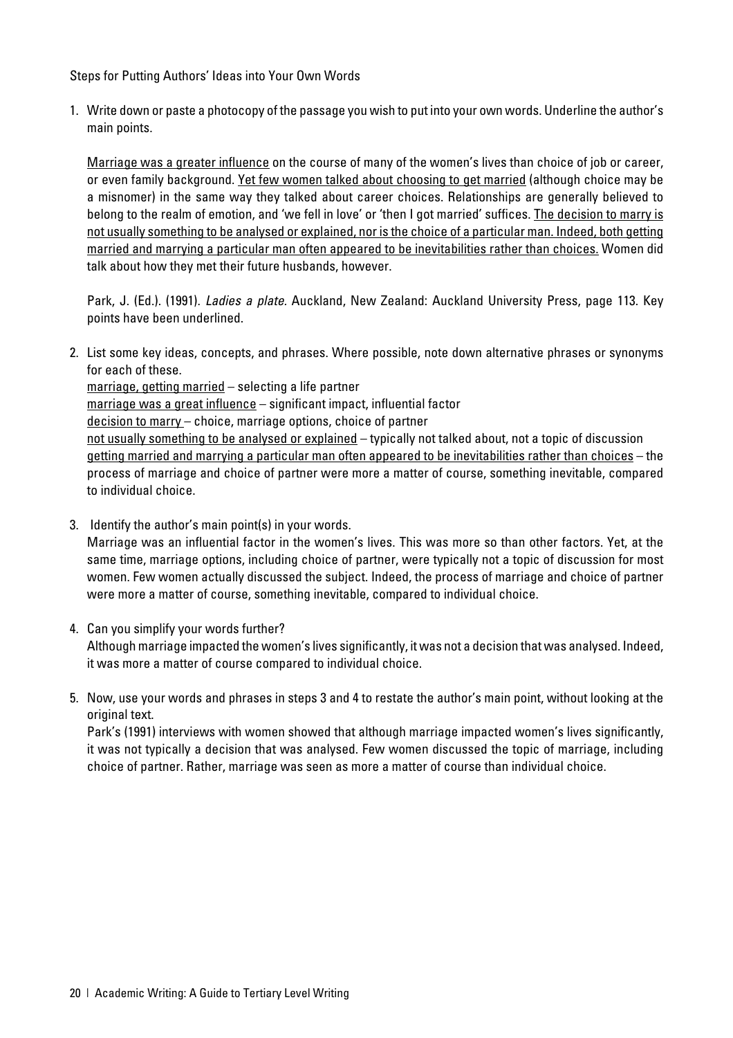Steps for Putting Authors' Ideas into Your Own Words

1. Write down or paste a photocopy of the passage you wish to put into your own words. Underline the author's main points.

   <u>Marriage was a greater influence</u> on the course of many of the women's lives than choice of job or career, or even family background. <u>Yet few women talked about choosing to get married</u> (although choice may be a misnomer) in the same way they talked about career choices. Relationships are generally believed to belong to the realm of emotion, and 'we fell in love' or 'then I got married' suffices. <u>The decision to marry is not usually something to be analysed or explained, nor is the choice of a particular man. Indeed, both getting married and marrying a particular man often appeared to be inevitabilities rather than choices.</u> Women did talk about how they met their future husbands, however.

   Park, J. (Ed.). (1991). *Ladies a plate.* Auckland, New Zealand: Auckland University Press, page 113. Key points have been underlined.

2. List some key ideas, concepts, and phrases. Where possible, note down alternative phrases or synonyms for each of these.
   <u>marriage, getting married</u> – selecting a life partner
   <u>marriage was a great influence</u> – significant impact, influential factor
   <u>decision to marry</u> – choice, marriage options, choice of partner
   <u>not usually something to be analysed or explained</u> – typically not talked about, not a topic of discussion
   <u>getting married and marrying a particular man often appeared to be inevitabilities rather than choices</u> – the process of marriage and choice of partner were more a matter of course, something inevitable, compared to individual choice.

3. Identify the author's main point(s) in your words.
   Marriage was an influential factor in the women's lives. This was more so than other factors. Yet, at the same time, marriage options, including choice of partner, were typically not a topic of discussion for most women. Few women actually discussed the subject. Indeed, the process of marriage and choice of partner were more a matter of course, something inevitable, compared to individual choice.

4. Can you simplify your words further?
   Although marriage impacted the women's lives significantly, it was not a decision that was analysed. Indeed, it was more a matter of course compared to individual choice.

5. Now, use your words and phrases in steps 3 and 4 to restate the author's main point, without looking at the original text.
   Park's (1991) interviews with women showed that although marriage impacted women's lives significantly, it was not typically a decision that was analysed. Few women discussed the topic of marriage, including choice of partner. Rather, marriage was seen as more a matter of course than individual choice.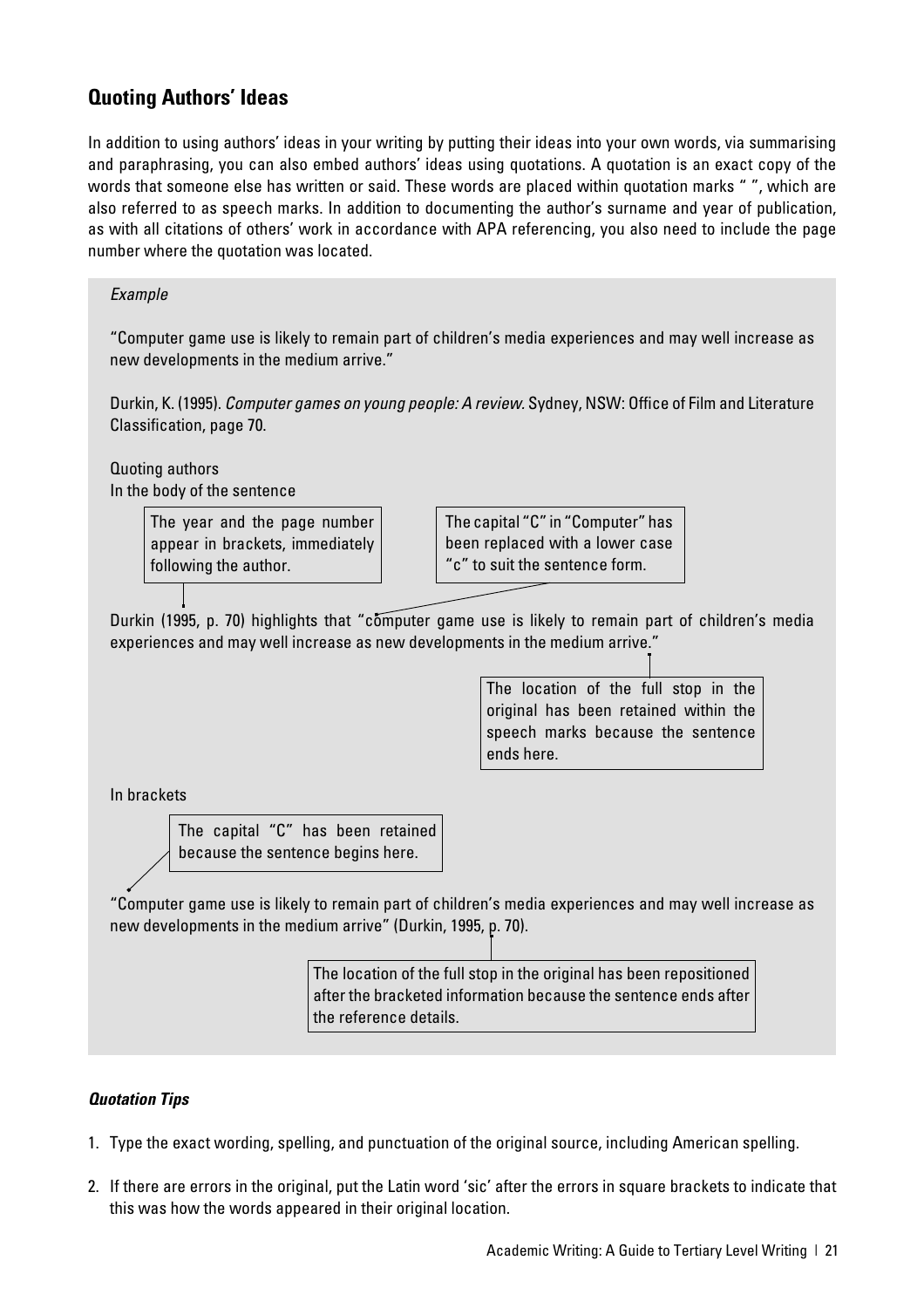## Quoting Authors' Ideas

In addition to using authors' ideas in your writing by putting their ideas into your own words, via summarising and paraphrasing, you can also embed authors' ideas using quotations. A quotation is an exact copy of the words that someone else has written or said. These words are placed within quotation marks " ", which are also referred to as speech marks. In addition to documenting the author's surname and year of publication, as with all citations of others' work in accordance with APA referencing, you also need to include the page number where the quotation was located.

*Example*

"Computer game use is likely to remain part of children's media experiences and may well increase as new developments in the medium arrive."

Durkin, K. (1995). *Computer games on young people: A review*. Sydney, NSW: Office of Film and Literature Classification, page 70.

Quoting authors

In the body of the sentence

> The year and the page number appear in brackets, immediately following the author.

> The capital "C" in "Computer" has been replaced with a lower case "c" to suit the sentence form.

Durkin (1995, p. 70) highlights that "computer game use is likely to remain part of children's media experiences and may well increase as new developments in the medium arrive."

> The location of the full stop in the original has been retained within the speech marks because the sentence ends here.

In brackets

> The capital "C" has been retained because the sentence begins here.

"Computer game use is likely to remain part of children's media experiences and may well increase as new developments in the medium arrive" (Durkin, 1995, p. 70).

> The location of the full stop in the original has been repositioned after the bracketed information because the sentence ends after the reference details.

### *Quotation Tips*

1. Type the exact wording, spelling, and punctuation of the original source, including American spelling.
2. If there are errors in the original, put the Latin word 'sic' after the errors in square brackets to indicate that this was how the words appeared in their original location.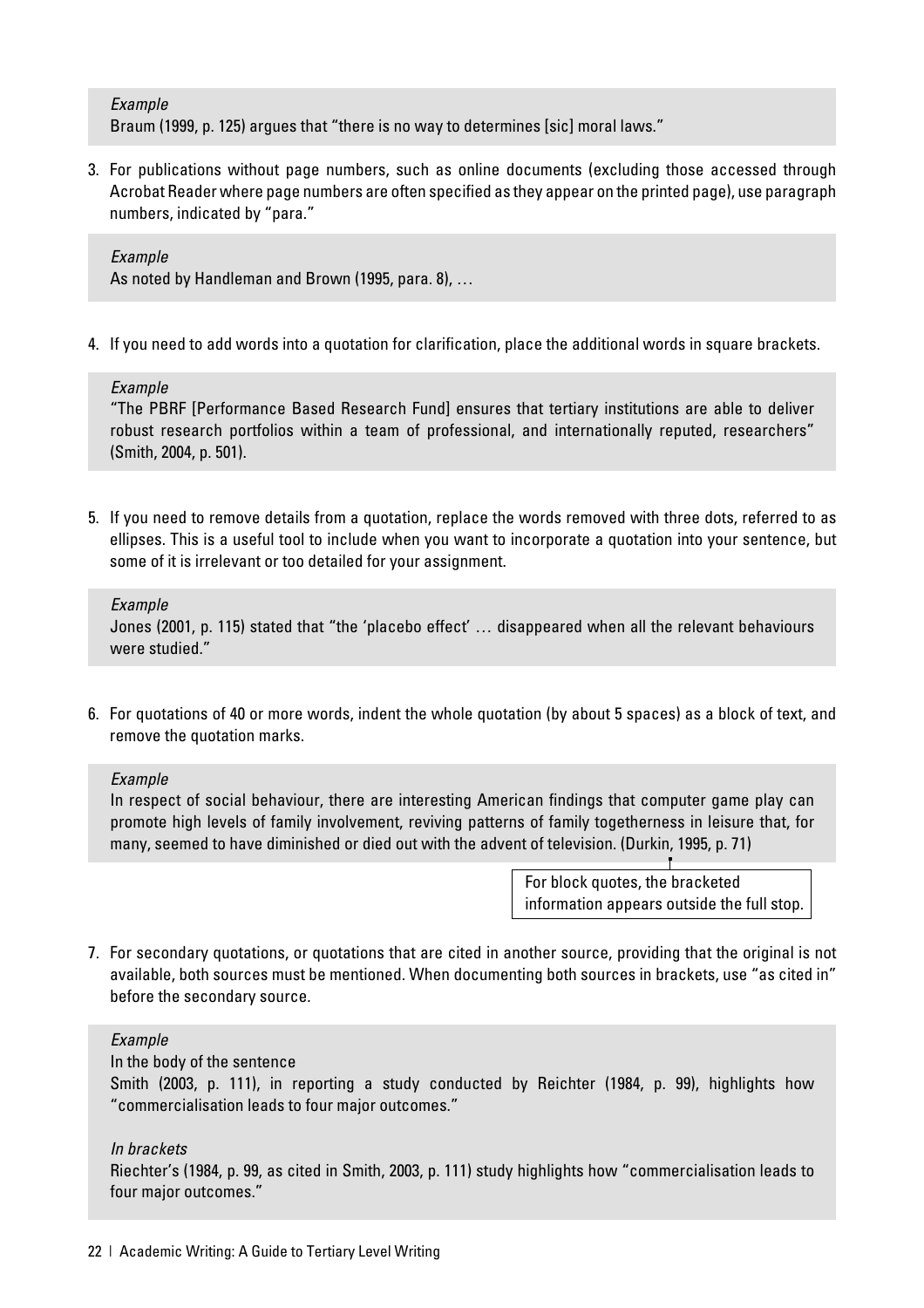*Example*

Braum (1999, p. 125) argues that "there is no way to determines [sic] moral laws."

3. For publications without page numbers, such as online documents (excluding those accessed through Acrobat Reader where page numbers are often specified as they appear on the printed page), use paragraph numbers, indicated by "para."

*Example*

As noted by Handleman and Brown (1995, para. 8), …

4. If you need to add words into a quotation for clarification, place the additional words in square brackets.

*Example*

"The PBRF [Performance Based Research Fund] ensures that tertiary institutions are able to deliver robust research portfolios within a team of professional, and internationally reputed, researchers" (Smith, 2004, p. 501).

5. If you need to remove details from a quotation, replace the words removed with three dots, referred to as ellipses. This is a useful tool to include when you want to incorporate a quotation into your sentence, but some of it is irrelevant or too detailed for your assignment.

*Example*

Jones (2001, p. 115) stated that "the 'placebo effect' … disappeared when all the relevant behaviours were studied."

6. For quotations of 40 or more words, indent the whole quotation (by about 5 spaces) as a block of text, and remove the quotation marks.

*Example*

In respect of social behaviour, there are interesting American findings that computer game play can promote high levels of family involvement, reviving patterns of family togetherness in leisure that, for many, seemed to have diminished or died out with the advent of television. (Durkin, 1995, p. 71)

For block quotes, the bracketed information appears outside the full stop.

7. For secondary quotations, or quotations that are cited in another source, providing that the original is not available, both sources must be mentioned. When documenting both sources in brackets, use "as cited in" before the secondary source.

*Example*

In the body of the sentence

Smith (2003, p. 111), in reporting a study conducted by Reichter (1984, p. 99), highlights how "commercialisation leads to four major outcomes."

*In brackets*

Riechter's (1984, p. 99, as cited in Smith, 2003, p. 111) study highlights how "commercialisation leads to four major outcomes."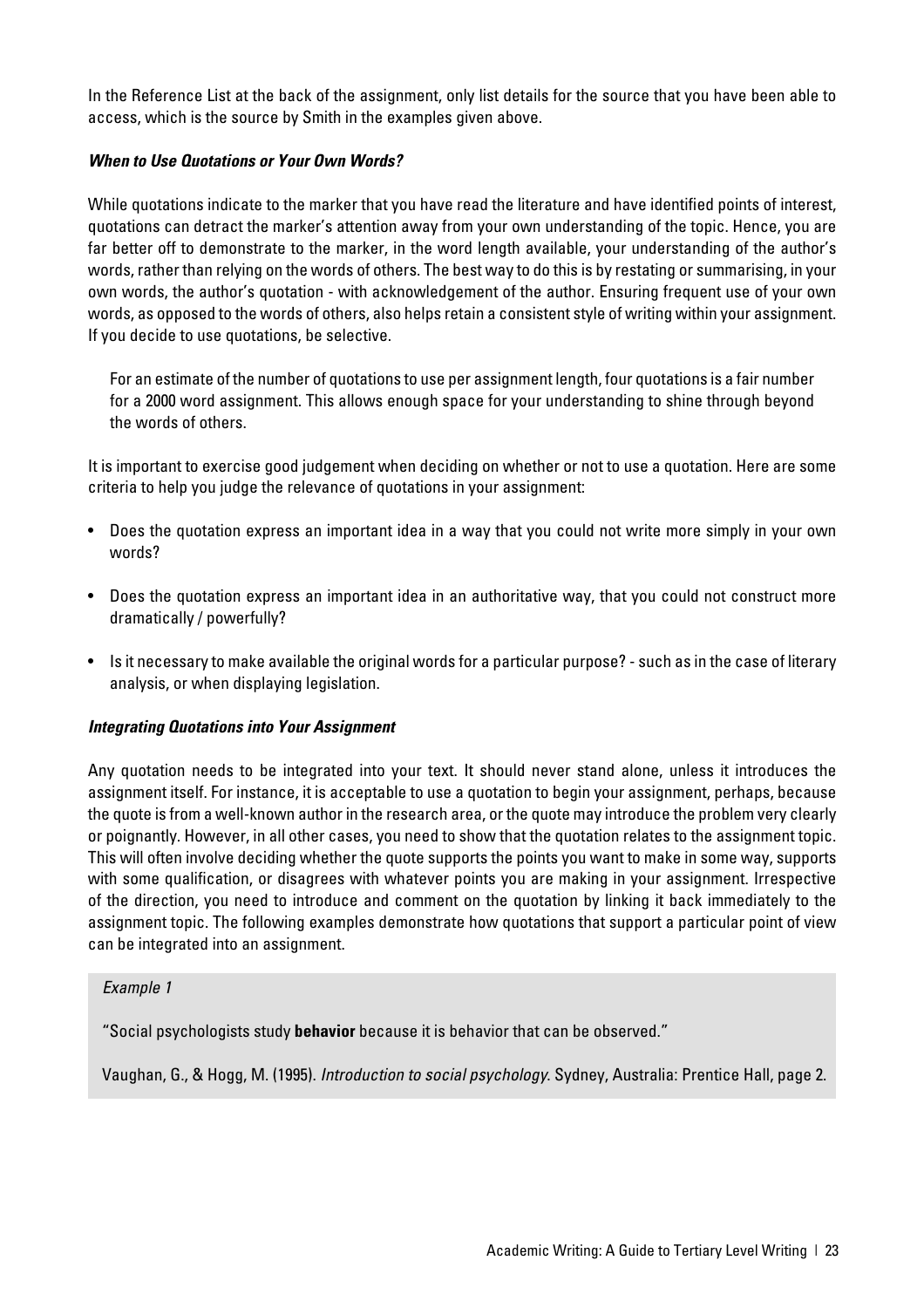In the Reference List at the back of the assignment, only list details for the source that you have been able to access, which is the source by Smith in the examples given above.

***When to Use Quotations or Your Own Words?***

While quotations indicate to the marker that you have read the literature and have identified points of interest, quotations can detract the marker's attention away from your own understanding of the topic. Hence, you are far better off to demonstrate to the marker, in the word length available, your understanding of the author's words, rather than relying on the words of others. The best way to do this is by restating or summarising, in your own words, the author's quotation - with acknowledgement of the author. Ensuring frequent use of your own words, as opposed to the words of others, also helps retain a consistent style of writing within your assignment. If you decide to use quotations, be selective.

> For an estimate of the number of quotations to use per assignment length, four quotations is a fair number for a 2000 word assignment. This allows enough space for your understanding to shine through beyond the words of others.

It is important to exercise good judgement when deciding on whether or not to use a quotation. Here are some criteria to help you judge the relevance of quotations in your assignment:

- Does the quotation express an important idea in a way that you could not write more simply in your own words?
- Does the quotation express an important idea in an authoritative way, that you could not construct more dramatically / powerfully?
- Is it necessary to make available the original words for a particular purpose? - such as in the case of literary analysis, or when displaying legislation.

***Integrating Quotations into Your Assignment***

Any quotation needs to be integrated into your text. It should never stand alone, unless it introduces the assignment itself. For instance, it is acceptable to use a quotation to begin your assignment, perhaps, because the quote is from a well-known author in the research area, or the quote may introduce the problem very clearly or poignantly. However, in all other cases, you need to show that the quotation relates to the assignment topic. This will often involve deciding whether the quote supports the points you want to make in some way, supports with some qualification, or disagrees with whatever points you are making in your assignment. Irrespective of the direction, you need to introduce and comment on the quotation by linking it back immediately to the assignment topic. The following examples demonstrate how quotations that support a particular point of view can be integrated into an assignment.

> *Example 1*
>
> "Social psychologists study **behavior** because it is behavior that can be observed."
>
> Vaughan, G., & Hogg, M. (1995). *Introduction to social psychology.* Sydney, Australia: Prentice Hall, page 2.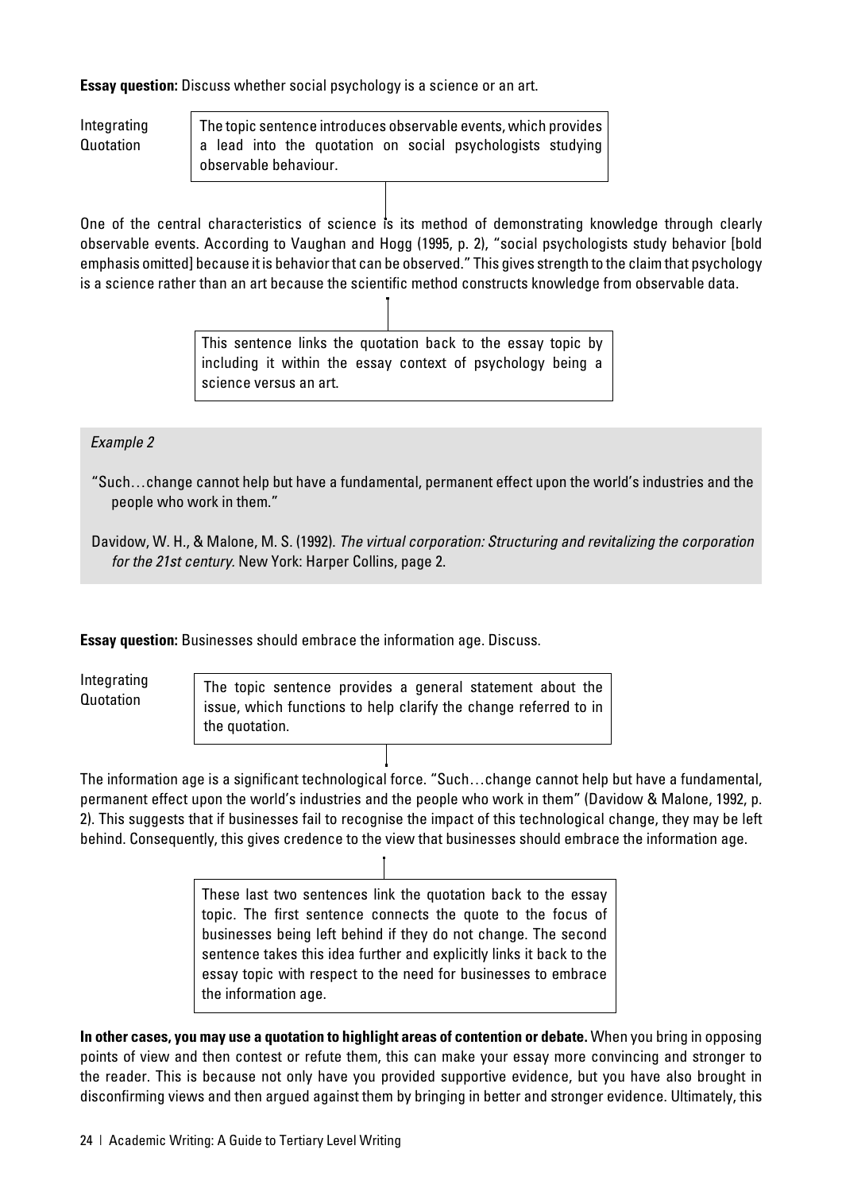**Essay question:** Discuss whether social psychology is a science or an art.

Integrating Quotation

> The topic sentence introduces observable events, which provides a lead into the quotation on social psychologists studying observable behaviour.

One of the central characteristics of science is its method of demonstrating knowledge through clearly observable events. According to Vaughan and Hogg (1995, p. 2), "social psychologists study behavior [bold emphasis omitted] because it is behavior that can be observed." This gives strength to the claim that psychology is a science rather than an art because the scientific method constructs knowledge from observable data.

> This sentence links the quotation back to the essay topic by including it within the essay context of psychology being a science versus an art.

*Example 2*

"Such…change cannot help but have a fundamental, permanent effect upon the world's industries and the people who work in them."

Davidow, W. H., & Malone, M. S. (1992). *The virtual corporation: Structuring and revitalizing the corporation for the 21st century.* New York: Harper Collins, page 2.

**Essay question:** Businesses should embrace the information age. Discuss.

Integrating Quotation

> The topic sentence provides a general statement about the issue, which functions to help clarify the change referred to in the quotation.

The information age is a significant technological force. "Such…change cannot help but have a fundamental, permanent effect upon the world's industries and the people who work in them" (Davidow & Malone, 1992, p. 2). This suggests that if businesses fail to recognise the impact of this technological change, they may be left behind. Consequently, this gives credence to the view that businesses should embrace the information age.

> These last two sentences link the quotation back to the essay topic. The first sentence connects the quote to the focus of businesses being left behind if they do not change. The second sentence takes this idea further and explicitly links it back to the essay topic with respect to the need for businesses to embrace the information age.

**In other cases, you may use a quotation to highlight areas of contention or debate.** When you bring in opposing points of view and then contest or refute them, this can make your essay more convincing and stronger to the reader. This is because not only have you provided supportive evidence, but you have also brought in disconfirming views and then argued against them by bringing in better and stronger evidence. Ultimately, this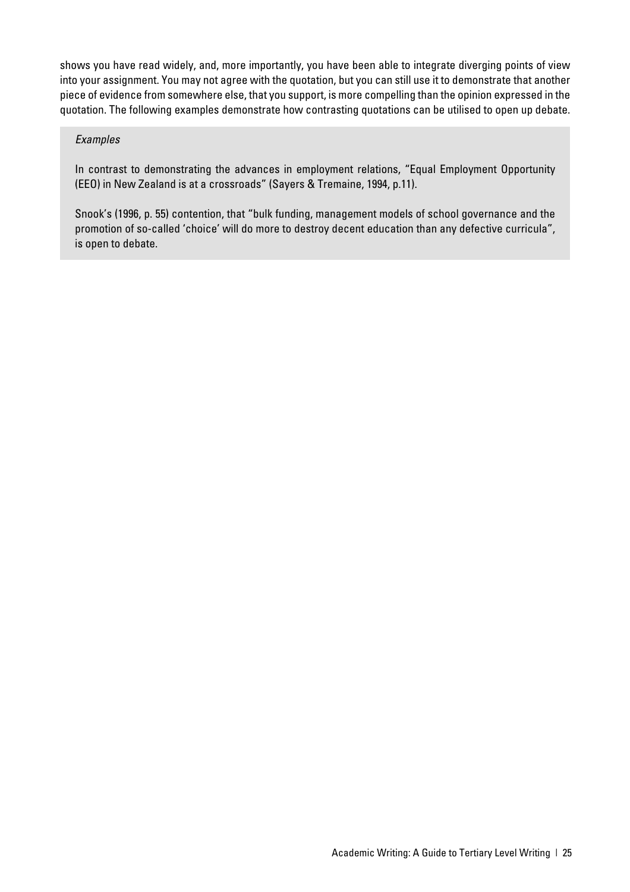shows you have read widely, and, more importantly, you have been able to integrate diverging points of view into your assignment. You may not agree with the quotation, but you can still use it to demonstrate that another piece of evidence from somewhere else, that you support, is more compelling than the opinion expressed in the quotation. The following examples demonstrate how contrasting quotations can be utilised to open up debate.

> *Examples*
>
> In contrast to demonstrating the advances in employment relations, “Equal Employment Opportunity (EEO) in New Zealand is at a crossroads” (Sayers & Tremaine, 1994, p.11).
>
> Snook’s (1996, p. 55) contention, that “bulk funding, management models of school governance and the promotion of so-called ‘choice’ will do more to destroy decent education than any defective curricula”, is open to debate.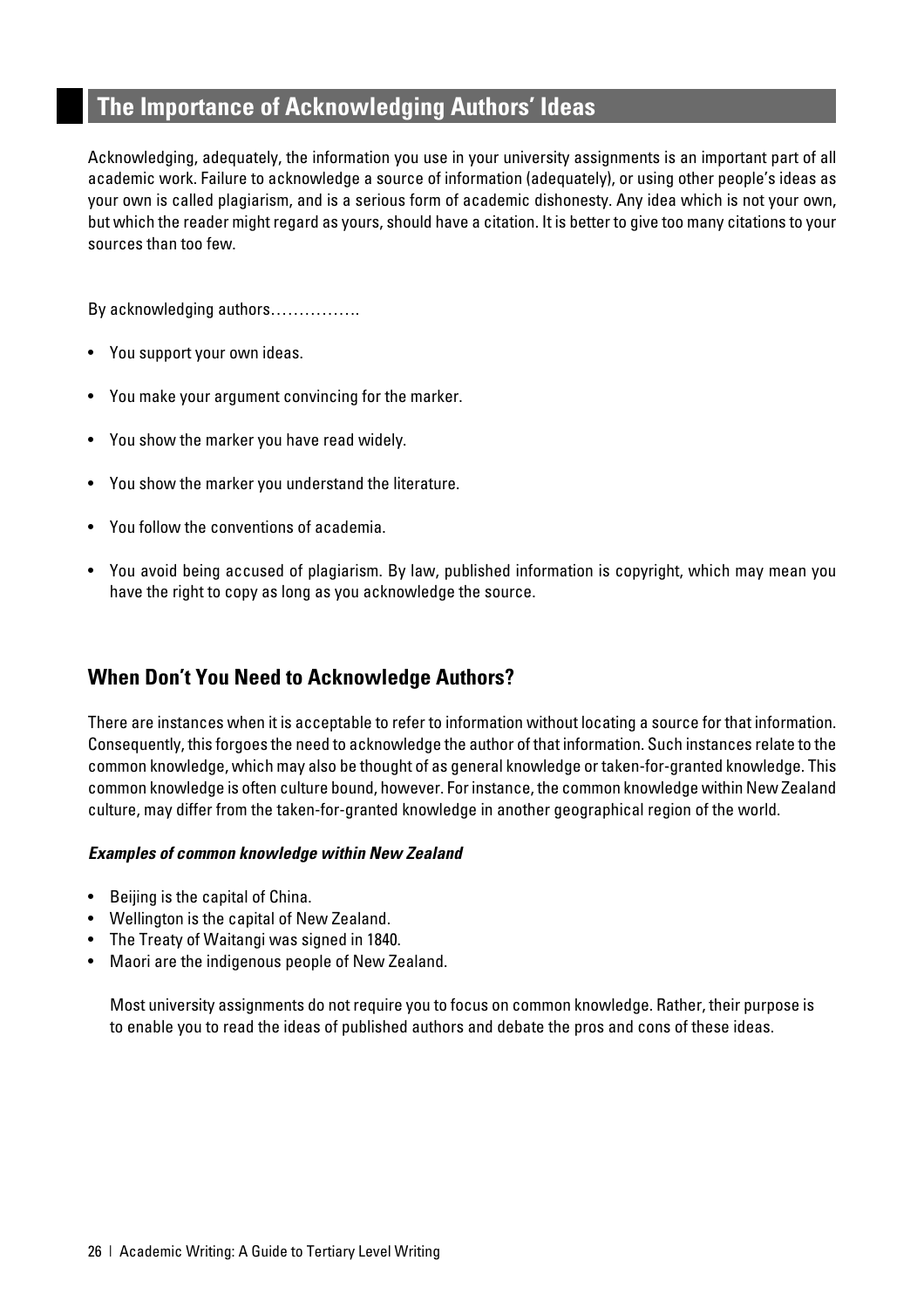## The Importance of Acknowledging Authors' Ideas

Acknowledging, adequately, the information you use in your university assignments is an important part of all academic work. Failure to acknowledge a source of information (adequately), or using other people's ideas as your own is called plagiarism, and is a serious form of academic dishonesty. Any idea which is not your own, but which the reader might regard as yours, should have a citation. It is better to give too many citations to your sources than too few.

By acknowledging authors…………….

- You support your own ideas.
- You make your argument convincing for the marker.
- You show the marker you have read widely.
- You show the marker you understand the literature.
- You follow the conventions of academia.
- You avoid being accused of plagiarism. By law, published information is copyright, which may mean you have the right to copy as long as you acknowledge the source.

### When Don't You Need to Acknowledge Authors?

There are instances when it is acceptable to refer to information without locating a source for that information. Consequently, this forgoes the need to acknowledge the author of that information. Such instances relate to the common knowledge, which may also be thought of as general knowledge or taken-for-granted knowledge. This common knowledge is often culture bound, however. For instance, the common knowledge within New Zealand culture, may differ from the taken-for-granted knowledge in another geographical region of the world.

***Examples of common knowledge within New Zealand***

- Beijing is the capital of China.
- Wellington is the capital of New Zealand.
- The Treaty of Waitangi was signed in 1840.
- Maori are the indigenous people of New Zealand.

Most university assignments do not require you to focus on common knowledge. Rather, their purpose is to enable you to read the ideas of published authors and debate the pros and cons of these ideas.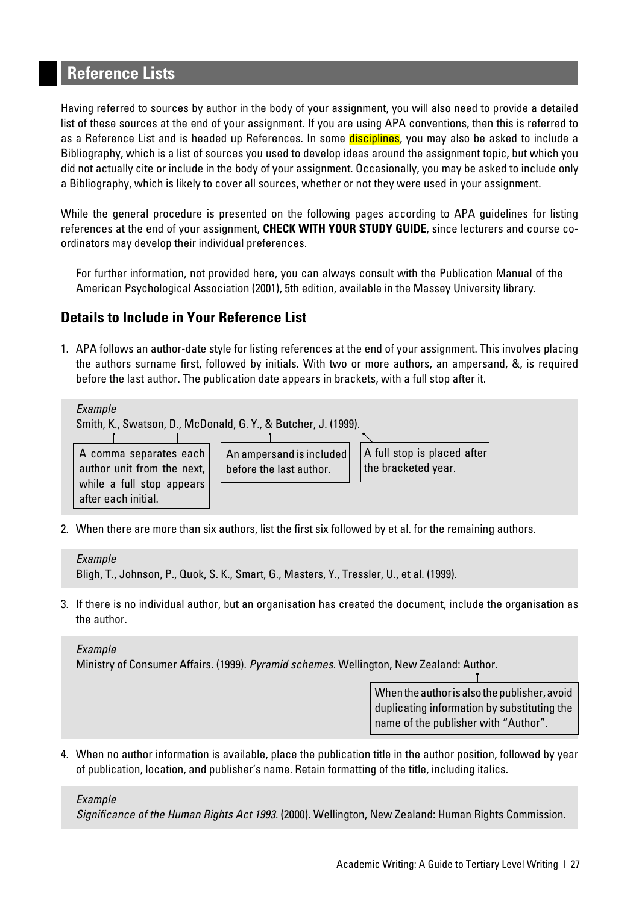## Reference Lists

Having referred to sources by author in the body of your assignment, you will also need to provide a detailed list of these sources at the end of your assignment. If you are using APA conventions, then this is referred to as a Reference List and is headed up References. In some disciplines, you may also be asked to include a Bibliography, which is a list of sources you used to develop ideas around the assignment topic, but which you did not actually cite or include in the body of your assignment. Occasionally, you may be asked to include only a Bibliography, which is likely to cover all sources, whether or not they were used in your assignment.

While the general procedure is presented on the following pages according to APA guidelines for listing references at the end of your assignment, **CHECK WITH YOUR STUDY GUIDE**, since lecturers and course co-ordinators may develop their individual preferences.

For further information, not provided here, you can always consult with the Publication Manual of the American Psychological Association (2001), 5th edition, available in the Massey University library.

### Details to Include in Your Reference List

1. APA follows an author-date style for listing references at the end of your assignment. This involves placing the authors surname first, followed by initials. With two or more authors, an ampersand, &, is required before the last author. The publication date appears in brackets, with a full stop after it.

*Example*

Smith, K., Swatson, D., McDonald, G. Y., & Butcher, J. (1999).

A comma separates each author unit from the next, while a full stop appears after each initial.

An ampersand is included before the last author.

A full stop is placed after the bracketed year.

2. When there are more than six authors, list the first six followed by et al. for the remaining authors.

*Example*

Bligh, T., Johnson, P., Quok, S. K., Smart, G., Masters, Y., Tressler, U., et al. (1999).

3. If there is no individual author, but an organisation has created the document, include the organisation as the author.

*Example*

Ministry of Consumer Affairs. (1999). *Pyramid schemes*. Wellington, New Zealand: Author.

When the author is also the publisher, avoid duplicating information by substituting the name of the publisher with "Author".

4. When no author information is available, place the publication title in the author position, followed by year of publication, location, and publisher's name. Retain formatting of the title, including italics.

*Example*

*Significance of the Human Rights Act 1993*. (2000). Wellington, New Zealand: Human Rights Commission.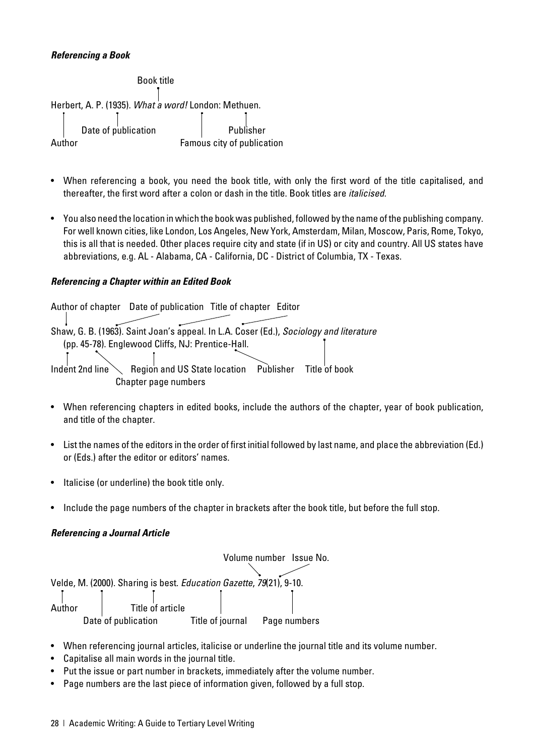***Referencing a Book***

Book title

Herbert, A. P. (1935). *What a word!* London: Methuen.

Author — Date of publication — Famous city of publication — Publisher

- When referencing a book, you need the book title, with only the first word of the title capitalised, and thereafter, the first word after a colon or dash in the title. Book titles are *italicised.*

- You also need the location in which the book was published, followed by the name of the publishing company. For well known cities, like London, Los Angeles, New York, Amsterdam, Milan, Moscow, Paris, Rome, Tokyo, this is all that is needed. Other places require city and state (if in US) or city and country. All US states have abbreviations, e.g. AL - Alabama, CA - California, DC - District of Columbia, TX - Texas.

***Referencing a Chapter within an Edited Book***

Author of chapter — Date of publication — Title of chapter — Editor

Shaw, G. B. (1963). Saint Joan's appeal. In L.A. Coser (Ed.), *Sociology and literature*
(pp. 45-78). Englewood Cliffs, NJ: Prentice-Hall.

Indent 2nd line — Chapter page numbers — Region and US State location — Publisher — Title of book

- When referencing chapters in edited books, include the authors of the chapter, year of book publication, and title of the chapter.

- List the names of the editors in the order of first initial followed by last name, and place the abbreviation (Ed.) or (Eds.) after the editor or editors' names.

- Italicise (or underline) the book title only.

- Include the page numbers of the chapter in brackets after the book title, but before the full stop.

***Referencing a Journal Article***

Volume number — Issue No.

Velde, M. (2000). Sharing is best. *Education Gazette*, *79*(21), 9-10.

Author — Date of publication — Title of article — Title of journal — Page numbers

- When referencing journal articles, italicise or underline the journal title and its volume number.
- Capitalise all main words in the journal title.
- Put the issue or part number in brackets, immediately after the volume number.
- Page numbers are the last piece of information given, followed by a full stop.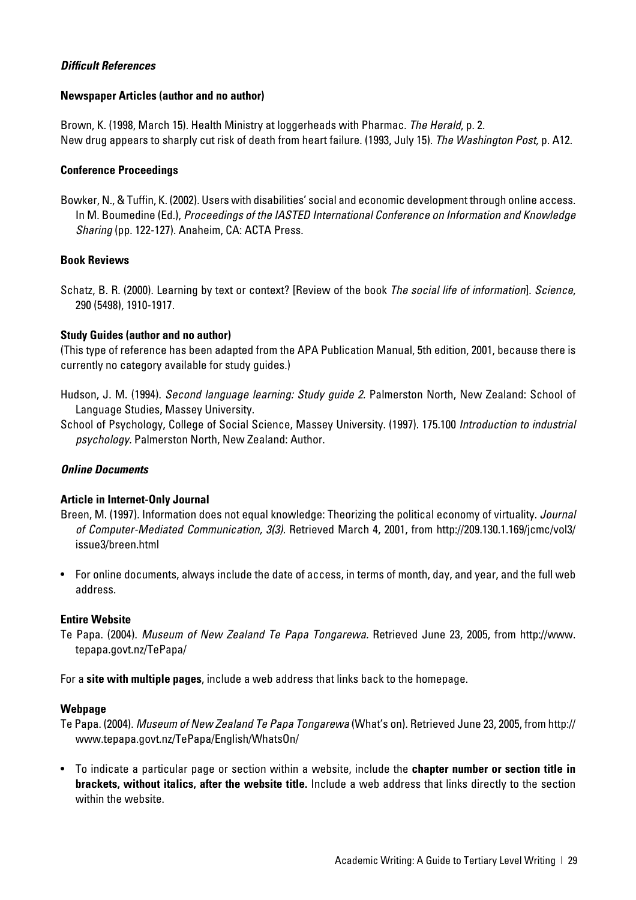### *Difficult References*

**Newspaper Articles (author and no author)**

Brown, K. (1998, March 15). Health Ministry at loggerheads with Pharmac. *The Herald*, p. 2.
New drug appears to sharply cut risk of death from heart failure. (1993, July 15). *The Washington Post,* p. A12.

**Conference Proceedings**

Bowker, N., & Tuffin, K. (2002). Users with disabilities' social and economic development through online access. In M. Boumedine (Ed.), *Proceedings of the IASTED International Conference on Information and Knowledge Sharing* (pp. 122-127). Anaheim, CA: ACTA Press.

**Book Reviews**

Schatz, B. R. (2000). Learning by text or context? [Review of the book *The social life of information*]. *Science*, 290 (5498), 1910-1917.

**Study Guides (author and no author)**

(This type of reference has been adapted from the APA Publication Manual, 5th edition, 2001, because there is currently no category available for study guides.)

Hudson, J. M. (1994). *Second language learning: Study guide 2.* Palmerston North, New Zealand: School of Language Studies, Massey University.

School of Psychology, College of Social Science, Massey University. (1997). 175.100 *Introduction to industrial psychology.* Palmerston North, New Zealand: Author.

### *Online Documents*

**Article in Internet-Only Journal**

Breen, M. (1997). Information does not equal knowledge: Theorizing the political economy of virtuality. *Journal of Computer-Mediated Communication, 3(3).* Retrieved March 4, 2001, from http://209.130.1.169/jcmc/vol3/issue3/breen.html

- For online documents, always include the date of access, in terms of month, day, and year, and the full web address.

**Entire Website**

Te Papa. (2004). *Museum of New Zealand Te Papa Tongarewa.* Retrieved June 23, 2005, from http://www.tepapa.govt.nz/TePapa/

For a **site with multiple pages**, include a web address that links back to the homepage.

**Webpage**

Te Papa. (2004). *Museum of New Zealand Te Papa Tongarewa* (What's on). Retrieved June 23, 2005, from http://www.tepapa.govt.nz/TePapa/English/WhatsOn/

- To indicate a particular page or section within a website, include the **chapter number or section title in brackets, without italics, after the website title.** Include a web address that links directly to the section within the website.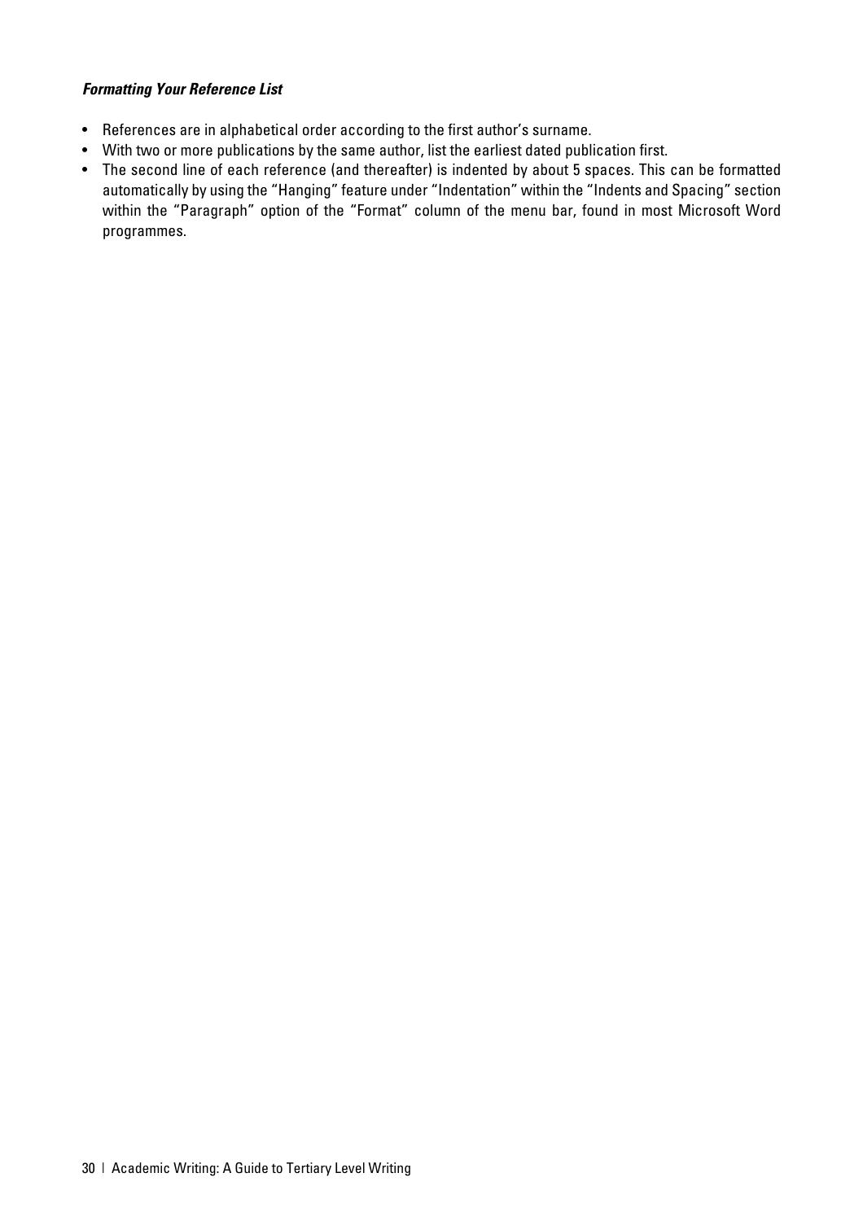***Formatting Your Reference List***

- References are in alphabetical order according to the first author's surname.
- With two or more publications by the same author, list the earliest dated publication first.
- The second line of each reference (and thereafter) is indented by about 5 spaces. This can be formatted automatically by using the "Hanging" feature under "Indentation" within the "Indents and Spacing" section within the "Paragraph" option of the "Format" column of the menu bar, found in most Microsoft Word programmes.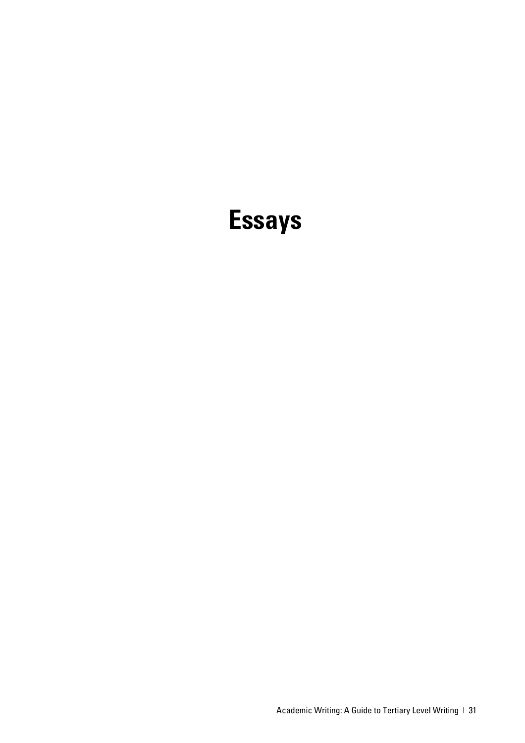# Essays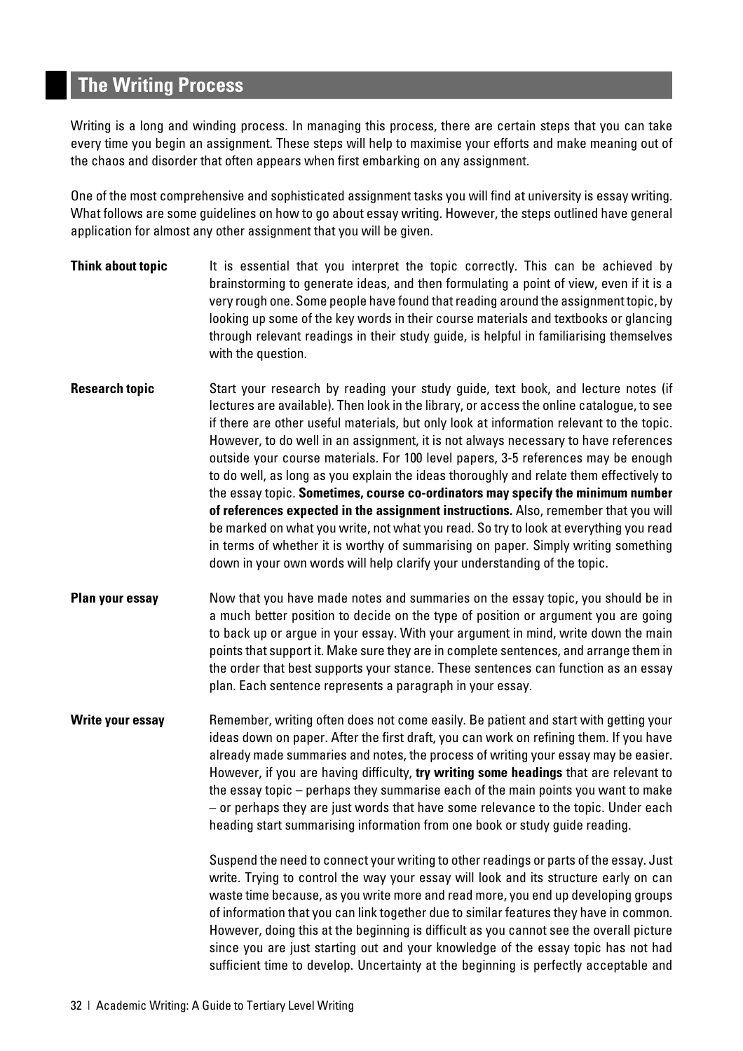## The Writing Process

Writing is a long and winding process. In managing this process, there are certain steps that you can take every time you begin an assignment. These steps will help to maximise your efforts and make meaning out of the chaos and disorder that often appears when first embarking on any assignment.

One of the most comprehensive and sophisticated assignment tasks you will find at university is essay writing. What follows are some guidelines on how to go about essay writing. However, the steps outlined have general application for almost any other assignment that you will be given.

**Think about topic**

It is essential that you interpret the topic correctly. This can be achieved by brainstorming to generate ideas, and then formulating a point of view, even if it is a very rough one. Some people have found that reading around the assignment topic, by looking up some of the key words in their course materials and textbooks or glancing through relevant readings in their study guide, is helpful in familiarising themselves with the question.

**Research topic**

Start your research by reading your study guide, text book, and lecture notes (if lectures are available). Then look in the library, or access the online catalogue, to see if there are other useful materials, but only look at information relevant to the topic. However, to do well in an assignment, it is not always necessary to have references outside your course materials. For 100 level papers, 3-5 references may be enough to do well, as long as you explain the ideas thoroughly and relate them effectively to the essay topic. **Sometimes, course co-ordinators may specify the minimum number of references expected in the assignment instructions.** Also, remember that you will be marked on what you write, not what you read. So try to look at everything you read in terms of whether it is worthy of summarising on paper. Simply writing something down in your own words will help clarify your understanding of the topic.

**Plan your essay**

Now that you have made notes and summaries on the essay topic, you should be in a much better position to decide on the type of position or argument you are going to back up or argue in your essay. With your argument in mind, write down the main points that support it. Make sure they are in complete sentences, and arrange them in the order that best supports your stance. These sentences can function as an essay plan. Each sentence represents a paragraph in your essay.

**Write your essay**

Remember, writing often does not come easily. Be patient and start with getting your ideas down on paper. After the first draft, you can work on refining them. If you have already made summaries and notes, the process of writing your essay may be easier. However, if you are having difficulty, **try writing some headings** that are relevant to the essay topic – perhaps they summarise each of the main points you want to make – or perhaps they are just words that have some relevance to the topic. Under each heading start summarising information from one book or study guide reading.

Suspend the need to connect your writing to other readings or parts of the essay. Just write. Trying to control the way your essay will look and its structure early on can waste time because, as you write more and read more, you end up developing groups of information that you can link together due to similar features they have in common. However, doing this at the beginning is difficult as you cannot see the overall picture since you are just starting out and your knowledge of the essay topic has not had sufficient time to develop. Uncertainty at the beginning is perfectly acceptable and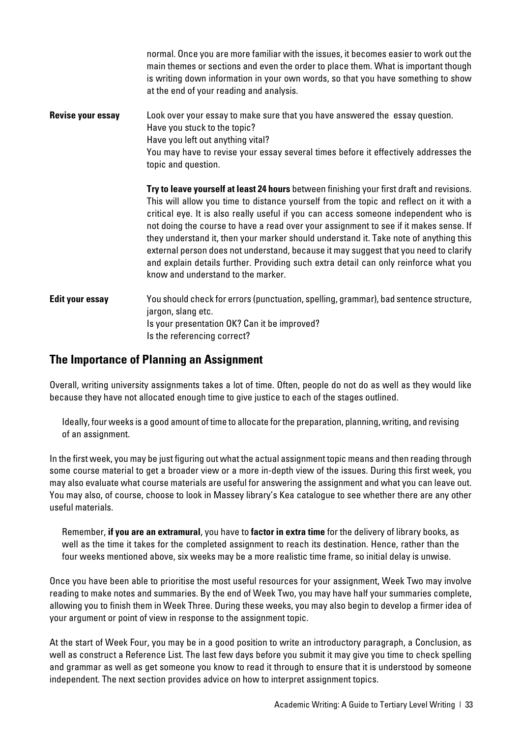normal. Once you are more familiar with the issues, it becomes easier to work out the main themes or sections and even the order to place them. What is important though is writing down information in your own words, so that you have something to show at the end of your reading and analysis.

**Revise your essay**

Look over your essay to make sure that you have answered the essay question.
Have you stuck to the topic?
Have you left out anything vital?
You may have to revise your essay several times before it effectively addresses the topic and question.

**Try to leave yourself at least 24 hours** between finishing your first draft and revisions. This will allow you time to distance yourself from the topic and reflect on it with a critical eye. It is also really useful if you can access someone independent who is not doing the course to have a read over your assignment to see if it makes sense. If they understand it, then your marker should understand it. Take note of anything this external person does not understand, because it may suggest that you need to clarify and explain details further. Providing such extra detail can only reinforce what you know and understand to the marker.

**Edit your essay**

You should check for errors (punctuation, spelling, grammar), bad sentence structure, jargon, slang etc.
Is your presentation OK? Can it be improved?
Is the referencing correct?

## The Importance of Planning an Assignment

Overall, writing university assignments takes a lot of time. Often, people do not do as well as they would like because they have not allocated enough time to give justice to each of the stages outlined.

> Ideally, four weeks is a good amount of time to allocate for the preparation, planning, writing, and revising of an assignment.

In the first week, you may be just figuring out what the actual assignment topic means and then reading through some course material to get a broader view or a more in-depth view of the issues. During this first week, you may also evaluate what course materials are useful for answering the assignment and what you can leave out. You may also, of course, choose to look in Massey library's Kea catalogue to see whether there are any other useful materials.

> Remember, **if you are an extramural**, you have to **factor in extra time** for the delivery of library books, as well as the time it takes for the completed assignment to reach its destination. Hence, rather than the four weeks mentioned above, six weeks may be a more realistic time frame, so initial delay is unwise.

Once you have been able to prioritise the most useful resources for your assignment, Week Two may involve reading to make notes and summaries. By the end of Week Two, you may have half your summaries complete, allowing you to finish them in Week Three. During these weeks, you may also begin to develop a firmer idea of your argument or point of view in response to the assignment topic.

At the start of Week Four, you may be in a good position to write an introductory paragraph, a Conclusion, as well as construct a Reference List. The last few days before you submit it may give you time to check spelling and grammar as well as get someone you know to read it through to ensure that it is understood by someone independent. The next section provides advice on how to interpret assignment topics.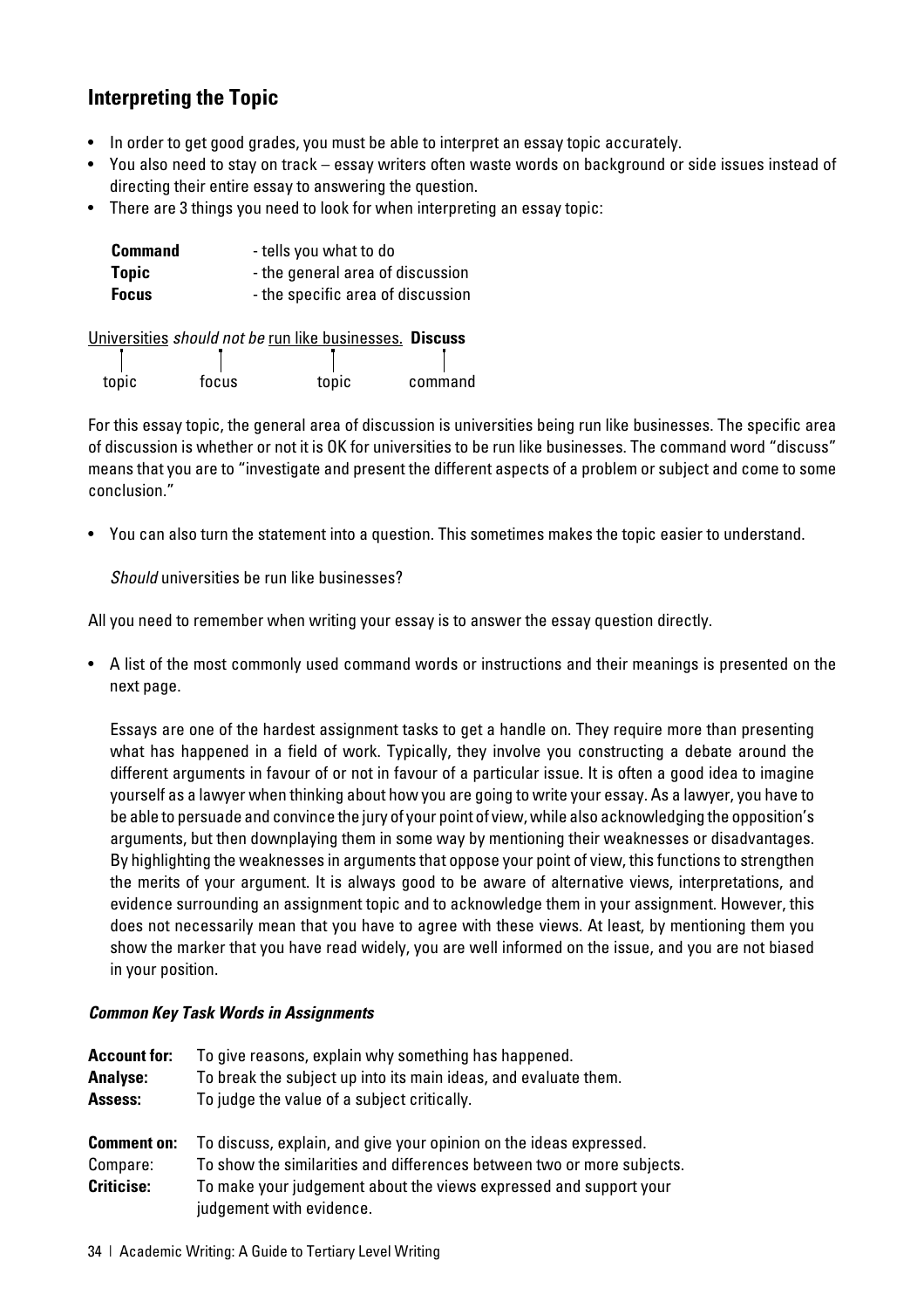## Interpreting the Topic

- In order to get good grades, you must be able to interpret an essay topic accurately.
- You also need to stay on track – essay writers often waste words on background or side issues instead of directing their entire essay to answering the question.
- There are 3 things you need to look for when interpreting an essay topic:

| | |
|---|---|
| **Command** | - tells you what to do |
| **Topic** | - the general area of discussion |
| **Focus** | - the specific area of discussion |

Universities *should not be* run like businesses. **Discuss**

| Universities | *should not be* | run like businesses. | **Discuss** |
|---|---|---|---|
| topic | focus | topic | command |

For this essay topic, the general area of discussion is universities being run like businesses. The specific area of discussion is whether or not it is OK for universities to be run like businesses. The command word "discuss" means that you are to "investigate and present the different aspects of a problem or subject and come to some conclusion."

- You can also turn the statement into a question. This sometimes makes the topic easier to understand.

  *Should* universities be run like businesses?

All you need to remember when writing your essay is to answer the essay question directly.

- A list of the most commonly used command words or instructions and their meanings is presented on the next page.

  Essays are one of the hardest assignment tasks to get a handle on. They require more than presenting what has happened in a field of work. Typically, they involve you constructing a debate around the different arguments in favour of or not in favour of a particular issue. It is often a good idea to imagine yourself as a lawyer when thinking about how you are going to write your essay. As a lawyer, you have to be able to persuade and convince the jury of your point of view, while also acknowledging the opposition's arguments, but then downplaying them in some way by mentioning their weaknesses or disadvantages. By highlighting the weaknesses in arguments that oppose your point of view, this functions to strengthen the merits of your argument. It is always good to be aware of alternative views, interpretations, and evidence surrounding an assignment topic and to acknowledge them in your assignment. However, this does not necessarily mean that you have to agree with these views. At least, by mentioning them you show the marker that you have read widely, you are well informed on the issue, and you are not biased in your position.

***Common Key Task Words in Assignments***

| | |
|---|---|
| **Account for:** | To give reasons, explain why something has happened. |
| **Analyse:** | To break the subject up into its main ideas, and evaluate them. |
| **Assess:** | To judge the value of a subject critically. |
| **Comment on:** | To discuss, explain, and give your opinion on the ideas expressed. |
| Compare: | To show the similarities and differences between two or more subjects. |
| **Criticise:** | To make your judgement about the views expressed and support your judgement with evidence. |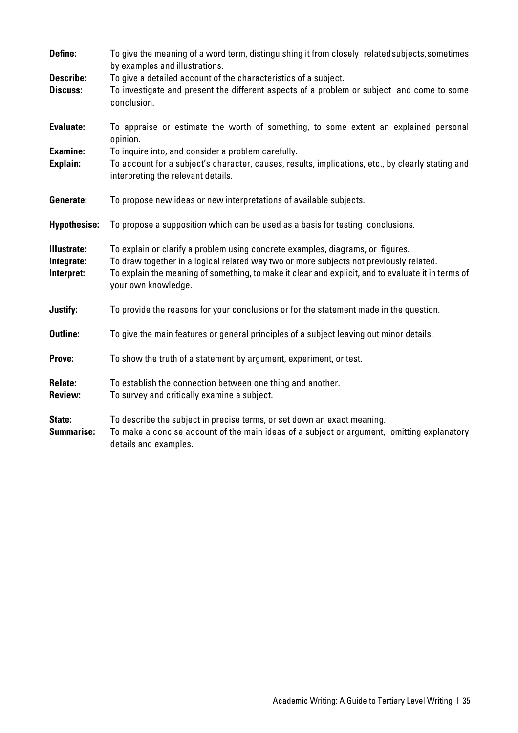**Define:** To give the meaning of a word term, distinguishing it from closely related subjects, sometimes by examples and illustrations.

**Describe:** To give a detailed account of the characteristics of a subject.

**Discuss:** To investigate and present the different aspects of a problem or subject and come to some conclusion.

**Evaluate:** To appraise or estimate the worth of something, to some extent an explained personal opinion.

**Examine:** To inquire into, and consider a problem carefully.

**Explain:** To account for a subject's character, causes, results, implications, etc., by clearly stating and interpreting the relevant details.

**Generate:** To propose new ideas or new interpretations of available subjects.

**Hypothesise:** To propose a supposition which can be used as a basis for testing conclusions.

**Illustrate:** To explain or clarify a problem using concrete examples, diagrams, or figures.

**Integrate:** To draw together in a logical related way two or more subjects not previously related.

**Interpret:** To explain the meaning of something, to make it clear and explicit, and to evaluate it in terms of your own knowledge.

**Justify:** To provide the reasons for your conclusions or for the statement made in the question.

**Outline:** To give the main features or general principles of a subject leaving out minor details.

**Prove:** To show the truth of a statement by argument, experiment, or test.

**Relate:** To establish the connection between one thing and another.

**Review:** To survey and critically examine a subject.

**State:** To describe the subject in precise terms, or set down an exact meaning.

**Summarise:** To make a concise account of the main ideas of a subject or argument, omitting explanatory details and examples.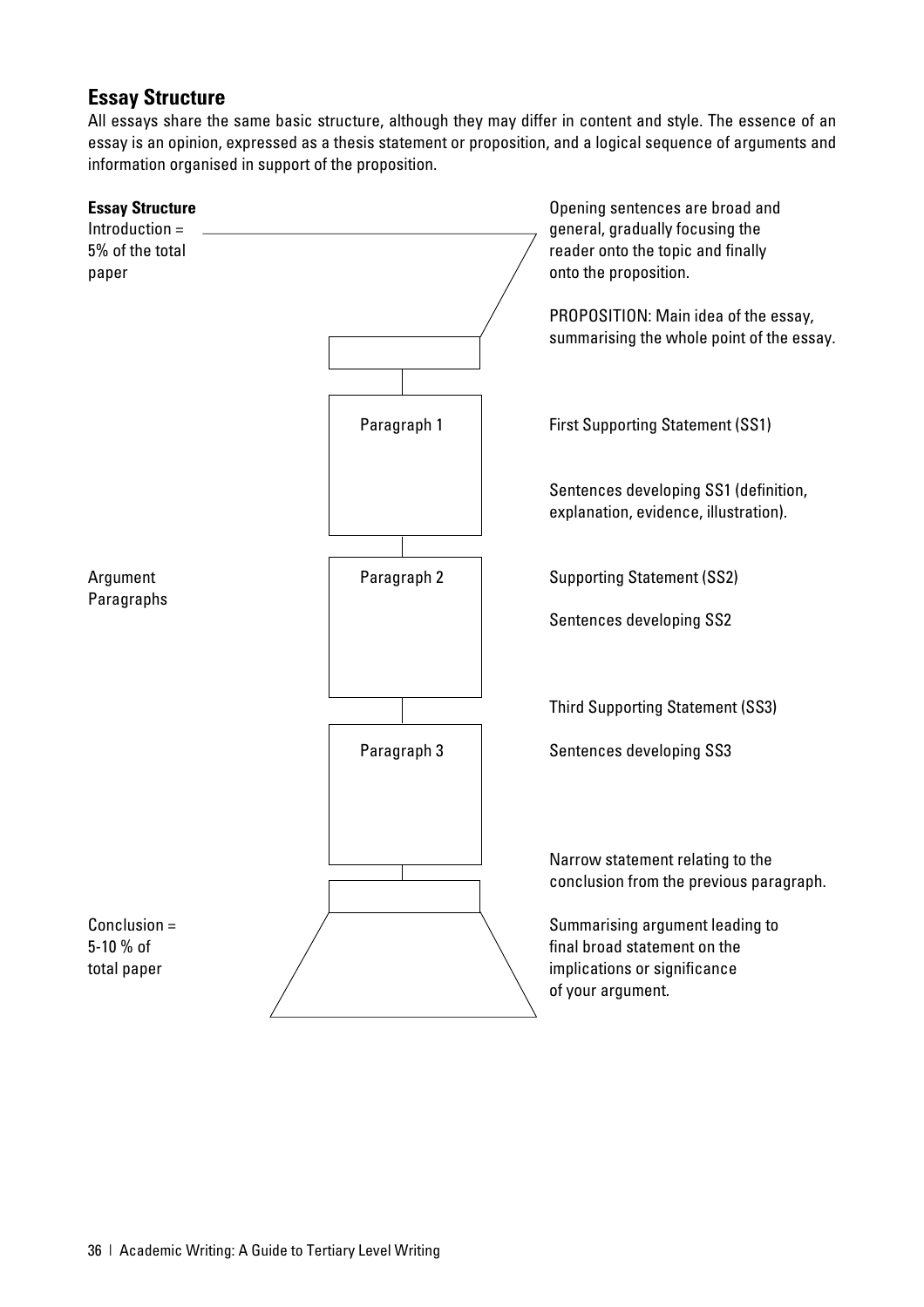## Essay Structure

All essays share the same basic structure, although they may differ in content and style. The essence of an essay is an opinion, expressed as a thesis statement or proposition, and a logical sequence of arguments and information organised in support of the proposition.

**Essay Structure**

Introduction = 5% of the total paper

Opening sentences are broad and general, gradually focusing the reader onto the topic and finally onto the proposition.

PROPOSITION: Main idea of the essay, summarising the whole point of the essay.

Argument Paragraphs

Paragraph 1

First Supporting Statement (SS1)

Sentences developing SS1 (definition, explanation, evidence, illustration).

Paragraph 2

Supporting Statement (SS2)

Sentences developing SS2

Paragraph 3

Third Supporting Statement (SS3)

Sentences developing SS3

Narrow statement relating to the conclusion from the previous paragraph.

Conclusion = 5-10 % of total paper

Summarising argument leading to final broad statement on the implications or significance of your argument.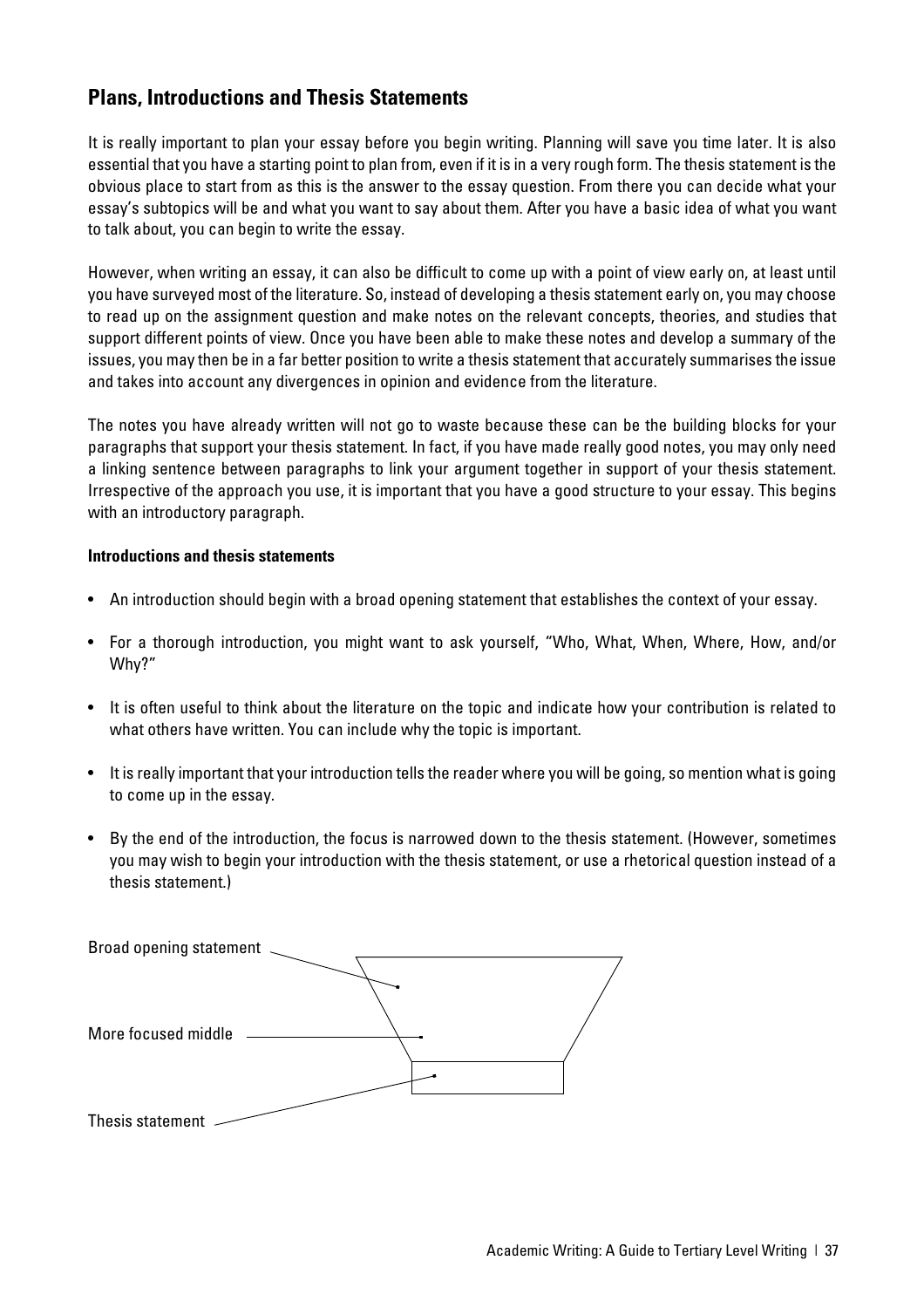## Plans, Introductions and Thesis Statements

It is really important to plan your essay before you begin writing. Planning will save you time later. It is also essential that you have a starting point to plan from, even if it is in a very rough form. The thesis statement is the obvious place to start from as this is the answer to the essay question. From there you can decide what your essay's subtopics will be and what you want to say about them. After you have a basic idea of what you want to talk about, you can begin to write the essay.

However, when writing an essay, it can also be difficult to come up with a point of view early on, at least until you have surveyed most of the literature. So, instead of developing a thesis statement early on, you may choose to read up on the assignment question and make notes on the relevant concepts, theories, and studies that support different points of view. Once you have been able to make these notes and develop a summary of the issues, you may then be in a far better position to write a thesis statement that accurately summarises the issue and takes into account any divergences in opinion and evidence from the literature.

The notes you have already written will not go to waste because these can be the building blocks for your paragraphs that support your thesis statement. In fact, if you have made really good notes, you may only need a linking sentence between paragraphs to link your argument together in support of your thesis statement. Irrespective of the approach you use, it is important that you have a good structure to your essay. This begins with an introductory paragraph.

### Introductions and thesis statements

- An introduction should begin with a broad opening statement that establishes the context of your essay.
- For a thorough introduction, you might want to ask yourself, "Who, What, When, Where, How, and/or Why?"
- It is often useful to think about the literature on the topic and indicate how your contribution is related to what others have written. You can include why the topic is important.
- It is really important that your introduction tells the reader where you will be going, so mention what is going to come up in the essay.
- By the end of the introduction, the focus is narrowed down to the thesis statement. (However, sometimes you may wish to begin your introduction with the thesis statement, or use a rhetorical question instead of a thesis statement.)

Broad opening statement

More focused middle

Thesis statement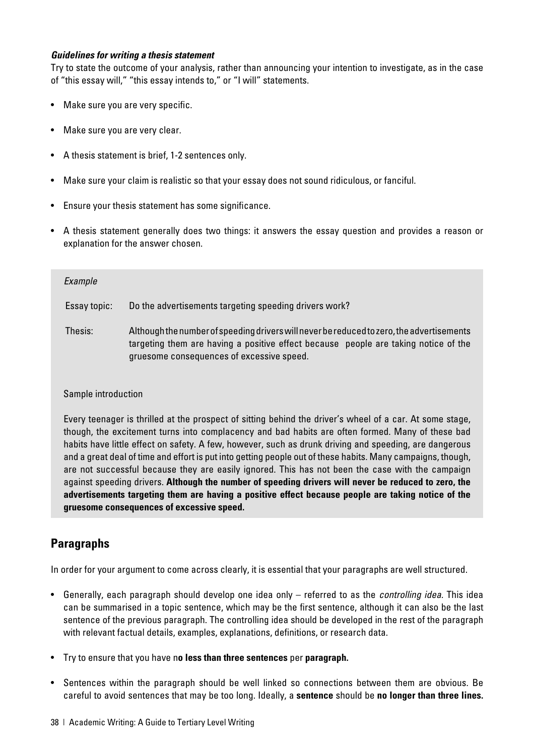***Guidelines for writing a thesis statement***

Try to state the outcome of your analysis, rather than announcing your intention to investigate, as in the case of "this essay will," "this essay intends to," or "I will" statements.

- Make sure you are very specific.
- Make sure you are very clear.
- A thesis statement is brief, 1-2 sentences only.
- Make sure your claim is realistic so that your essay does not sound ridiculous, or fanciful.
- Ensure your thesis statement has some significance.
- A thesis statement generally does two things: it answers the essay question and provides a reason or explanation for the answer chosen.

*Example*

| | |
|---|---|
| Essay topic: | Do the advertisements targeting speeding drivers work? |
| Thesis: | Although the number of speeding drivers will never be reduced to zero, the advertisements targeting them are having a positive effect because people are taking notice of the gruesome consequences of excessive speed. |

Sample introduction

Every teenager is thrilled at the prospect of sitting behind the driver's wheel of a car. At some stage, though, the excitement turns into complacency and bad habits are often formed. Many of these bad habits have little effect on safety. A few, however, such as drunk driving and speeding, are dangerous and a great deal of time and effort is put into getting people out of these habits. Many campaigns, though, are not successful because they are easily ignored. This has not been the case with the campaign against speeding drivers. **Although the number of speeding drivers will never be reduced to zero, the advertisements targeting them are having a positive effect because people are taking notice of the gruesome consequences of excessive speed.**

## Paragraphs

In order for your argument to come across clearly, it is essential that your paragraphs are well structured.

- Generally, each paragraph should develop one idea only – referred to as the *controlling idea.* This idea can be summarised in a topic sentence, which may be the first sentence, although it can also be the last sentence of the previous paragraph. The controlling idea should be developed in the rest of the paragraph with relevant factual details, examples, explanations, definitions, or research data.
- Try to ensure that you have n**o less than three sentences** per **paragraph.**
- Sentences within the paragraph should be well linked so connections between them are obvious. Be careful to avoid sentences that may be too long. Ideally, a **sentence** should be **no longer than three lines.**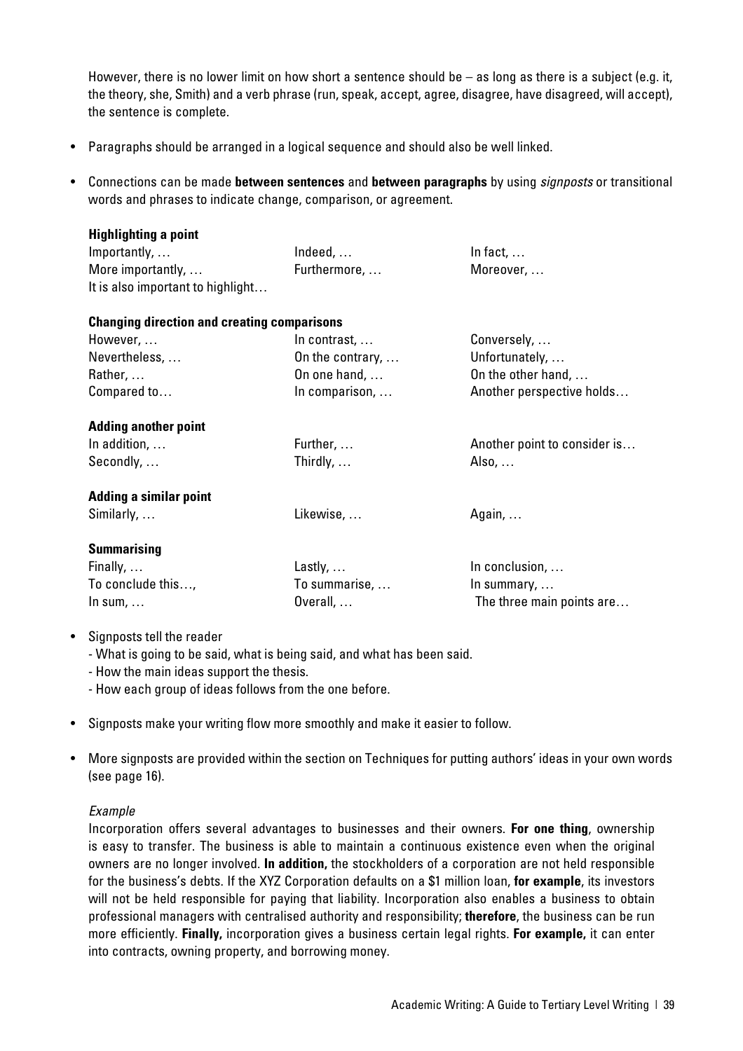However, there is no lower limit on how short a sentence should be – as long as there is a subject (e.g. it, the theory, she, Smith) and a verb phrase (run, speak, accept, agree, disagree, have disagreed, will accept), the sentence is complete.

- Paragraphs should be arranged in a logical sequence and should also be well linked.
- Connections can be made **between sentences** and **between paragraphs** by using *signposts* or transitional words and phrases to indicate change, comparison, or agreement.

**Highlighting a point**

| | | |
|---|---|---|
| Importantly, … | Indeed, … | In fact, … |
| More importantly, … | Furthermore, … | Moreover, … |
| It is also important to highlight… | | |

**Changing direction and creating comparisons**

| | | |
|---|---|---|
| However, … | In contrast, … | Conversely, … |
| Nevertheless, … | On the contrary, … | Unfortunately, … |
| Rather, … | On one hand, … | On the other hand, … |
| Compared to… | In comparison, … | Another perspective holds… |

**Adding another point**

| | | |
|---|---|---|
| In addition, … | Further, … | Another point to consider is… |
| Secondly, … | Thirdly, … | Also, … |

**Adding a similar point**

| | | |
|---|---|---|
| Similarly, … | Likewise, … | Again, … |

**Summarising**

| | | |
|---|---|---|
| Finally, … | Lastly, … | In conclusion, … |
| To conclude this…, | To summarise, … | In summary, … |
| In sum, … | Overall, … | The three main points are… |

- Signposts tell the reader
  - What is going to be said, what is being said, and what has been said.
  - How the main ideas support the thesis.
  - How each group of ideas follows from the one before.
- Signposts make your writing flow more smoothly and make it easier to follow.
- More signposts are provided within the section on Techniques for putting authors' ideas in your own words (see page 16).

*Example*

Incorporation offers several advantages to businesses and their owners. **For one thing**, ownership is easy to transfer. The business is able to maintain a continuous existence even when the original owners are no longer involved. **In addition,** the stockholders of a corporation are not held responsible for the business's debts. If the XYZ Corporation defaults on a $1 million loan, **for example**, its investors will not be held responsible for paying that liability. Incorporation also enables a business to obtain professional managers with centralised authority and responsibility; **therefore**, the business can be run more efficiently. **Finally,** incorporation gives a business certain legal rights. **For example,** it can enter into contracts, owning property, and borrowing money.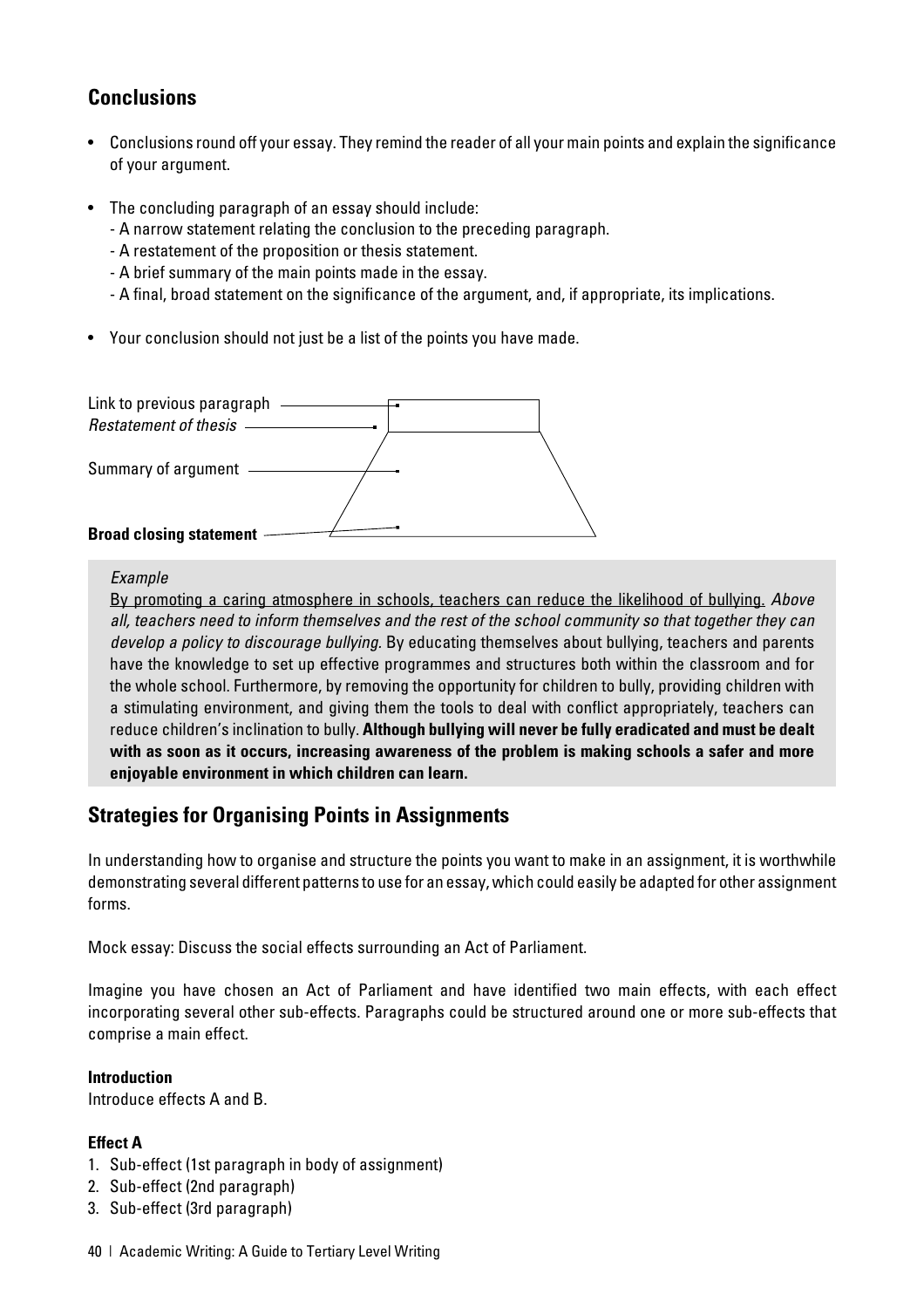## Conclusions

- Conclusions round off your essay. They remind the reader of all your main points and explain the significance of your argument.
- The concluding paragraph of an essay should include:
  - A narrow statement relating the conclusion to the preceding paragraph.
  - A restatement of the proposition or thesis statement.
  - A brief summary of the main points made in the essay.
  - A final, broad statement on the significance of the argument, and, if appropriate, its implications.
- Your conclusion should not just be a list of the points you have made.

Link to previous paragraph
*Restatement of thesis*

Summary of argument

**Broad closing statement**

> *Example*
>
> <u>By promoting a caring atmosphere in schools, teachers can reduce the likelihood of bullying.</u> *Above all, teachers need to inform themselves and the rest of the school community so that together they can develop a policy to discourage bullying.* By educating themselves about bullying, teachers and parents have the knowledge to set up effective programmes and structures both within the classroom and for the whole school. Furthermore, by removing the opportunity for children to bully, providing children with a stimulating environment, and giving them the tools to deal with conflict appropriately, teachers can reduce children's inclination to bully. **Although bullying will never be fully eradicated and must be dealt with as soon as it occurs, increasing awareness of the problem is making schools a safer and more enjoyable environment in which children can learn.**

## Strategies for Organising Points in Assignments

In understanding how to organise and structure the points you want to make in an assignment, it is worthwhile demonstrating several different patterns to use for an essay, which could easily be adapted for other assignment forms.

Mock essay: Discuss the social effects surrounding an Act of Parliament.

Imagine you have chosen an Act of Parliament and have identified two main effects, with each effect incorporating several other sub-effects. Paragraphs could be structured around one or more sub-effects that comprise a main effect.

**Introduction**
Introduce effects A and B.

**Effect A**
1. Sub-effect (1st paragraph in body of assignment)
2. Sub-effect (2nd paragraph)
3. Sub-effect (3rd paragraph)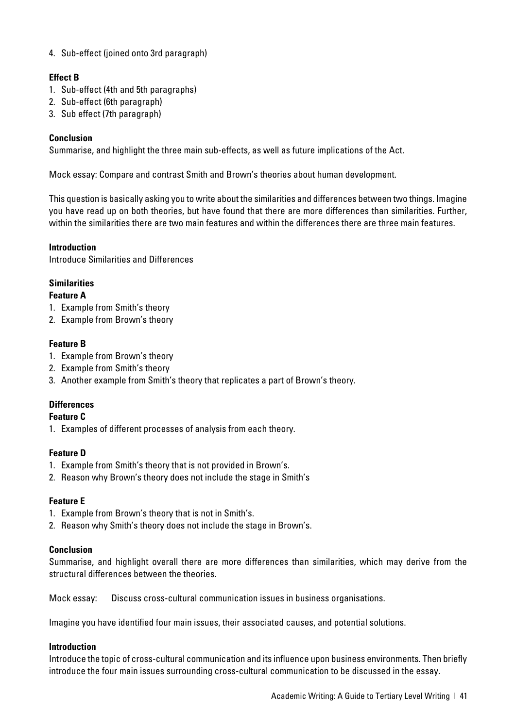4. Sub-effect (joined onto 3rd paragraph)

**Effect B**

1. Sub-effect (4th and 5th paragraphs)
2. Sub-effect (6th paragraph)
3. Sub effect (7th paragraph)

**Conclusion**

Summarise, and highlight the three main sub-effects, as well as future implications of the Act.

Mock essay: Compare and contrast Smith and Brown's theories about human development.

This question is basically asking you to write about the similarities and differences between two things. Imagine you have read up on both theories, but have found that there are more differences than similarities. Further, within the similarities there are two main features and within the differences there are three main features.

**Introduction**

Introduce Similarities and Differences

**Similarities**

**Feature A**

1. Example from Smith's theory
2. Example from Brown's theory

**Feature B**

1. Example from Brown's theory
2. Example from Smith's theory
3. Another example from Smith's theory that replicates a part of Brown's theory.

**Differences**

**Feature C**

1. Examples of different processes of analysis from each theory.

**Feature D**

1. Example from Smith's theory that is not provided in Brown's.
2. Reason why Brown's theory does not include the stage in Smith's

**Feature E**

1. Example from Brown's theory that is not in Smith's.
2. Reason why Smith's theory does not include the stage in Brown's.

**Conclusion**

Summarise, and highlight overall there are more differences than similarities, which may derive from the structural differences between the theories.

Mock essay: Discuss cross-cultural communication issues in business organisations.

Imagine you have identified four main issues, their associated causes, and potential solutions.

**Introduction**

Introduce the topic of cross-cultural communication and its influence upon business environments. Then briefly introduce the four main issues surrounding cross-cultural communication to be discussed in the essay.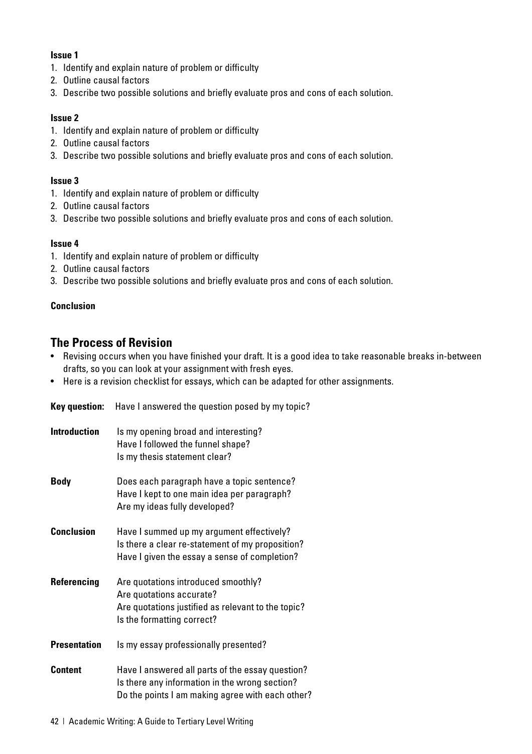**Issue 1**

1. Identify and explain nature of problem or difficulty
2. Outline causal factors
3. Describe two possible solutions and briefly evaluate pros and cons of each solution.

**Issue 2**

1. Identify and explain nature of problem or difficulty
2. Outline causal factors
3. Describe two possible solutions and briefly evaluate pros and cons of each solution.

**Issue 3**

1. Identify and explain nature of problem or difficulty
2. Outline causal factors
3. Describe two possible solutions and briefly evaluate pros and cons of each solution.

**Issue 4**

1. Identify and explain nature of problem or difficulty
2. Outline causal factors
3. Describe two possible solutions and briefly evaluate pros and cons of each solution.

**Conclusion**

## The Process of Revision

- Revising occurs when you have finished your draft. It is a good idea to take reasonable breaks in-between drafts, so you can look at your assignment with fresh eyes.
- Here is a revision checklist for essays, which can be adapted for other assignments.

**Key question:** Have I answered the question posed by my topic?

**Introduction**
Is my opening broad and interesting?
Have I followed the funnel shape?
Is my thesis statement clear?

**Body**
Does each paragraph have a topic sentence?
Have I kept to one main idea per paragraph?
Are my ideas fully developed?

**Conclusion**
Have I summed up my argument effectively?
Is there a clear re-statement of my proposition?
Have I given the essay a sense of completion?

**Referencing**
Are quotations introduced smoothly?
Are quotations accurate?
Are quotations justified as relevant to the topic?
Is the formatting correct?

**Presentation**
Is my essay professionally presented?

**Content**
Have I answered all parts of the essay question?
Is there any information in the wrong section?
Do the points I am making agree with each other?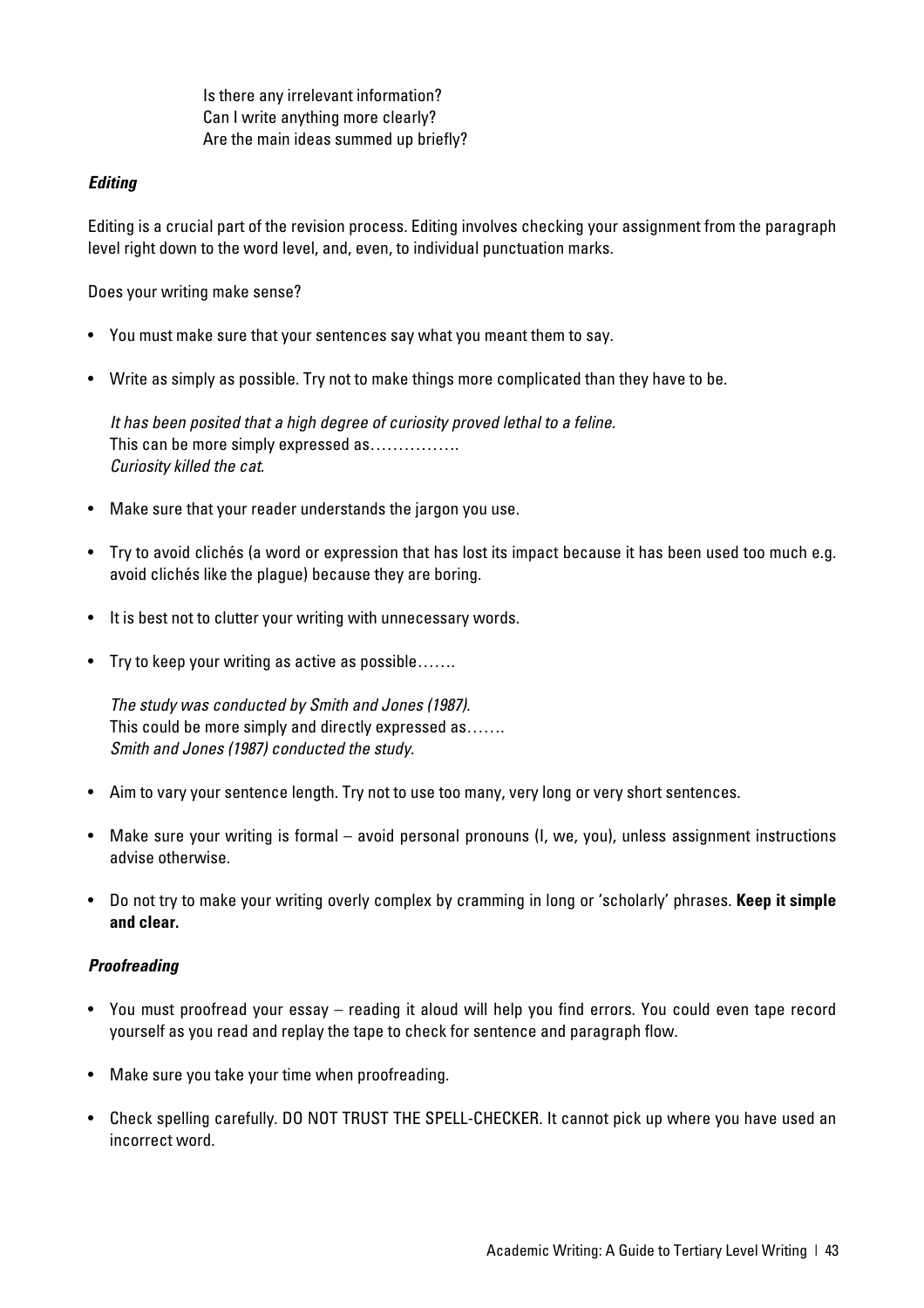Is there any irrelevant information?
Can I write anything more clearly?
Are the main ideas summed up briefly?

### *Editing*

Editing is a crucial part of the revision process. Editing involves checking your assignment from the paragraph level right down to the word level, and, even, to individual punctuation marks.

Does your writing make sense?

- You must make sure that your sentences say what you meant them to say.
- Write as simply as possible. Try not to make things more complicated than they have to be.

  *It has been posited that a high degree of curiosity proved lethal to a feline.*
  This can be more simply expressed as…………….
  *Curiosity killed the cat.*

- Make sure that your reader understands the jargon you use.
- Try to avoid clichés (a word or expression that has lost its impact because it has been used too much e.g. avoid clichés like the plague) because they are boring.
- It is best not to clutter your writing with unnecessary words.
- Try to keep your writing as active as possible…….

  *The study was conducted by Smith and Jones (1987).*
  This could be more simply and directly expressed as…….
  *Smith and Jones (1987) conducted the study.*

- Aim to vary your sentence length. Try not to use too many, very long or very short sentences.
- Make sure your writing is formal – avoid personal pronouns (I, we, you), unless assignment instructions advise otherwise.
- Do not try to make your writing overly complex by cramming in long or 'scholarly' phrases. **Keep it simple and clear.**

### *Proofreading*

- You must proofread your essay – reading it aloud will help you find errors. You could even tape record yourself as you read and replay the tape to check for sentence and paragraph flow.
- Make sure you take your time when proofreading.
- Check spelling carefully. DO NOT TRUST THE SPELL-CHECKER. It cannot pick up where you have used an incorrect word.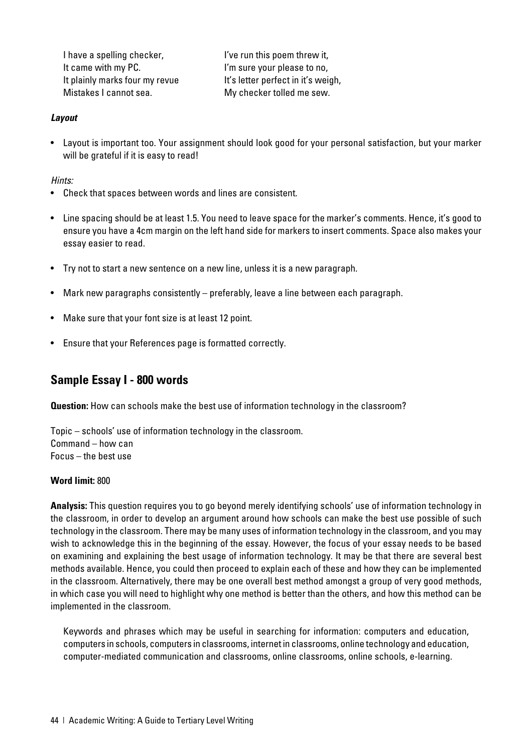I have a spelling checker,
It came with my PC.
It plainly marks four my revue
Mistakes I cannot sea.

I've run this poem threw it,
I'm sure your please to no,
It's letter perfect in it's weigh,
My checker tolled me sew.

***Layout***

- Layout is important too. Your assignment should look good for your personal satisfaction, but your marker will be grateful if it is easy to read!

*Hints:*

- Check that spaces between words and lines are consistent.
- Line spacing should be at least 1.5. You need to leave space for the marker's comments. Hence, it's good to ensure you have a 4cm margin on the left hand side for markers to insert comments. Space also makes your essay easier to read.
- Try not to start a new sentence on a new line, unless it is a new paragraph.
- Mark new paragraphs consistently – preferably, leave a line between each paragraph.
- Make sure that your font size is at least 12 point.
- Ensure that your References page is formatted correctly.

## Sample Essay I - 800 words

**Question:** How can schools make the best use of information technology in the classroom?

Topic – schools' use of information technology in the classroom.
Command – how can
Focus – the best use

**Word limit:** 800

**Analysis:** This question requires you to go beyond merely identifying schools' use of information technology in the classroom, in order to develop an argument around how schools can make the best use possible of such technology in the classroom. There may be many uses of information technology in the classroom, and you may wish to acknowledge this in the beginning of the essay. However, the focus of your essay needs to be based on examining and explaining the best usage of information technology. It may be that there are several best methods available. Hence, you could then proceed to explain each of these and how they can be implemented in the classroom. Alternatively, there may be one overall best method amongst a group of very good methods, in which case you will need to highlight why one method is better than the others, and how this method can be implemented in the classroom.

Keywords and phrases which may be useful in searching for information: computers and education, computers in schools, computers in classrooms, internet in classrooms, online technology and education, computer-mediated communication and classrooms, online classrooms, online schools, e-learning.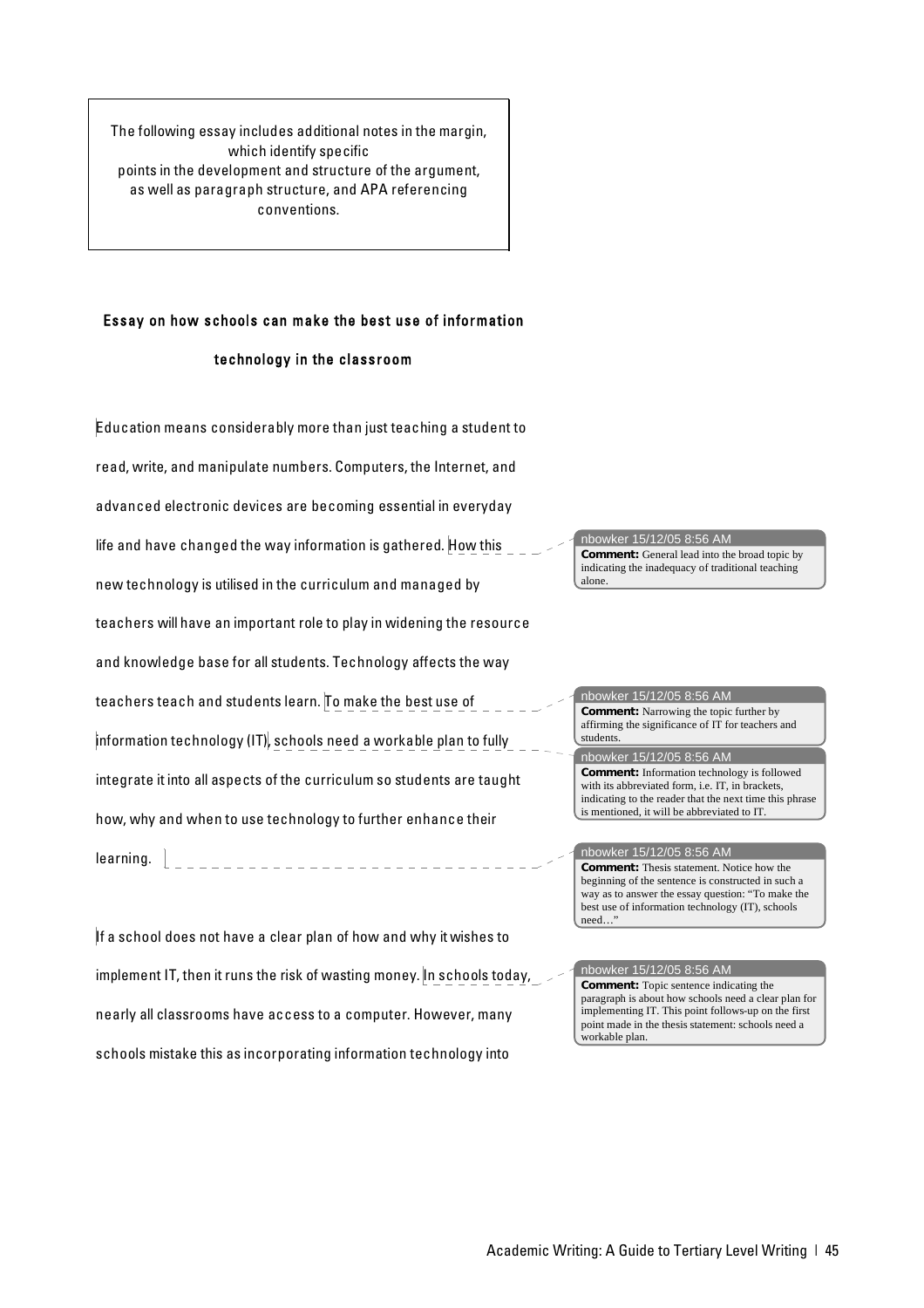The following essay includes additional notes in the margin, which identify specific points in the development and structure of the argument, as well as paragraph structure, and APA referencing conventions.

## Essay on how schools can make the best use of information technology in the classroom

Education means considerably more than just teaching a student to read, write, and manipulate numbers. Computers, the Internet, and advanced electronic devices are becoming essential in everyday life and have changed the way information is gathered. How this new technology is utilised in the curriculum and managed by teachers will have an important role to play in widening the resource and knowledge base for all students. Technology affects the way teachers teach and students learn. To make the best use of information technology (IT), schools need a workable plan to fully integrate it into all aspects of the curriculum so students are taught how, why and when to use technology to further enhance their learning.

> nbowker 15/12/05 8:56 AM
> **Comment:** General lead into the broad topic by indicating the inadequacy of traditional teaching alone.

> nbowker 15/12/05 8:56 AM
> **Comment:** Narrowing the topic further by affirming the significance of IT for teachers and students.

> nbowker 15/12/05 8:56 AM
> **Comment:** Information technology is followed with its abbreviated form, i.e. IT, in brackets, indicating to the reader that the next time this phrase is mentioned, it will be abbreviated to IT.

> nbowker 15/12/05 8:56 AM
> **Comment:** Thesis statement. Notice how the beginning of the sentence is constructed in such a way as to answer the essay question: "To make the best use of information technology (IT), schools need…"

If a school does not have a clear plan of how and why it wishes to implement IT, then it runs the risk of wasting money. In schools today, nearly all classrooms have access to a computer. However, many schools mistake this as incorporating information technology into

> nbowker 15/12/05 8:56 AM
> **Comment:** Topic sentence indicating the paragraph is about how schools need a clear plan for implementing IT. This point follows-up on the first point made in the thesis statement: schools need a workable plan.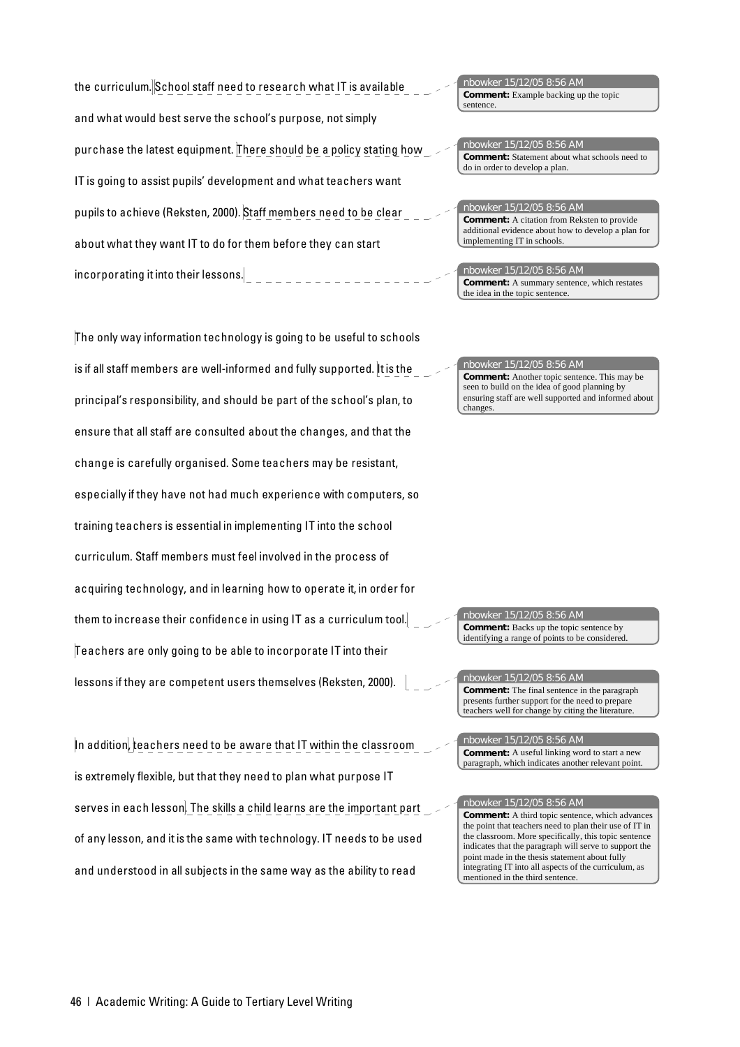the curriculum. School staff need to research what IT is available and what would best serve the school's purpose, not simply purchase the latest equipment. There should be a policy stating how IT is going to assist pupils' development and what teachers want pupils to achieve (Reksten, 2000). Staff members need to be clear about what they want IT to do for them before they can start incorporating it into their lessons.

> nbowker 15/12/05 8:56 AM
> **Comment:** Example backing up the topic sentence.

> nbowker 15/12/05 8:56 AM
> **Comment:** Statement about what schools need to do in order to develop a plan.

> nbowker 15/12/05 8:56 AM
> **Comment:** A citation from Reksten to provide additional evidence about how to develop a plan for implementing IT in schools.

> nbowker 15/12/05 8:56 AM
> **Comment:** A summary sentence, which restates the idea in the topic sentence.

The only way information technology is going to be useful to schools is if all staff members are well-informed and fully supported. It is the principal's responsibility, and should be part of the school's plan, to ensure that all staff are consulted about the changes, and that the change is carefully organised. Some teachers may be resistant, especially if they have not had much experience with computers, so training teachers is essential in implementing IT into the school curriculum. Staff members must feel involved in the process of acquiring technology, and in learning how to operate it, in order for them to increase their confidence in using IT as a curriculum tool. Teachers are only going to be able to incorporate IT into their lessons if they are competent users themselves (Reksten, 2000).

> nbowker 15/12/05 8:56 AM
> **Comment:** Another topic sentence. This may be seen to build on the idea of good planning by ensuring staff are well supported and informed about changes.

> nbowker 15/12/05 8:56 AM
> **Comment:** Backs up the topic sentence by identifying a range of points to be considered.

> nbowker 15/12/05 8:56 AM
> **Comment:** The final sentence in the paragraph presents further support for the need to prepare teachers well for change by citing the literature.

In addition, teachers need to be aware that IT within the classroom is extremely flexible, but that they need to plan what purpose IT serves in each lesson. The skills a child learns are the important part of any lesson, and it is the same with technology. IT needs to be used and understood in all subjects in the same way as the ability to read

> nbowker 15/12/05 8:56 AM
> **Comment:** A useful linking word to start a new paragraph, which indicates another relevant point.

> nbowker 15/12/05 8:56 AM
> **Comment:** A third topic sentence, which advances the point that teachers need to plan their use of IT in the classroom. More specifically, this topic sentence indicates that the paragraph will serve to support the point made in the thesis statement about fully integrating IT into all aspects of the curriculum, as mentioned in the third sentence.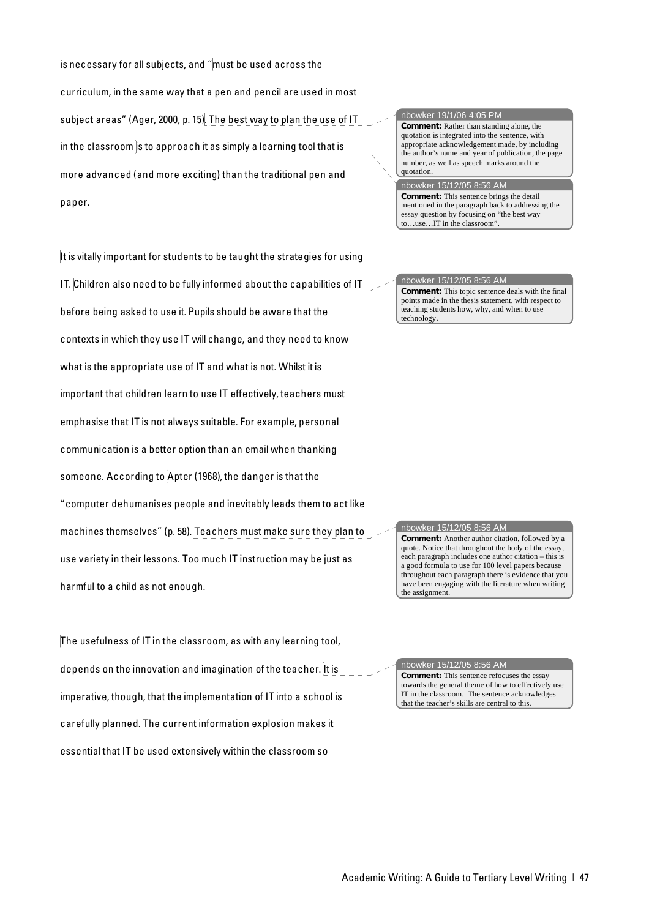is necessary for all subjects, and "must be used across the curriculum, in the same way that a pen and pencil are used in most subject areas" (Ager, 2000, p. 15). The best way to plan the use of IT in the classroom is to approach it as simply a learning tool that is more advanced (and more exciting) than the traditional pen and paper.

> **nbowker 19/1/06 4:05 PM**
> **Comment:** Rather than standing alone, the quotation is integrated into the sentence, with appropriate acknowledgement made, by including the author's name and year of publication, the page number, as well as speech marks around the quotation.

> **nbowker 15/12/05 8:56 AM**
> **Comment:** This sentence brings the detail mentioned in the paragraph back to addressing the essay question by focusing on "the best way to…use…IT in the classroom".

It is vitally important for students to be taught the strategies for using IT. Children also need to be fully informed about the capabilities of IT before being asked to use it. Pupils should be aware that the contexts in which they use IT will change, and they need to know what is the appropriate use of IT and what is not. Whilst it is important that children learn to use IT effectively, teachers must emphasise that IT is not always suitable. For example, personal communication is a better option than an email when thanking someone. According to Apter (1968), the danger is that the "computer dehumanises people and inevitably leads them to act like machines themselves" (p. 58). Teachers must make sure they plan to use variety in their lessons. Too much IT instruction may be just as harmful to a child as not enough.

> **nbowker 15/12/05 8:56 AM**
> **Comment:** This topic sentence deals with the final points made in the thesis statement, with respect to teaching students how, why, and when to use technology.

> **nbowker 15/12/05 8:56 AM**
> **Comment:** Another author citation, followed by a quote. Notice that throughout the body of the essay, each paragraph includes one author citation – this is a good formula to use for 100 level papers because throughout each paragraph there is evidence that you have been engaging with the literature when writing the assignment.

The usefulness of IT in the classroom, as with any learning tool, depends on the innovation and imagination of the teacher. It is imperative, though, that the implementation of IT into a school is carefully planned. The current information explosion makes it essential that IT be used extensively within the classroom so

> **nbowker 15/12/05 8:56 AM**
> **Comment:** This sentence refocuses the essay towards the general theme of how to effectively use IT in the classroom. The sentence acknowledges that the teacher's skills are central to this.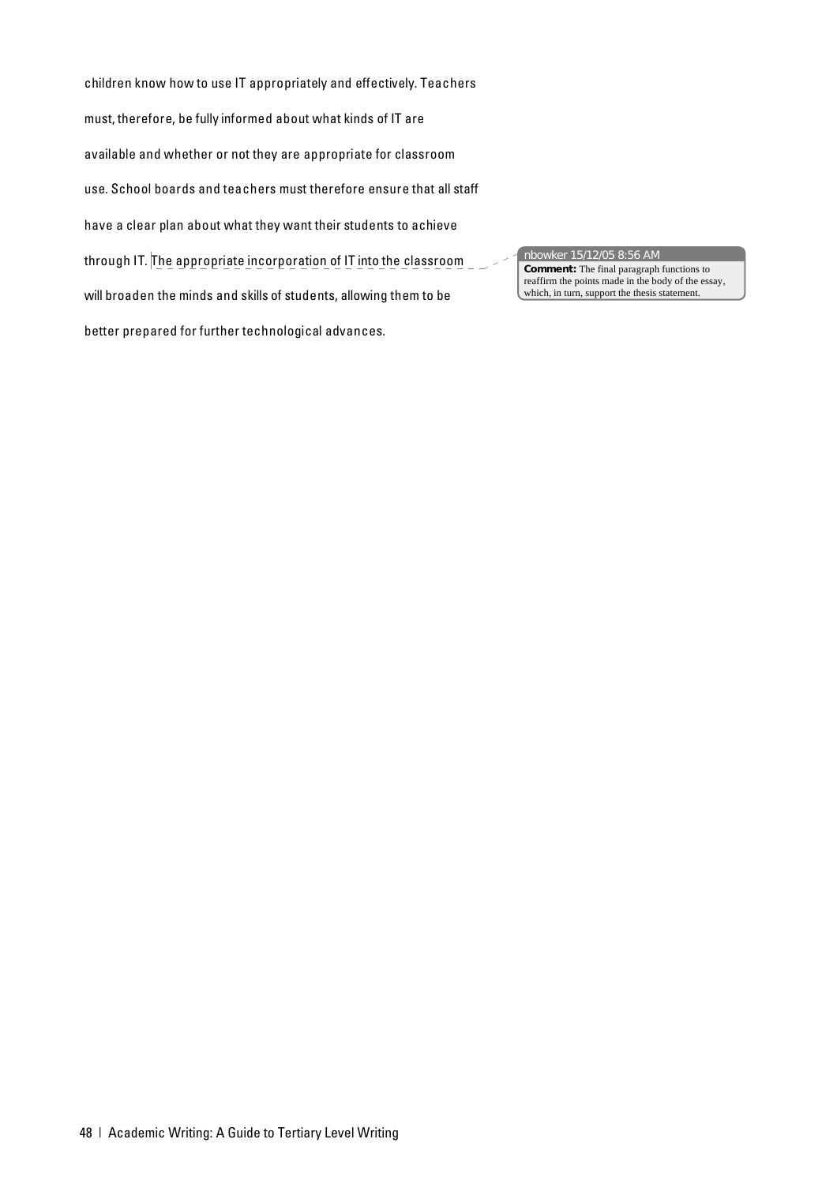children know how to use IT appropriately and effectively. Teachers must, therefore, be fully informed about what kinds of IT are available and whether or not they are appropriate for classroom use. School boards and teachers must therefore ensure that all staff have a clear plan about what they want their students to achieve through IT. The appropriate incorporation of IT into the classroom will broaden the minds and skills of students, allowing them to be better prepared for further technological advances.

> nbowker 15/12/05 8:56 AM
> **Comment:** The final paragraph functions to reaffirm the points made in the body of the essay, which, in turn, support the thesis statement.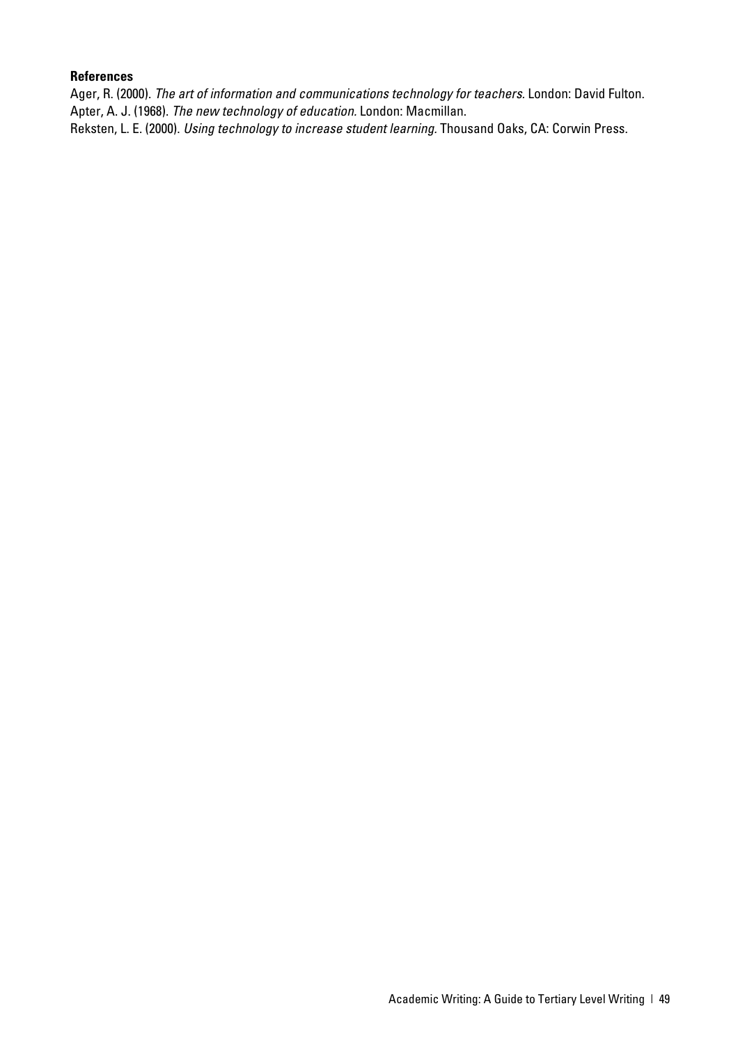**References**

Ager, R. (2000). *The art of information and communications technology for teachers.* London: David Fulton.
Apter, A. J. (1968). *The new technology of education.* London: Macmillan.
Reksten, L. E. (2000). *Using technology to increase student learning.* Thousand Oaks, CA: Corwin Press.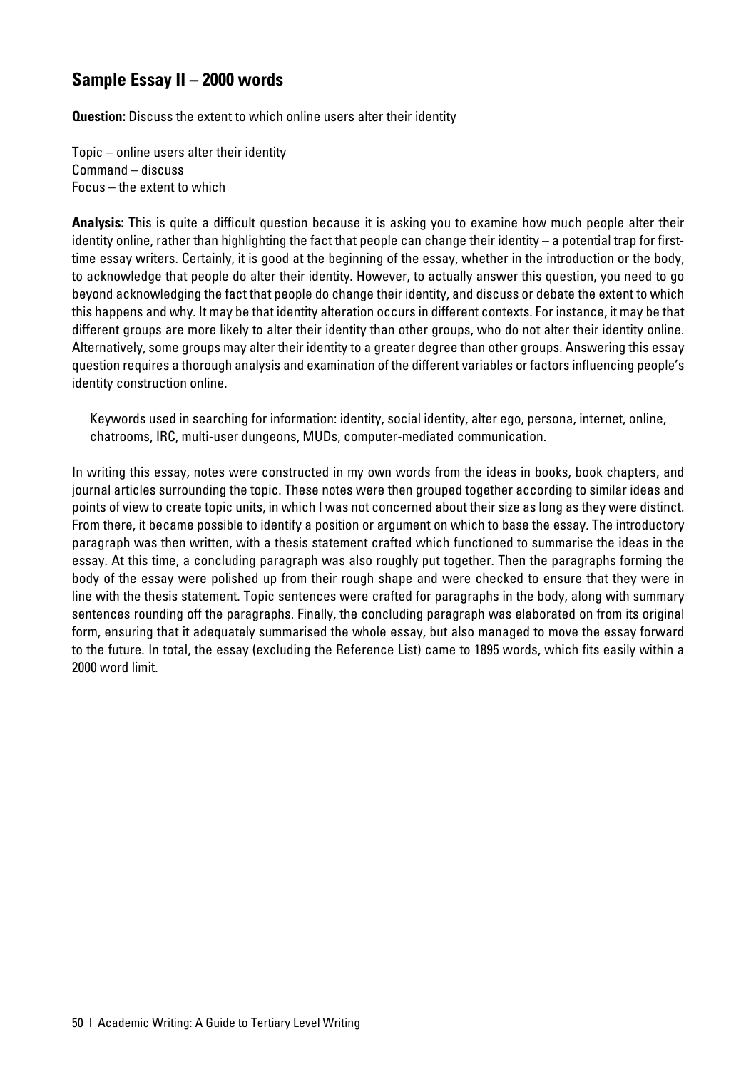## Sample Essay II – 2000 words

**Question:** Discuss the extent to which online users alter their identity

Topic – online users alter their identity
Command – discuss
Focus – the extent to which

**Analysis:** This is quite a difficult question because it is asking you to examine how much people alter their identity online, rather than highlighting the fact that people can change their identity – a potential trap for first-time essay writers. Certainly, it is good at the beginning of the essay, whether in the introduction or the body, to acknowledge that people do alter their identity. However, to actually answer this question, you need to go beyond acknowledging the fact that people do change their identity, and discuss or debate the extent to which this happens and why. It may be that identity alteration occurs in different contexts. For instance, it may be that different groups are more likely to alter their identity than other groups, who do not alter their identity online. Alternatively, some groups may alter their identity to a greater degree than other groups. Answering this essay question requires a thorough analysis and examination of the different variables or factors influencing people's identity construction online.

> Keywords used in searching for information: identity, social identity, alter ego, persona, internet, online, chatrooms, IRC, multi-user dungeons, MUDs, computer-mediated communication.

In writing this essay, notes were constructed in my own words from the ideas in books, book chapters, and journal articles surrounding the topic. These notes were then grouped together according to similar ideas and points of view to create topic units, in which I was not concerned about their size as long as they were distinct. From there, it became possible to identify a position or argument on which to base the essay. The introductory paragraph was then written, with a thesis statement crafted which functioned to summarise the ideas in the essay. At this time, a concluding paragraph was also roughly put together. Then the paragraphs forming the body of the essay were polished up from their rough shape and were checked to ensure that they were in line with the thesis statement. Topic sentences were crafted for paragraphs in the body, along with summary sentences rounding off the paragraphs. Finally, the concluding paragraph was elaborated on from its original form, ensuring that it adequately summarised the whole essay, but also managed to move the essay forward to the future. In total, the essay (excluding the Reference List) came to 1895 words, which fits easily within a 2000 word limit.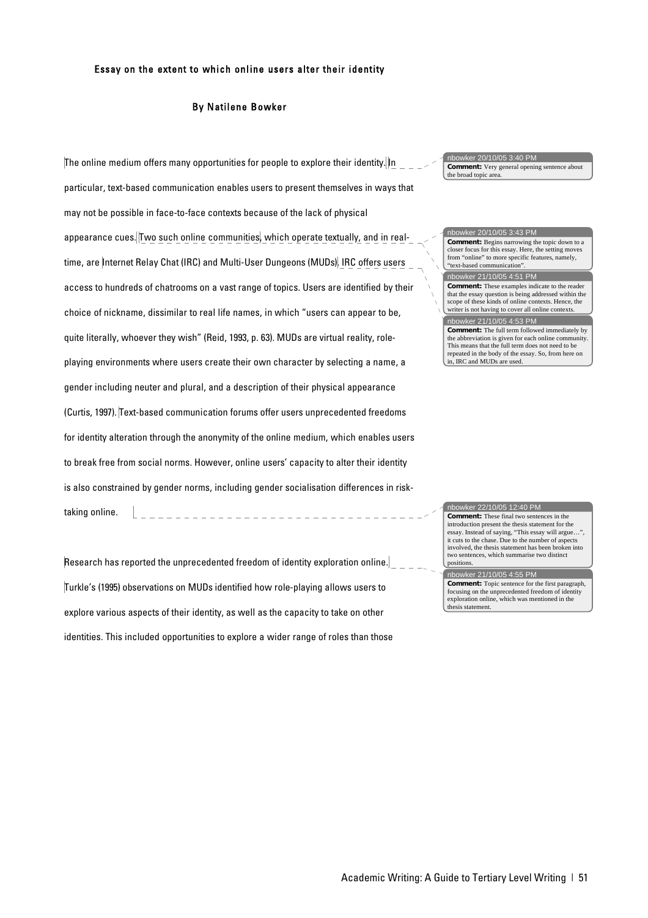**Essay on the extent to which online users alter their identity**

**By Natilene Bowker**

The online medium offers many opportunities for people to explore their identity. In particular, text-based communication enables users to present themselves in ways that may not be possible in face-to-face contexts because of the lack of physical appearance cues. Two such online communities, which operate textually, and in real-time, are Internet Relay Chat (IRC) and Multi-User Dungeons (MUDs). IRC offers users access to hundreds of chatrooms on a vast range of topics. Users are identified by their choice of nickname, dissimilar to real life names, in which "users can appear to be, quite literally, whoever they wish" (Reid, 1993, p. 63). MUDs are virtual reality, role-playing environments where users create their own character by selecting a name, a gender including neuter and plural, and a description of their physical appearance (Curtis, 1997). Text-based communication forums offer users unprecedented freedoms for identity alteration through the anonymity of the online medium, which enables users to break free from social norms. However, online users' capacity to alter their identity is also constrained by gender norms, including gender socialisation differences in risk-taking online.

> nbowker 20/10/05 3:40 PM
> **Comment:** Very general opening sentence about the broad topic area.

> nbowker 20/10/05 3:43 PM
> **Comment:** Begins narrowing the topic down to a closer focus for this essay. Here, the setting moves from "online" to more specific features, namely, "text-based communication".

> nbowker 21/10/05 4:51 PM
> **Comment:** These examples indicate to the reader that the essay question is being addressed within the scope of these kinds of online contexts. Hence, the writer is not having to cover all online contexts.

> nbowker 21/10/05 4:53 PM
> **Comment:** The full term followed immediately by the abbreviation is given for each online community. This means that the full term does not need to be repeated in the body of the essay. So, from here on in, IRC and MUDs are used.

> nbowker 22/10/05 12:40 PM
> **Comment:** These final two sentences in the introduction present the thesis statement for the essay. Instead of saying, "This essay will argue…", it cuts to the chase. Due to the number of aspects involved, the thesis statement has been broken into two sentences, which summarise two distinct positions.

Research has reported the unprecedented freedom of identity exploration online. Turkle's (1995) observations on MUDs identified how role-playing allows users to explore various aspects of their identity, as well as the capacity to take on other identities. This included opportunities to explore a wider range of roles than those

> nbowker 21/10/05 4:55 PM
> **Comment:** Topic sentence for the first paragraph, focusing on the unprecedented freedom of identity exploration online, which was mentioned in the thesis statement.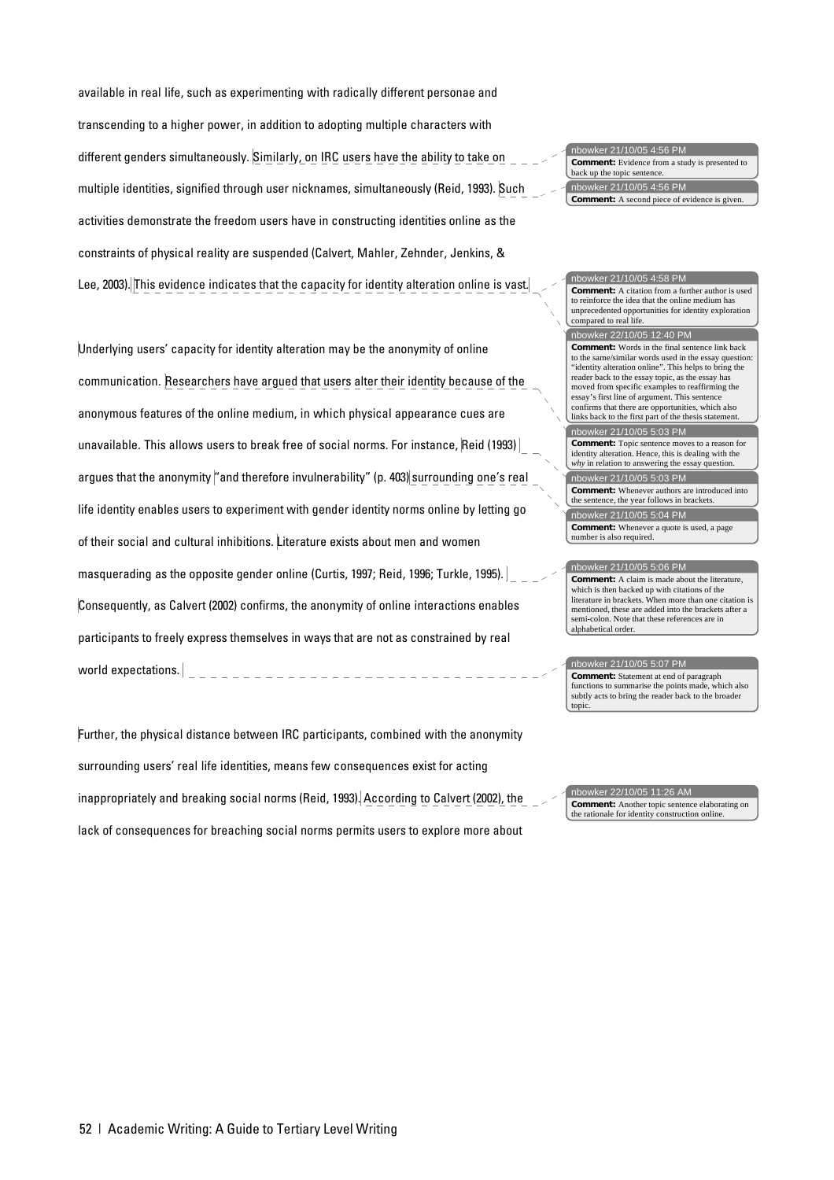available in real life, such as experimenting with radically different personae and transcending to a higher power, in addition to adopting multiple characters with different genders simultaneously. Similarly, on IRC users have the ability to take on multiple identities, signified through user nicknames, simultaneously (Reid, 1993). Such activities demonstrate the freedom users have in constructing identities online as the constraints of physical reality are suspended (Calvert, Mahler, Zehnder, Jenkins, & Lee, 2003). This evidence indicates that the capacity for identity alteration online is vast.

> nbowker 21/10/05 4:56 PM
> **Comment:** Evidence from a study is presented to back up the topic sentence.

> nbowker 21/10/05 4:56 PM
> **Comment:** A second piece of evidence is given.

> nbowker 21/10/05 4:58 PM
> **Comment:** A citation from a further author is used to reinforce the idea that the online medium has unprecedented opportunities for identity exploration compared to real life.

> nbowker 22/10/05 12:40 PM
> **Comment:** Words in the final sentence link back to the same/similar words used in the essay question: "identity alteration online". This helps to bring the reader back to the essay topic, as the essay has moved from specific examples to reaffirming the essay's first line of argument. This sentence confirms that there are opportunities, which also links back to the first part of the thesis statement.

Underlying users' capacity for identity alteration may be the anonymity of online communication. Researchers have argued that users alter their identity because of the anonymous features of the online medium, in which physical appearance cues are unavailable. This allows users to break free of social norms. For instance, Reid (1993) argues that the anonymity "and therefore invulnerability" (p. 403) surrounding one's real life identity enables users to experiment with gender identity norms online by letting go of their social and cultural inhibitions. Literature exists about men and women masquerading as the opposite gender online (Curtis, 1997; Reid, 1996; Turkle, 1995). Consequently, as Calvert (2002) confirms, the anonymity of online interactions enables participants to freely express themselves in ways that are not as constrained by real world expectations.

> nbowker 21/10/05 5:03 PM
> **Comment:** Topic sentence moves to a reason for identity alteration. Hence, this is dealing with the *why* in relation to answering the essay question.

> nbowker 21/10/05 5:03 PM
> **Comment:** Whenever authors are introduced into the sentence, the year follows in brackets.

> nbowker 21/10/05 5:04 PM
> **Comment:** Whenever a quote is used, a page number is also required.

> nbowker 21/10/05 5:06 PM
> **Comment:** A claim is made about the literature, which is then backed up with citations of the literature in brackets. When more than one citation is mentioned, these are added into the brackets after a semi-colon. Note that these references are in alphabetical order.

> nbowker 21/10/05 5:07 PM
> **Comment:** Statement at end of paragraph functions to summarise the points made, which also subtly acts to bring the reader back to the broader topic.

Further, the physical distance between IRC participants, combined with the anonymity surrounding users' real life identities, means few consequences exist for acting inappropriately and breaking social norms (Reid, 1993). According to Calvert (2002), the lack of consequences for breaching social norms permits users to explore more about

> nbowker 22/10/05 11:26 AM
> **Comment:** Another topic sentence elaborating on the rationale for identity construction online.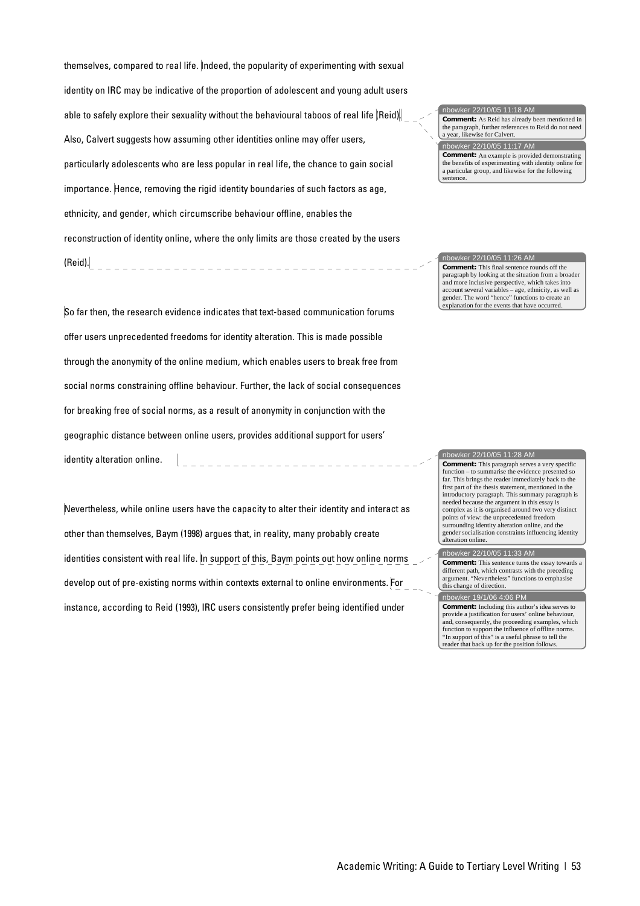themselves, compared to real life. Indeed, the popularity of experimenting with sexual identity on IRC may be indicative of the proportion of adolescent and young adult users able to safely explore their sexuality without the behavioural taboos of real life (Reid). Also, Calvert suggests how assuming other identities online may offer users, particularly adolescents who are less popular in real life, the chance to gain social importance. Hence, removing the rigid identity boundaries of such factors as age, ethnicity, and gender, which circumscribe behaviour offline, enables the reconstruction of identity online, where the only limits are those created by the users (Reid).

> nbowker 22/10/05 11:18 AM
> **Comment:** As Reid has already been mentioned in the paragraph, further references to Reid do not need a year, likewise for Calvert.

> nbowker 22/10/05 11:17 AM
> **Comment:** An example is provided demonstrating the benefits of experimenting with identity online for a particular group, and likewise for the following sentence.

> nbowker 22/10/05 11:26 AM
> **Comment:** This final sentence rounds off the paragraph by looking at the situation from a broader and more inclusive perspective, which takes into account several variables – age, ethnicity, as well as gender. The word "hence" functions to create an explanation for the events that have occurred.

So far then, the research evidence indicates that text-based communication forums offer users unprecedented freedoms for identity alteration. This is made possible through the anonymity of the online medium, which enables users to break free from social norms constraining offline behaviour. Further, the lack of social consequences for breaking free of social norms, as a result of anonymity in conjunction with the geographic distance between online users, provides additional support for users' identity alteration online.

> nbowker 22/10/05 11:28 AM
> **Comment:** This paragraph serves a very specific function – to summarise the evidence presented so far. This brings the reader immediately back to the first part of the thesis statement, mentioned in the introductory paragraph. This summary paragraph is needed because the argument in this essay is complex as it is organised around two very distinct points of view: the unprecedented freedom surrounding identity alteration online, and the gender socialisation constraints influencing identity alteration online.

Nevertheless, while online users have the capacity to alter their identity and interact as other than themselves, Baym (1998) argues that, in reality, many probably create identities consistent with real life. In support of this, Baym points out how online norms develop out of pre-existing norms within contexts external to online environments. For instance, according to Reid (1993), IRC users consistently prefer being identified under

> nbowker 22/10/05 11:33 AM
> **Comment:** This sentence turns the essay towards a different path, which contrasts with the preceding argument. "Nevertheless" functions to emphasise this change of direction.

> nbowker 19/1/06 4:06 PM
> **Comment:** Including this author's idea serves to provide a justification for users' online behaviour, and, consequently, the proceeding examples, which function to support the influence of offline norms. "In support of this" is a useful phrase to tell the reader that back up for the position follows.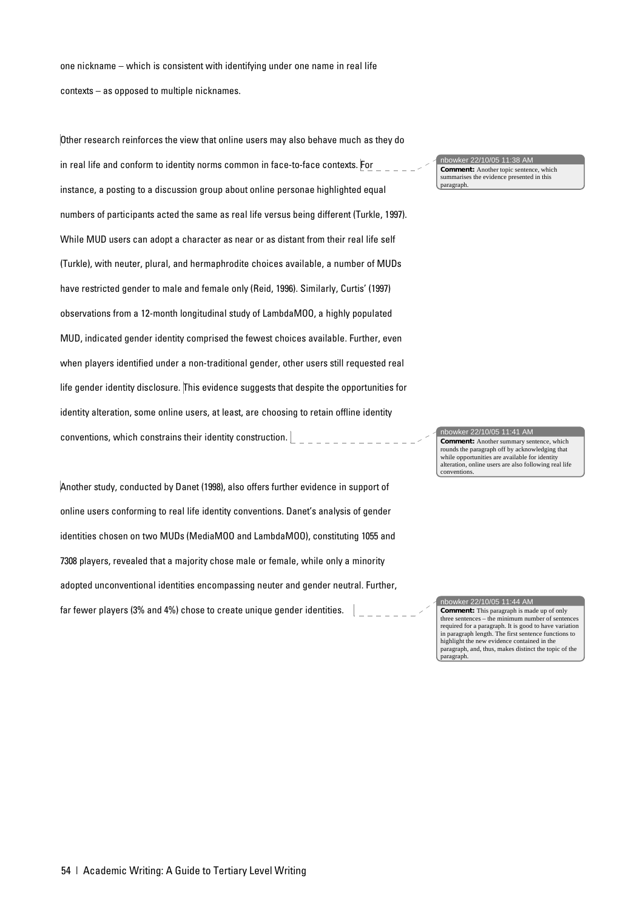one nickname – which is consistent with identifying under one name in real life contexts – as opposed to multiple nicknames.

Other research reinforces the view that online users may also behave much as they do in real life and conform to identity norms common in face-to-face contexts. For instance, a posting to a discussion group about online personae highlighted equal numbers of participants acted the same as real life versus being different (Turkle, 1997). While MUD users can adopt a character as near or as distant from their real life self (Turkle), with neuter, plural, and hermaphrodite choices available, a number of MUDs have restricted gender to male and female only (Reid, 1996). Similarly, Curtis' (1997) observations from a 12-month longitudinal study of LambdaMOO, a highly populated MUD, indicated gender identity comprised the fewest choices available. Further, even when players identified under a non-traditional gender, other users still requested real life gender identity disclosure. This evidence suggests that despite the opportunities for identity alteration, some online users, at least, are choosing to retain offline identity conventions, which constrains their identity construction.

> nbowker 22/10/05 11:38 AM
> **Comment:** Another topic sentence, which summarises the evidence presented in this paragraph.

> nbowker 22/10/05 11:41 AM
> **Comment:** Another summary sentence, which rounds the paragraph off by acknowledging that while opportunities are available for identity alteration, online users are also following real life conventions.

Another study, conducted by Danet (1998), also offers further evidence in support of online users conforming to real life identity conventions. Danet's analysis of gender identities chosen on two MUDs (MediaMOO and LambdaMOO), constituting 1055 and 7308 players, revealed that a majority chose male or female, while only a minority adopted unconventional identities encompassing neuter and gender neutral. Further, far fewer players (3% and 4%) chose to create unique gender identities.

> nbowker 22/10/05 11:44 AM
> **Comment:** This paragraph is made up of only three sentences – the minimum number of sentences required for a paragraph. It is good to have variation in paragraph length. The first sentence functions to highlight the new evidence contained in the paragraph, and, thus, makes distinct the topic of the paragraph.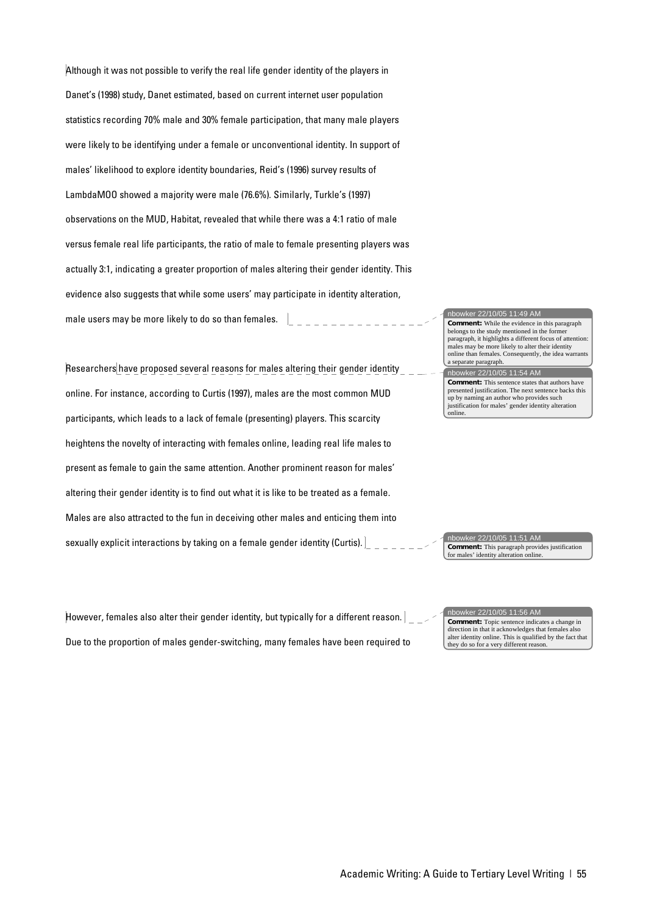Although it was not possible to verify the real life gender identity of the players in Danet's (1998) study, Danet estimated, based on current internet user population statistics recording 70% male and 30% female participation, that many male players were likely to be identifying under a female or unconventional identity. In support of males' likelihood to explore identity boundaries, Reid's (1996) survey results of LambdaMOO showed a majority were male (76.6%). Similarly, Turkle's (1997) observations on the MUD, Habitat, revealed that while there was a 4:1 ratio of male versus female real life participants, the ratio of male to female presenting players was actually 3:1, indicating a greater proportion of males altering their gender identity. This evidence also suggests that while some users' may participate in identity alteration, male users may be more likely to do so than females.

> **nbowker 22/10/05 11:49 AM**
> **Comment:** While the evidence in this paragraph belongs to the study mentioned in the former paragraph, it highlights a different focus of attention: males may be more likely to alter their identity online than females. Consequently, the idea warrants a separate paragraph.

Researchers have proposed several reasons for males altering their gender identity online. For instance, according to Curtis (1997), males are the most common MUD participants, which leads to a lack of female (presenting) players. This scarcity heightens the novelty of interacting with females online, leading real life males to present as female to gain the same attention. Another prominent reason for males' altering their gender identity is to find out what it is like to be treated as a female. Males are also attracted to the fun in deceiving other males and enticing them into sexually explicit interactions by taking on a female gender identity (Curtis).

> **nbowker 22/10/05 11:54 AM**
> **Comment:** This sentence states that authors have presented justification. The next sentence backs this up by naming an author who provides such justification for males' gender identity alteration online.

> **nbowker 22/10/05 11:51 AM**
> **Comment:** This paragraph provides justification for males' identity alteration online.

However, females also alter their gender identity, but typically for a different reason. Due to the proportion of males gender-switching, many females have been required to

> **nbowker 22/10/05 11:56 AM**
> **Comment:** Topic sentence indicates a change in direction in that it acknowledges that females also alter identity online. This is qualified by the fact that they do so for a very different reason.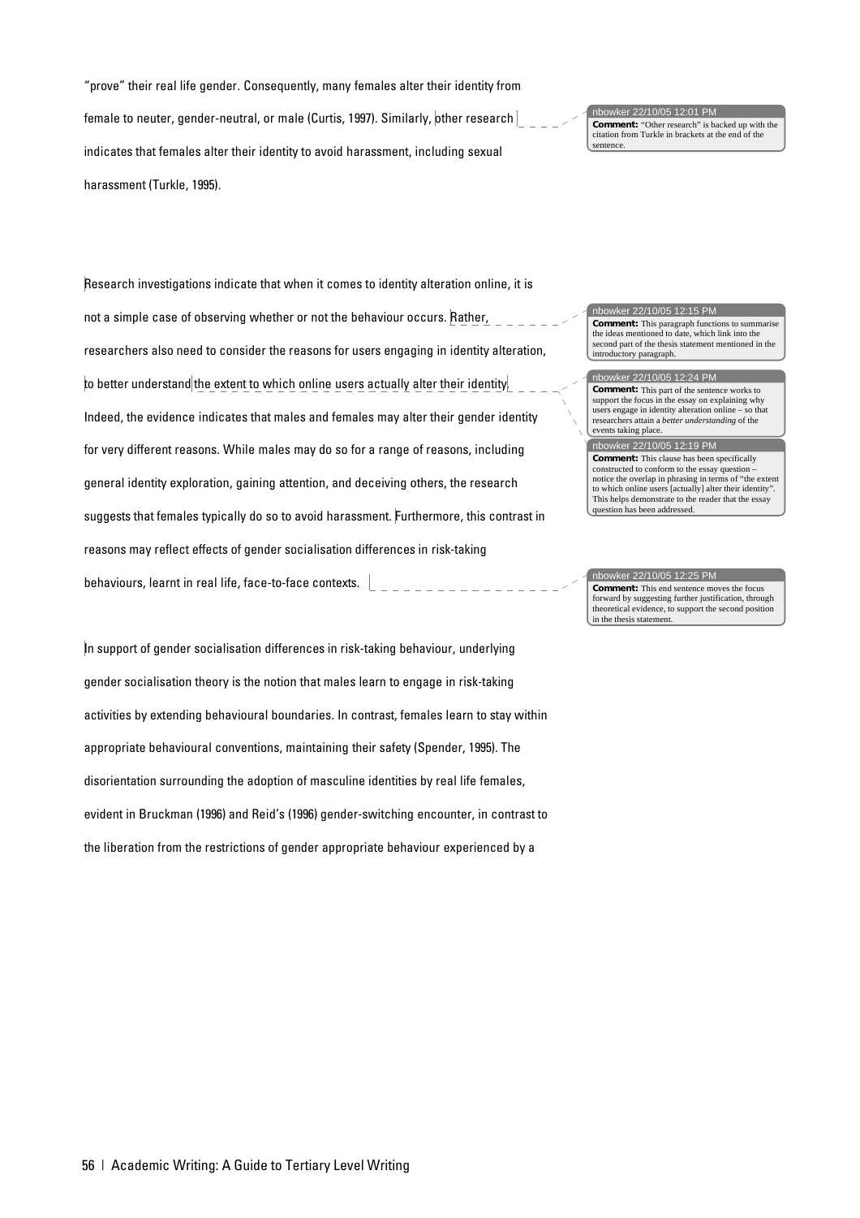"prove" their real life gender. Consequently, many females alter their identity from female to neuter, gender-neutral, or male (Curtis, 1997). Similarly, other research indicates that females alter their identity to avoid harassment, including sexual harassment (Turkle, 1995).

> nbowker 22/10/05 12:01 PM
> **Comment:** "Other research" is backed up with the citation from Turkle in brackets at the end of the sentence.

Research investigations indicate that when it comes to identity alteration online, it is not a simple case of observing whether or not the behaviour occurs. Rather, researchers also need to consider the reasons for users engaging in identity alteration, to better understand the extent to which online users actually alter their identity. Indeed, the evidence indicates that males and females may alter their gender identity for very different reasons. While males may do so for a range of reasons, including general identity exploration, gaining attention, and deceiving others, the research suggests that females typically do so to avoid harassment. Furthermore, this contrast in reasons may reflect effects of gender socialisation differences in risk-taking behaviours, learnt in real life, face-to-face contexts.

> nbowker 22/10/05 12:15 PM
> **Comment:** This paragraph functions to summarise the ideas mentioned to date, which link into the second part of the thesis statement mentioned in the introductory paragraph.

> nbowker 22/10/05 12:24 PM
> **Comment:** This part of the sentence works to support the focus in the essay on explaining why users engage in identity alteration online – so that researchers attain a *better understanding* of the events taking place.

> nbowker 22/10/05 12:19 PM
> **Comment:** This clause has been specifically constructed to conform to the essay question – notice the overlap in phrasing in terms of "the extent to which online users [actually] alter their identity". This helps demonstrate to the reader that the essay question has been addressed.

> nbowker 22/10/05 12:25 PM
> **Comment:** This end sentence moves the focus forward by suggesting further justification, through theoretical evidence, to support the second position in the thesis statement.

In support of gender socialisation differences in risk-taking behaviour, underlying gender socialisation theory is the notion that males learn to engage in risk-taking activities by extending behavioural boundaries. In contrast, females learn to stay within appropriate behavioural conventions, maintaining their safety (Spender, 1995). The disorientation surrounding the adoption of masculine identities by real life females, evident in Bruckman (1996) and Reid's (1996) gender-switching encounter, in contrast to the liberation from the restrictions of gender appropriate behaviour experienced by a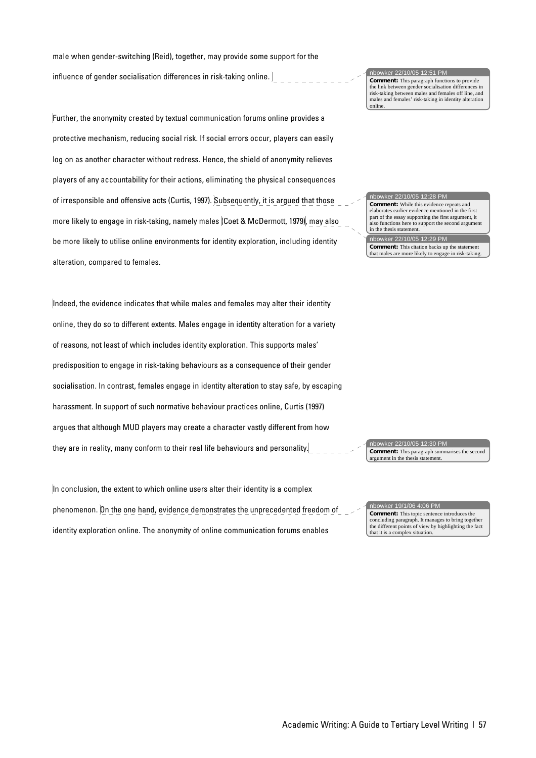male when gender-switching (Reid), together, may provide some support for the influence of gender socialisation differences in risk-taking online.

> nbowker 22/10/05 12:51 PM
> **Comment:** This paragraph functions to provide the link between gender socialisation differences in risk-taking between males and females off line, and males and females' risk-taking in identity alteration online.

Further, the anonymity created by textual communication forums online provides a protective mechanism, reducing social risk. If social errors occur, players can easily log on as another character without redress. Hence, the shield of anonymity relieves players of any accountability for their actions, eliminating the physical consequences of irresponsible and offensive acts (Curtis, 1997). Subsequently, it is argued that those more likely to engage in risk-taking, namely males (Coet & McDermott, 1979), may also be more likely to utilise online environments for identity exploration, including identity alteration, compared to females.

> nbowker 22/10/05 12:28 PM
> **Comment:** While this evidence repeats and elaborates earlier evidence mentioned in the first part of the essay supporting the first argument, it also functions here to support the second argument in the thesis statement.

> nbowker 22/10/05 12:29 PM
> **Comment:** This citation backs up the statement that males are more likely to engage in risk-taking.

Indeed, the evidence indicates that while males and females may alter their identity online, they do so to different extents. Males engage in identity alteration for a variety of reasons, not least of which includes identity exploration. This supports males' predisposition to engage in risk-taking behaviours as a consequence of their gender socialisation. In contrast, females engage in identity alteration to stay safe, by escaping harassment. In support of such normative behaviour practices online, Curtis (1997) argues that although MUD players may create a character vastly different from how they are in reality, many conform to their real life behaviours and personality.

> nbowker 22/10/05 12:30 PM
> **Comment:** This paragraph summarises the second argument in the thesis statement.

In conclusion, the extent to which online users alter their identity is a complex phenomenon. On the one hand, evidence demonstrates the unprecedented freedom of identity exploration online. The anonymity of online communication forums enables

> nbowker 19/1/06 4:06 PM
> **Comment:** This topic sentence introduces the concluding paragraph. It manages to bring together the different points of view by highlighting the fact that it is a complex situation.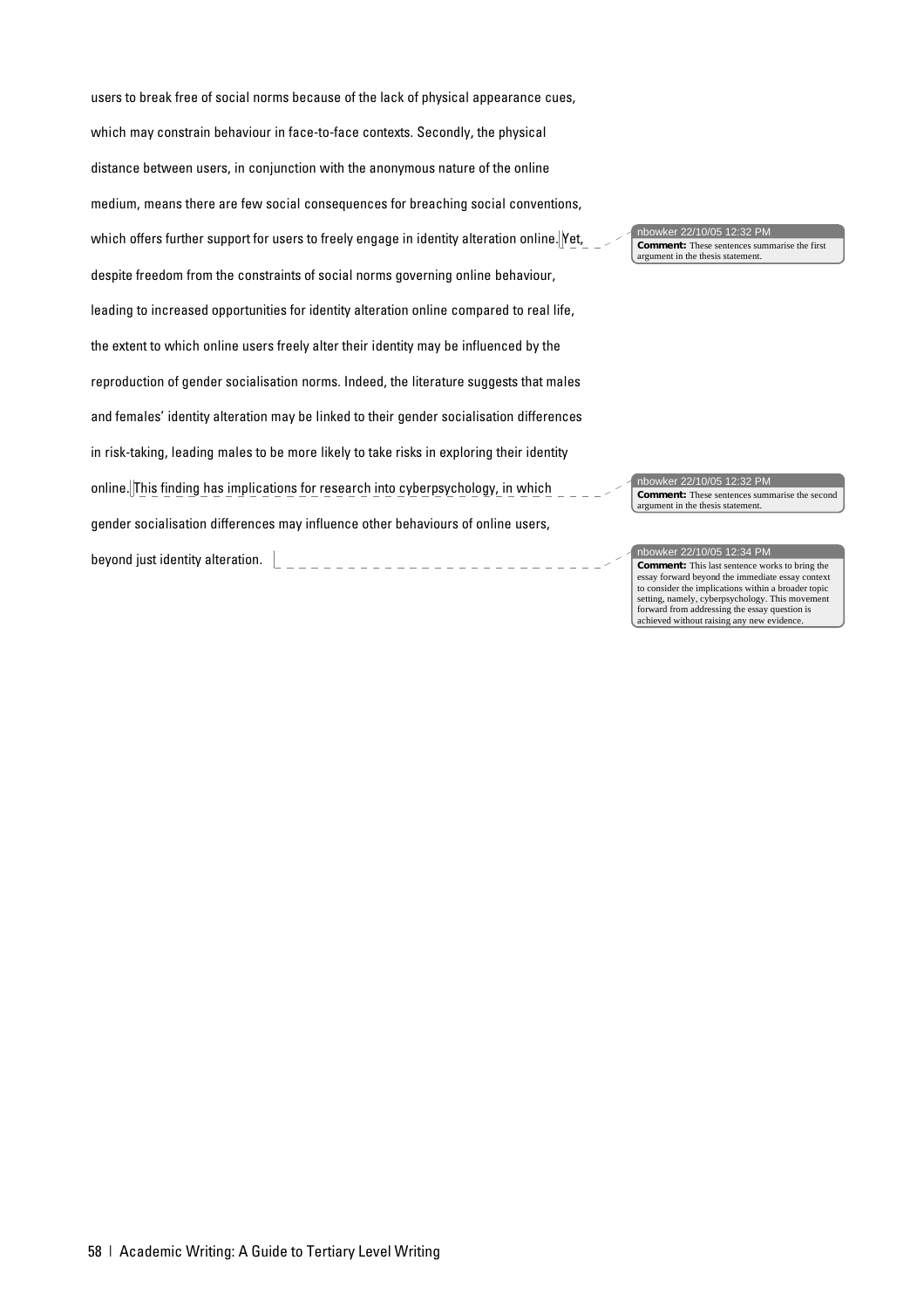users to break free of social norms because of the lack of physical appearance cues, which may constrain behaviour in face-to-face contexts. Secondly, the physical distance between users, in conjunction with the anonymous nature of the online medium, means there are few social consequences for breaching social conventions, which offers further support for users to freely engage in identity alteration online. Yet, despite freedom from the constraints of social norms governing online behaviour, leading to increased opportunities for identity alteration online compared to real life, the extent to which online users freely alter their identity may be influenced by the reproduction of gender socialisation norms. Indeed, the literature suggests that males and females' identity alteration may be linked to their gender socialisation differences in risk-taking, leading males to be more likely to take risks in exploring their identity online. This finding has implications for research into cyberpsychology, in which gender socialisation differences may influence other behaviours of online users, beyond just identity alteration.

> nbowker 22/10/05 12:32 PM
> **Comment:** These sentences summarise the first argument in the thesis statement.

> nbowker 22/10/05 12:32 PM
> **Comment:** These sentences summarise the second argument in the thesis statement.

> nbowker 22/10/05 12:34 PM
> **Comment:** This last sentence works to bring the essay forward beyond the immediate essay context to consider the implications within a broader topic setting, namely, cyberpsychology. This movement forward from addressing the essay question is achieved without raising any new evidence.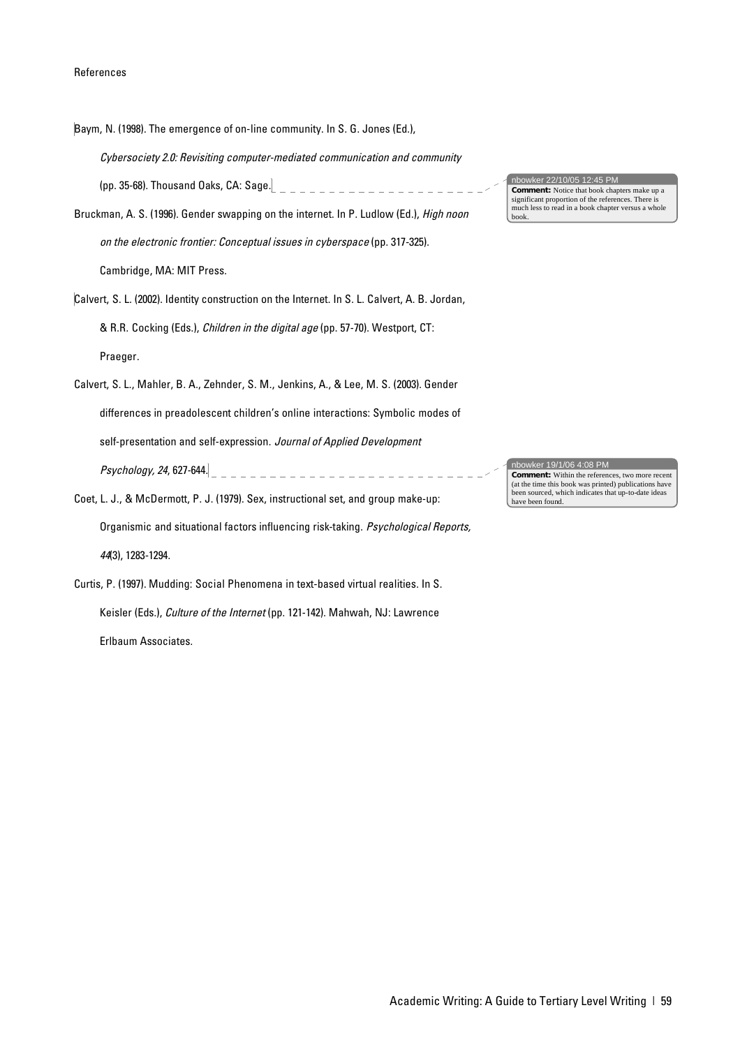References

Baym, N. (1998). The emergence of on-line community. In S. G. Jones (Ed.), *Cybersociety 2.0: Revisiting computer-mediated communication and community* (pp. 35-68). Thousand Oaks, CA: Sage.

> nbowker 22/10/05 12:45 PM
> **Comment:** Notice that book chapters make up a significant proportion of the references. There is much less to read in a book chapter versus a whole book.

Bruckman, A. S. (1996). Gender swapping on the internet. In P. Ludlow (Ed.), *High noon on the electronic frontier: Conceptual issues in cyberspace* (pp. 317-325). Cambridge, MA: MIT Press.

Calvert, S. L. (2002). Identity construction on the Internet. In S. L. Calvert, A. B. Jordan, & R.R. Cocking (Eds.), *Children in the digital age* (pp. 57-70). Westport, CT: Praeger.

Calvert, S. L., Mahler, B. A., Zehnder, S. M., Jenkins, A., & Lee, M. S. (2003). Gender differences in preadolescent children's online interactions: Symbolic modes of self-presentation and self-expression. *Journal of Applied Development Psychology, 24*, 627-644.

> nbowker 19/1/06 4:08 PM
> **Comment:** Within the references, two more recent (at the time this book was printed) publications have been sourced, which indicates that up-to-date ideas have been found.

Coet, L. J., & McDermott, P. J. (1979). Sex, instructional set, and group make-up: Organismic and situational factors influencing risk-taking. *Psychological Reports, 44*(3), 1283-1294.

Curtis, P. (1997). Mudding: Social Phenomena in text-based virtual realities. In S. Keisler (Eds.), *Culture of the Internet* (pp. 121-142). Mahwah, NJ: Lawrence Erlbaum Associates.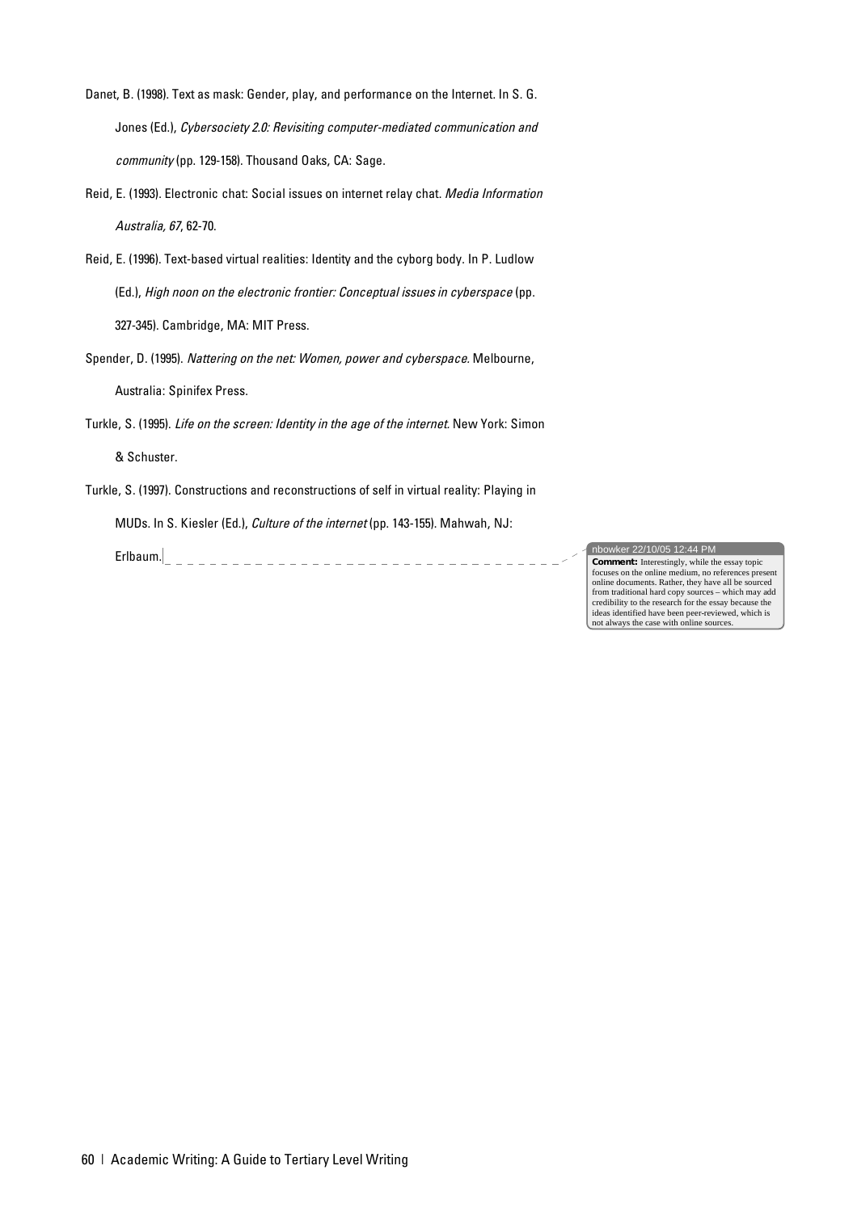Danet, B. (1998). Text as mask: Gender, play, and performance on the Internet. In S. G. Jones (Ed.), *Cybersociety 2.0: Revisiting computer-mediated communication and community* (pp. 129-158). Thousand Oaks, CA: Sage.

Reid, E. (1993). Electronic chat: Social issues on internet relay chat. *Media Information Australia, 67*, 62-70.

Reid, E. (1996). Text-based virtual realities: Identity and the cyborg body. In P. Ludlow (Ed.), *High noon on the electronic frontier: Conceptual issues in cyberspace* (pp. 327-345). Cambridge, MA: MIT Press.

Spender, D. (1995). *Nattering on the net: Women, power and cyberspace.* Melbourne, Australia: Spinifex Press.

Turkle, S. (1995). *Life on the screen: Identity in the age of the internet.* New York: Simon & Schuster.

Turkle, S. (1997). Constructions and reconstructions of self in virtual reality: Playing in MUDs. In S. Kiesler (Ed.), *Culture of the internet* (pp. 143-155). Mahwah, NJ: Erlbaum.

> nbowker 22/10/05 12:44 PM
> **Comment:** Interestingly, while the essay topic focuses on the online medium, no references present online documents. Rather, they have all be sourced from traditional hard copy sources – which may add credibility to the research for the essay because the ideas identified have been peer-reviewed, which is not always the case with online sources.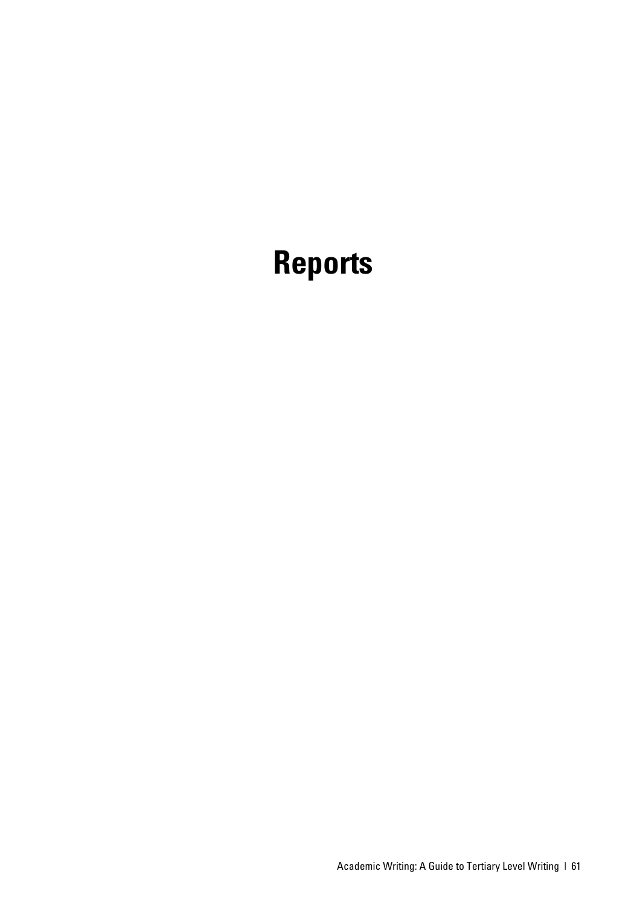# Reports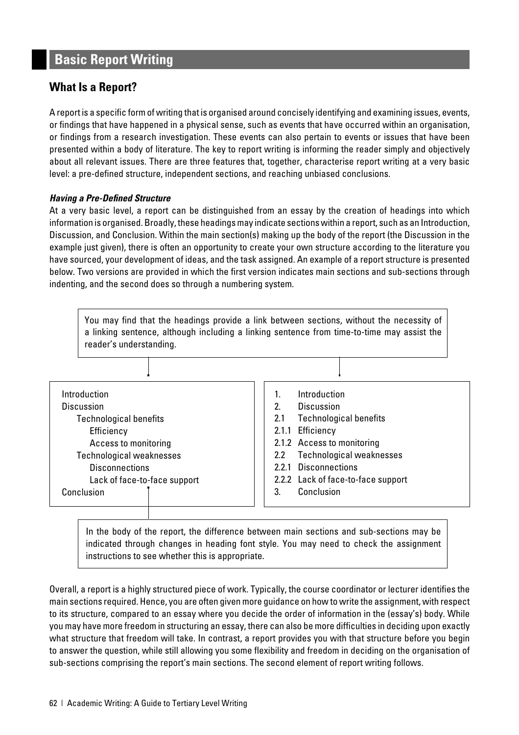# Basic Report Writing

## What Is a Report?

A report is a specific form of writing that is organised around concisely identifying and examining issues, events, or findings that have happened in a physical sense, such as events that have occurred within an organisation, or findings from a research investigation. These events can also pertain to events or issues that have been presented within a body of literature. The key to report writing is informing the reader simply and objectively about all relevant issues. There are three features that, together, characterise report writing at a very basic level: a pre-defined structure, independent sections, and reaching unbiased conclusions.

***Having a Pre-Defined Structure***

At a very basic level, a report can be distinguished from an essay by the creation of headings into which information is organised. Broadly, these headings may indicate sections within a report, such as an Introduction, Discussion, and Conclusion. Within the main section(s) making up the body of the report (the Discussion in the example just given), there is often an opportunity to create your own structure according to the literature you have sourced, your development of ideas, and the task assigned. An example of a report structure is presented below. Two versions are provided in which the first version indicates main sections and sub-sections through indenting, and the second does so through a numbering system.

You may find that the headings provide a link between sections, without the necessity of a linking sentence, although including a linking sentence from time-to-time may assist the reader's understanding.

Introduction
Discussion
    Technological benefits
        Efficiency
        Access to monitoring
    Technological weaknesses
        Disconnections
        Lack of face-to-face support
Conclusion

1. Introduction
2. Discussion
2.1 Technological benefits
2.1.1 Efficiency
2.1.2 Access to monitoring
2.2 Technological weaknesses
2.2.1 Disconnections
2.2.2 Lack of face-to-face support
3. Conclusion

In the body of the report, the difference between main sections and sub-sections may be indicated through changes in heading font style. You may need to check the assignment instructions to see whether this is appropriate.

Overall, a report is a highly structured piece of work. Typically, the course coordinator or lecturer identifies the main sections required. Hence, you are often given more guidance on how to write the assignment, with respect to its structure, compared to an essay where you decide the order of information in the (essay's) body. While you may have more freedom in structuring an essay, there can also be more difficulties in deciding upon exactly what structure that freedom will take. In contrast, a report provides you with that structure before you begin to answer the question, while still allowing you some flexibility and freedom in deciding on the organisation of sub-sections comprising the report's main sections. The second element of report writing follows.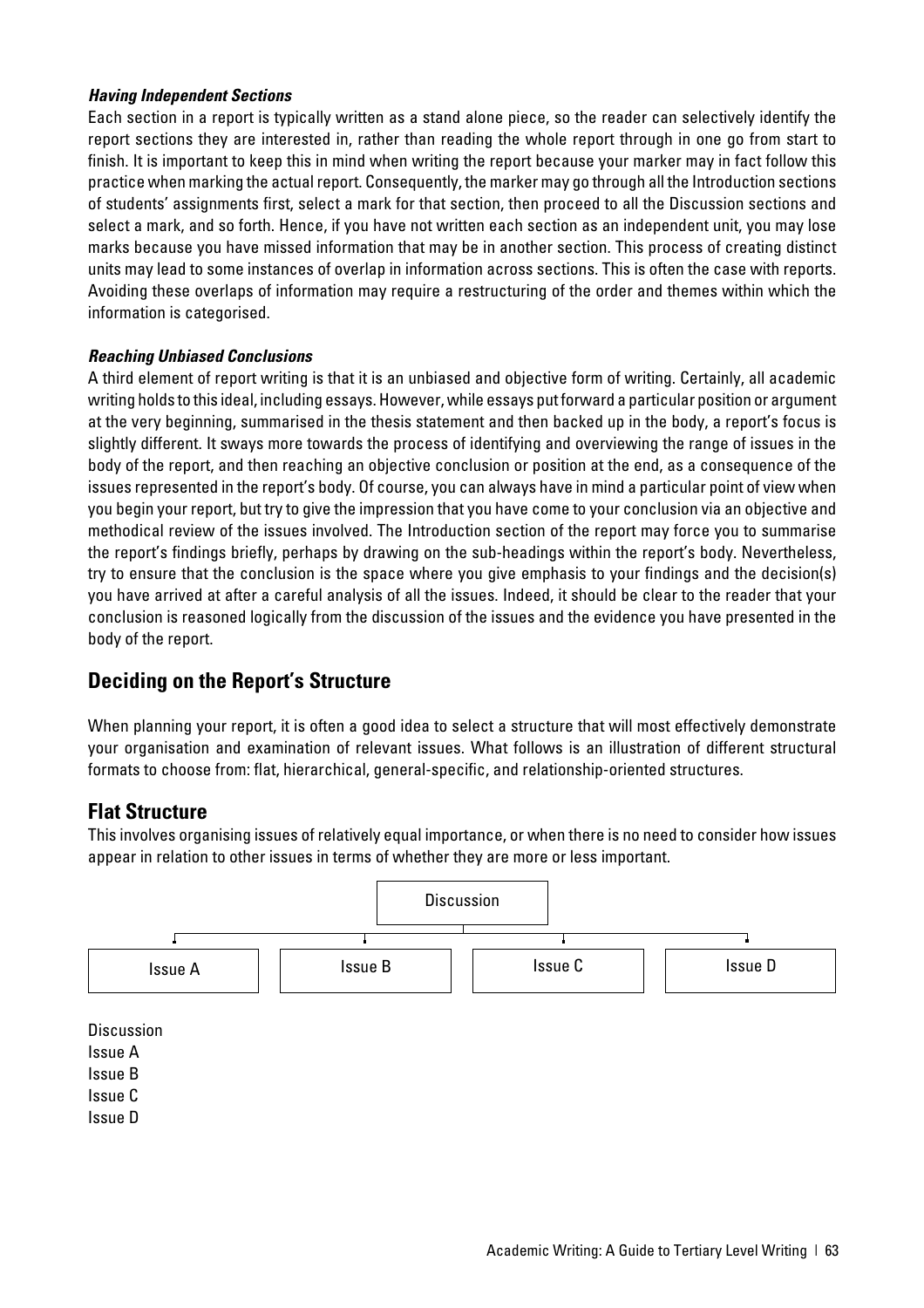***Having Independent Sections***

Each section in a report is typically written as a stand alone piece, so the reader can selectively identify the report sections they are interested in, rather than reading the whole report through in one go from start to finish. It is important to keep this in mind when writing the report because your marker may in fact follow this practice when marking the actual report. Consequently, the marker may go through all the Introduction sections of students' assignments first, select a mark for that section, then proceed to all the Discussion sections and select a mark, and so forth. Hence, if you have not written each section as an independent unit, you may lose marks because you have missed information that may be in another section. This process of creating distinct units may lead to some instances of overlap in information across sections. This is often the case with reports. Avoiding these overlaps of information may require a restructuring of the order and themes within which the information is categorised.

***Reaching Unbiased Conclusions***

A third element of report writing is that it is an unbiased and objective form of writing. Certainly, all academic writing holds to this ideal, including essays. However, while essays put forward a particular position or argument at the very beginning, summarised in the thesis statement and then backed up in the body, a report's focus is slightly different. It sways more towards the process of identifying and overviewing the range of issues in the body of the report, and then reaching an objective conclusion or position at the end, as a consequence of the issues represented in the report's body. Of course, you can always have in mind a particular point of view when you begin your report, but try to give the impression that you have come to your conclusion via an objective and methodical review of the issues involved. The Introduction section of the report may force you to summarise the report's findings briefly, perhaps by drawing on the sub-headings within the report's body. Nevertheless, try to ensure that the conclusion is the space where you give emphasis to your findings and the decision(s) you have arrived at after a careful analysis of all the issues. Indeed, it should be clear to the reader that your conclusion is reasoned logically from the discussion of the issues and the evidence you have presented in the body of the report.

## Deciding on the Report's Structure

When planning your report, it is often a good idea to select a structure that will most effectively demonstrate your organisation and examination of relevant issues. What follows is an illustration of different structural formats to choose from: flat, hierarchical, general-specific, and relationship-oriented structures.

## Flat Structure

This involves organising issues of relatively equal importance, or when there is no need to consider how issues appear in relation to other issues in terms of whether they are more or less important.

Discussion

Issue A | Issue B | Issue C | Issue D

Discussion
Issue A
Issue B
Issue C
Issue D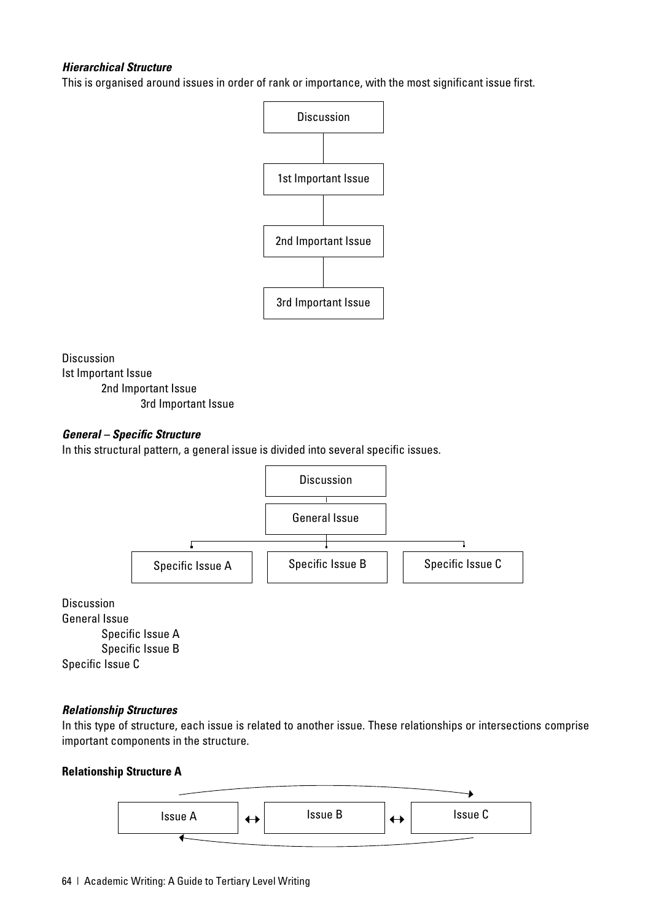***Hierarchical Structure***

This is organised around issues in order of rank or importance, with the most significant issue first.

Discussion

1st Important Issue

2nd Important Issue

3rd Important Issue

Discussion
Ist Important Issue
    2nd Important Issue
        3rd Important Issue

***General – Specific Structure***

In this structural pattern, a general issue is divided into several specific issues.

Discussion

General Issue

Specific Issue A

Specific Issue B

Specific Issue C

Discussion
General Issue
    Specific Issue A
    Specific Issue B
Specific Issue C

***Relationship Structures***

In this type of structure, each issue is related to another issue. These relationships or intersections comprise important components in the structure.

**Relationship Structure A**

Issue A ↔ Issue B ↔ Issue C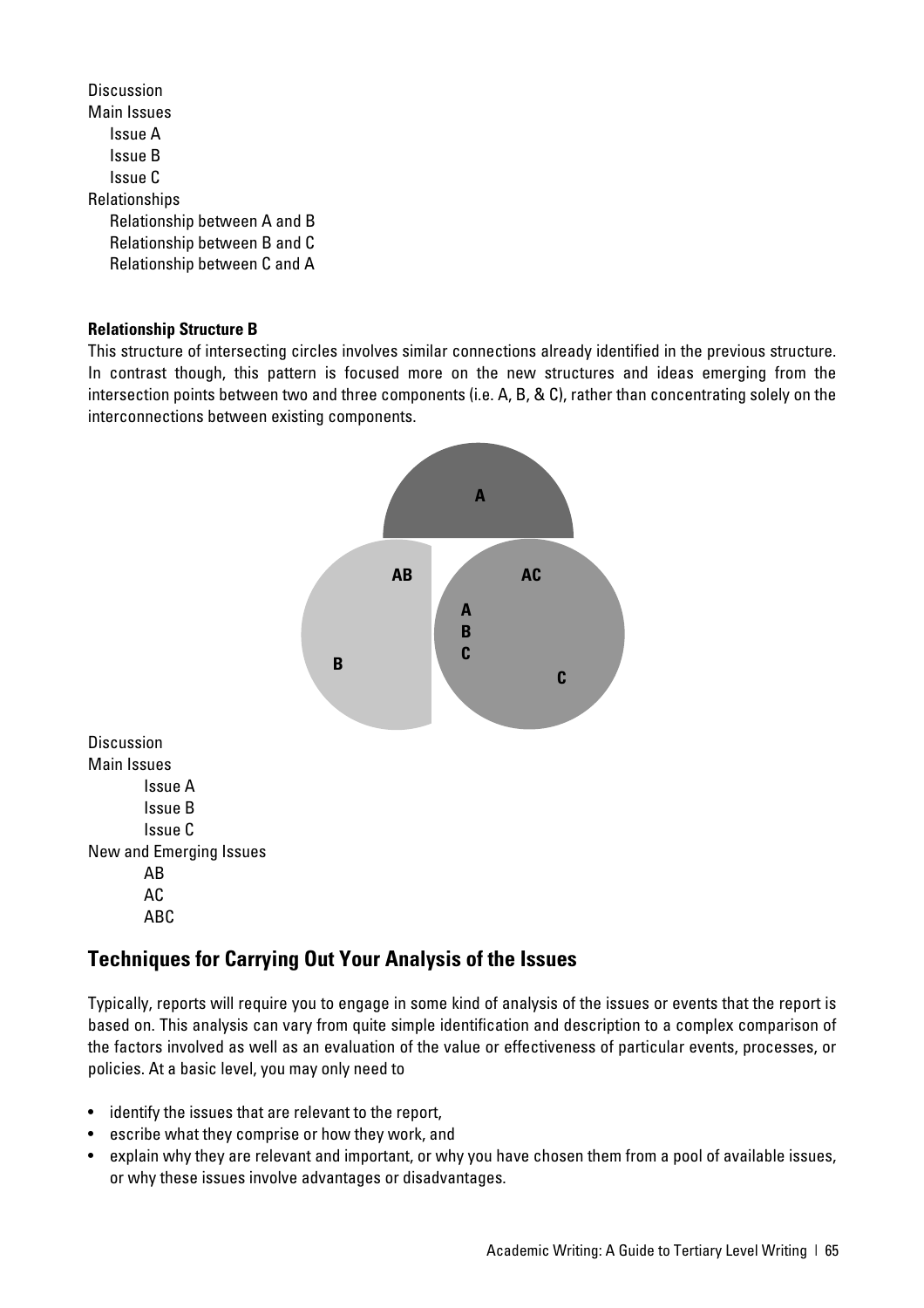Discussion
Main Issues
  Issue A
  Issue B
  Issue C
Relationships
  Relationship between A and B
  Relationship between B and C
  Relationship between C and A

**Relationship Structure B**

This structure of intersecting circles involves similar connections already identified in the previous structure. In contrast though, this pattern is focused more on the new structures and ideas emerging from the intersection points between two and three components (i.e. A, B, & C), rather than concentrating solely on the interconnections between existing components.

A
AB
AC
A
B
C
B
C

Discussion
Main Issues
  Issue A
  Issue B
  Issue C
New and Emerging Issues
  AB
  AC
  ABC

## Techniques for Carrying Out Your Analysis of the Issues

Typically, reports will require you to engage in some kind of analysis of the issues or events that the report is based on. This analysis can vary from quite simple identification and description to a complex comparison of the factors involved as well as an evaluation of the value or effectiveness of particular events, processes, or policies. At a basic level, you may only need to

- identify the issues that are relevant to the report,
- escribe what they comprise or how they work, and
- explain why they are relevant and important, or why you have chosen them from a pool of available issues, or why these issues involve advantages or disadvantages.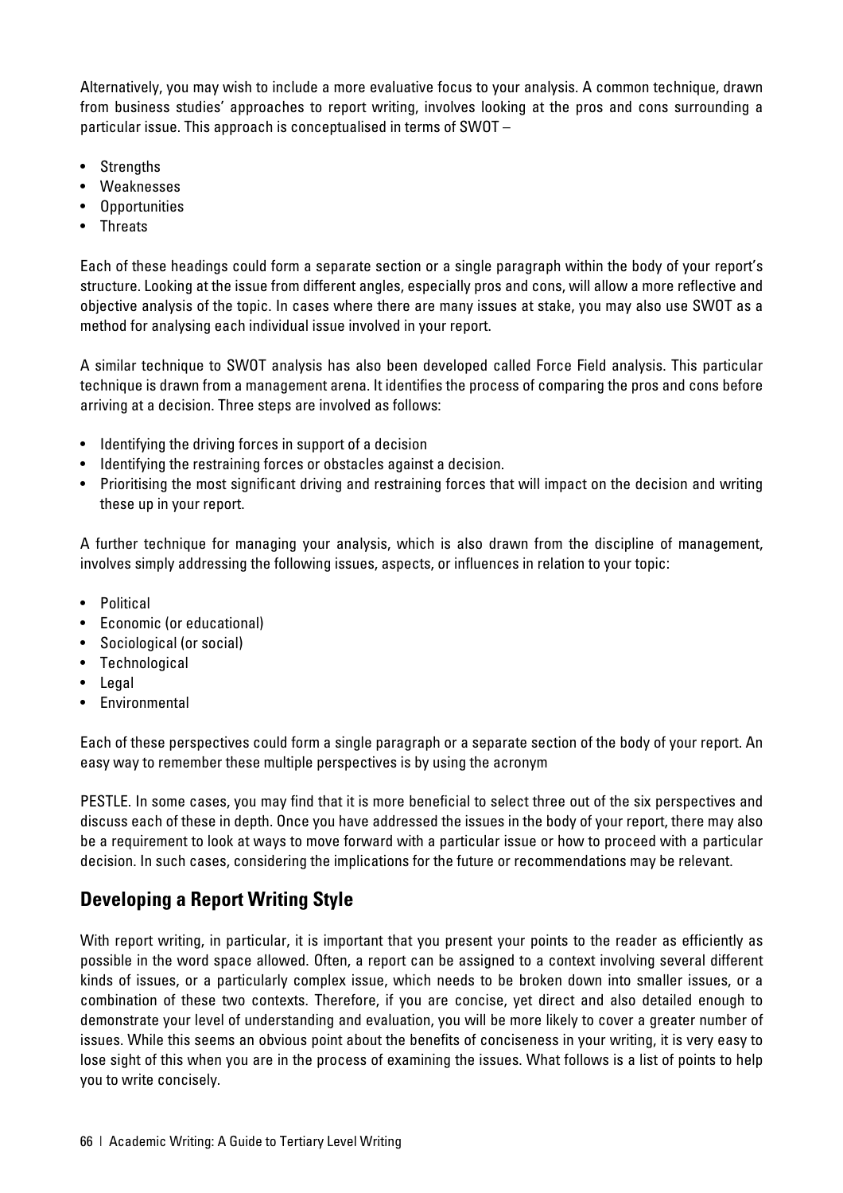Alternatively, you may wish to include a more evaluative focus to your analysis. A common technique, drawn from business studies' approaches to report writing, involves looking at the pros and cons surrounding a particular issue. This approach is conceptualised in terms of SWOT –

- Strengths
- Weaknesses
- Opportunities
- Threats

Each of these headings could form a separate section or a single paragraph within the body of your report's structure. Looking at the issue from different angles, especially pros and cons, will allow a more reflective and objective analysis of the topic. In cases where there are many issues at stake, you may also use SWOT as a method for analysing each individual issue involved in your report.

A similar technique to SWOT analysis has also been developed called Force Field analysis. This particular technique is drawn from a management arena. It identifies the process of comparing the pros and cons before arriving at a decision. Three steps are involved as follows:

- Identifying the driving forces in support of a decision
- Identifying the restraining forces or obstacles against a decision.
- Prioritising the most significant driving and restraining forces that will impact on the decision and writing these up in your report.

A further technique for managing your analysis, which is also drawn from the discipline of management, involves simply addressing the following issues, aspects, or influences in relation to your topic:

- Political
- Economic (or educational)
- Sociological (or social)
- Technological
- Legal
- Environmental

Each of these perspectives could form a single paragraph or a separate section of the body of your report. An easy way to remember these multiple perspectives is by using the acronym

PESTLE. In some cases, you may find that it is more beneficial to select three out of the six perspectives and discuss each of these in depth. Once you have addressed the issues in the body of your report, there may also be a requirement to look at ways to move forward with a particular issue or how to proceed with a particular decision. In such cases, considering the implications for the future or recommendations may be relevant.

## Developing a Report Writing Style

With report writing, in particular, it is important that you present your points to the reader as efficiently as possible in the word space allowed. Often, a report can be assigned to a context involving several different kinds of issues, or a particularly complex issue, which needs to be broken down into smaller issues, or a combination of these two contexts. Therefore, if you are concise, yet direct and also detailed enough to demonstrate your level of understanding and evaluation, you will be more likely to cover a greater number of issues. While this seems an obvious point about the benefits of conciseness in your writing, it is very easy to lose sight of this when you are in the process of examining the issues. What follows is a list of points to help you to write concisely.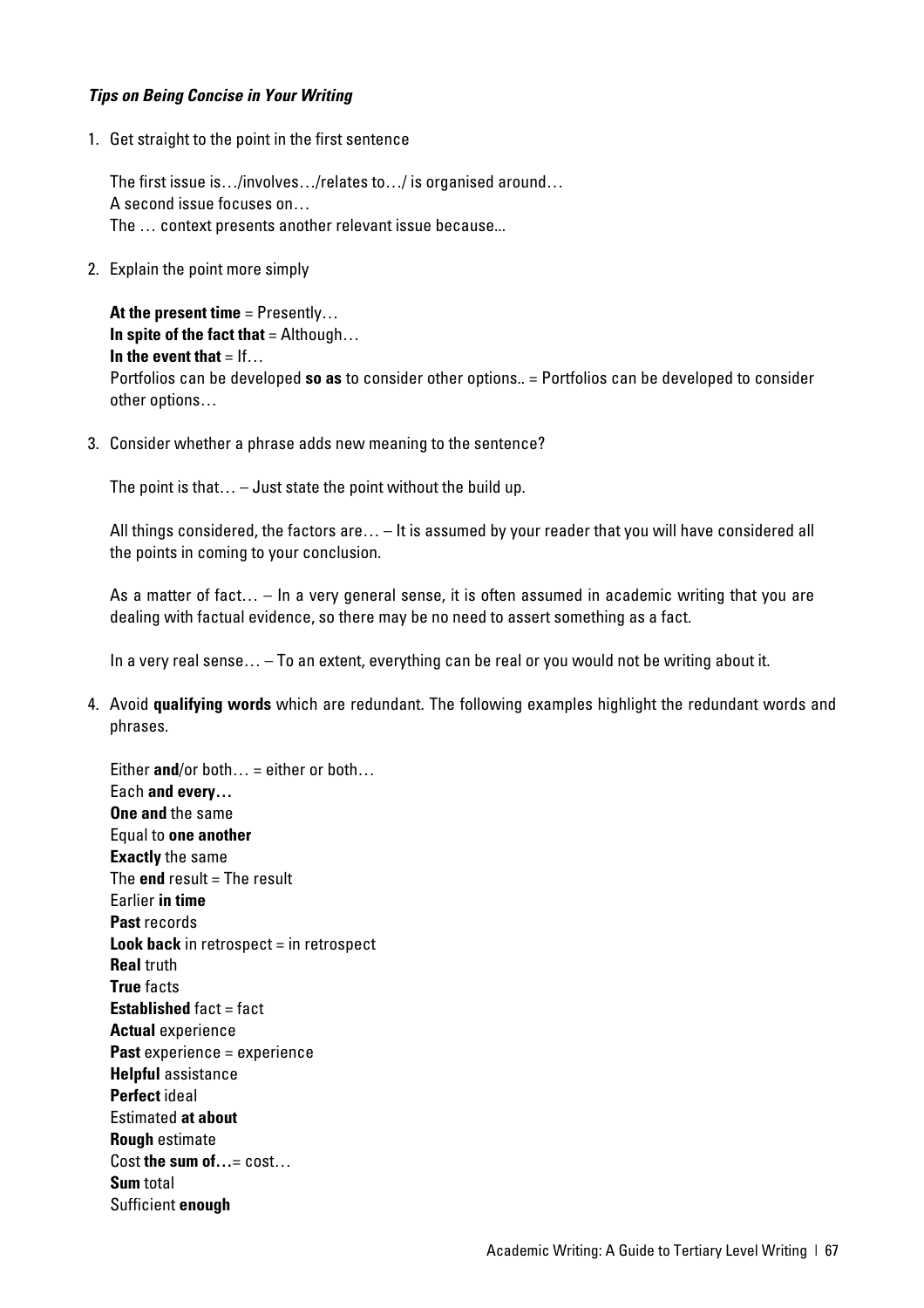***Tips on Being Concise in Your Writing***

1. Get straight to the point in the first sentence

   The first issue is…/involves…/relates to…/ is organised around…
   A second issue focuses on…
   The … context presents another relevant issue because...

2. Explain the point more simply

   **At the present time** = Presently…
   **In spite of the fact that** = Although…
   **In the event that** = If…
   Portfolios can be developed **so as** to consider other options.. = Portfolios can be developed to consider other options…

3. Consider whether a phrase adds new meaning to the sentence?

   The point is that… – Just state the point without the build up.

   All things considered, the factors are… – It is assumed by your reader that you will have considered all the points in coming to your conclusion.

   As a matter of fact… – In a very general sense, it is often assumed in academic writing that you are dealing with factual evidence, so there may be no need to assert something as a fact.

   In a very real sense… – To an extent, everything can be real or you would not be writing about it.

4. Avoid **qualifying words** which are redundant. The following examples highlight the redundant words and phrases.

   Either **and**/or both… = either or both…
   Each **and every…**
   **One and** the same
   Equal to **one another**
   **Exactly** the same
   The **end** result = The result
   Earlier **in time**
   **Past** records
   **Look back** in retrospect = in retrospect
   **Real** truth
   **True** facts
   **Established** fact = fact
   **Actual** experience
   **Past** experience = experience
   **Helpful** assistance
   **Perfect** ideal
   Estimated **at about**
   **Rough** estimate
   Cost **the sum of…**= cost…
   **Sum** total
   Sufficient **enough**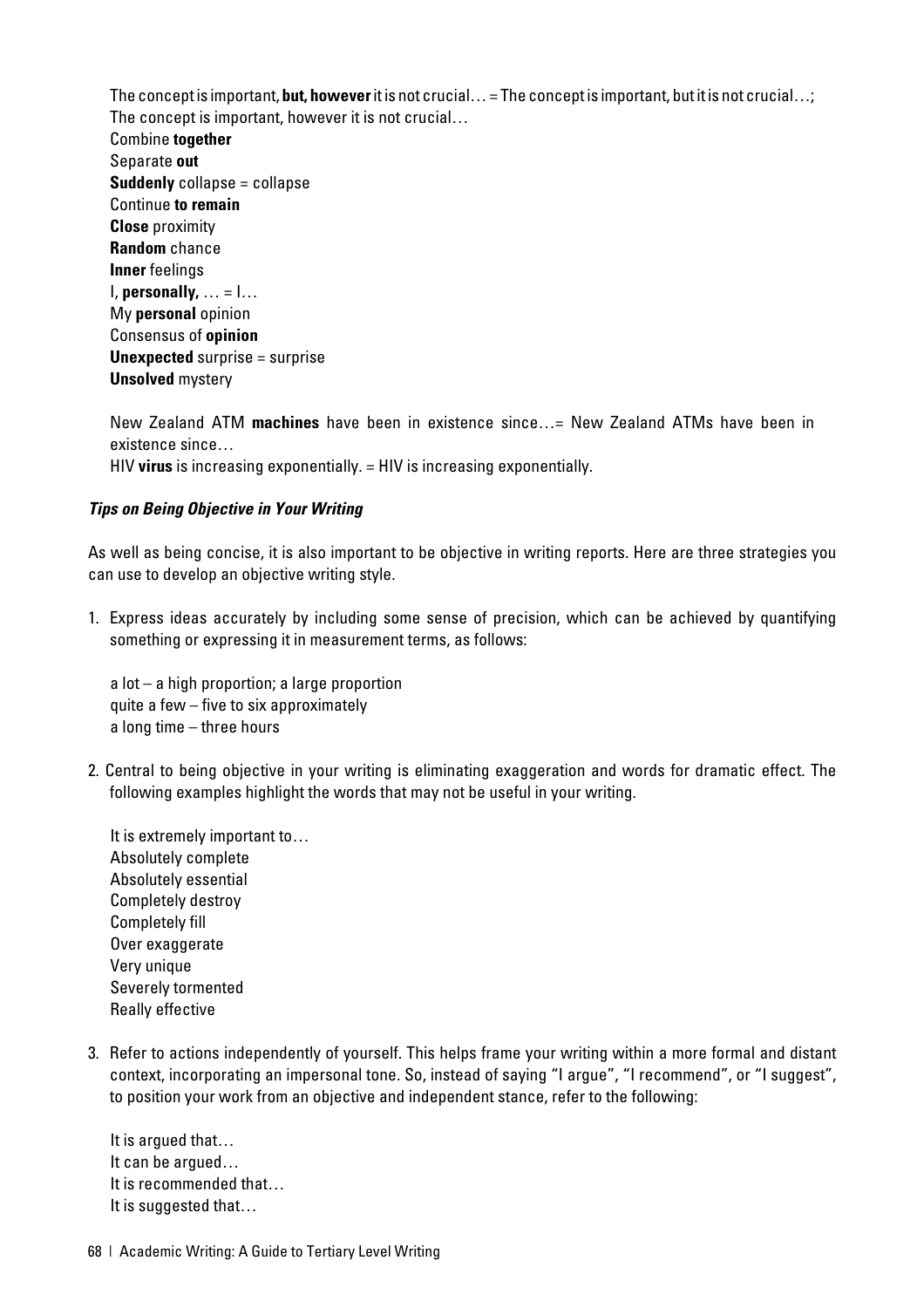The concept is important, **but, however** it is not crucial… = The concept is important, but it is not crucial…;
The concept is important, however it is not crucial…
Combine **together**
Separate **out**
**Suddenly** collapse = collapse
Continue **to remain**
**Close** proximity
**Random** chance
**Inner** feelings
I, **personally,** … = I…
My **personal** opinion
Consensus of **opinion**
**Unexpected** surprise = surprise
**Unsolved** mystery

New Zealand ATM **machines** have been in existence since…= New Zealand ATMs have been in existence since…
HIV **virus** is increasing exponentially. = HIV is increasing exponentially.

***Tips on Being Objective in Your Writing***

As well as being concise, it is also important to be objective in writing reports. Here are three strategies you can use to develop an objective writing style.

1. Express ideas accurately by including some sense of precision, which can be achieved by quantifying something or expressing it in measurement terms, as follows:

   a lot – a high proportion; a large proportion
   quite a few – five to six approximately
   a long time – three hours

2. Central to being objective in your writing is eliminating exaggeration and words for dramatic effect. The following examples highlight the words that may not be useful in your writing.

   It is extremely important to…
   Absolutely complete
   Absolutely essential
   Completely destroy
   Completely fill
   Over exaggerate
   Very unique
   Severely tormented
   Really effective

3. Refer to actions independently of yourself. This helps frame your writing within a more formal and distant context, incorporating an impersonal tone. So, instead of saying "I argue", "I recommend", or "I suggest", to position your work from an objective and independent stance, refer to the following:

   It is argued that…
   It can be argued…
   It is recommended that…
   It is suggested that…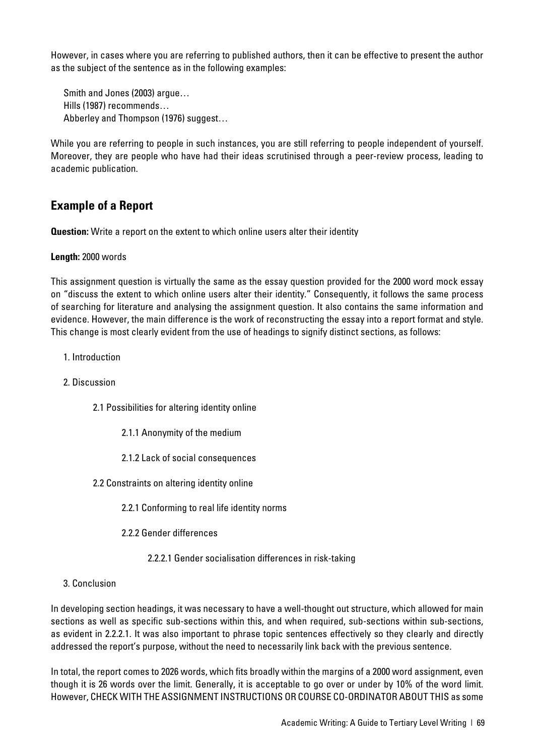However, in cases where you are referring to published authors, then it can be effective to present the author as the subject of the sentence as in the following examples:

Smith and Jones (2003) argue…
Hills (1987) recommends…
Abberley and Thompson (1976) suggest…

While you are referring to people in such instances, you are still referring to people independent of yourself. Moreover, they are people who have had their ideas scrutinised through a peer-review process, leading to academic publication.

## Example of a Report

**Question:** Write a report on the extent to which online users alter their identity

**Length:** 2000 words

This assignment question is virtually the same as the essay question provided for the 2000 word mock essay on "discuss the extent to which online users alter their identity." Consequently, it follows the same process of searching for literature and analysing the assignment question. It also contains the same information and evidence. However, the main difference is the work of reconstructing the essay into a report format and style. This change is most clearly evident from the use of headings to signify distinct sections, as follows:

1. Introduction

2. Discussion

    2.1 Possibilities for altering identity online

        2.1.1 Anonymity of the medium

        2.1.2 Lack of social consequences

    2.2 Constraints on altering identity online

        2.2.1 Conforming to real life identity norms

        2.2.2 Gender differences

            2.2.2.1 Gender socialisation differences in risk-taking

3. Conclusion

In developing section headings, it was necessary to have a well-thought out structure, which allowed for main sections as well as specific sub-sections within this, and when required, sub-sections within sub-sections, as evident in 2.2.2.1. It was also important to phrase topic sentences effectively so they clearly and directly addressed the report's purpose, without the need to necessarily link back with the previous sentence.

In total, the report comes to 2026 words, which fits broadly within the margins of a 2000 word assignment, even though it is 26 words over the limit. Generally, it is acceptable to go over or under by 10% of the word limit. However, CHECK WITH THE ASSIGNMENT INSTRUCTIONS OR COURSE CO-ORDINATOR ABOUT THIS as some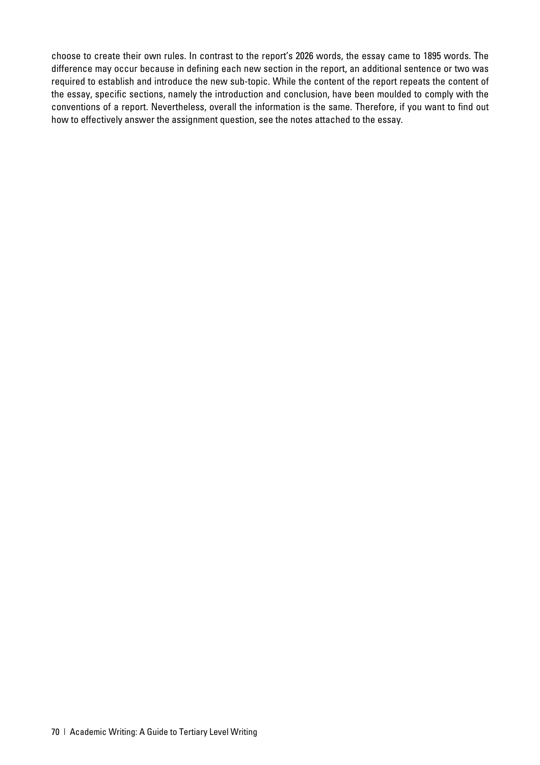choose to create their own rules. In contrast to the report's 2026 words, the essay came to 1895 words. The difference may occur because in defining each new section in the report, an additional sentence or two was required to establish and introduce the new sub-topic. While the content of the report repeats the content of the essay, specific sections, namely the introduction and conclusion, have been moulded to comply with the conventions of a report. Nevertheless, overall the information is the same. Therefore, if you want to find out how to effectively answer the assignment question, see the notes attached to the essay.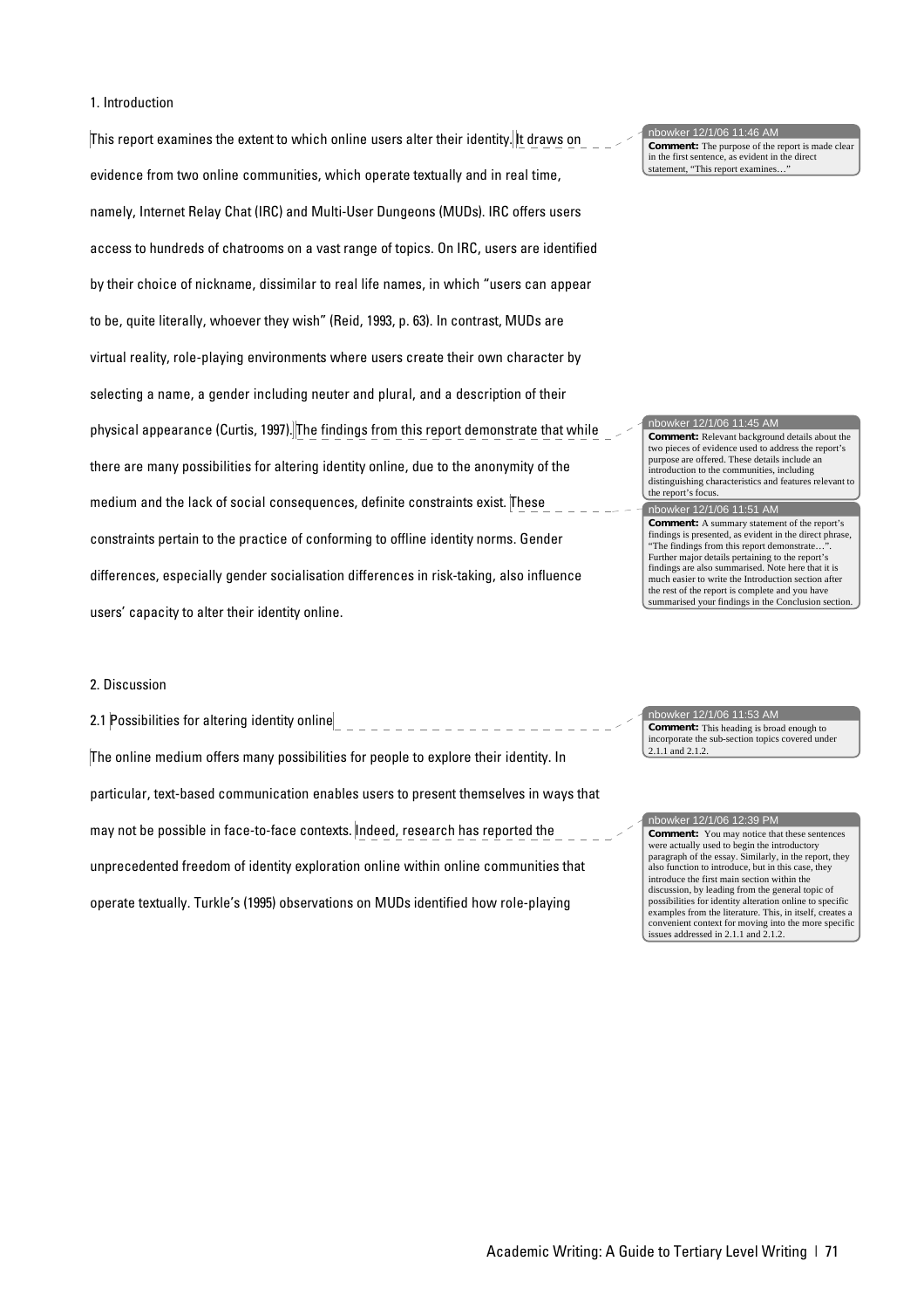## 1. Introduction

This report examines the extent to which online users alter their identity. It draws on evidence from two online communities, which operate textually and in real time, namely, Internet Relay Chat (IRC) and Multi-User Dungeons (MUDs). IRC offers users access to hundreds of chatrooms on a vast range of topics. On IRC, users are identified by their choice of nickname, dissimilar to real life names, in which "users can appear to be, quite literally, whoever they wish" (Reid, 1993, p. 63). In contrast, MUDs are virtual reality, role-playing environments where users create their own character by selecting a name, a gender including neuter and plural, and a description of their physical appearance (Curtis, 1997). The findings from this report demonstrate that while there are many possibilities for altering identity online, due to the anonymity of the medium and the lack of social consequences, definite constraints exist. These constraints pertain to the practice of conforming to offline identity norms. Gender differences, especially gender socialisation differences in risk-taking, also influence users' capacity to alter their identity online.

> nbowker 12/1/06 11:46 AM
> **Comment:** The purpose of the report is made clear in the first sentence, as evident in the direct statement, "This report examines…"

> nbowker 12/1/06 11:45 AM
> **Comment:** Relevant background details about the two pieces of evidence used to address the report's purpose are offered. These details include an introduction to the communities, including distinguishing characteristics and features relevant to the report's focus.

> nbowker 12/1/06 11:51 AM
> **Comment:** A summary statement of the report's findings is presented, as evident in the direct phrase, "The findings from this report demonstrate…". Further major details pertaining to the report's findings are also summarised. Note here that it is much easier to write the Introduction section after the rest of the report is complete and you have summarised your findings in the Conclusion section.

## 2. Discussion

### 2.1 Possibilities for altering identity online

> nbowker 12/1/06 11:53 AM
> **Comment:** This heading is broad enough to incorporate the sub-section topics covered under 2.1.1 and 2.1.2.

The online medium offers many possibilities for people to explore their identity. In particular, text-based communication enables users to present themselves in ways that may not be possible in face-to-face contexts. Indeed, research has reported the unprecedented freedom of identity exploration online within online communities that operate textually. Turkle's (1995) observations on MUDs identified how role-playing

> nbowker 12/1/06 12:39 PM
> **Comment:** You may notice that these sentences were actually used to begin the introductory paragraph of the essay. Similarly, in the report, they also function to introduce, but in this case, they introduce the first main section within the discussion, by leading from the general topic of possibilities for identity alteration online to specific examples from the literature. This, in itself, creates a convenient context for moving into the more specific issues addressed in 2.1.1 and 2.1.2.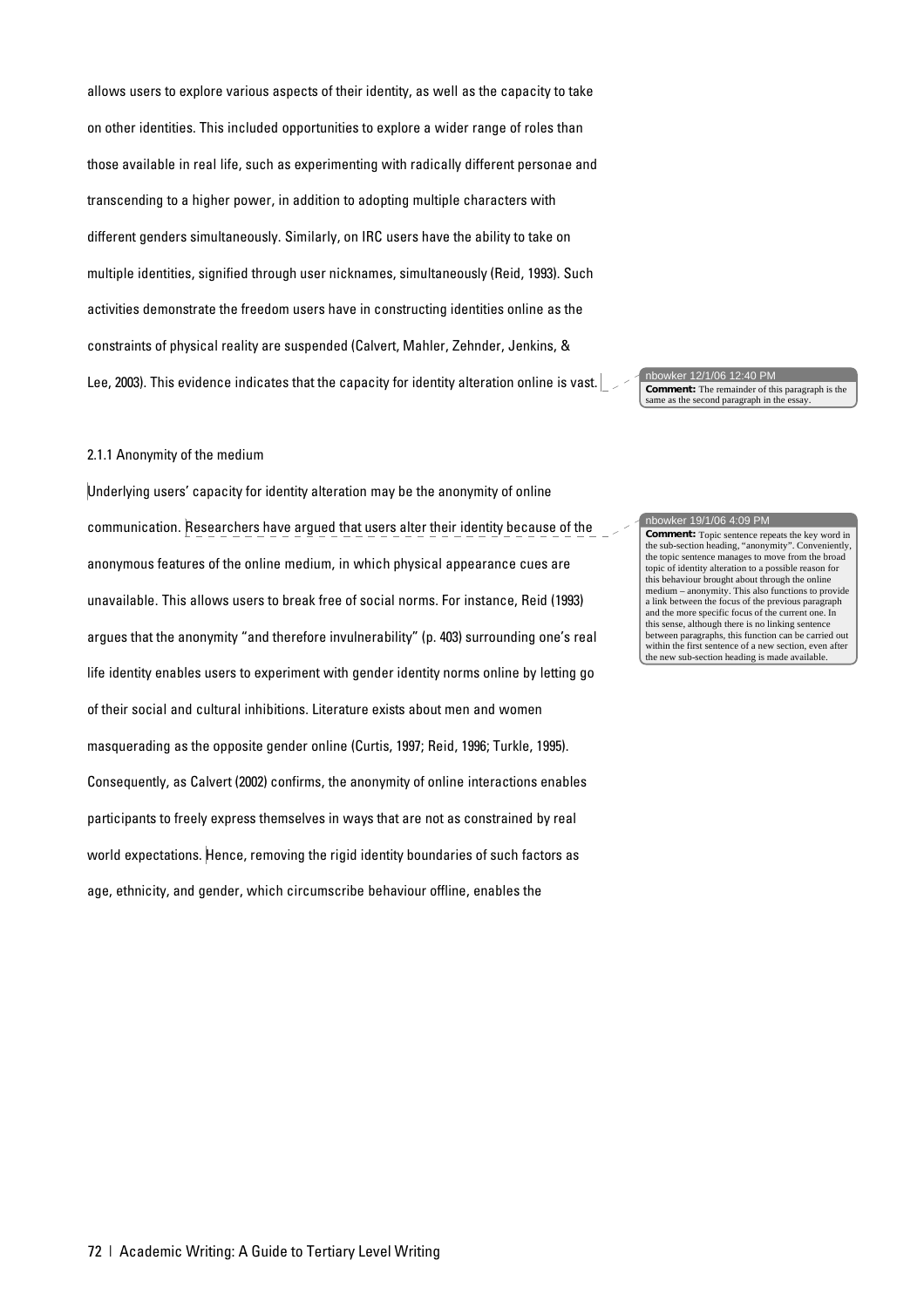allows users to explore various aspects of their identity, as well as the capacity to take on other identities. This included opportunities to explore a wider range of roles than those available in real life, such as experimenting with radically different personae and transcending to a higher power, in addition to adopting multiple characters with different genders simultaneously. Similarly, on IRC users have the ability to take on multiple identities, signified through user nicknames, simultaneously (Reid, 1993). Such activities demonstrate the freedom users have in constructing identities online as the constraints of physical reality are suspended (Calvert, Mahler, Zehnder, Jenkins, & Lee, 2003). This evidence indicates that the capacity for identity alteration online is vast.

> nbowker 12/1/06 12:40 PM
> **Comment:** The remainder of this paragraph is the same as the second paragraph in the essay.

2.1.1 Anonymity of the medium

Underlying users' capacity for identity alteration may be the anonymity of online communication. Researchers have argued that users alter their identity because of the anonymous features of the online medium, in which physical appearance cues are unavailable. This allows users to break free of social norms. For instance, Reid (1993) argues that the anonymity "and therefore invulnerability" (p. 403) surrounding one's real life identity enables users to experiment with gender identity norms online by letting go of their social and cultural inhibitions. Literature exists about men and women masquerading as the opposite gender online (Curtis, 1997; Reid, 1996; Turkle, 1995). Consequently, as Calvert (2002) confirms, the anonymity of online interactions enables participants to freely express themselves in ways that are not as constrained by real world expectations. Hence, removing the rigid identity boundaries of such factors as age, ethnicity, and gender, which circumscribe behaviour offline, enables the

> nbowker 19/1/06 4:09 PM
> **Comment:** Topic sentence repeats the key word in the sub-section heading, "anonymity". Conveniently, the topic sentence manages to move from the broad topic of identity alteration to a possible reason for this behaviour brought about through the online medium – anonymity. This also functions to provide a link between the focus of the previous paragraph and the more specific focus of the current one. In this sense, although there is no linking sentence between paragraphs, this function can be carried out within the first sentence of a new section, even after the new sub-section heading is made available.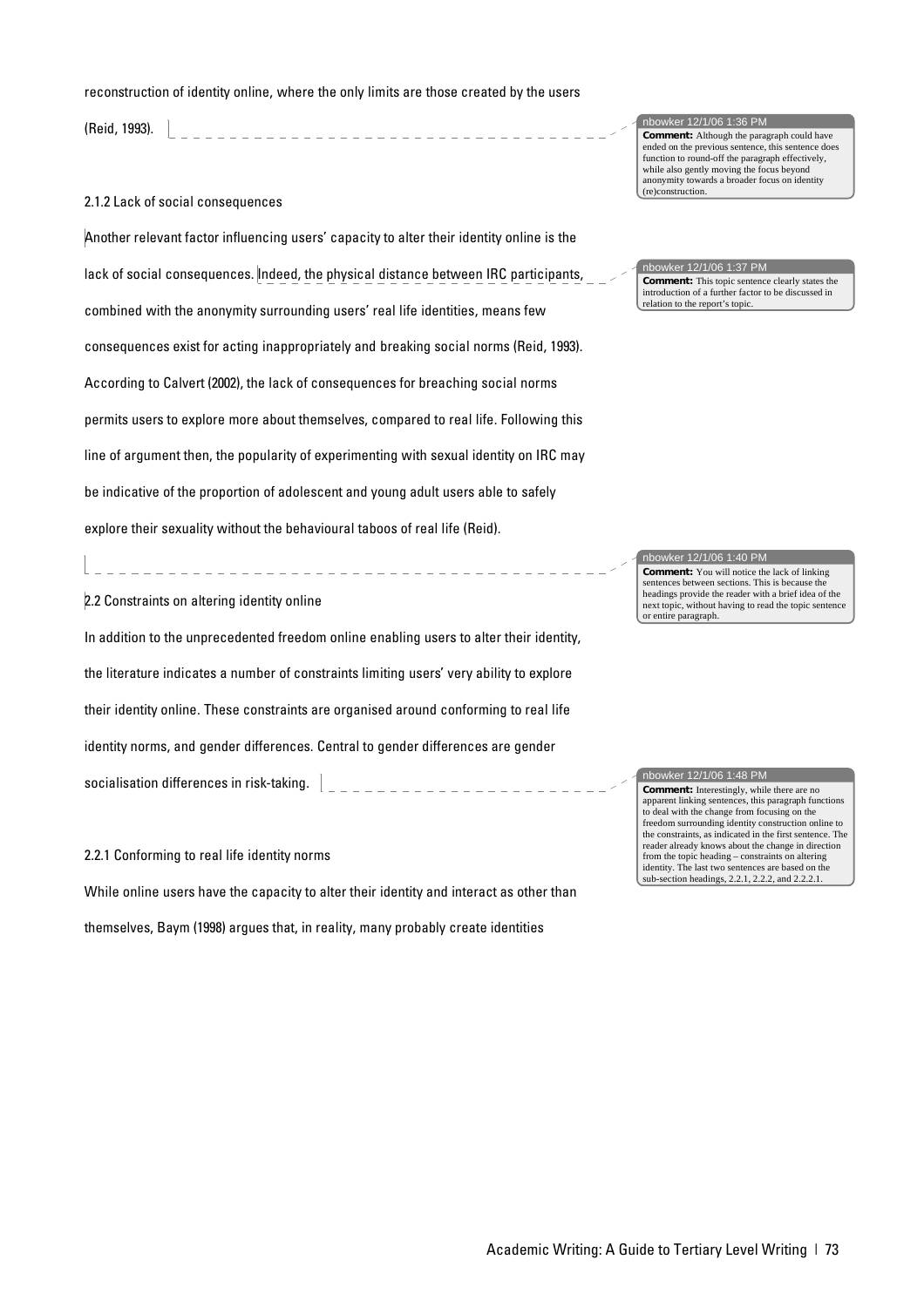reconstruction of identity online, where the only limits are those created by the users (Reid, 1993).

> nbowker 12/1/06 1:36 PM
> **Comment:** Although the paragraph could have ended on the previous sentence, this sentence does function to round-off the paragraph effectively, while also gently moving the focus beyond anonymity towards a broader focus on identity (re)construction.

### 2.1.2 Lack of social consequences

Another relevant factor influencing users' capacity to alter their identity online is the lack of social consequences. Indeed, the physical distance between IRC participants, combined with the anonymity surrounding users' real life identities, means few consequences exist for acting inappropriately and breaking social norms (Reid, 1993). According to Calvert (2002), the lack of consequences for breaching social norms permits users to explore more about themselves, compared to real life. Following this line of argument then, the popularity of experimenting with sexual identity on IRC may be indicative of the proportion of adolescent and young adult users able to safely explore their sexuality without the behavioural taboos of real life (Reid).

> nbowker 12/1/06 1:37 PM
> **Comment:** This topic sentence clearly states the introduction of a further factor to be discussed in relation to the report's topic.

> nbowker 12/1/06 1:40 PM
> **Comment:** You will notice the lack of linking sentences between sections. This is because the headings provide the reader with a brief idea of the next topic, without having to read the topic sentence or entire paragraph.

## 2.2 Constraints on altering identity online

In addition to the unprecedented freedom online enabling users to alter their identity, the literature indicates a number of constraints limiting users' very ability to explore their identity online. These constraints are organised around conforming to real life identity norms, and gender differences. Central to gender differences are gender socialisation differences in risk-taking.

> nbowker 12/1/06 1:48 PM
> **Comment:** Interestingly, while there are no apparent linking sentences, this paragraph functions to deal with the change from focusing on the freedom surrounding identity construction online to the constraints, as indicated in the first sentence. The reader already knows about the change in direction from the topic heading – constraints on altering identity. The last two sentences are based on the sub-section headings, 2.2.1, 2.2.2, and 2.2.2.1.

### 2.2.1 Conforming to real life identity norms

While online users have the capacity to alter their identity and interact as other than themselves, Baym (1998) argues that, in reality, many probably create identities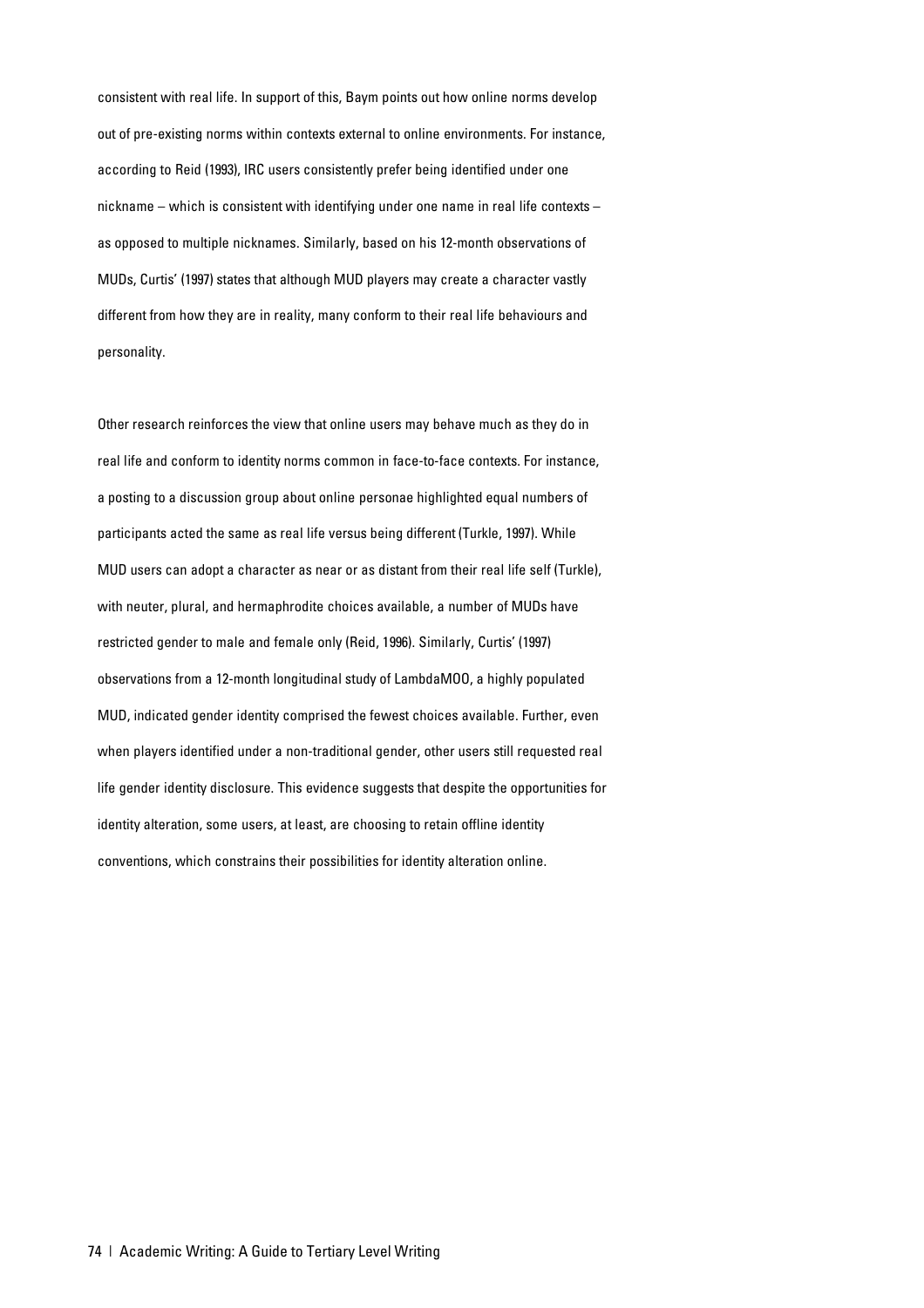consistent with real life. In support of this, Baym points out how online norms develop out of pre-existing norms within contexts external to online environments. For instance, according to Reid (1993), IRC users consistently prefer being identified under one nickname – which is consistent with identifying under one name in real life contexts – as opposed to multiple nicknames. Similarly, based on his 12-month observations of MUDs, Curtis' (1997) states that although MUD players may create a character vastly different from how they are in reality, many conform to their real life behaviours and personality.

Other research reinforces the view that online users may behave much as they do in real life and conform to identity norms common in face-to-face contexts. For instance, a posting to a discussion group about online personae highlighted equal numbers of participants acted the same as real life versus being different (Turkle, 1997). While MUD users can adopt a character as near or as distant from their real life self (Turkle), with neuter, plural, and hermaphrodite choices available, a number of MUDs have restricted gender to male and female only (Reid, 1996). Similarly, Curtis' (1997) observations from a 12-month longitudinal study of LambdaMOO, a highly populated MUD, indicated gender identity comprised the fewest choices available. Further, even when players identified under a non-traditional gender, other users still requested real life gender identity disclosure. This evidence suggests that despite the opportunities for identity alteration, some users, at least, are choosing to retain offline identity conventions, which constrains their possibilities for identity alteration online.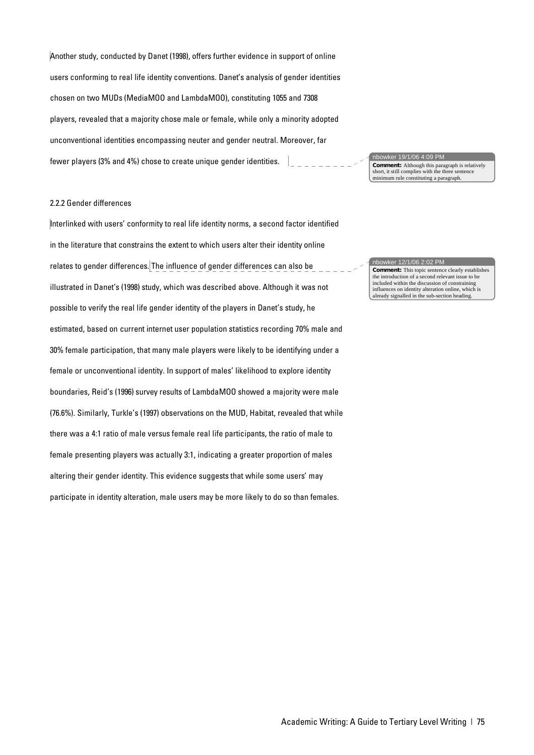Another study, conducted by Danet (1998), offers further evidence in support of online users conforming to real life identity conventions. Danet's analysis of gender identities chosen on two MUDs (MediaMOO and LambdaMOO), constituting 1055 and 7308 players, revealed that a majority chose male or female, while only a minority adopted unconventional identities encompassing neuter and gender neutral. Moreover, far fewer players (3% and 4%) chose to create unique gender identities.

> nbowker 19/1/06 4:09 PM
> **Comment:** Although this paragraph is relatively short, it still complies with the three sentence minimum rule constituting a paragraph.

2.2.2 Gender differences

Interlinked with users' conformity to real life identity norms, a second factor identified in the literature that constrains the extent to which users alter their identity online relates to gender differences. The influence of gender differences can also be illustrated in Danet's (1998) study, which was described above. Although it was not possible to verify the real life gender identity of the players in Danet's study, he estimated, based on current internet user population statistics recording 70% male and 30% female participation, that many male players were likely to be identifying under a female or unconventional identity. In support of males' likelihood to explore identity boundaries, Reid's (1996) survey results of LambdaMOO showed a majority were male (76.6%). Similarly, Turkle's (1997) observations on the MUD, Habitat, revealed that while there was a 4:1 ratio of male versus female real life participants, the ratio of male to female presenting players was actually 3:1, indicating a greater proportion of males altering their gender identity. This evidence suggests that while some users' may participate in identity alteration, male users may be more likely to do so than females.

> nbowker 12/1/06 2:02 PM
> **Comment:** This topic sentence clearly establishes the introduction of a second relevant issue to be included within the discussion of constraining influences on identity alteration online, which is already signalled in the sub-section heading.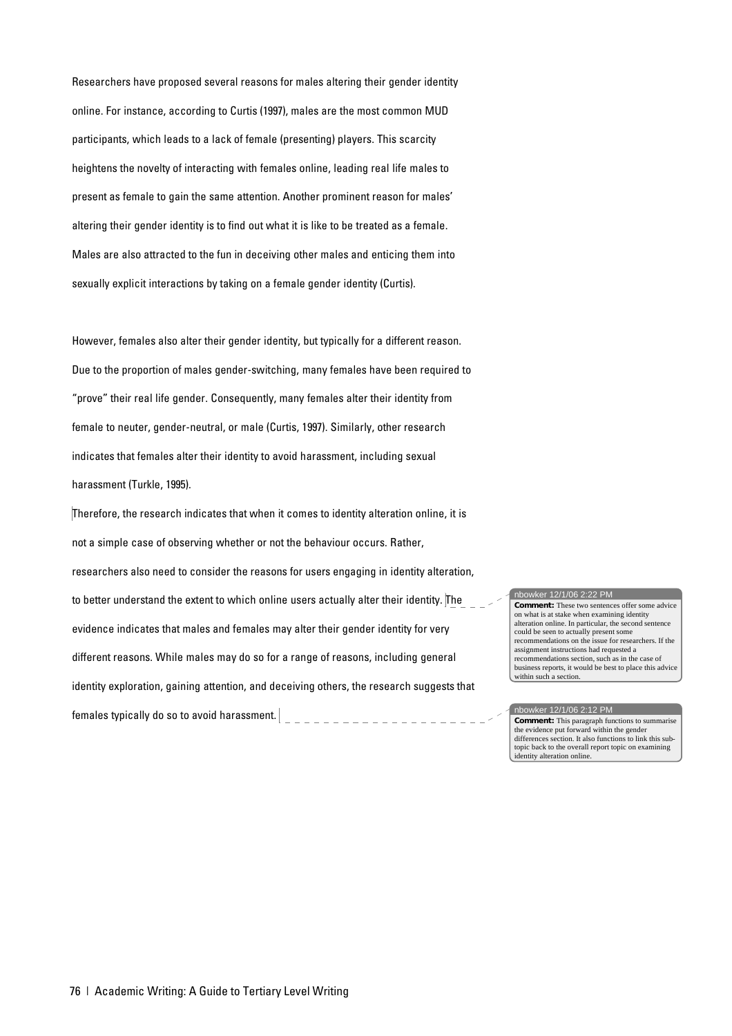Researchers have proposed several reasons for males altering their gender identity online. For instance, according to Curtis (1997), males are the most common MUD participants, which leads to a lack of female (presenting) players. This scarcity heightens the novelty of interacting with females online, leading real life males to present as female to gain the same attention. Another prominent reason for males' altering their gender identity is to find out what it is like to be treated as a female. Males are also attracted to the fun in deceiving other males and enticing them into sexually explicit interactions by taking on a female gender identity (Curtis).

However, females also alter their gender identity, but typically for a different reason. Due to the proportion of males gender-switching, many females have been required to "prove" their real life gender. Consequently, many females alter their identity from female to neuter, gender-neutral, or male (Curtis, 1997). Similarly, other research indicates that females alter their identity to avoid harassment, including sexual harassment (Turkle, 1995).

Therefore, the research indicates that when it comes to identity alteration online, it is not a simple case of observing whether or not the behaviour occurs. Rather, researchers also need to consider the reasons for users engaging in identity alteration, to better understand the extent to which online users actually alter their identity. The evidence indicates that males and females may alter their gender identity for very different reasons. While males may do so for a range of reasons, including general identity exploration, gaining attention, and deceiving others, the research suggests that females typically do so to avoid harassment.

> nbowker 12/1/06 2:22 PM
> **Comment:** These two sentences offer some advice on what is at stake when examining identity alteration online. In particular, the second sentence could be seen to actually present some recommendations on the issue for researchers. If the assignment instructions had requested a recommendations section, such as in the case of business reports, it would be best to place this advice within such a section.

> nbowker 12/1/06 2:12 PM
> **Comment:** This paragraph functions to summarise the evidence put forward within the gender differences section. It also functions to link this sub-topic back to the overall report topic on examining identity alteration online.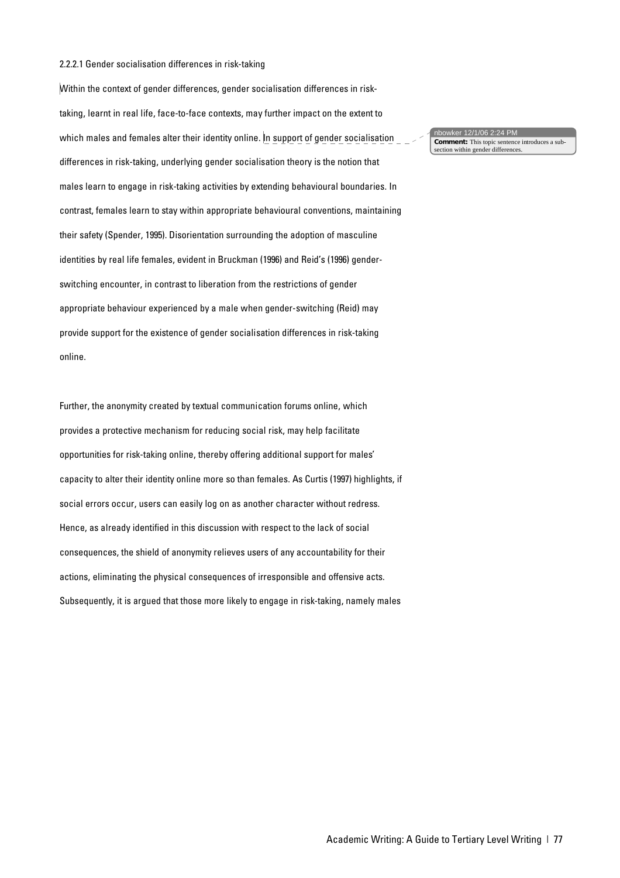#### 2.2.2.1 Gender socialisation differences in risk-taking

Within the context of gender differences, gender socialisation differences in risk-taking, learnt in real life, face-to-face contexts, may further impact on the extent to which males and females alter their identity online. In support of gender socialisation differences in risk-taking, underlying gender socialisation theory is the notion that males learn to engage in risk-taking activities by extending behavioural boundaries. In contrast, females learn to stay within appropriate behavioural conventions, maintaining their safety (Spender, 1995). Disorientation surrounding the adoption of masculine identities by real life females, evident in Bruckman (1996) and Reid's (1996) gender-switching encounter, in contrast to liberation from the restrictions of gender appropriate behaviour experienced by a male when gender-switching (Reid) may provide support for the existence of gender socialisation differences in risk-taking online.

> nbowker 12/1/06 2:24 PM
> **Comment:** This topic sentence introduces a sub-section within gender differences.

Further, the anonymity created by textual communication forums online, which provides a protective mechanism for reducing social risk, may help facilitate opportunities for risk-taking online, thereby offering additional support for males' capacity to alter their identity online more so than females. As Curtis (1997) highlights, if social errors occur, users can easily log on as another character without redress. Hence, as already identified in this discussion with respect to the lack of social consequences, the shield of anonymity relieves users of any accountability for their actions, eliminating the physical consequences of irresponsible and offensive acts. Subsequently, it is argued that those more likely to engage in risk-taking, namely males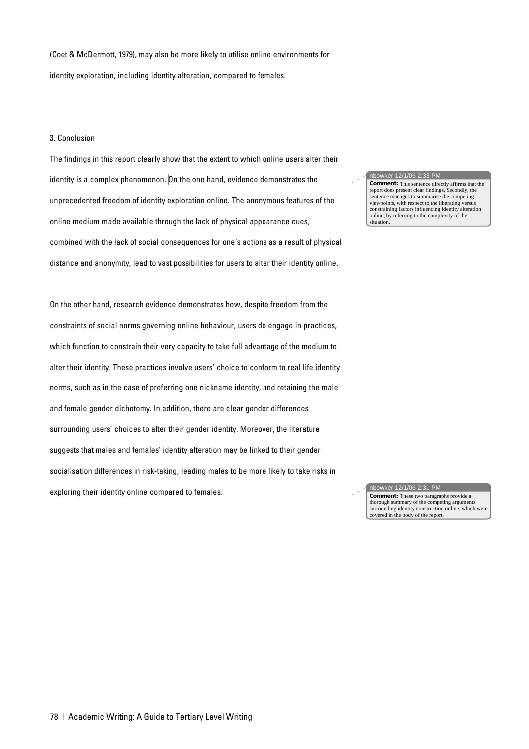(Coet & McDermott, 1979), may also be more likely to utilise online environments for identity exploration, including identity alteration, compared to females.

### 3. Conclusion

The findings in this report clearly show that the extent to which online users alter their identity is a complex phenomenon. On the one hand, evidence demonstrates the unprecedented freedom of identity exploration online. The anonymous features of the online medium made available through the lack of physical appearance cues, combined with the lack of social consequences for one's actions as a result of physical distance and anonymity, lead to vast possibilities for users to alter their identity online.

> nbowker 12/1/06 2:33 PM
> **Comment:** This sentence directly affirms that the report does present clear findings. Secondly, the sentence manages to summarise the competing viewpoints, with respect to the liberating versus constraining factors influencing identity alteration online, by referring to the complexity of the situation.

On the other hand, research evidence demonstrates how, despite freedom from the constraints of social norms governing online behaviour, users do engage in practices, which function to constrain their very capacity to take full advantage of the medium to alter their identity. These practices involve users' choice to conform to real life identity norms, such as in the case of preferring one nickname identity, and retaining the male and female gender dichotomy. In addition, there are clear gender differences surrounding users' choices to alter their gender identity. Moreover, the literature suggests that males and females' identity alteration may be linked to their gender socialisation differences in risk-taking, leading males to be more likely to take risks in exploring their identity online compared to females.

> nbowker 12/1/06 2:31 PM
> **Comment:** These two paragraphs provide a thorough summary of the competing arguments surrounding identity construction online, which were covered in the body of the report.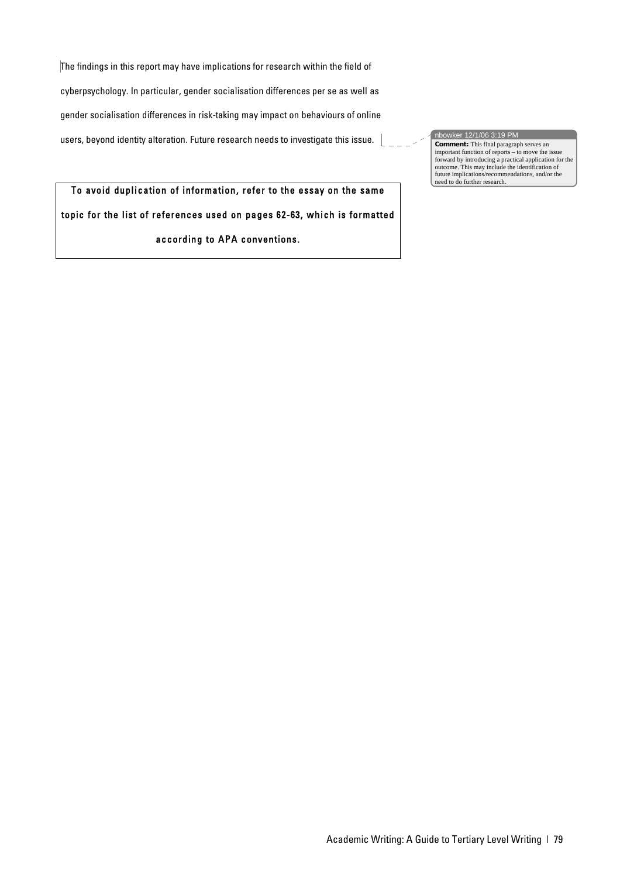The findings in this report may have implications for research within the field of cyberpsychology. In particular, gender socialisation differences per se as well as gender socialisation differences in risk-taking may impact on behaviours of online users, beyond identity alteration. Future research needs to investigate this issue.

> nbowker 12/1/06 3:19 PM
> **Comment:** This final paragraph serves an important function of reports – to move the issue forward by introducing a practical application for the outcome. This may include the identification of future implications/recommendations, and/or the need to do further research.

| To avoid duplication of information, refer to the essay on the same topic for the list of references used on pages 62-63, which is formatted according to APA conventions. |
| --- |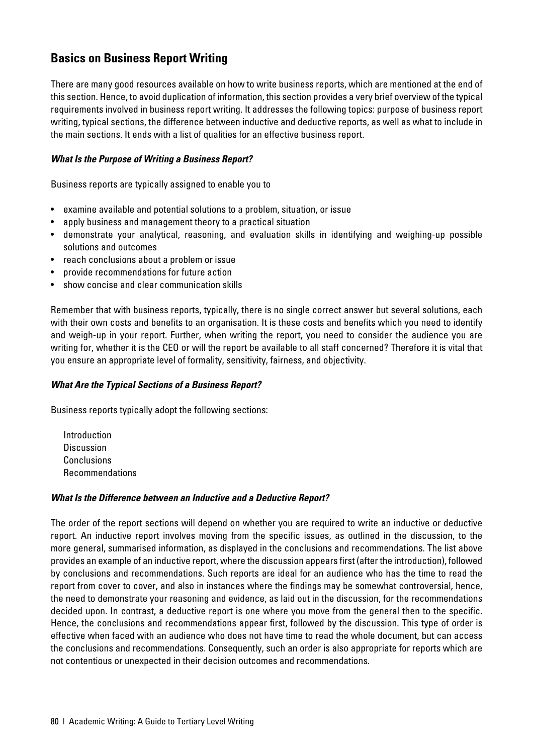## Basics on Business Report Writing

There are many good resources available on how to write business reports, which are mentioned at the end of this section. Hence, to avoid duplication of information, this section provides a very brief overview of the typical requirements involved in business report writing. It addresses the following topics: purpose of business report writing, typical sections, the difference between inductive and deductive reports, as well as what to include in the main sections. It ends with a list of qualities for an effective business report.

### *What Is the Purpose of Writing a Business Report?*

Business reports are typically assigned to enable you to

- examine available and potential solutions to a problem, situation, or issue
- apply business and management theory to a practical situation
- demonstrate your analytical, reasoning, and evaluation skills in identifying and weighing-up possible solutions and outcomes
- reach conclusions about a problem or issue
- provide recommendations for future action
- show concise and clear communication skills

Remember that with business reports, typically, there is no single correct answer but several solutions, each with their own costs and benefits to an organisation. It is these costs and benefits which you need to identify and weigh-up in your report. Further, when writing the report, you need to consider the audience you are writing for, whether it is the CEO or will the report be available to all staff concerned? Therefore it is vital that you ensure an appropriate level of formality, sensitivity, fairness, and objectivity.

### *What Are the Typical Sections of a Business Report?*

Business reports typically adopt the following sections:

Introduction
Discussion
Conclusions
Recommendations

### *What Is the Difference between an Inductive and a Deductive Report?*

The order of the report sections will depend on whether you are required to write an inductive or deductive report. An inductive report involves moving from the specific issues, as outlined in the discussion, to the more general, summarised information, as displayed in the conclusions and recommendations. The list above provides an example of an inductive report, where the discussion appears first (after the introduction), followed by conclusions and recommendations. Such reports are ideal for an audience who has the time to read the report from cover to cover, and also in instances where the findings may be somewhat controversial, hence, the need to demonstrate your reasoning and evidence, as laid out in the discussion, for the recommendations decided upon. In contrast, a deductive report is one where you move from the general then to the specific. Hence, the conclusions and recommendations appear first, followed by the discussion. This type of order is effective when faced with an audience who does not have time to read the whole document, but can access the conclusions and recommendations. Consequently, such an order is also appropriate for reports which are not contentious or unexpected in their decision outcomes and recommendations.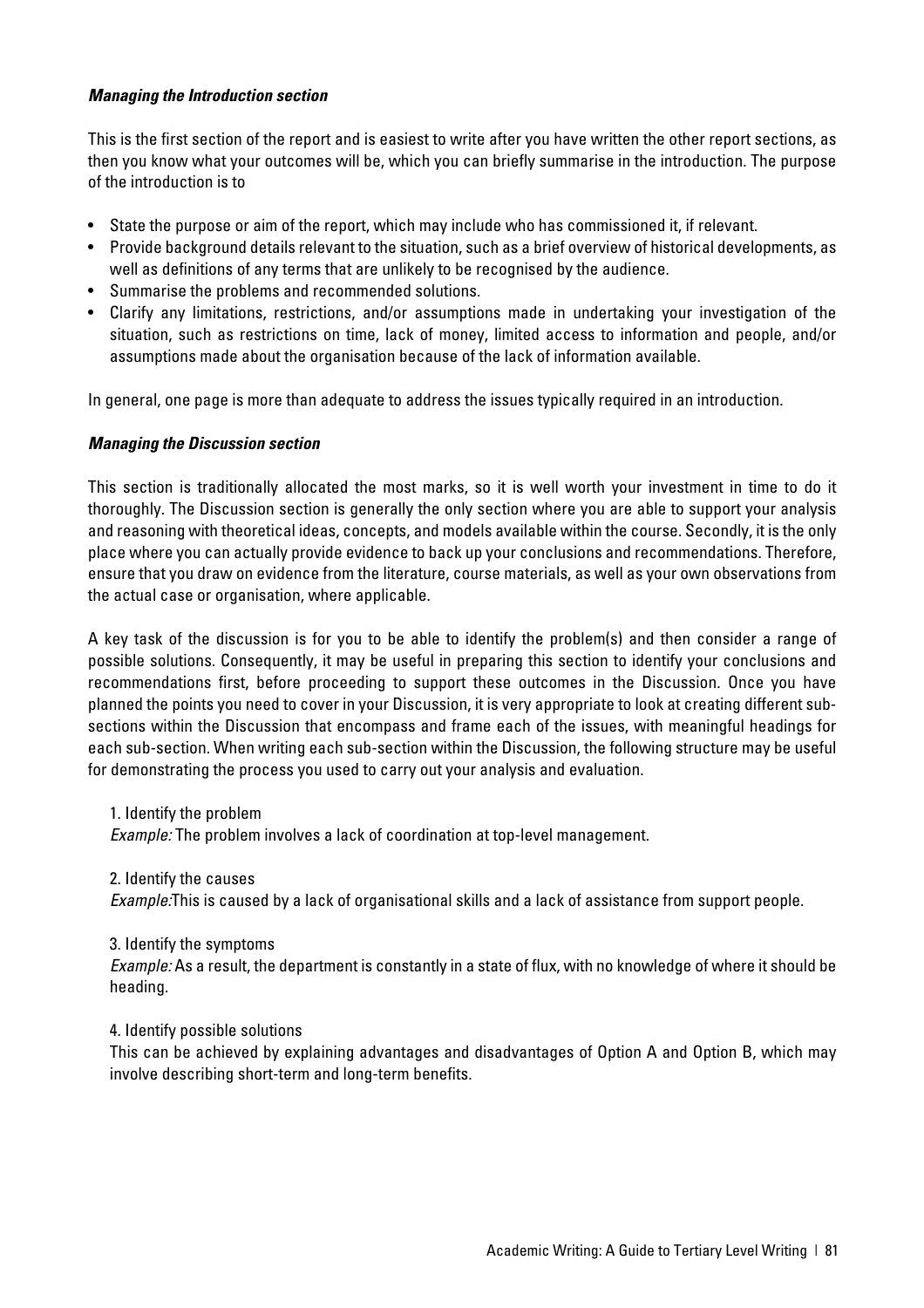***Managing the Introduction section***

This is the first section of the report and is easiest to write after you have written the other report sections, as then you know what your outcomes will be, which you can briefly summarise in the introduction. The purpose of the introduction is to

- State the purpose or aim of the report, which may include who has commissioned it, if relevant.
- Provide background details relevant to the situation, such as a brief overview of historical developments, as well as definitions of any terms that are unlikely to be recognised by the audience.
- Summarise the problems and recommended solutions.
- Clarify any limitations, restrictions, and/or assumptions made in undertaking your investigation of the situation, such as restrictions on time, lack of money, limited access to information and people, and/or assumptions made about the organisation because of the lack of information available.

In general, one page is more than adequate to address the issues typically required in an introduction.

***Managing the Discussion section***

This section is traditionally allocated the most marks, so it is well worth your investment in time to do it thoroughly. The Discussion section is generally the only section where you are able to support your analysis and reasoning with theoretical ideas, concepts, and models available within the course. Secondly, it is the only place where you can actually provide evidence to back up your conclusions and recommendations. Therefore, ensure that you draw on evidence from the literature, course materials, as well as your own observations from the actual case or organisation, where applicable.

A key task of the discussion is for you to be able to identify the problem(s) and then consider a range of possible solutions. Consequently, it may be useful in preparing this section to identify your conclusions and recommendations first, before proceeding to support these outcomes in the Discussion. Once you have planned the points you need to cover in your Discussion, it is very appropriate to look at creating different sub-sections within the Discussion that encompass and frame each of the issues, with meaningful headings for each sub-section. When writing each sub-section within the Discussion, the following structure may be useful for demonstrating the process you used to carry out your analysis and evaluation.

1. Identify the problem  
*Example:* The problem involves a lack of coordination at top-level management.

2. Identify the causes  
*Example:*This is caused by a lack of organisational skills and a lack of assistance from support people.

3. Identify the symptoms  
*Example:* As a result, the department is constantly in a state of flux, with no knowledge of where it should be heading.

4. Identify possible solutions  
This can be achieved by explaining advantages and disadvantages of Option A and Option B, which may involve describing short-term and long-term benefits.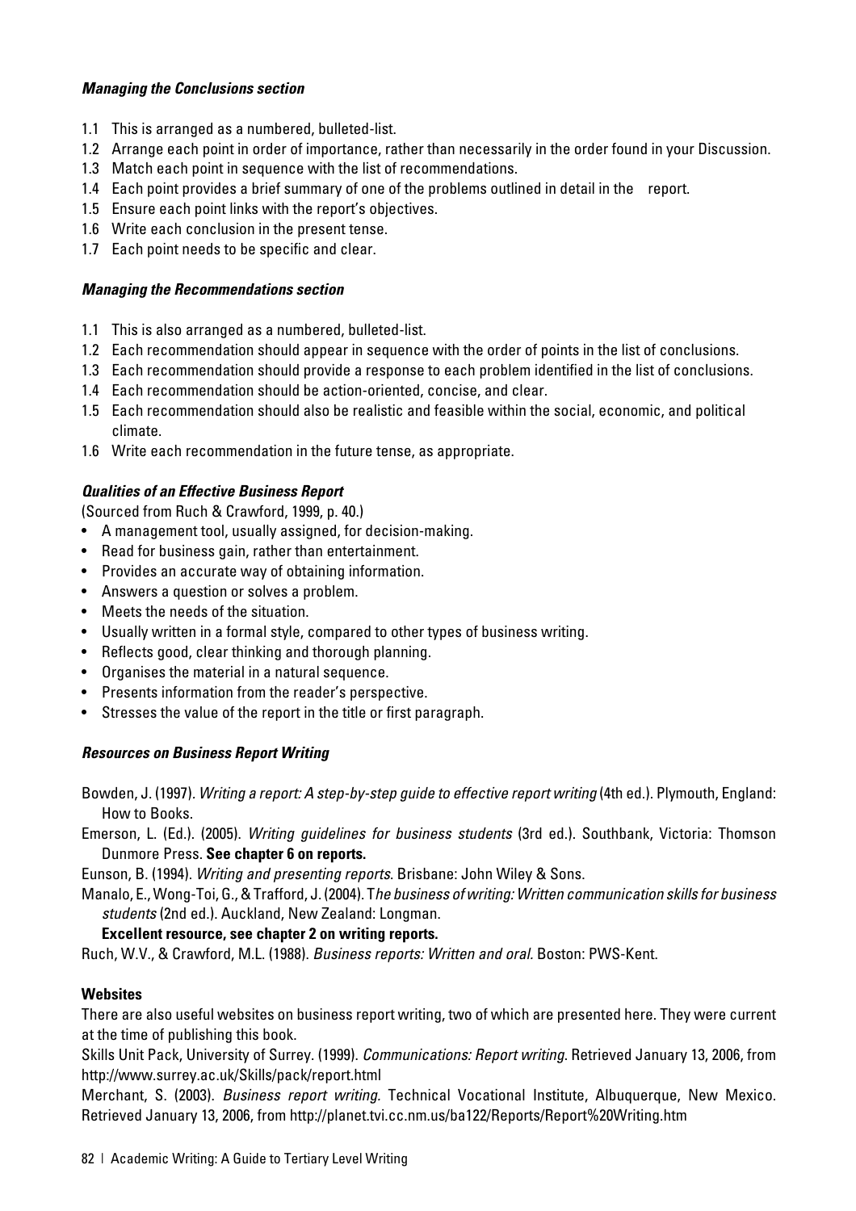***Managing the Conclusions section***

1.1 This is arranged as a numbered, bulleted-list.
1.2 Arrange each point in order of importance, rather than necessarily in the order found in your Discussion.
1.3 Match each point in sequence with the list of recommendations.
1.4 Each point provides a brief summary of one of the problems outlined in detail in the report.
1.5 Ensure each point links with the report's objectives.
1.6 Write each conclusion in the present tense.
1.7 Each point needs to be specific and clear.

***Managing the Recommendations section***

1.1 This is also arranged as a numbered, bulleted-list.
1.2 Each recommendation should appear in sequence with the order of points in the list of conclusions.
1.3 Each recommendation should provide a response to each problem identified in the list of conclusions.
1.4 Each recommendation should be action-oriented, concise, and clear.
1.5 Each recommendation should also be realistic and feasible within the social, economic, and political climate.
1.6 Write each recommendation in the future tense, as appropriate.

***Qualities of an Effective Business Report***

(Sourced from Ruch & Crawford, 1999, p. 40.)

- A management tool, usually assigned, for decision-making.
- Read for business gain, rather than entertainment.
- Provides an accurate way of obtaining information.
- Answers a question or solves a problem.
- Meets the needs of the situation.
- Usually written in a formal style, compared to other types of business writing.
- Reflects good, clear thinking and thorough planning.
- Organises the material in a natural sequence.
- Presents information from the reader's perspective.
- Stresses the value of the report in the title or first paragraph.

***Resources on Business Report Writing***

Bowden, J. (1997). *Writing a report: A step-by-step guide to effective report writing* (4th ed.). Plymouth, England: How to Books.

Emerson, L. (Ed.). (2005). *Writing guidelines for business students* (3rd ed.). Southbank, Victoria: Thomson Dunmore Press. **See chapter 6 on reports.**

Eunson, B. (1994). *Writing and presenting reports.* Brisbane: John Wiley & Sons.

Manalo, E., Wong-Toi, G., & Trafford, J. (2004). *The business of writing: Written communication skills for business students* (2nd ed.). Auckland, New Zealand: Longman.
**Excellent resource, see chapter 2 on writing reports.**

Ruch, W.V., & Crawford, M.L. (1988). *Business reports: Written and oral.* Boston: PWS-Kent.

**Websites**

There are also useful websites on business report writing, two of which are presented here. They were current at the time of publishing this book.

Skills Unit Pack, University of Surrey. (1999). *Communications: Report writing.* Retrieved January 13, 2006, from http://www.surrey.ac.uk/Skills/pack/report.html

Merchant, S. (2003). *Business report writing.* Technical Vocational Institute, Albuquerque, New Mexico. Retrieved January 13, 2006, from http://planet.tvi.cc.nm.us/ba122/Reports/Report%20Writing.htm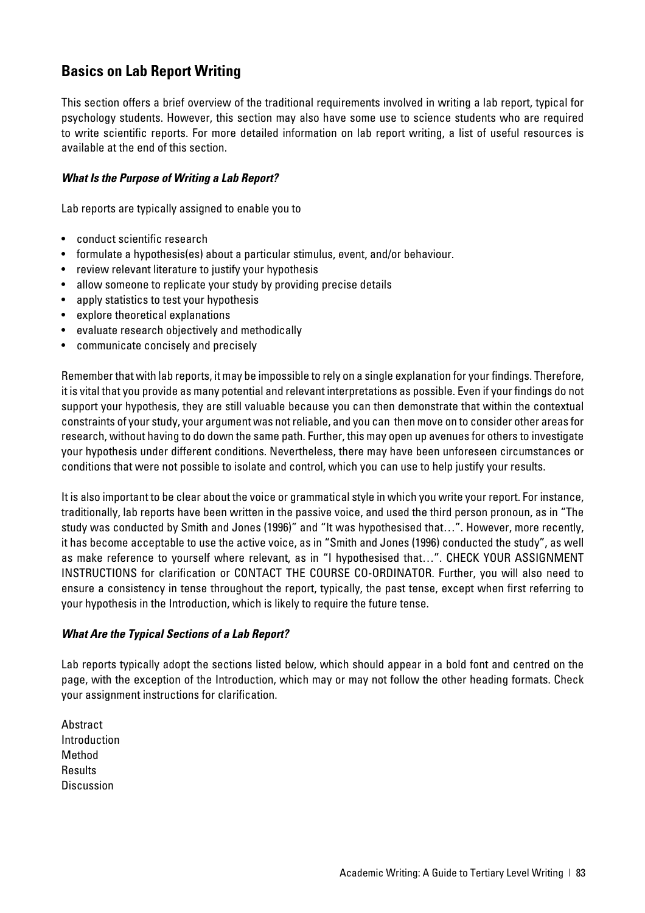## Basics on Lab Report Writing

This section offers a brief overview of the traditional requirements involved in writing a lab report, typical for psychology students. However, this section may also have some use to science students who are required to write scientific reports. For more detailed information on lab report writing, a list of useful resources is available at the end of this section.

### *What Is the Purpose of Writing a Lab Report?*

Lab reports are typically assigned to enable you to

- conduct scientific research
- formulate a hypothesis(es) about a particular stimulus, event, and/or behaviour.
- review relevant literature to justify your hypothesis
- allow someone to replicate your study by providing precise details
- apply statistics to test your hypothesis
- explore theoretical explanations
- evaluate research objectively and methodically
- communicate concisely and precisely

Remember that with lab reports, it may be impossible to rely on a single explanation for your findings. Therefore, it is vital that you provide as many potential and relevant interpretations as possible. Even if your findings do not support your hypothesis, they are still valuable because you can then demonstrate that within the contextual constraints of your study, your argument was not reliable, and you can then move on to consider other areas for research, without having to do down the same path. Further, this may open up avenues for others to investigate your hypothesis under different conditions. Nevertheless, there may have been unforeseen circumstances or conditions that were not possible to isolate and control, which you can use to help justify your results.

It is also important to be clear about the voice or grammatical style in which you write your report. For instance, traditionally, lab reports have been written in the passive voice, and used the third person pronoun, as in "The study was conducted by Smith and Jones (1996)" and "It was hypothesised that…". However, more recently, it has become acceptable to use the active voice, as in "Smith and Jones (1996) conducted the study", as well as make reference to yourself where relevant, as in "I hypothesised that…". CHECK YOUR ASSIGNMENT INSTRUCTIONS for clarification or CONTACT THE COURSE CO-ORDINATOR. Further, you will also need to ensure a consistency in tense throughout the report, typically, the past tense, except when first referring to your hypothesis in the Introduction, which is likely to require the future tense.

### *What Are the Typical Sections of a Lab Report?*

Lab reports typically adopt the sections listed below, which should appear in a bold font and centred on the page, with the exception of the Introduction, which may or may not follow the other heading formats. Check your assignment instructions for clarification.

Abstract
Introduction
Method
Results
Discussion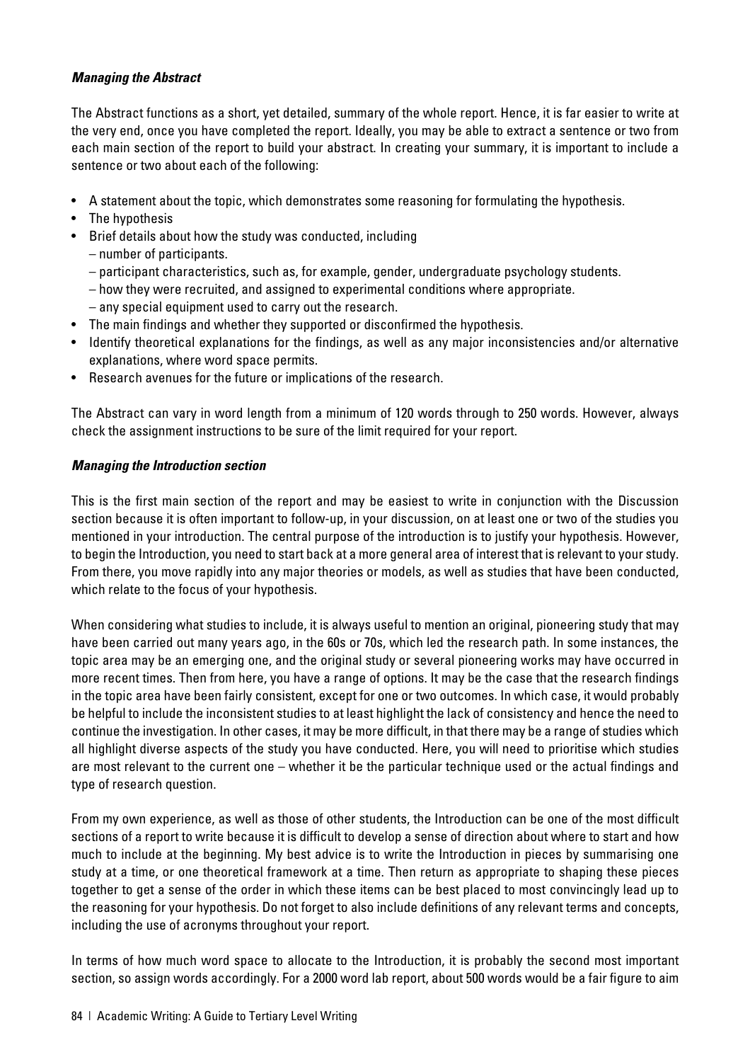### *Managing the Abstract*

The Abstract functions as a short, yet detailed, summary of the whole report. Hence, it is far easier to write at the very end, once you have completed the report. Ideally, you may be able to extract a sentence or two from each main section of the report to build your abstract. In creating your summary, it is important to include a sentence or two about each of the following:

- A statement about the topic, which demonstrates some reasoning for formulating the hypothesis.
- The hypothesis
- Brief details about how the study was conducted, including
  - – number of participants.
  - – participant characteristics, such as, for example, gender, undergraduate psychology students.
  - – how they were recruited, and assigned to experimental conditions where appropriate.
  - – any special equipment used to carry out the research.
- The main findings and whether they supported or disconfirmed the hypothesis.
- Identify theoretical explanations for the findings, as well as any major inconsistencies and/or alternative explanations, where word space permits.
- Research avenues for the future or implications of the research.

The Abstract can vary in word length from a minimum of 120 words through to 250 words. However, always check the assignment instructions to be sure of the limit required for your report.

### *Managing the Introduction section*

This is the first main section of the report and may be easiest to write in conjunction with the Discussion section because it is often important to follow-up, in your discussion, on at least one or two of the studies you mentioned in your introduction. The central purpose of the introduction is to justify your hypothesis. However, to begin the Introduction, you need to start back at a more general area of interest that is relevant to your study. From there, you move rapidly into any major theories or models, as well as studies that have been conducted, which relate to the focus of your hypothesis.

When considering what studies to include, it is always useful to mention an original, pioneering study that may have been carried out many years ago, in the 60s or 70s, which led the research path. In some instances, the topic area may be an emerging one, and the original study or several pioneering works may have occurred in more recent times. Then from here, you have a range of options. It may be the case that the research findings in the topic area have been fairly consistent, except for one or two outcomes. In which case, it would probably be helpful to include the inconsistent studies to at least highlight the lack of consistency and hence the need to continue the investigation. In other cases, it may be more difficult, in that there may be a range of studies which all highlight diverse aspects of the study you have conducted. Here, you will need to prioritise which studies are most relevant to the current one – whether it be the particular technique used or the actual findings and type of research question.

From my own experience, as well as those of other students, the Introduction can be one of the most difficult sections of a report to write because it is difficult to develop a sense of direction about where to start and how much to include at the beginning. My best advice is to write the Introduction in pieces by summarising one study at a time, or one theoretical framework at a time. Then return as appropriate to shaping these pieces together to get a sense of the order in which these items can be best placed to most convincingly lead up to the reasoning for your hypothesis. Do not forget to also include definitions of any relevant terms and concepts, including the use of acronyms throughout your report.

In terms of how much word space to allocate to the Introduction, it is probably the second most important section, so assign words accordingly. For a 2000 word lab report, about 500 words would be a fair figure to aim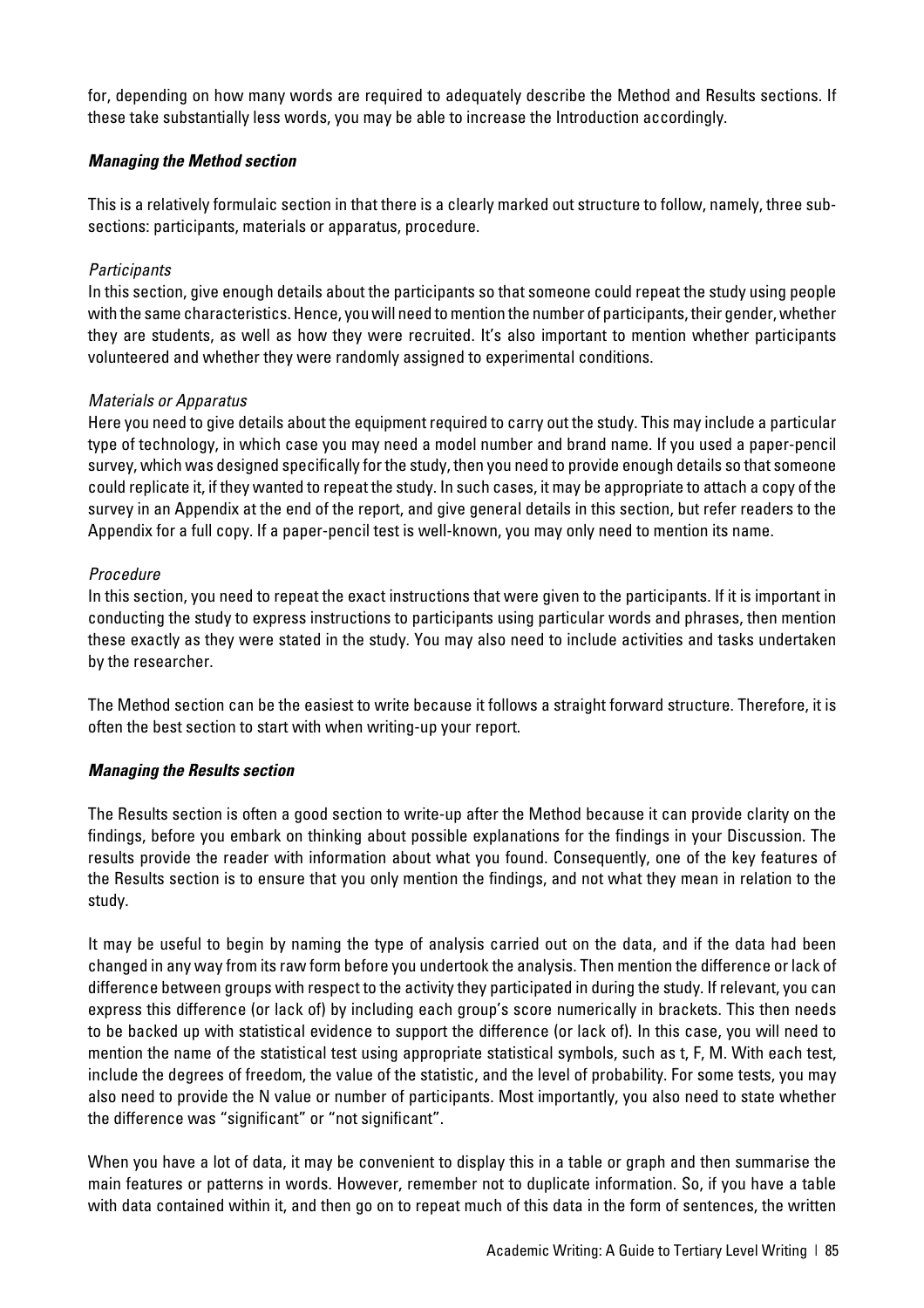for, depending on how many words are required to adequately describe the Method and Results sections. If these take substantially less words, you may be able to increase the Introduction accordingly.

***Managing the Method section***

This is a relatively formulaic section in that there is a clearly marked out structure to follow, namely, three sub-sections: participants, materials or apparatus, procedure.

*Participants*

In this section, give enough details about the participants so that someone could repeat the study using people with the same characteristics. Hence, you will need to mention the number of participants, their gender, whether they are students, as well as how they were recruited. It's also important to mention whether participants volunteered and whether they were randomly assigned to experimental conditions.

*Materials or Apparatus*

Here you need to give details about the equipment required to carry out the study. This may include a particular type of technology, in which case you may need a model number and brand name. If you used a paper-pencil survey, which was designed specifically for the study, then you need to provide enough details so that someone could replicate it, if they wanted to repeat the study. In such cases, it may be appropriate to attach a copy of the survey in an Appendix at the end of the report, and give general details in this section, but refer readers to the Appendix for a full copy. If a paper-pencil test is well-known, you may only need to mention its name.

*Procedure*

In this section, you need to repeat the exact instructions that were given to the participants. If it is important in conducting the study to express instructions to participants using particular words and phrases, then mention these exactly as they were stated in the study. You may also need to include activities and tasks undertaken by the researcher.

The Method section can be the easiest to write because it follows a straight forward structure. Therefore, it is often the best section to start with when writing-up your report.

***Managing the Results section***

The Results section is often a good section to write-up after the Method because it can provide clarity on the findings, before you embark on thinking about possible explanations for the findings in your Discussion. The results provide the reader with information about what you found. Consequently, one of the key features of the Results section is to ensure that you only mention the findings, and not what they mean in relation to the study.

It may be useful to begin by naming the type of analysis carried out on the data, and if the data had been changed in any way from its raw form before you undertook the analysis. Then mention the difference or lack of difference between groups with respect to the activity they participated in during the study. If relevant, you can express this difference (or lack of) by including each group's score numerically in brackets. This then needs to be backed up with statistical evidence to support the difference (or lack of). In this case, you will need to mention the name of the statistical test using appropriate statistical symbols, such as t, F, M. With each test, include the degrees of freedom, the value of the statistic, and the level of probability. For some tests, you may also need to provide the N value or number of participants. Most importantly, you also need to state whether the difference was "significant" or "not significant".

When you have a lot of data, it may be convenient to display this in a table or graph and then summarise the main features or patterns in words. However, remember not to duplicate information. So, if you have a table with data contained within it, and then go on to repeat much of this data in the form of sentences, the written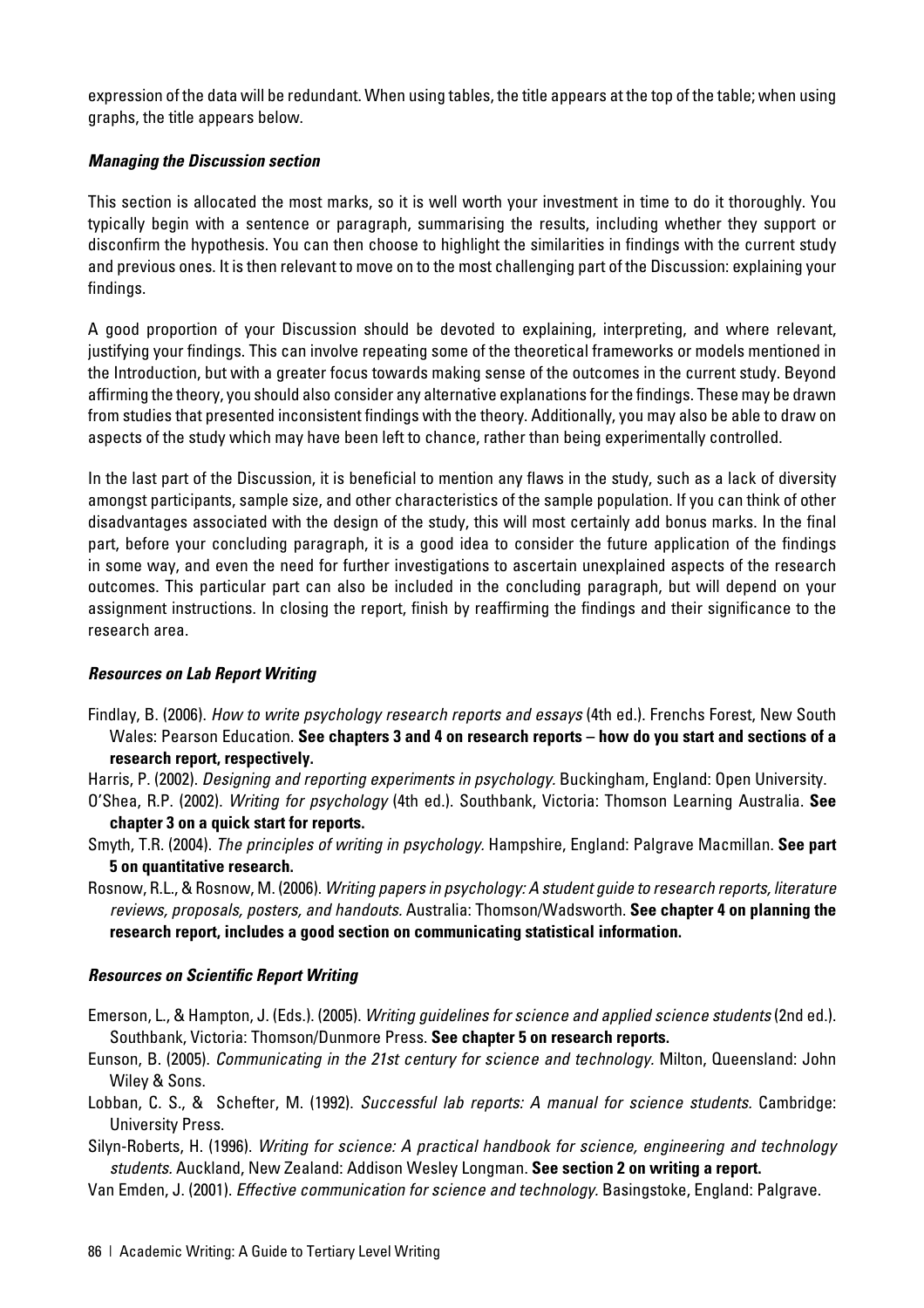expression of the data will be redundant. When using tables, the title appears at the top of the table; when using graphs, the title appears below.

### *Managing the Discussion section*

This section is allocated the most marks, so it is well worth your investment in time to do it thoroughly. You typically begin with a sentence or paragraph, summarising the results, including whether they support or disconfirm the hypothesis. You can then choose to highlight the similarities in findings with the current study and previous ones. It is then relevant to move on to the most challenging part of the Discussion: explaining your findings.

A good proportion of your Discussion should be devoted to explaining, interpreting, and where relevant, justifying your findings. This can involve repeating some of the theoretical frameworks or models mentioned in the Introduction, but with a greater focus towards making sense of the outcomes in the current study. Beyond affirming the theory, you should also consider any alternative explanations for the findings. These may be drawn from studies that presented inconsistent findings with the theory. Additionally, you may also be able to draw on aspects of the study which may have been left to chance, rather than being experimentally controlled.

In the last part of the Discussion, it is beneficial to mention any flaws in the study, such as a lack of diversity amongst participants, sample size, and other characteristics of the sample population. If you can think of other disadvantages associated with the design of the study, this will most certainly add bonus marks. In the final part, before your concluding paragraph, it is a good idea to consider the future application of the findings in some way, and even the need for further investigations to ascertain unexplained aspects of the research outcomes. This particular part can also be included in the concluding paragraph, but will depend on your assignment instructions. In closing the report, finish by reaffirming the findings and their significance to the research area.

### *Resources on Lab Report Writing*

Findlay, B. (2006). *How to write psychology research reports and essays* (4th ed.). Frenchs Forest, New South Wales: Pearson Education. **See chapters 3 and 4 on research reports – how do you start and sections of a research report, respectively.**

Harris, P. (2002). *Designing and reporting experiments in psychology.* Buckingham, England: Open University.

O'Shea, R.P. (2002). *Writing for psychology* (4th ed.). Southbank, Victoria: Thomson Learning Australia. **See chapter 3 on a quick start for reports.**

Smyth, T.R. (2004). *The principles of writing in psychology.* Hampshire, England: Palgrave Macmillan. **See part 5 on quantitative research.**

Rosnow, R.L., & Rosnow, M. (2006). *Writing papers in psychology: A student guide to research reports, literature reviews, proposals, posters, and handouts.* Australia: Thomson/Wadsworth. **See chapter 4 on planning the research report, includes a good section on communicating statistical information.**

### *Resources on Scientific Report Writing*

Emerson, L., & Hampton, J. (Eds.). (2005). *Writing guidelines for science and applied science students* (2nd ed.). Southbank, Victoria: Thomson/Dunmore Press. **See chapter 5 on research reports.**

Eunson, B. (2005). *Communicating in the 21st century for science and technology.* Milton, Queensland: John Wiley & Sons.

Lobban, C. S., & Schefter, M. (1992). *Successful lab reports: A manual for science students.* Cambridge: University Press.

Silyn-Roberts, H. (1996). *Writing for science: A practical handbook for science, engineering and technology students.* Auckland, New Zealand: Addison Wesley Longman. **See section 2 on writing a report.**

Van Emden, J. (2001). *Effective communication for science and technology.* Basingstoke, England: Palgrave.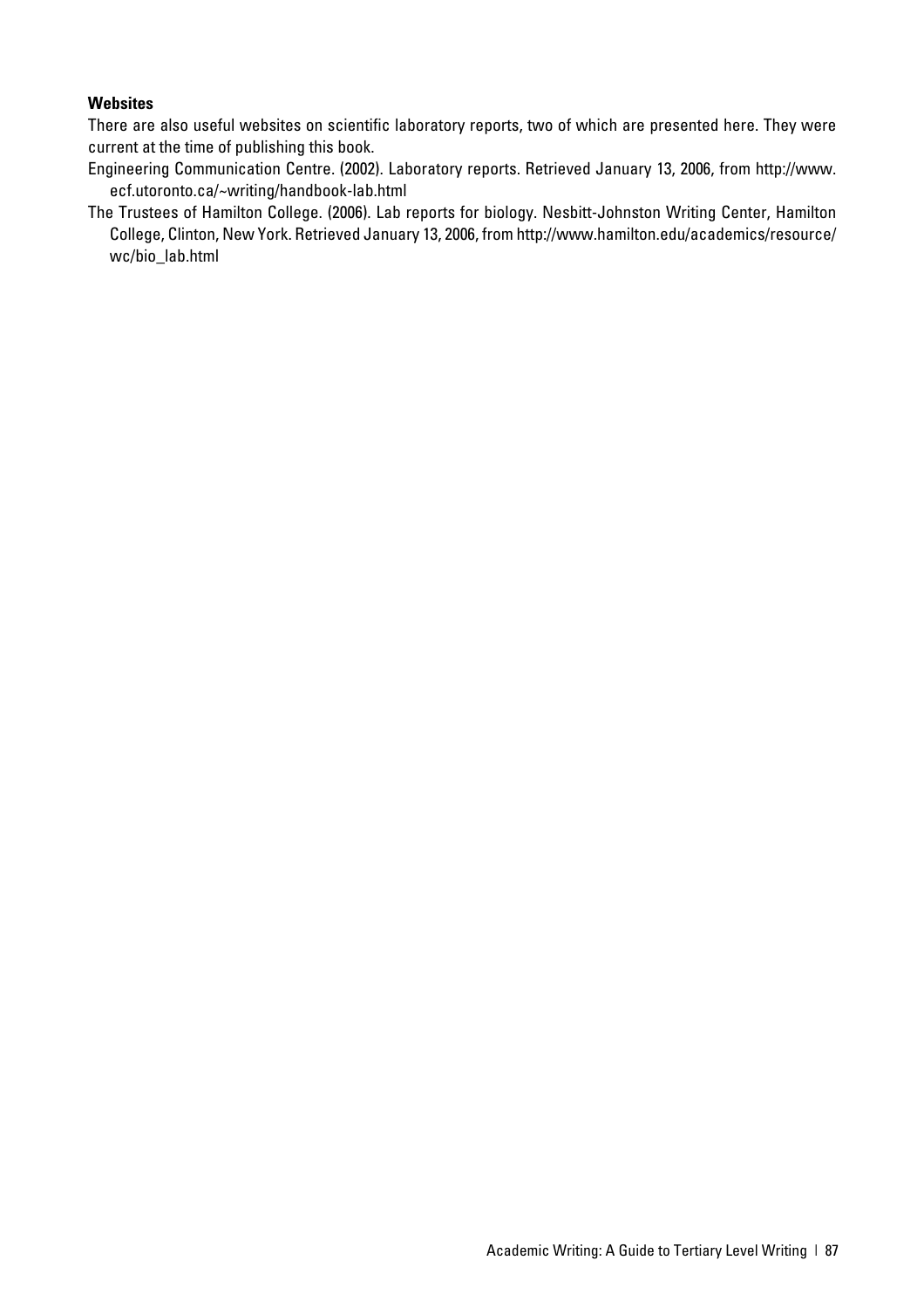**Websites**

There are also useful websites on scientific laboratory reports, two of which are presented here. They were current at the time of publishing this book.

Engineering Communication Centre. (2002). Laboratory reports. Retrieved January 13, 2006, from http://www.ecf.utoronto.ca/~writing/handbook-lab.html

The Trustees of Hamilton College. (2006). Lab reports for biology. Nesbitt-Johnston Writing Center, Hamilton College, Clinton, New York. Retrieved January 13, 2006, from http://www.hamilton.edu/academics/resource/wc/bio_lab.html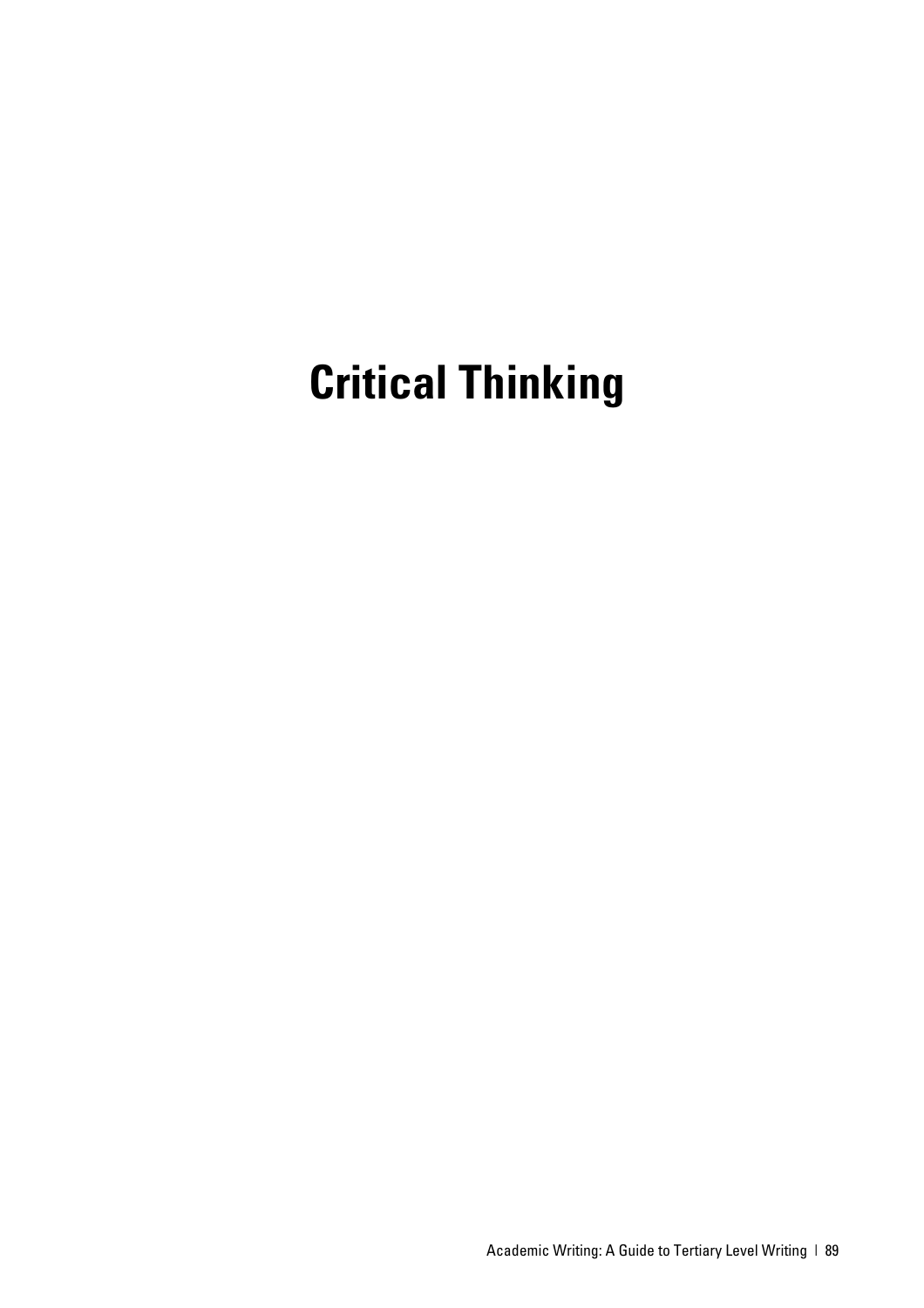# Critical Thinking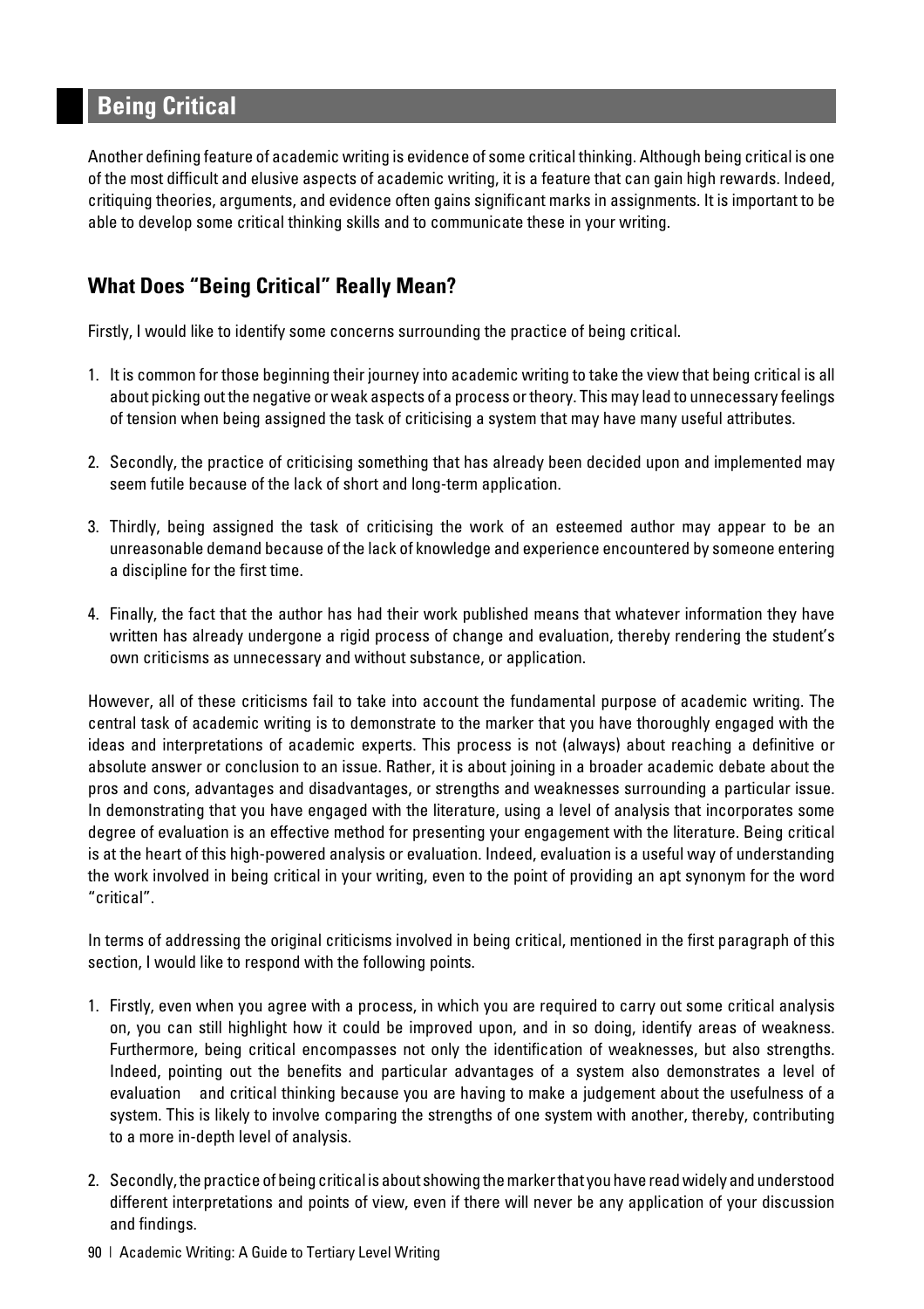## Being Critical

Another defining feature of academic writing is evidence of some critical thinking. Although being critical is one of the most difficult and elusive aspects of academic writing, it is a feature that can gain high rewards. Indeed, critiquing theories, arguments, and evidence often gains significant marks in assignments. It is important to be able to develop some critical thinking skills and to communicate these in your writing.

### What Does "Being Critical" Really Mean?

Firstly, I would like to identify some concerns surrounding the practice of being critical.

1. It is common for those beginning their journey into academic writing to take the view that being critical is all about picking out the negative or weak aspects of a process or theory. This may lead to unnecessary feelings of tension when being assigned the task of criticising a system that may have many useful attributes.

2. Secondly, the practice of criticising something that has already been decided upon and implemented may seem futile because of the lack of short and long-term application.

3. Thirdly, being assigned the task of criticising the work of an esteemed author may appear to be an unreasonable demand because of the lack of knowledge and experience encountered by someone entering a discipline for the first time.

4. Finally, the fact that the author has had their work published means that whatever information they have written has already undergone a rigid process of change and evaluation, thereby rendering the student's own criticisms as unnecessary and without substance, or application.

However, all of these criticisms fail to take into account the fundamental purpose of academic writing. The central task of academic writing is to demonstrate to the marker that you have thoroughly engaged with the ideas and interpretations of academic experts. This process is not (always) about reaching a definitive or absolute answer or conclusion to an issue. Rather, it is about joining in a broader academic debate about the pros and cons, advantages and disadvantages, or strengths and weaknesses surrounding a particular issue. In demonstrating that you have engaged with the literature, using a level of analysis that incorporates some degree of evaluation is an effective method for presenting your engagement with the literature. Being critical is at the heart of this high-powered analysis or evaluation. Indeed, evaluation is a useful way of understanding the work involved in being critical in your writing, even to the point of providing an apt synonym for the word "critical".

In terms of addressing the original criticisms involved in being critical, mentioned in the first paragraph of this section, I would like to respond with the following points.

1. Firstly, even when you agree with a process, in which you are required to carry out some critical analysis on, you can still highlight how it could be improved upon, and in so doing, identify areas of weakness. Furthermore, being critical encompasses not only the identification of weaknesses, but also strengths. Indeed, pointing out the benefits and particular advantages of a system also demonstrates a level of evaluation and critical thinking because you are having to make a judgement about the usefulness of a system. This is likely to involve comparing the strengths of one system with another, thereby, contributing to a more in-depth level of analysis.

2. Secondly, the practice of being critical is about showing the marker that you have read widely and understood different interpretations and points of view, even if there will never be any application of your discussion and findings.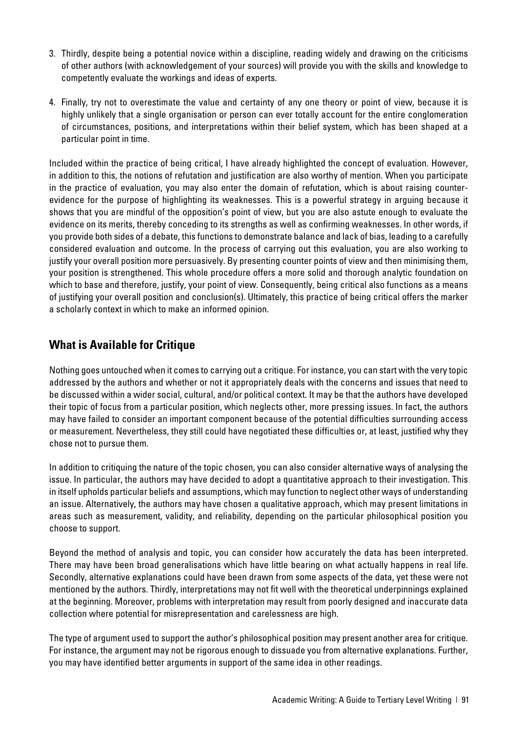3. Thirdly, despite being a potential novice within a discipline, reading widely and drawing on the criticisms of other authors (with acknowledgement of your sources) will provide you with the skills and knowledge to competently evaluate the workings and ideas of experts.

4. Finally, try not to overestimate the value and certainty of any one theory or point of view, because it is highly unlikely that a single organisation or person can ever totally account for the entire conglomeration of circumstances, positions, and interpretations within their belief system, which has been shaped at a particular point in time.

Included within the practice of being critical, I have already highlighted the concept of evaluation. However, in addition to this, the notions of refutation and justification are also worthy of mention. When you participate in the practice of evaluation, you may also enter the domain of refutation, which is about raising counter-evidence for the purpose of highlighting its weaknesses. This is a powerful strategy in arguing because it shows that you are mindful of the opposition's point of view, but you are also astute enough to evaluate the evidence on its merits, thereby conceding to its strengths as well as confirming weaknesses. In other words, if you provide both sides of a debate, this functions to demonstrate balance and lack of bias, leading to a carefully considered evaluation and outcome. In the process of carrying out this evaluation, you are also working to justify your overall position more persuasively. By presenting counter points of view and then minimising them, your position is strengthened. This whole procedure offers a more solid and thorough analytic foundation on which to base and therefore, justify, your point of view. Consequently, being critical also functions as a means of justifying your overall position and conclusion(s). Ultimately, this practice of being critical offers the marker a scholarly context in which to make an informed opinion.

## What is Available for Critique

Nothing goes untouched when it comes to carrying out a critique. For instance, you can start with the very topic addressed by the authors and whether or not it appropriately deals with the concerns and issues that need to be discussed within a wider social, cultural, and/or political context. It may be that the authors have developed their topic of focus from a particular position, which neglects other, more pressing issues. In fact, the authors may have failed to consider an important component because of the potential difficulties surrounding access or measurement. Nevertheless, they still could have negotiated these difficulties or, at least, justified why they chose not to pursue them.

In addition to critiquing the nature of the topic chosen, you can also consider alternative ways of analysing the issue. In particular, the authors may have decided to adopt a quantitative approach to their investigation. This in itself upholds particular beliefs and assumptions, which may function to neglect other ways of understanding an issue. Alternatively, the authors may have chosen a qualitative approach, which may present limitations in areas such as measurement, validity, and reliability, depending on the particular philosophical position you choose to support.

Beyond the method of analysis and topic, you can consider how accurately the data has been interpreted. There may have been broad generalisations which have little bearing on what actually happens in real life. Secondly, alternative explanations could have been drawn from some aspects of the data, yet these were not mentioned by the authors. Thirdly, interpretations may not fit well with the theoretical underpinnings explained at the beginning. Moreover, problems with interpretation may result from poorly designed and inaccurate data collection where potential for misrepresentation and carelessness are high.

The type of argument used to support the author's philosophical position may present another area for critique. For instance, the argument may not be rigorous enough to dissuade you from alternative explanations. Further, you may have identified better arguments in support of the same idea in other readings.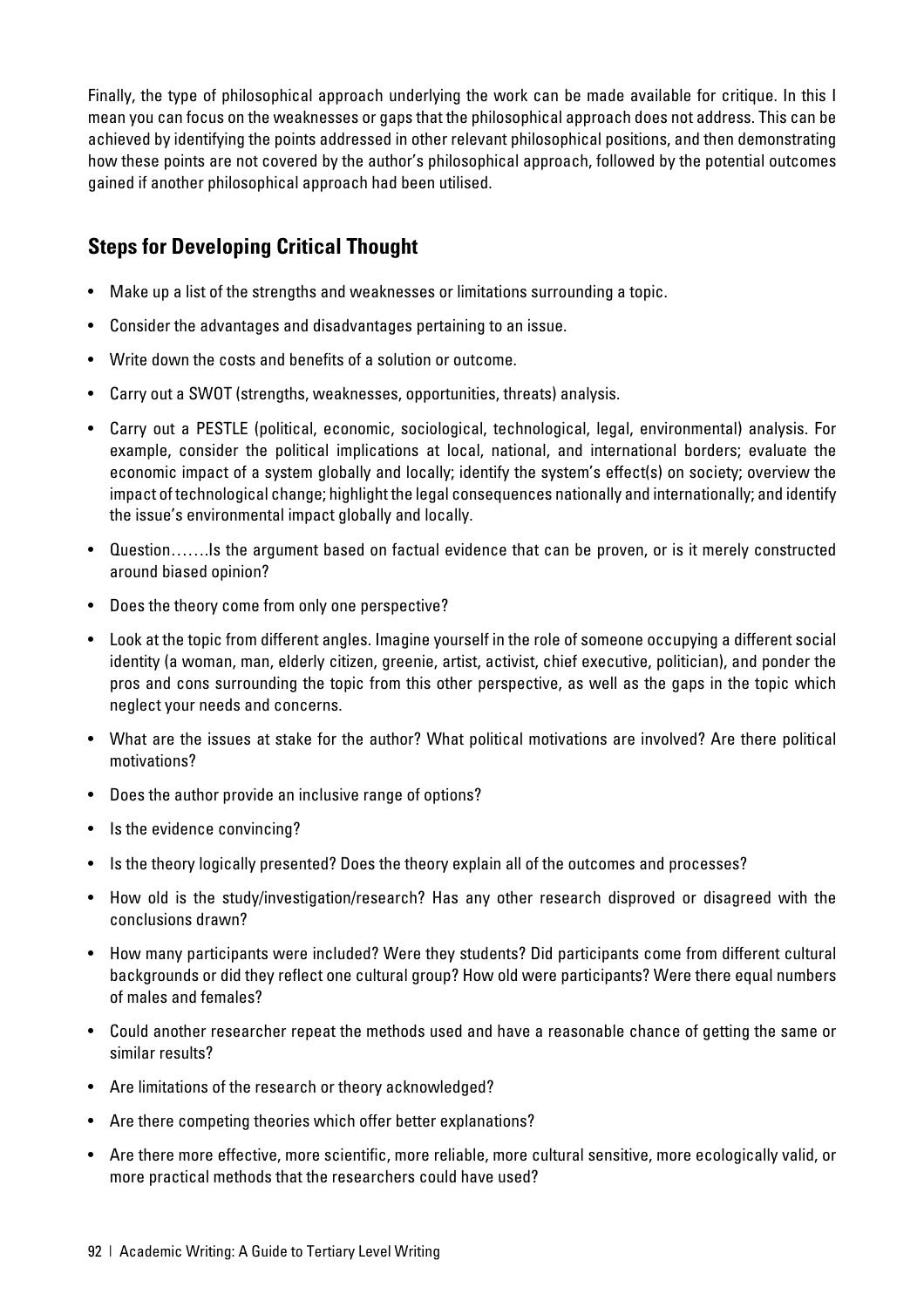Finally, the type of philosophical approach underlying the work can be made available for critique. In this I mean you can focus on the weaknesses or gaps that the philosophical approach does not address. This can be achieved by identifying the points addressed in other relevant philosophical positions, and then demonstrating how these points are not covered by the author's philosophical approach, followed by the potential outcomes gained if another philosophical approach had been utilised.

## Steps for Developing Critical Thought

- Make up a list of the strengths and weaknesses or limitations surrounding a topic.
- Consider the advantages and disadvantages pertaining to an issue.
- Write down the costs and benefits of a solution or outcome.
- Carry out a SWOT (strengths, weaknesses, opportunities, threats) analysis.
- Carry out a PESTLE (political, economic, sociological, technological, legal, environmental) analysis. For example, consider the political implications at local, national, and international borders; evaluate the economic impact of a system globally and locally; identify the system's effect(s) on society; overview the impact of technological change; highlight the legal consequences nationally and internationally; and identify the issue's environmental impact globally and locally.
- Question…….Is the argument based on factual evidence that can be proven, or is it merely constructed around biased opinion?
- Does the theory come from only one perspective?
- Look at the topic from different angles. Imagine yourself in the role of someone occupying a different social identity (a woman, man, elderly citizen, greenie, artist, activist, chief executive, politician), and ponder the pros and cons surrounding the topic from this other perspective, as well as the gaps in the topic which neglect your needs and concerns.
- What are the issues at stake for the author? What political motivations are involved? Are there political motivations?
- Does the author provide an inclusive range of options?
- Is the evidence convincing?
- Is the theory logically presented? Does the theory explain all of the outcomes and processes?
- How old is the study/investigation/research? Has any other research disproved or disagreed with the conclusions drawn?
- How many participants were included? Were they students? Did participants come from different cultural backgrounds or did they reflect one cultural group? How old were participants? Were there equal numbers of males and females?
- Could another researcher repeat the methods used and have a reasonable chance of getting the same or similar results?
- Are limitations of the research or theory acknowledged?
- Are there competing theories which offer better explanations?
- Are there more effective, more scientific, more reliable, more cultural sensitive, more ecologically valid, or more practical methods that the researchers could have used?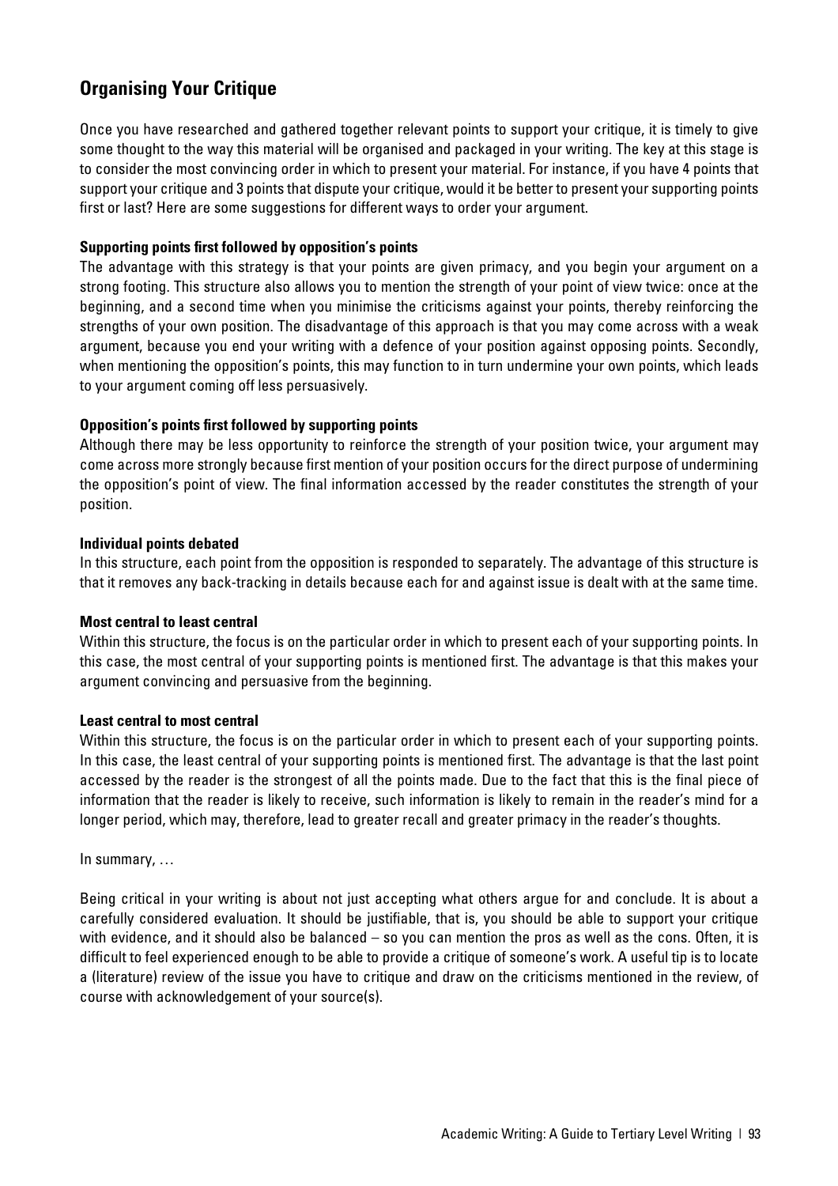## Organising Your Critique

Once you have researched and gathered together relevant points to support your critique, it is timely to give some thought to the way this material will be organised and packaged in your writing. The key at this stage is to consider the most convincing order in which to present your material. For instance, if you have 4 points that support your critique and 3 points that dispute your critique, would it be better to present your supporting points first or last? Here are some suggestions for different ways to order your argument.

**Supporting points first followed by opposition's points**

The advantage with this strategy is that your points are given primacy, and you begin your argument on a strong footing. This structure also allows you to mention the strength of your point of view twice: once at the beginning, and a second time when you minimise the criticisms against your points, thereby reinforcing the strengths of your own position. The disadvantage of this approach is that you may come across with a weak argument, because you end your writing with a defence of your position against opposing points. Secondly, when mentioning the opposition's points, this may function to in turn undermine your own points, which leads to your argument coming off less persuasively.

**Opposition's points first followed by supporting points**

Although there may be less opportunity to reinforce the strength of your position twice, your argument may come across more strongly because first mention of your position occurs for the direct purpose of undermining the opposition's point of view. The final information accessed by the reader constitutes the strength of your position.

**Individual points debated**

In this structure, each point from the opposition is responded to separately. The advantage of this structure is that it removes any back-tracking in details because each for and against issue is dealt with at the same time.

**Most central to least central**

Within this structure, the focus is on the particular order in which to present each of your supporting points. In this case, the most central of your supporting points is mentioned first. The advantage is that this makes your argument convincing and persuasive from the beginning.

**Least central to most central**

Within this structure, the focus is on the particular order in which to present each of your supporting points. In this case, the least central of your supporting points is mentioned first. The advantage is that the last point accessed by the reader is the strongest of all the points made. Due to the fact that this is the final piece of information that the reader is likely to receive, such information is likely to remain in the reader's mind for a longer period, which may, therefore, lead to greater recall and greater primacy in the reader's thoughts.

In summary, …

Being critical in your writing is about not just accepting what others argue for and conclude. It is about a carefully considered evaluation. It should be justifiable, that is, you should be able to support your critique with evidence, and it should also be balanced – so you can mention the pros as well as the cons. Often, it is difficult to feel experienced enough to be able to provide a critique of someone's work. A useful tip is to locate a (literature) review of the issue you have to critique and draw on the criticisms mentioned in the review, of course with acknowledgement of your source(s).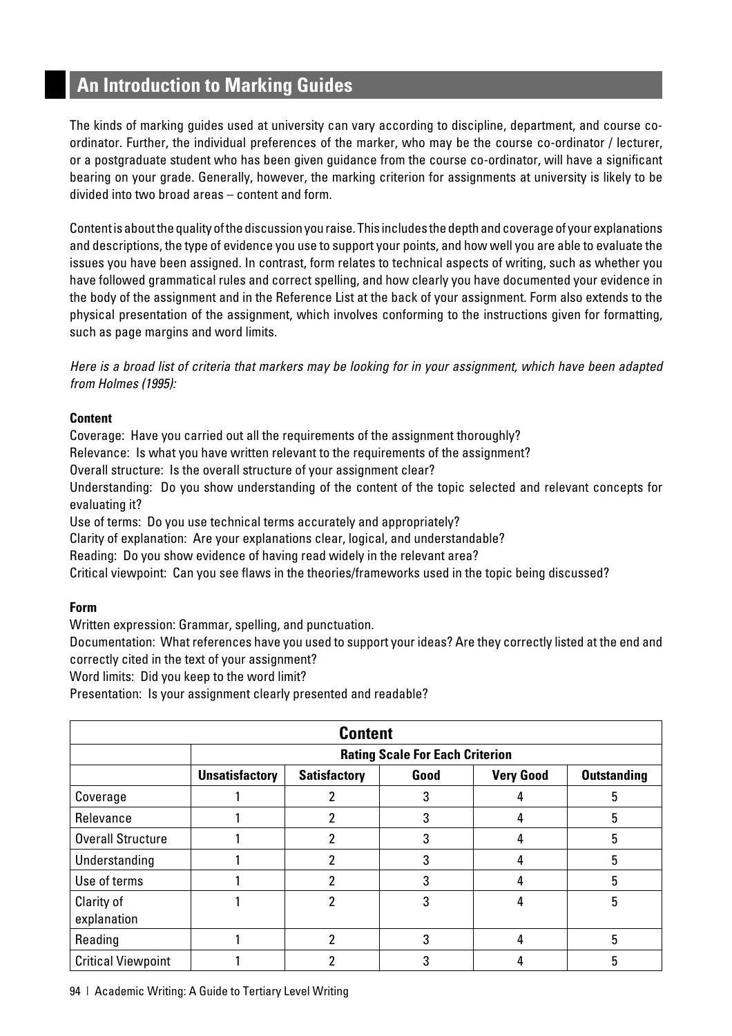## An Introduction to Marking Guides

The kinds of marking guides used at university can vary according to discipline, department, and course co-ordinator. Further, the individual preferences of the marker, who may be the course co-ordinator / lecturer, or a postgraduate student who has been given guidance from the course co-ordinator, will have a significant bearing on your grade. Generally, however, the marking criterion for assignments at university is likely to be divided into two broad areas – content and form.

Content is about the quality of the discussion you raise. This includes the depth and coverage of your explanations and descriptions, the type of evidence you use to support your points, and how well you are able to evaluate the issues you have been assigned. In contrast, form relates to technical aspects of writing, such as whether you have followed grammatical rules and correct spelling, and how clearly you have documented your evidence in the body of the assignment and in the Reference List at the back of your assignment. Form also extends to the physical presentation of the assignment, which involves conforming to the instructions given for formatting, such as page margins and word limits.

*Here is a broad list of criteria that markers may be looking for in your assignment, which have been adapted from Holmes (1995):*

**Content**

Coverage: Have you carried out all the requirements of the assignment thoroughly?
Relevance: Is what you have written relevant to the requirements of the assignment?
Overall structure: Is the overall structure of your assignment clear?
Understanding: Do you show understanding of the content of the topic selected and relevant concepts for evaluating it?
Use of terms: Do you use technical terms accurately and appropriately?
Clarity of explanation: Are your explanations clear, logical, and understandable?
Reading: Do you show evidence of having read widely in the relevant area?
Critical viewpoint: Can you see flaws in the theories/frameworks used in the topic being discussed?

**Form**

Written expression: Grammar, spelling, and punctuation.
Documentation: What references have you used to support your ideas? Are they correctly listed at the end and correctly cited in the text of your assignment?
Word limits: Did you keep to the word limit?
Presentation: Is your assignment clearly presented and readable?

| **Content** | | | | | |
|---|---|---|---|---|---|
| | **Rating Scale For Each Criterion** | | | | |
| | **Unsatisfactory** | **Satisfactory** | **Good** | **Very Good** | **Outstanding** |
| Coverage | 1 | 2 | 3 | 4 | 5 |
| Relevance | 1 | 2 | 3 | 4 | 5 |
| Overall Structure | 1 | 2 | 3 | 4 | 5 |
| Understanding | 1 | 2 | 3 | 4 | 5 |
| Use of terms | 1 | 2 | 3 | 4 | 5 |
| Clarity of explanation | 1 | 2 | 3 | 4 | 5 |
| Reading | 1 | 2 | 3 | 4 | 5 |
| Critical Viewpoint | 1 | 2 | 3 | 4 | 5 |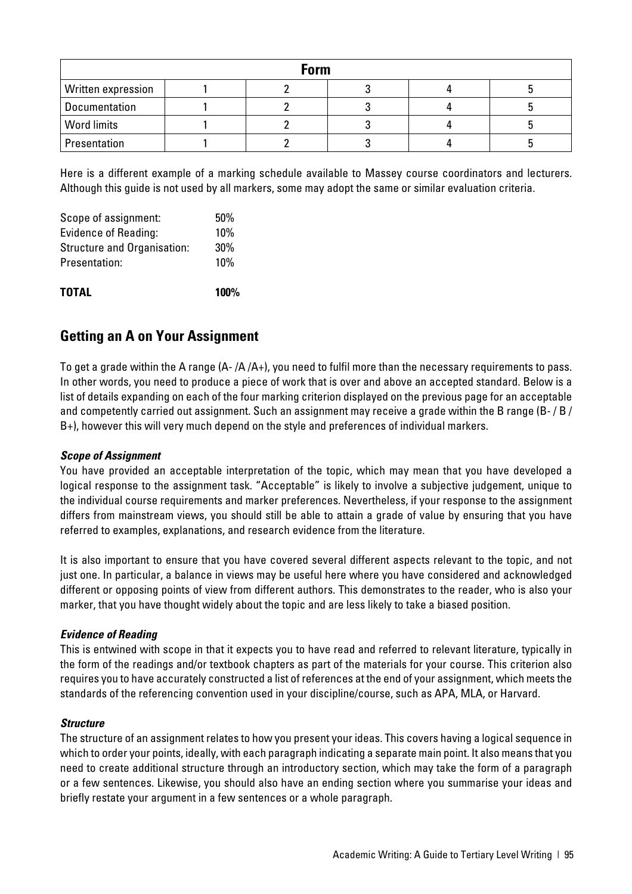| Form | | | | | |
| --- | --- | --- | --- | --- | --- |
| Written expression | 1 | 2 | 3 | 4 | 5 |
| Documentation | 1 | 2 | 3 | 4 | 5 |
| Word limits | 1 | 2 | 3 | 4 | 5 |
| Presentation | 1 | 2 | 3 | 4 | 5 |

Here is a different example of a marking schedule available to Massey course coordinators and lecturers. Although this guide is not used by all markers, some may adopt the same or similar evaluation criteria.

| | |
| --- | --- |
| Scope of assignment: | 50% |
| Evidence of Reading: | 10% |
| Structure and Organisation: | 30% |
| Presentation: | 10% |
| **TOTAL** | **100%** |

## Getting an A on Your Assignment

To get a grade within the A range (A- /A /A+), you need to fulfil more than the necessary requirements to pass. In other words, you need to produce a piece of work that is over and above an accepted standard. Below is a list of details expanding on each of the four marking criterion displayed on the previous page for an acceptable and competently carried out assignment. Such an assignment may receive a grade within the B range (B- / B / B+), however this will very much depend on the style and preferences of individual markers.

***Scope of Assignment***

You have provided an acceptable interpretation of the topic, which may mean that you have developed a logical response to the assignment task. "Acceptable" is likely to involve a subjective judgement, unique to the individual course requirements and marker preferences. Nevertheless, if your response to the assignment differs from mainstream views, you should still be able to attain a grade of value by ensuring that you have referred to examples, explanations, and research evidence from the literature.

It is also important to ensure that you have covered several different aspects relevant to the topic, and not just one. In particular, a balance in views may be useful here where you have considered and acknowledged different or opposing points of view from different authors. This demonstrates to the reader, who is also your marker, that you have thought widely about the topic and are less likely to take a biased position.

***Evidence of Reading***

This is entwined with scope in that it expects you to have read and referred to relevant literature, typically in the form of the readings and/or textbook chapters as part of the materials for your course. This criterion also requires you to have accurately constructed a list of references at the end of your assignment, which meets the standards of the referencing convention used in your discipline/course, such as APA, MLA, or Harvard.

***Structure***

The structure of an assignment relates to how you present your ideas. This covers having a logical sequence in which to order your points, ideally, with each paragraph indicating a separate main point. It also means that you need to create additional structure through an introductory section, which may take the form of a paragraph or a few sentences. Likewise, you should also have an ending section where you summarise your ideas and briefly restate your argument in a few sentences or a whole paragraph.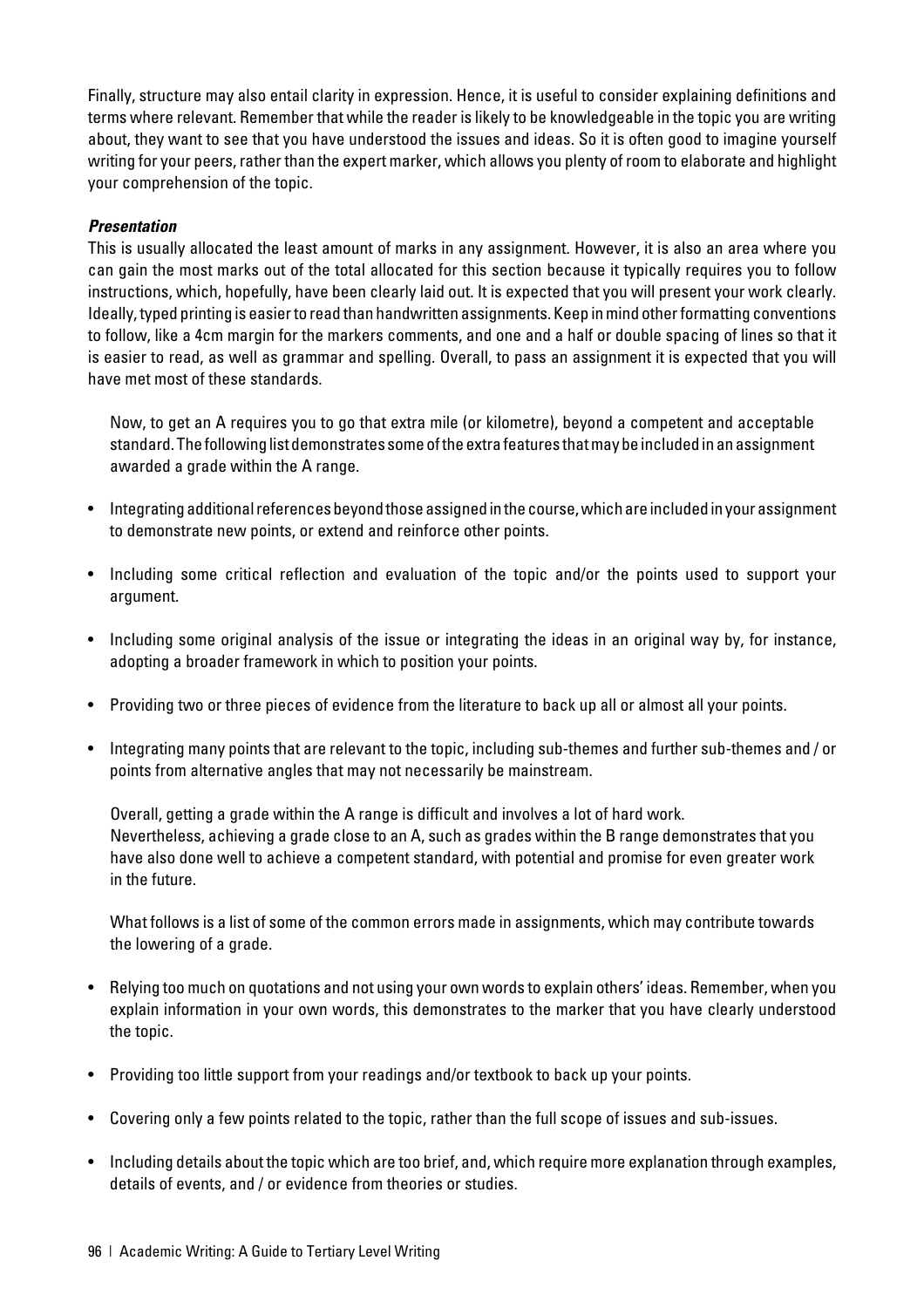Finally, structure may also entail clarity in expression. Hence, it is useful to consider explaining definitions and terms where relevant. Remember that while the reader is likely to be knowledgeable in the topic you are writing about, they want to see that you have understood the issues and ideas. So it is often good to imagine yourself writing for your peers, rather than the expert marker, which allows you plenty of room to elaborate and highlight your comprehension of the topic.

***Presentation***

This is usually allocated the least amount of marks in any assignment. However, it is also an area where you can gain the most marks out of the total allocated for this section because it typically requires you to follow instructions, which, hopefully, have been clearly laid out. It is expected that you will present your work clearly. Ideally, typed printing is easier to read than handwritten assignments. Keep in mind other formatting conventions to follow, like a 4cm margin for the markers comments, and one and a half or double spacing of lines so that it is easier to read, as well as grammar and spelling. Overall, to pass an assignment it is expected that you will have met most of these standards.

Now, to get an A requires you to go that extra mile (or kilometre), beyond a competent and acceptable standard. The following list demonstrates some of the extra features that may be included in an assignment awarded a grade within the A range.

- Integrating additional references beyond those assigned in the course, which are included in your assignment to demonstrate new points, or extend and reinforce other points.
- Including some critical reflection and evaluation of the topic and/or the points used to support your argument.
- Including some original analysis of the issue or integrating the ideas in an original way by, for instance, adopting a broader framework in which to position your points.
- Providing two or three pieces of evidence from the literature to back up all or almost all your points.
- Integrating many points that are relevant to the topic, including sub-themes and further sub-themes and / or points from alternative angles that may not necessarily be mainstream.

Overall, getting a grade within the A range is difficult and involves a lot of hard work. Nevertheless, achieving a grade close to an A, such as grades within the B range demonstrates that you have also done well to achieve a competent standard, with potential and promise for even greater work in the future.

What follows is a list of some of the common errors made in assignments, which may contribute towards the lowering of a grade.

- Relying too much on quotations and not using your own words to explain others' ideas. Remember, when you explain information in your own words, this demonstrates to the marker that you have clearly understood the topic.
- Providing too little support from your readings and/or textbook to back up your points.
- Covering only a few points related to the topic, rather than the full scope of issues and sub-issues.
- Including details about the topic which are too brief, and, which require more explanation through examples, details of events, and / or evidence from theories or studies.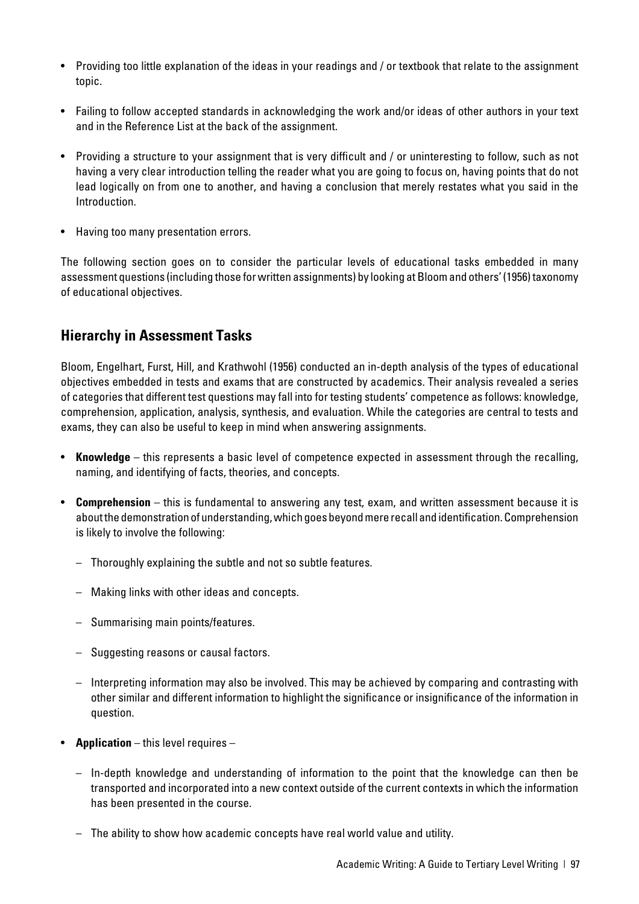- Providing too little explanation of the ideas in your readings and / or textbook that relate to the assignment topic.
- Failing to follow accepted standards in acknowledging the work and/or ideas of other authors in your text and in the Reference List at the back of the assignment.
- Providing a structure to your assignment that is very difficult and / or uninteresting to follow, such as not having a very clear introduction telling the reader what you are going to focus on, having points that do not lead logically on from one to another, and having a conclusion that merely restates what you said in the Introduction.
- Having too many presentation errors.

The following section goes on to consider the particular levels of educational tasks embedded in many assessment questions (including those for written assignments) by looking at Bloom and others' (1956) taxonomy of educational objectives.

## Hierarchy in Assessment Tasks

Bloom, Engelhart, Furst, Hill, and Krathwohl (1956) conducted an in-depth analysis of the types of educational objectives embedded in tests and exams that are constructed by academics. Their analysis revealed a series of categories that different test questions may fall into for testing students' competence as follows: knowledge, comprehension, application, analysis, synthesis, and evaluation. While the categories are central to tests and exams, they can also be useful to keep in mind when answering assignments.

- **Knowledge** – this represents a basic level of competence expected in assessment through the recalling, naming, and identifying of facts, theories, and concepts.
- **Comprehension** – this is fundamental to answering any test, exam, and written assessment because it is about the demonstration of understanding, which goes beyond mere recall and identification. Comprehension is likely to involve the following:
  - Thoroughly explaining the subtle and not so subtle features.
  - Making links with other ideas and concepts.
  - Summarising main points/features.
  - Suggesting reasons or causal factors.
  - Interpreting information may also be involved. This may be achieved by comparing and contrasting with other similar and different information to highlight the significance or insignificance of the information in question.
- **Application** – this level requires –
  - In-depth knowledge and understanding of information to the point that the knowledge can then be transported and incorporated into a new context outside of the current contexts in which the information has been presented in the course.
  - The ability to show how academic concepts have real world value and utility.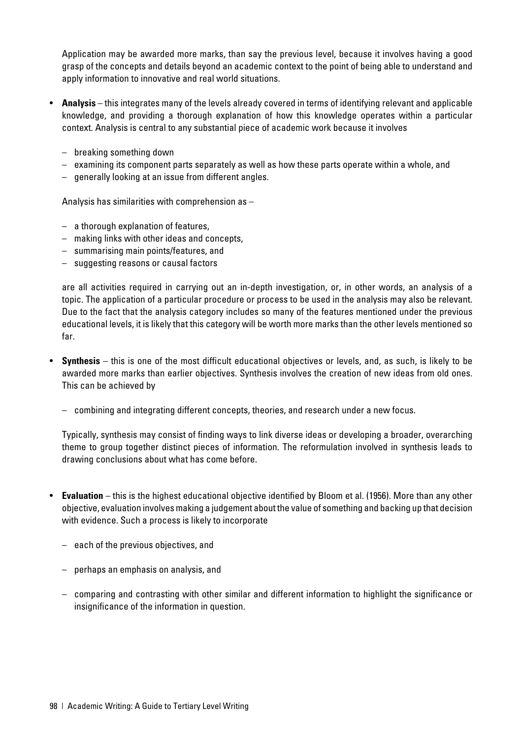Application may be awarded more marks, than say the previous level, because it involves having a good grasp of the concepts and details beyond an academic context to the point of being able to understand and apply information to innovative and real world situations.

- **Analysis** – this integrates many of the levels already covered in terms of identifying relevant and applicable knowledge, and providing a thorough explanation of how this knowledge operates within a particular context. Analysis is central to any substantial piece of academic work because it involves

  – breaking something down
  – examining its component parts separately as well as how these parts operate within a whole, and
  – generally looking at an issue from different angles.

  Analysis has similarities with comprehension as –

  – a thorough explanation of features,
  – making links with other ideas and concepts,
  – summarising main points/features, and
  – suggesting reasons or causal factors

  are all activities required in carrying out an in-depth investigation, or, in other words, an analysis of a topic. The application of a particular procedure or process to be used in the analysis may also be relevant. Due to the fact that the analysis category includes so many of the features mentioned under the previous educational levels, it is likely that this category will be worth more marks than the other levels mentioned so far.

- **Synthesis** – this is one of the most difficult educational objectives or levels, and, as such, is likely to be awarded more marks than earlier objectives. Synthesis involves the creation of new ideas from old ones. This can be achieved by

  – combining and integrating different concepts, theories, and research under a new focus.

  Typically, synthesis may consist of finding ways to link diverse ideas or developing a broader, overarching theme to group together distinct pieces of information. The reformulation involved in synthesis leads to drawing conclusions about what has come before.

- **Evaluation** – this is the highest educational objective identified by Bloom et al. (1956). More than any other objective, evaluation involves making a judgement about the value of something and backing up that decision with evidence. Such a process is likely to incorporate

  – each of the previous objectives, and
  – perhaps an emphasis on analysis, and
  – comparing and contrasting with other similar and different information to highlight the significance or insignificance of the information in question.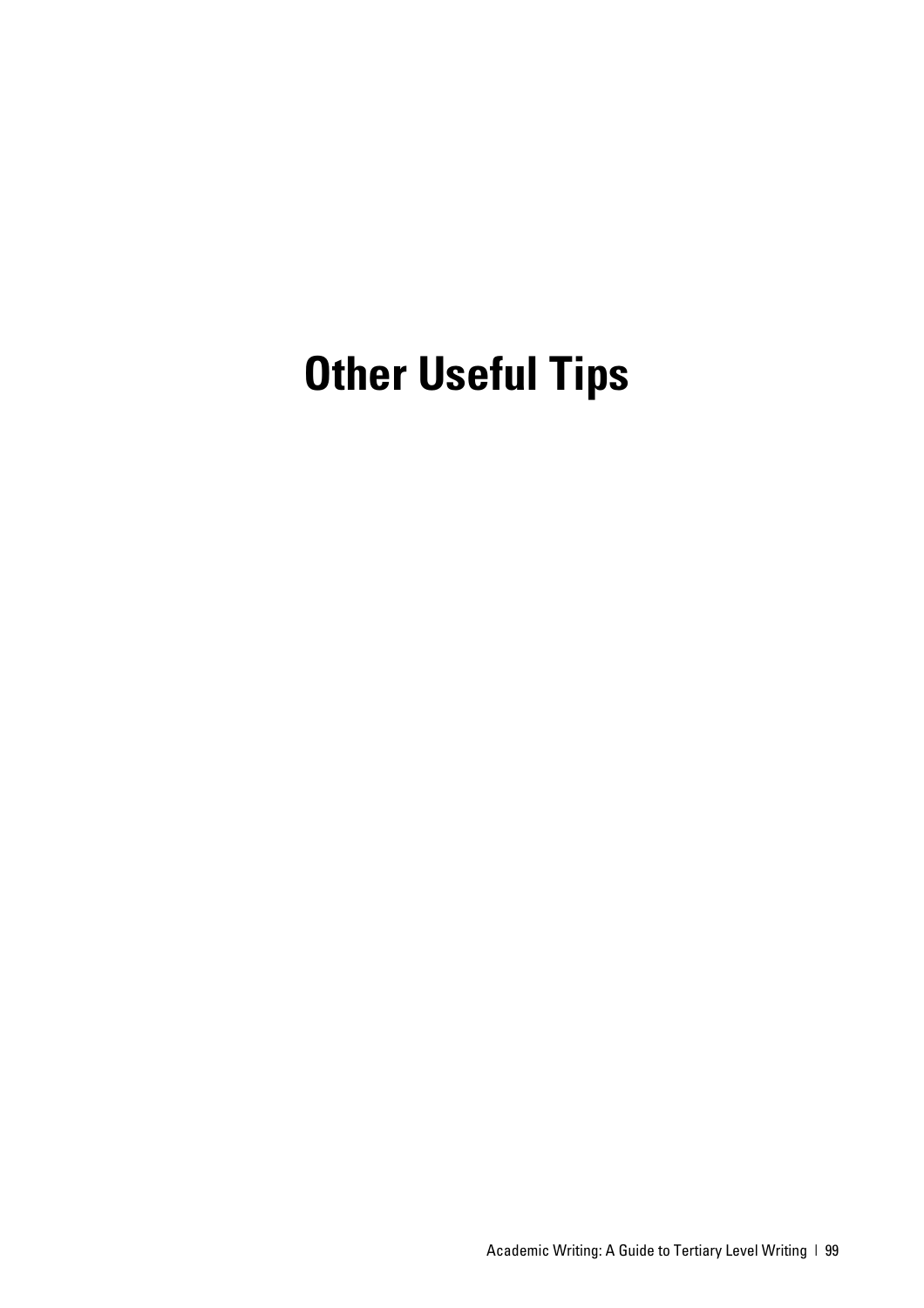# Other Useful Tips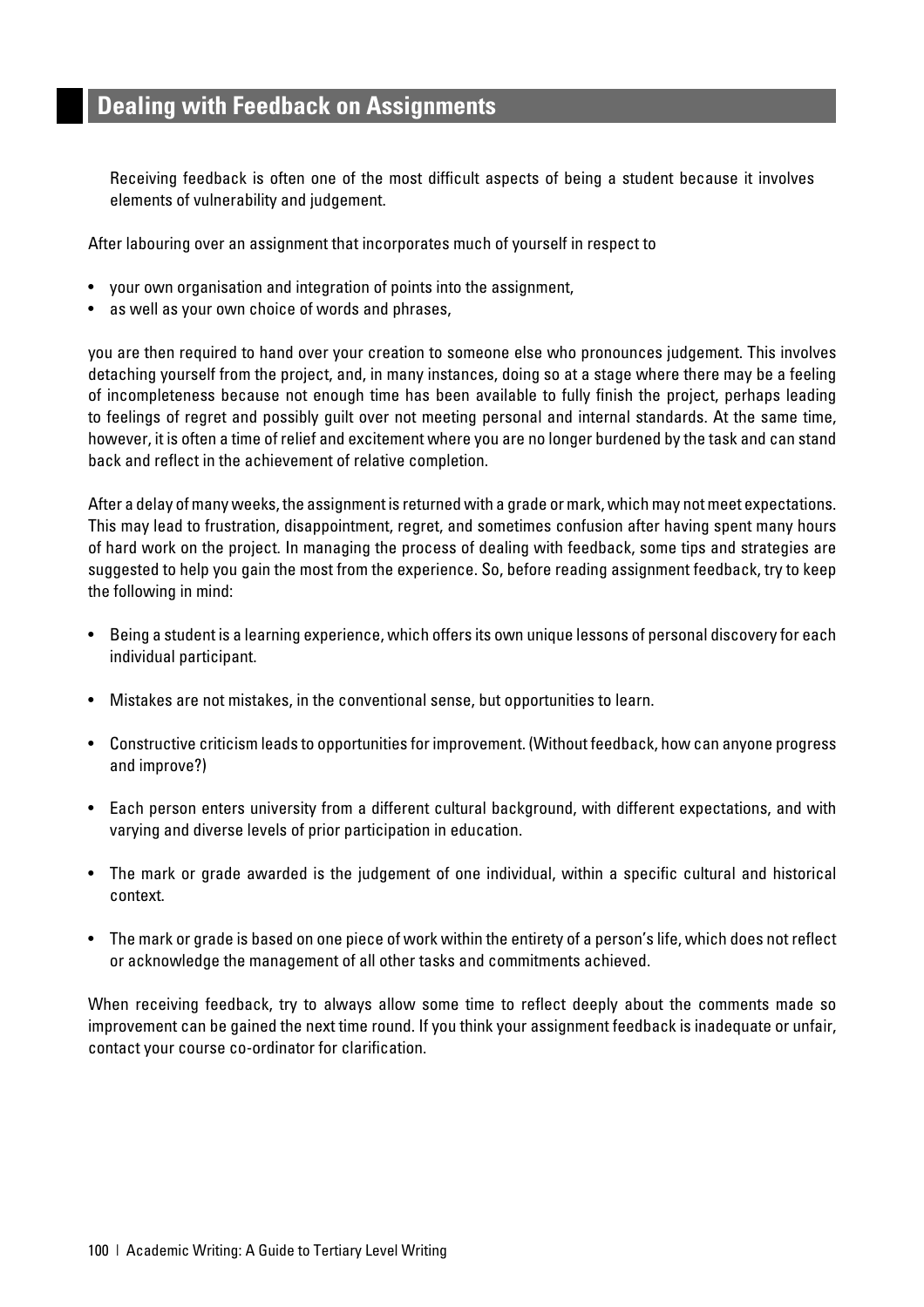## Dealing with Feedback on Assignments

Receiving feedback is often one of the most difficult aspects of being a student because it involves elements of vulnerability and judgement.

After labouring over an assignment that incorporates much of yourself in respect to

- your own organisation and integration of points into the assignment,
- as well as your own choice of words and phrases,

you are then required to hand over your creation to someone else who pronounces judgement. This involves detaching yourself from the project, and, in many instances, doing so at a stage where there may be a feeling of incompleteness because not enough time has been available to fully finish the project, perhaps leading to feelings of regret and possibly guilt over not meeting personal and internal standards. At the same time, however, it is often a time of relief and excitement where you are no longer burdened by the task and can stand back and reflect in the achievement of relative completion.

After a delay of many weeks, the assignment is returned with a grade or mark, which may not meet expectations. This may lead to frustration, disappointment, regret, and sometimes confusion after having spent many hours of hard work on the project. In managing the process of dealing with feedback, some tips and strategies are suggested to help you gain the most from the experience. So, before reading assignment feedback, try to keep the following in mind:

- Being a student is a learning experience, which offers its own unique lessons of personal discovery for each individual participant.
- Mistakes are not mistakes, in the conventional sense, but opportunities to learn.
- Constructive criticism leads to opportunities for improvement. (Without feedback, how can anyone progress and improve?)
- Each person enters university from a different cultural background, with different expectations, and with varying and diverse levels of prior participation in education.
- The mark or grade awarded is the judgement of one individual, within a specific cultural and historical context.
- The mark or grade is based on one piece of work within the entirety of a person's life, which does not reflect or acknowledge the management of all other tasks and commitments achieved.

When receiving feedback, try to always allow some time to reflect deeply about the comments made so improvement can be gained the next time round. If you think your assignment feedback is inadequate or unfair, contact your course co-ordinator for clarification.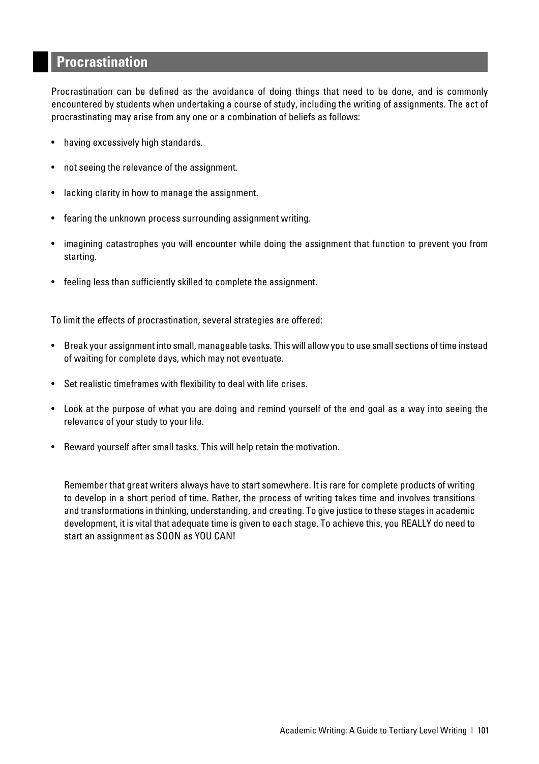## Procrastination

Procrastination can be defined as the avoidance of doing things that need to be done, and is commonly encountered by students when undertaking a course of study, including the writing of assignments. The act of procrastinating may arise from any one or a combination of beliefs as follows:

- having excessively high standards.
- not seeing the relevance of the assignment.
- lacking clarity in how to manage the assignment.
- fearing the unknown process surrounding assignment writing.
- imagining catastrophes you will encounter while doing the assignment that function to prevent you from starting.
- feeling less than sufficiently skilled to complete the assignment.

To limit the effects of procrastination, several strategies are offered:

- Break your assignment into small, manageable tasks. This will allow you to use small sections of time instead of waiting for complete days, which may not eventuate.
- Set realistic timeframes with flexibility to deal with life crises.
- Look at the purpose of what you are doing and remind yourself of the end goal as a way into seeing the relevance of your study to your life.
- Reward yourself after small tasks. This will help retain the motivation.

Remember that great writers always have to start somewhere. It is rare for complete products of writing to develop in a short period of time. Rather, the process of writing takes time and involves transitions and transformations in thinking, understanding, and creating. To give justice to these stages in academic development, it is vital that adequate time is given to each stage. To achieve this, you REALLY do need to start an assignment as SOON as YOU CAN!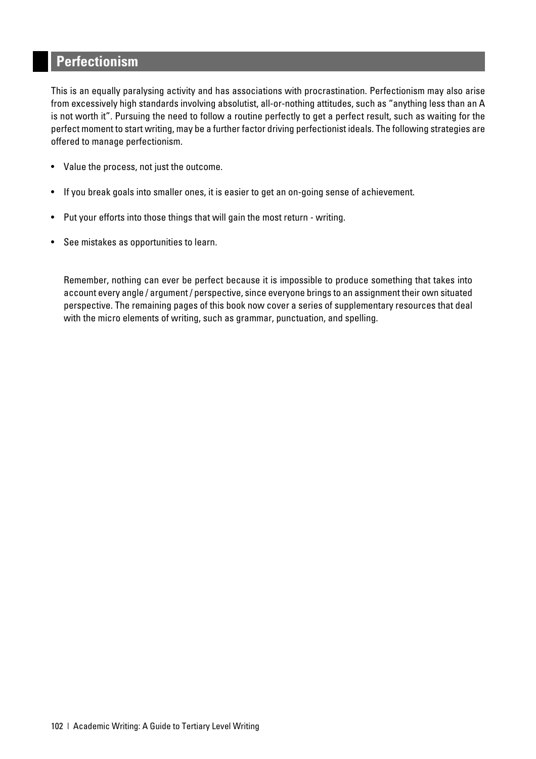## Perfectionism

This is an equally paralysing activity and has associations with procrastination. Perfectionism may also arise from excessively high standards involving absolutist, all-or-nothing attitudes, such as "anything less than an A is not worth it". Pursuing the need to follow a routine perfectly to get a perfect result, such as waiting for the perfect moment to start writing, may be a further factor driving perfectionist ideals. The following strategies are offered to manage perfectionism.

- Value the process, not just the outcome.
- If you break goals into smaller ones, it is easier to get an on-going sense of achievement.
- Put your efforts into those things that will gain the most return - writing.
- See mistakes as opportunities to learn.

Remember, nothing can ever be perfect because it is impossible to produce something that takes into account every angle / argument / perspective, since everyone brings to an assignment their own situated perspective. The remaining pages of this book now cover a series of supplementary resources that deal with the micro elements of writing, such as grammar, punctuation, and spelling.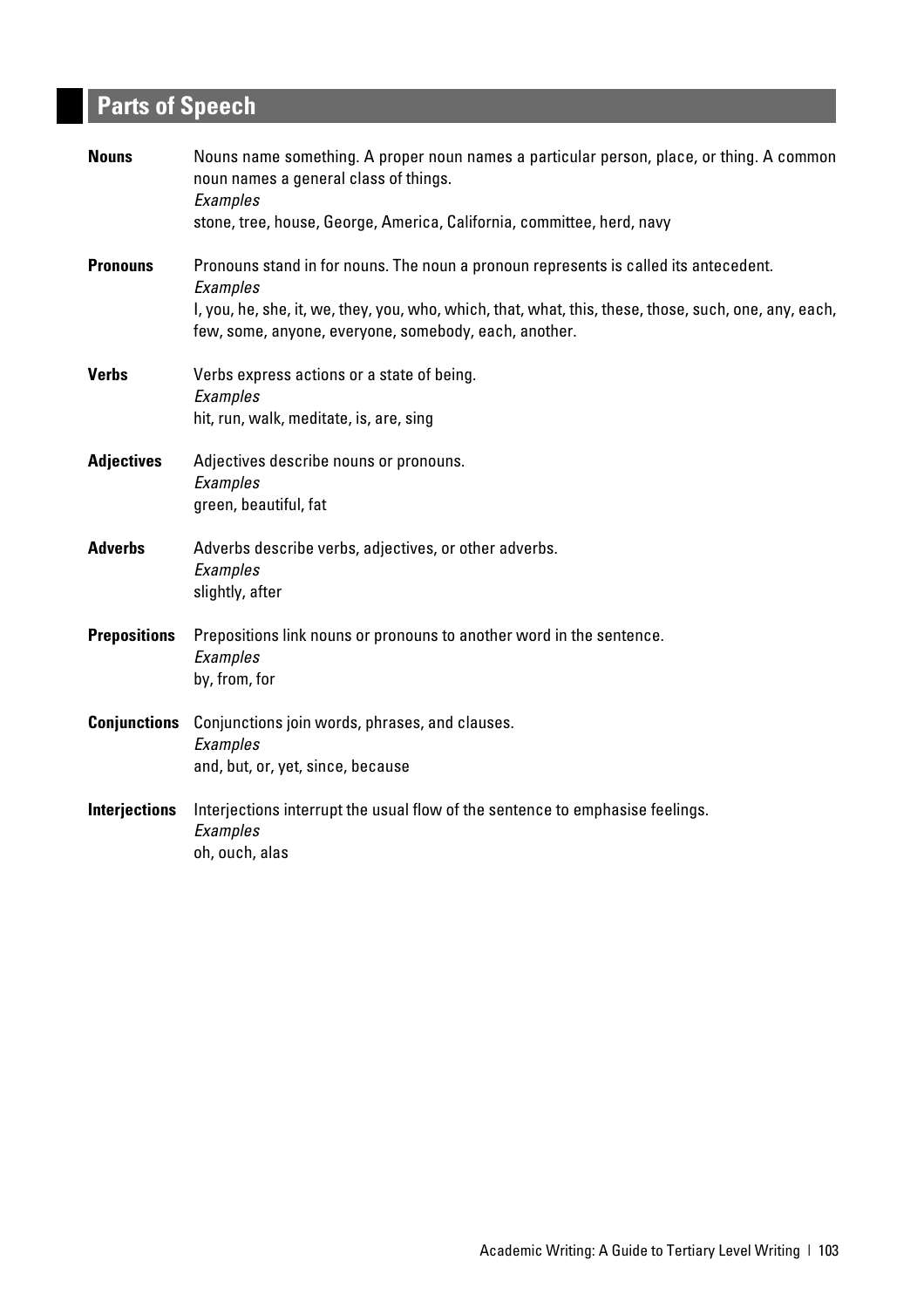# Parts of Speech

**Nouns**

Nouns name something. A proper noun names a particular person, place, or thing. A common noun names a general class of things.

*Examples*

stone, tree, house, George, America, California, committee, herd, navy

**Pronouns**

Pronouns stand in for nouns. The noun a pronoun represents is called its antecedent.

*Examples*

I, you, he, she, it, we, they, you, who, which, that, what, this, these, those, such, one, any, each, few, some, anyone, everyone, somebody, each, another.

**Verbs**

Verbs express actions or a state of being.

*Examples*

hit, run, walk, meditate, is, are, sing

**Adjectives**

Adjectives describe nouns or pronouns.

*Examples*

green, beautiful, fat

**Adverbs**

Adverbs describe verbs, adjectives, or other adverbs.

*Examples*

slightly, after

**Prepositions**

Prepositions link nouns or pronouns to another word in the sentence.

*Examples*

by, from, for

**Conjunctions**

Conjunctions join words, phrases, and clauses.

*Examples*

and, but, or, yet, since, because

**Interjections**

Interjections interrupt the usual flow of the sentence to emphasise feelings.

*Examples*

oh, ouch, alas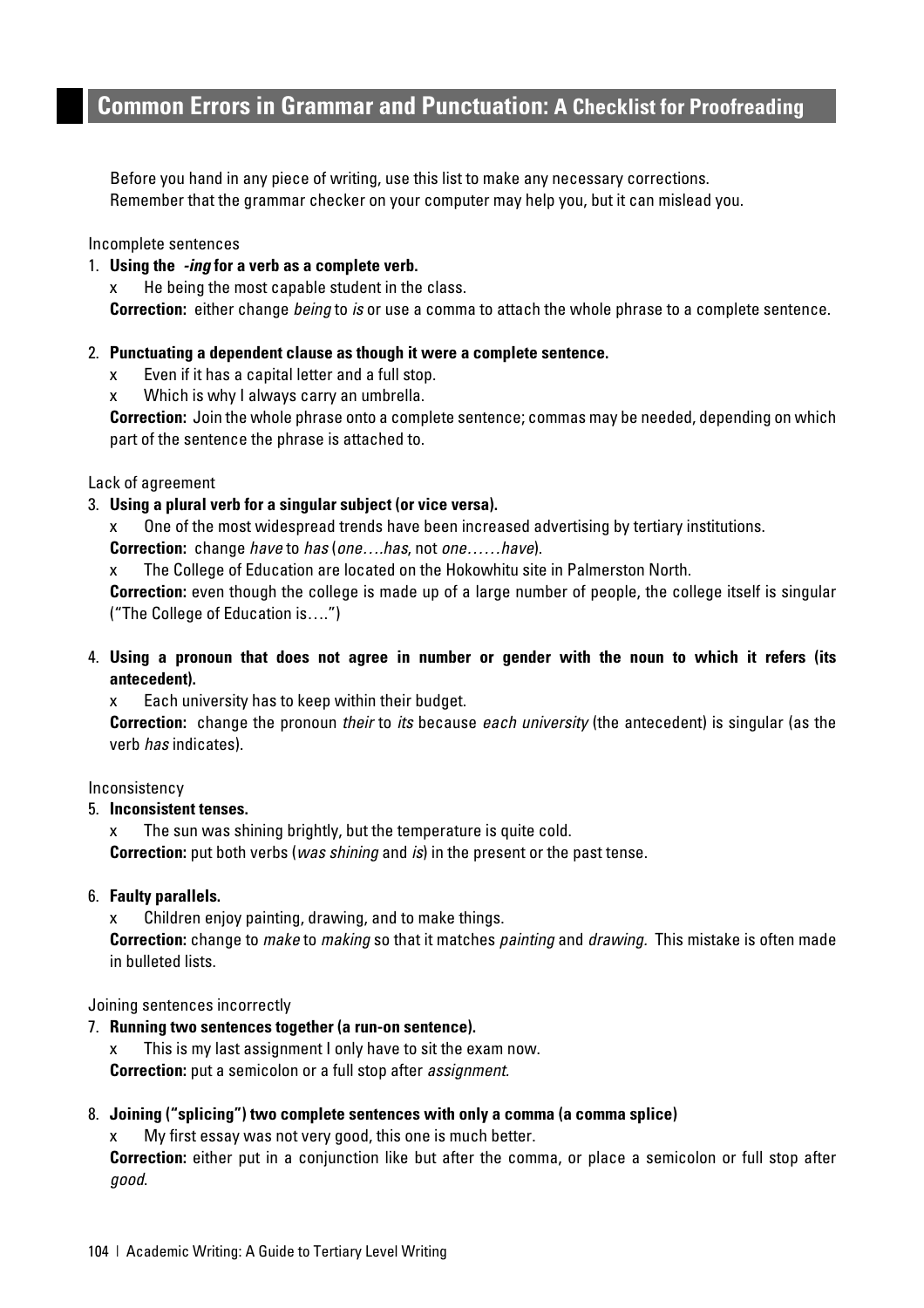## Common Errors in Grammar and Punctuation: A Checklist for Proofreading

Before you hand in any piece of writing, use this list to make any necessary corrections. Remember that the grammar checker on your computer may help you, but it can mislead you.

Incomplete sentences

1. **Using the *-ing* for a verb as a complete verb.**

   x He being the most capable student in the class.

   **Correction:** either change *being* to *is* or use a comma to attach the whole phrase to a complete sentence.

2. **Punctuating a dependent clause as though it were a complete sentence.**

   x Even if it has a capital letter and a full stop.

   x Which is why I always carry an umbrella.

   **Correction:** Join the whole phrase onto a complete sentence; commas may be needed, depending on which part of the sentence the phrase is attached to.

Lack of agreement

3. **Using a plural verb for a singular subject (or vice versa).**

   x One of the most widespread trends have been increased advertising by tertiary institutions.

   **Correction:** change *have* to *has* (*one….has*, not *one……have*).

   x The College of Education are located on the Hokowhitu site in Palmerston North.

   **Correction:** even though the college is made up of a large number of people, the college itself is singular ("The College of Education is….")

4. **Using a pronoun that does not agree in number or gender with the noun to which it refers (its antecedent).**

   x Each university has to keep within their budget.

   **Correction:** change the pronoun *their* to *its* because *each university* (the antecedent) is singular (as the verb *has* indicates).

Inconsistency

5. **Inconsistent tenses.**

   x The sun was shining brightly, but the temperature is quite cold.

   **Correction:** put both verbs (*was shining* and *is*) in the present or the past tense.

6. **Faulty parallels.**

   x Children enjoy painting, drawing, and to make things.

   **Correction:** change to *make* to *making* so that it matches *painting* and *drawing.* This mistake is often made in bulleted lists.

Joining sentences incorrectly

7. **Running two sentences together (a run-on sentence).**

   x This is my last assignment I only have to sit the exam now.

   **Correction:** put a semicolon or a full stop after *assignment.*

8. **Joining ("splicing") two complete sentences with only a comma (a comma splice)**

   x My first essay was not very good, this one is much better.

   **Correction:** either put in a conjunction like but after the comma, or place a semicolon or full stop after *good.*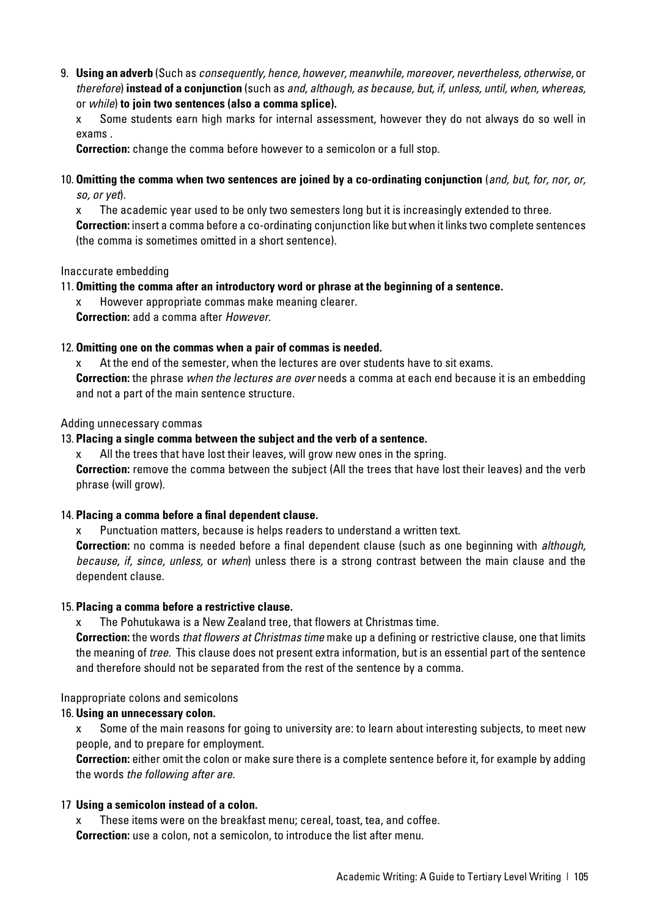9. **Using an adverb** (Such as *consequently, hence, however, meanwhile, moreover, nevertheless, otherwise,* or *therefore*) **instead of a conjunction** (such as *and, although, as because, but, if, unless, until, when, whereas,* or *while*) **to join two sentences (also a comma splice).**

   x Some students earn high marks for internal assessment, however they do not always do so well in exams .

   **Correction:** change the comma before however to a semicolon or a full stop.

10. **Omitting the comma when two sentences are joined by a co-ordinating conjunction** (*and, but, for, nor, or, so, or yet*).

    x The academic year used to be only two semesters long but it is increasingly extended to three.

    **Correction:** insert a comma before a co-ordinating conjunction like but when it links two complete sentences (the comma is sometimes omitted in a short sentence).

Inaccurate embedding

11. **Omitting the comma after an introductory word or phrase at the beginning of a sentence.**

    x However appropriate commas make meaning clearer.

    **Correction:** add a comma after *However.*

12. **Omitting one on the commas when a pair of commas is needed.**

    x At the end of the semester, when the lectures are over students have to sit exams.

    **Correction:** the phrase *when the lectures are over* needs a comma at each end because it is an embedding and not a part of the main sentence structure.

Adding unnecessary commas

13. **Placing a single comma between the subject and the verb of a sentence.**

    x All the trees that have lost their leaves, will grow new ones in the spring.

    **Correction:** remove the comma between the subject (All the trees that have lost their leaves) and the verb phrase (will grow).

14. **Placing a comma before a final dependent clause.**

    x Punctuation matters, because is helps readers to understand a written text.

    **Correction:** no comma is needed before a final dependent clause (such as one beginning with *although, because, if, since, unless,* or *when*) unless there is a strong contrast between the main clause and the dependent clause.

15. **Placing a comma before a restrictive clause.**

    x The Pohutukawa is a New Zealand tree, that flowers at Christmas time.

    **Correction:** the words *that flowers at Christmas time* make up a defining or restrictive clause, one that limits the meaning of *tree.* This clause does not present extra information, but is an essential part of the sentence and therefore should not be separated from the rest of the sentence by a comma.

Inappropriate colons and semicolons

16. **Using an unnecessary colon.**

    x Some of the main reasons for going to university are: to learn about interesting subjects, to meet new people, and to prepare for employment.

    **Correction:** either omit the colon or make sure there is a complete sentence before it, for example by adding the words *the following after are.*

17 **Using a semicolon instead of a colon.**

   x These items were on the breakfast menu; cereal, toast, tea, and coffee.

   **Correction:** use a colon, not a semicolon, to introduce the list after menu.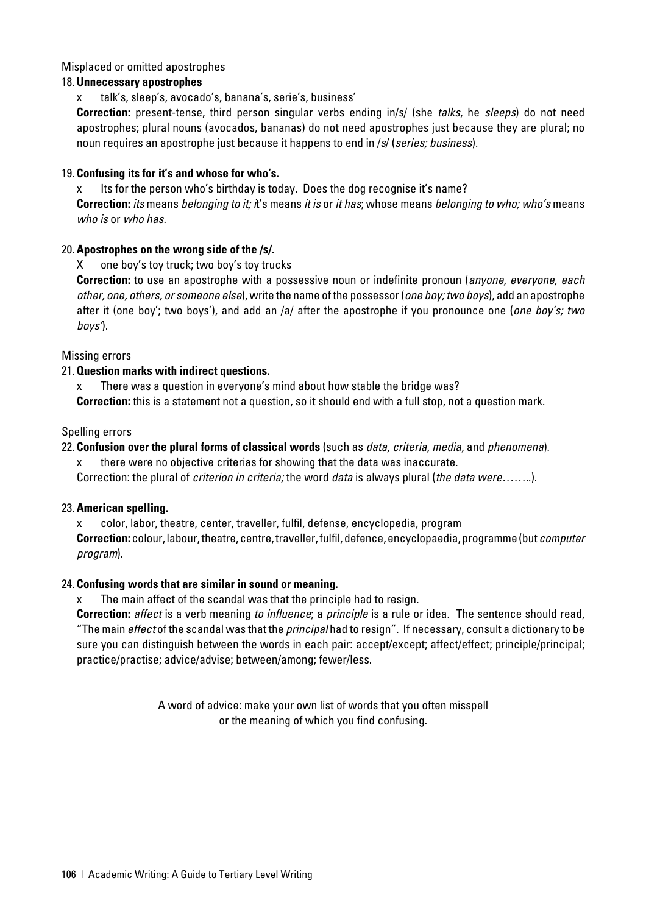Misplaced or omitted apostrophes

18. **Unnecessary apostrophes**

   x talk's, sleep's, avocado's, banana's, serie's, business'

   **Correction:** present-tense, third person singular verbs ending in/s/ (she *talks*, he *sleeps*) do not need apostrophes; plural nouns (avocados, bananas) do not need apostrophes just because they are plural; no noun requires an apostrophe just because it happens to end in /s/ (*series; business*).

19. **Confusing its for it's and whose for who's.**

   x Its for the person who's birthday is today. Does the dog recognise it's name?

   **Correction:** *its* means *belonging to it; i*t's means *it is* or *it has*; whose means *belonging to who; who's* means *who is* or *who has*.

20. **Apostrophes on the wrong side of the /s/.**

   X one boy's toy truck; two boy's toy trucks

   **Correction:** to use an apostrophe with a possessive noun or indefinite pronoun (*anyone, everyone, each other, one, others, or someone else*), write the name of the possessor (*one boy; two boys*), add an apostrophe after it (one boy'; two boys'), and add an /a/ after the apostrophe if you pronounce one (*one boy's; two boys'*).

Missing errors

21. **Question marks with indirect questions.**

   x There was a question in everyone's mind about how stable the bridge was?

   **Correction:** this is a statement not a question, so it should end with a full stop, not a question mark.

Spelling errors

22. **Confusion over the plural forms of classical words** (such as *data, criteria, media,* and *phenomena*).

   x there were no objective criterias for showing that the data was inaccurate.

   Correction: the plural of *criterion in criteria;* the word *data* is always plural (*the data were*……..).

23. **American spelling.**

   x color, labor, theatre, center, traveller, fulfil, defense, encyclopedia, program

   **Correction:** colour, labour, theatre, centre, traveller, fulfil, defence, encyclopaedia, programme (but *computer program*).

24. **Confusing words that are similar in sound or meaning.**

   x The main affect of the scandal was that the principle had to resign.

   **Correction:** *affect* is a verb meaning *to influence*; a *principle* is a rule or idea. The sentence should read, "The main *effect* of the scandal was that the *principal* had to resign". If necessary, consult a dictionary to be sure you can distinguish between the words in each pair: accept/except; affect/effect; principle/principal; practice/practise; advice/advise; between/among; fewer/less.

A word of advice: make your own list of words that you often misspell or the meaning of which you find confusing.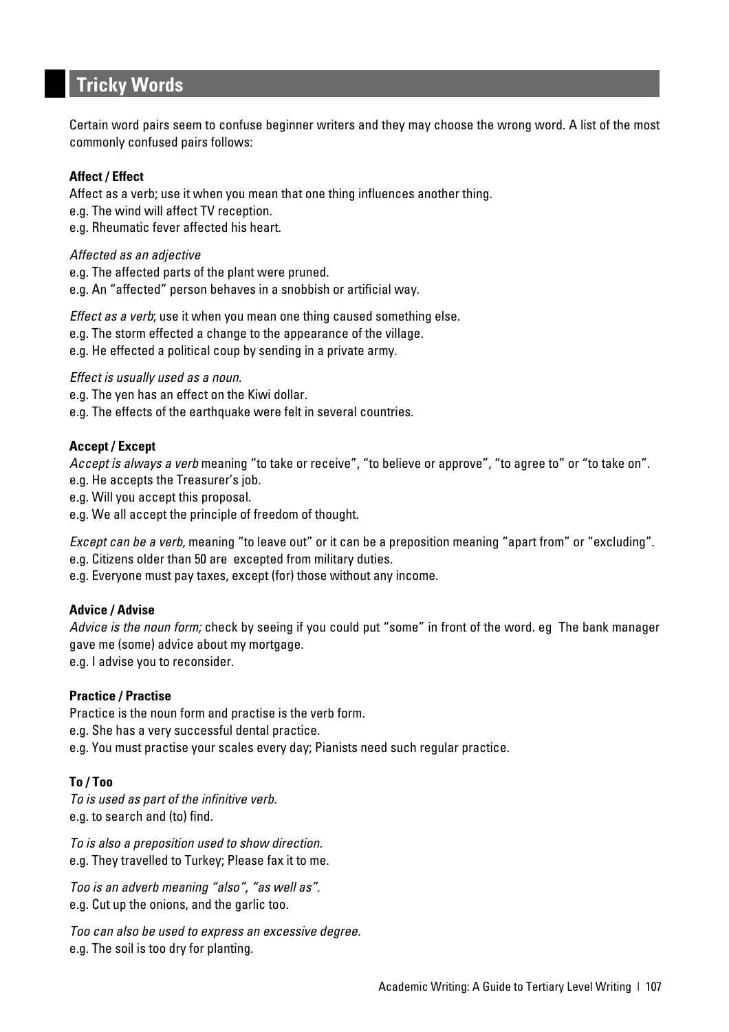## Tricky Words

Certain word pairs seem to confuse beginner writers and they may choose the wrong word. A list of the most commonly confused pairs follows:

**Affect / Effect**

Affect as a verb; use it when you mean that one thing influences another thing.
e.g. The wind will affect TV reception.
e.g. Rheumatic fever affected his heart.

*Affected as an adjective*
e.g. The affected parts of the plant were pruned.
e.g. An "affected" person behaves in a snobbish or artificial way.

*Effect as a verb*; use it when you mean one thing caused something else.
e.g. The storm effected a change to the appearance of the village.
e.g. He effected a political coup by sending in a private army.

*Effect is usually used as a noun.*
e.g. The yen has an effect on the Kiwi dollar.
e.g. The effects of the earthquake were felt in several countries.

**Accept / Except**

*Accept is always a verb* meaning "to take or receive", "to believe or approve", "to agree to" or "to take on".
e.g. He accepts the Treasurer's job.
e.g. Will you accept this proposal.
e.g. We all accept the principle of freedom of thought.

*Except can be a verb,* meaning "to leave out" or it can be a preposition meaning "apart from" or "excluding".
e.g. Citizens older than 50 are excepted from military duties.
e.g. Everyone must pay taxes, except (for) those without any income.

**Advice / Advise**

*Advice is the noun form;* check by seeing if you could put "some" in front of the word. eg The bank manager gave me (some) advice about my mortgage.
e.g. I advise you to reconsider.

**Practice / Practise**

Practice is the noun form and practise is the verb form.
e.g. She has a very successful dental practice.
e.g. You must practise your scales every day; Pianists need such regular practice.

**To / Too**

*To is used as part of the infinitive verb.*
e.g. to search and (to) find.

*To is also a preposition used to show direction.*
e.g. They travelled to Turkey; Please fax it to me.

*Too is an adverb meaning "also", "as well as".*
e.g. Cut up the onions, and the garlic too.

*Too can also be used to express an excessive degree.*
e.g. The soil is too dry for planting.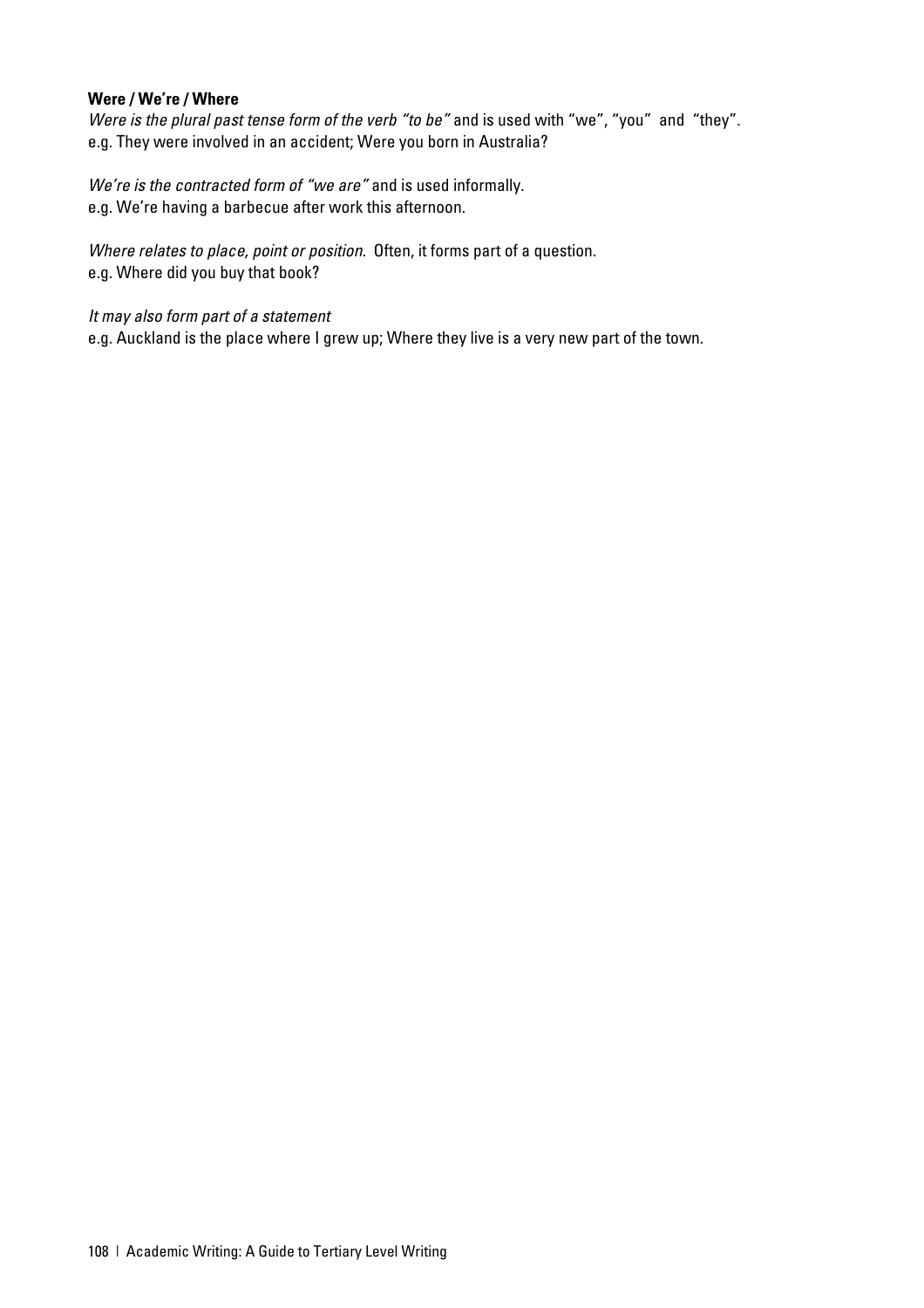**Were / We're / Where**

*Were is the plural past tense form of the verb "to be"* and is used with "we", "you" and "they".
e.g. They were involved in an accident; Were you born in Australia?

*We're is the contracted form of "we are"* and is used informally.
e.g. We're having a barbecue after work this afternoon.

*Where relates to place, point or position.* Often, it forms part of a question.
e.g. Where did you buy that book?

*It may also form part of a statement*
e.g. Auckland is the place where I grew up; Where they live is a very new part of the town.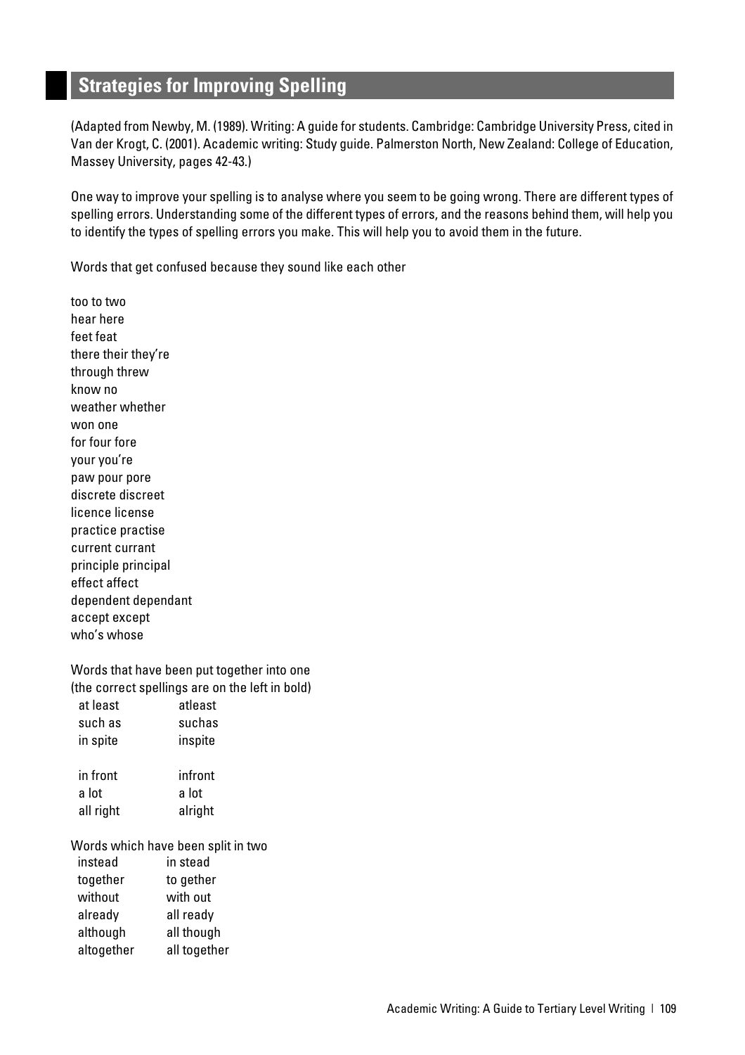## Strategies for Improving Spelling

(Adapted from Newby, M. (1989). Writing: A guide for students. Cambridge: Cambridge University Press, cited in Van der Krogt, C. (2001). Academic writing: Study guide. Palmerston North, New Zealand: College of Education, Massey University, pages 42-43.)

One way to improve your spelling is to analyse where you seem to be going wrong. There are different types of spelling errors. Understanding some of the different types of errors, and the reasons behind them, will help you to identify the types of spelling errors you make. This will help you to avoid them in the future.

Words that get confused because they sound like each other

too to two
hear here
feet feat
there their they're
through threw
know no
weather whether
won one
for four fore
your you're
paw pour pore
discrete discreet
licence license
practice practise
current currant
principle principal
effect affect
dependent dependant
accept except
who's whose

Words that have been put together into one
(the correct spellings are on the left in bold)

| | |
|---|---|
| at least | atleast |
| such as | suchas |
| in spite | inspite |
| in front | infront |
| a lot | a lot |
| all right | alright |

Words which have been split in two

| | |
|---|---|
| instead | in stead |
| together | to gether |
| without | with out |
| already | all ready |
| although | all though |
| altogether | all together |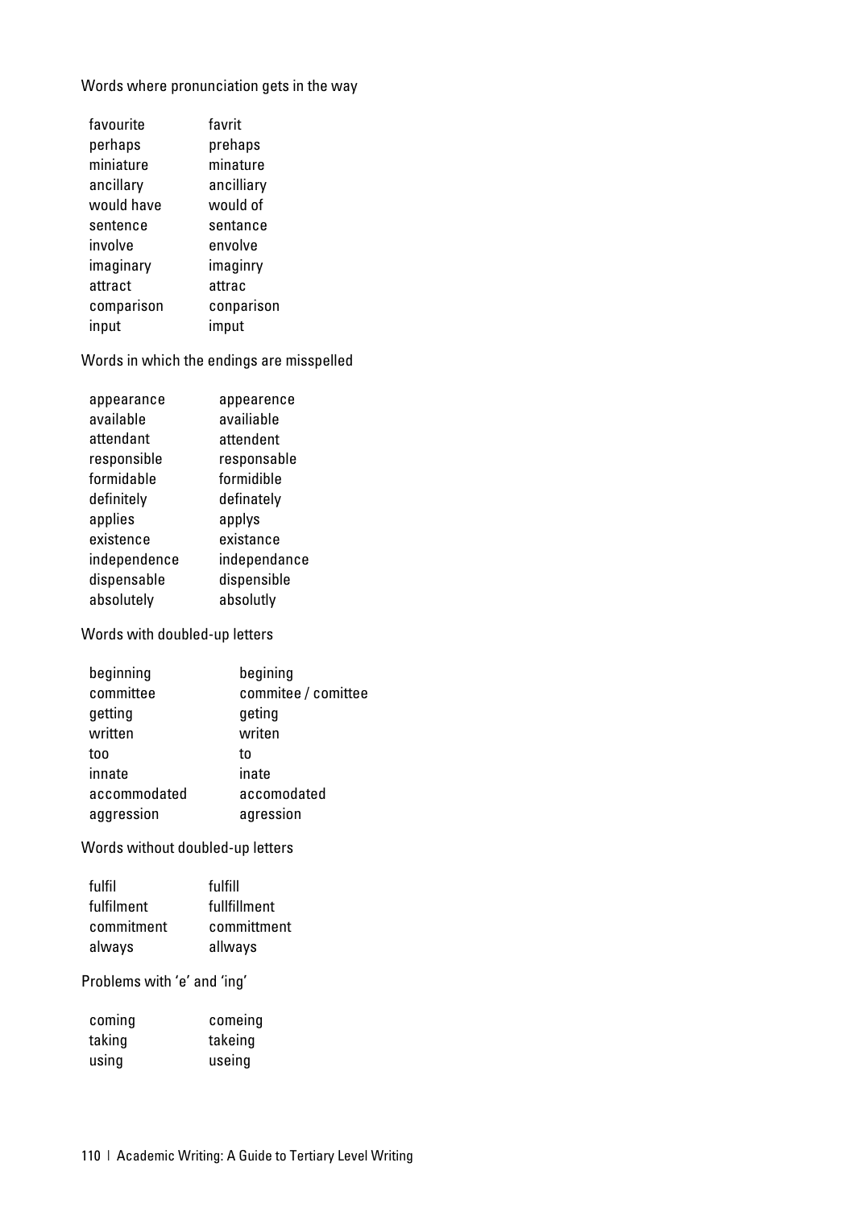Words where pronunciation gets in the way

| | |
|---|---|
| favourite | favrit |
| perhaps | prehaps |
| miniature | minature |
| ancillary | ancilliary |
| would have | would of |
| sentence | sentance |
| involve | envolve |
| imaginary | imaginry |
| attract | attrac |
| comparison | conparison |
| input | imput |

Words in which the endings are misspelled

| | |
|---|---|
| appearance | appearence |
| available | availiable |
| attendant | attendent |
| responsible | responsable |
| formidable | formidible |
| definitely | definately |
| applies | applys |
| existence | existance |
| independence | independance |
| dispensable | dispensible |
| absolutely | absolutly |

Words with doubled-up letters

| | |
|---|---|
| beginning | begining |
| committee | commitee / comittee |
| getting | geting |
| written | writen |
| too | to |
| innate | inate |
| accommodated | accomodated |
| aggression | agression |

Words without doubled-up letters

| | |
|---|---|
| fulfil | fulfill |
| fulfilment | fullfillment |
| commitment | committment |
| always | allways |

Problems with 'e' and 'ing'

| | |
|---|---|
| coming | comeing |
| taking | takeing |
| using | useing |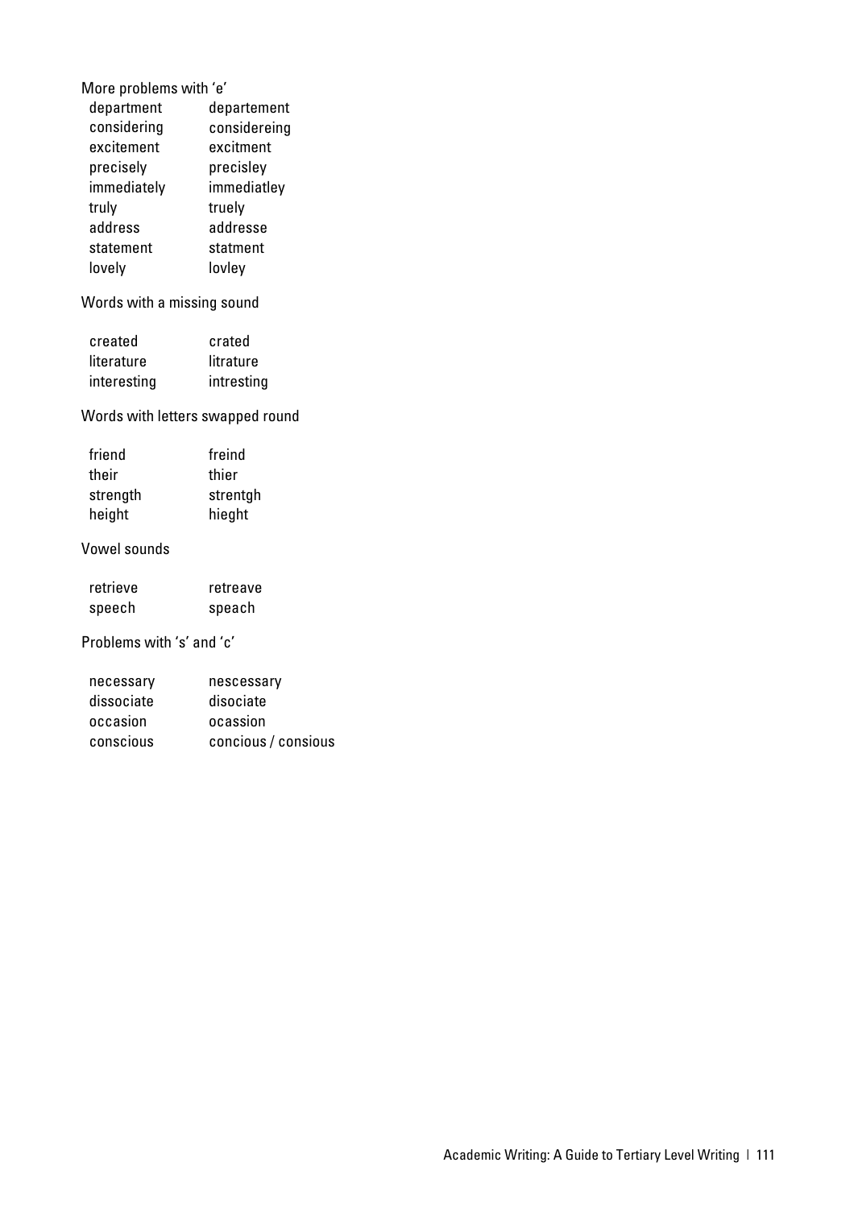More problems with 'e'

| | |
|---|---|
| department | departement |
| considering | considereing |
| excitement | excitment |
| precisely | precisley |
| immediately | immediatley |
| truly | truely |
| address | addresse |
| statement | statment |
| lovely | lovley |

Words with a missing sound

| | |
|---|---|
| created | crated |
| literature | litrature |
| interesting | intresting |

Words with letters swapped round

| | |
|---|---|
| friend | freind |
| their | thier |
| strength | strentgh |
| height | hieght |

Vowel sounds

| | |
|---|---|
| retrieve | retreave |
| speech | speach |

Problems with 's' and 'c'

| | |
|---|---|
| necessary | nescessary |
| dissociate | disociate |
| occasion | ocassion |
| conscious | concious / consious |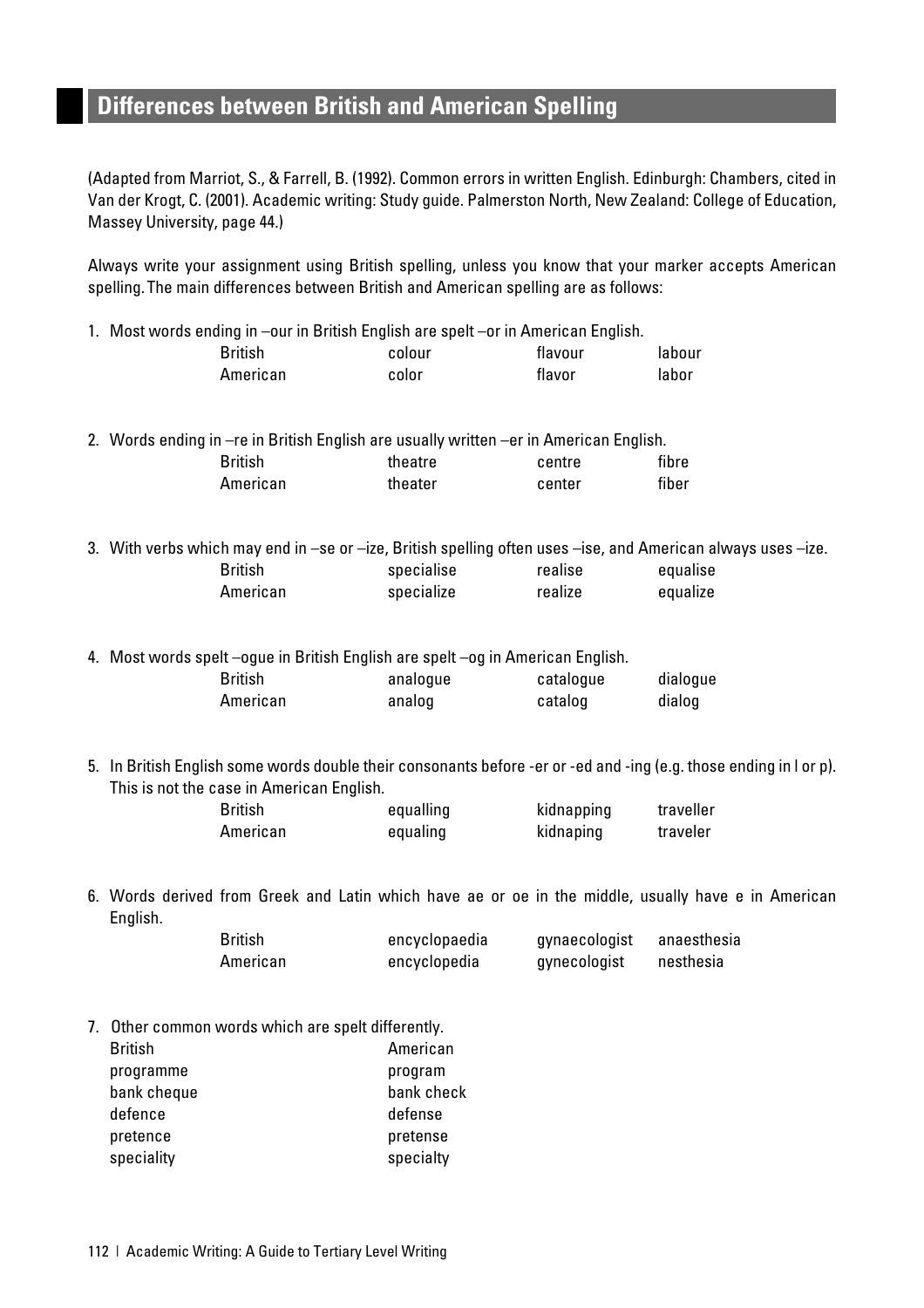## Differences between British and American Spelling

(Adapted from Marriot, S., & Farrell, B. (1992). Common errors in written English. Edinburgh: Chambers, cited in Van der Krogt, C. (2001). Academic writing: Study guide. Palmerston North, New Zealand: College of Education, Massey University, page 44.)

Always write your assignment using British spelling, unless you know that your marker accepts American spelling. The main differences between British and American spelling are as follows:

1. Most words ending in –our in British English are spelt –or in American English.

| | | | |
|---|---|---|---|
| British | colour | flavour | labour |
| American | color | flavor | labor |

2. Words ending in –re in British English are usually written –er in American English.

| | | | |
|---|---|---|---|
| British | theatre | centre | fibre |
| American | theater | center | fiber |

3. With verbs which may end in –se or –ize, British spelling often uses –ise, and American always uses –ize.

| | | | |
|---|---|---|---|
| British | specialise | realise | equalise |
| American | specialize | realize | equalize |

4. Most words spelt –ogue in British English are spelt –og in American English.

| | | | |
|---|---|---|---|
| British | analogue | catalogue | dialogue |
| American | analog | catalog | dialog |

5. In British English some words double their consonants before -er or -ed and -ing (e.g. those ending in l or p). This is not the case in American English.

| | | | |
|---|---|---|---|
| British | equalling | kidnapping | traveller |
| American | equaling | kidnaping | traveler |

6. Words derived from Greek and Latin which have ae or oe in the middle, usually have e in American English.

| | | | |
|---|---|---|---|
| British | encyclopaedia | gynaecologist | anaesthesia |
| American | encyclopedia | gynecologist | nesthesia |

7. Other common words which are spelt differently.

| British | American |
|---|---|
| programme | program |
| bank cheque | bank check |
| defence | defense |
| pretence | pretense |
| speciality | specialty |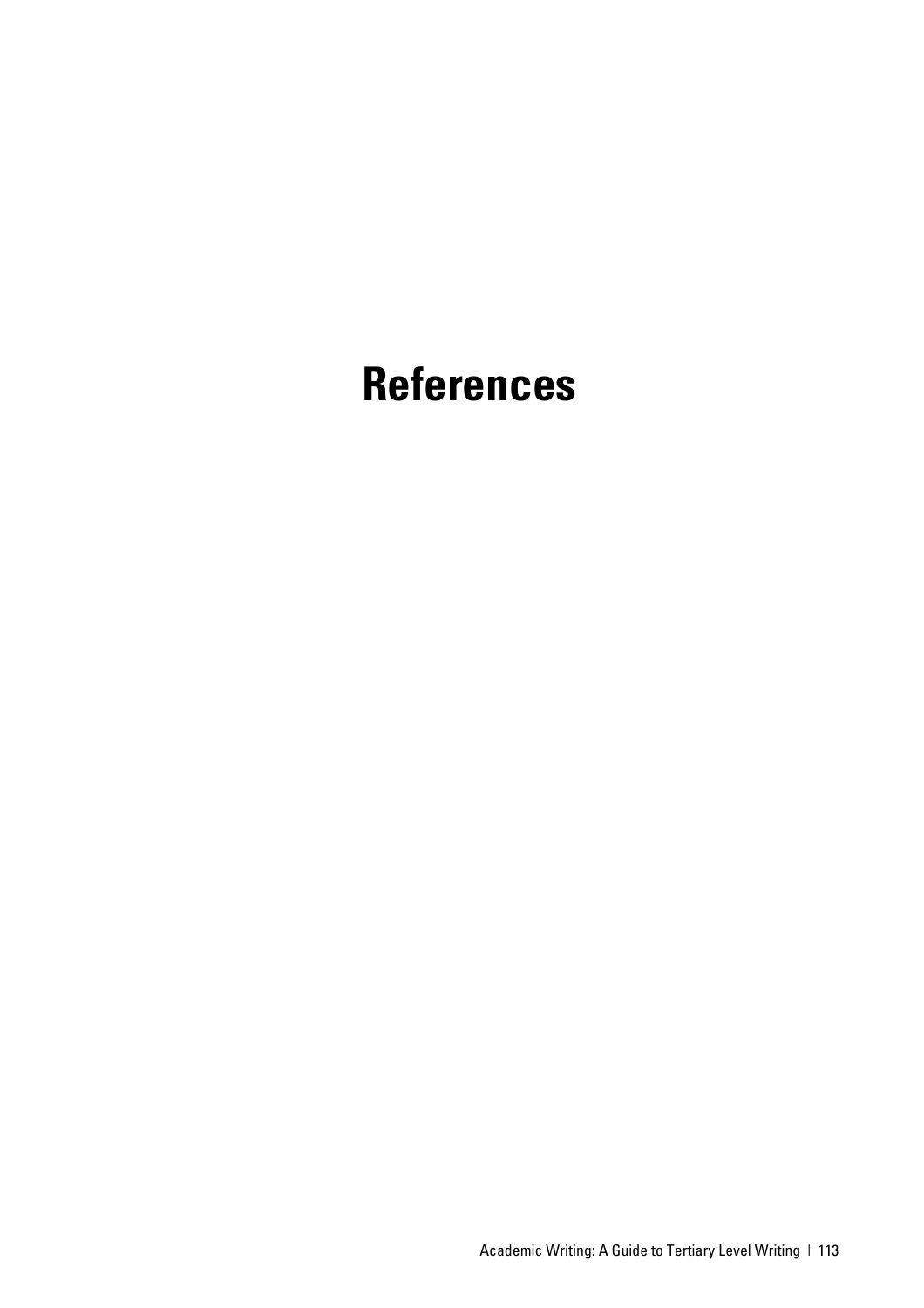# References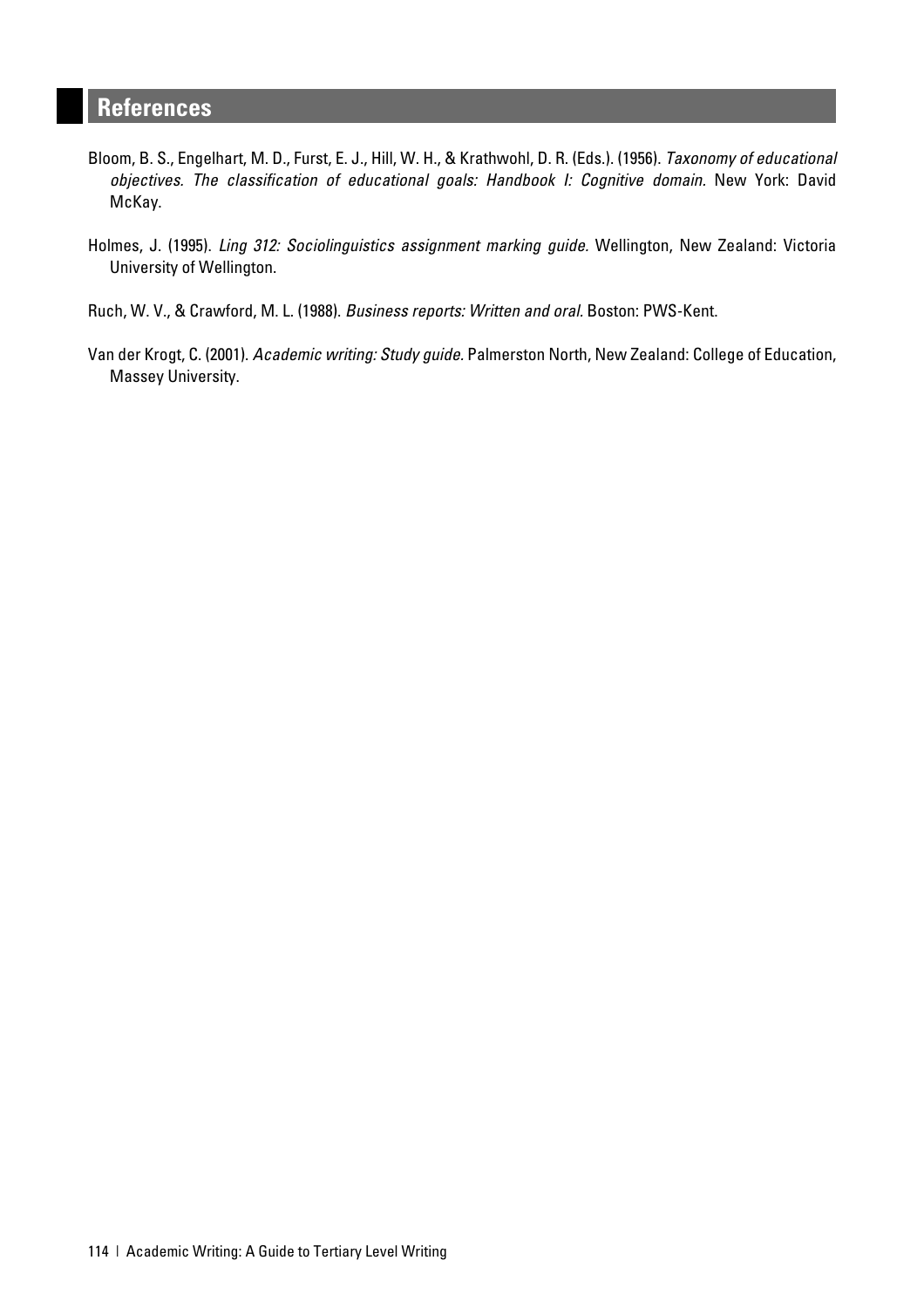## References

Bloom, B. S., Engelhart, M. D., Furst, E. J., Hill, W. H., & Krathwohl, D. R. (Eds.). (1956). *Taxonomy of educational objectives. The classification of educational goals: Handbook I: Cognitive domain.* New York: David McKay.

Holmes, J. (1995). *Ling 312: Sociolinguistics assignment marking guide.* Wellington, New Zealand: Victoria University of Wellington.

Ruch, W. V., & Crawford, M. L. (1988). *Business reports: Written and oral*. Boston: PWS-Kent.

Van der Krogt, C. (2001). *Academic writing: Study guide*. Palmerston North, New Zealand: College of Education, Massey University.